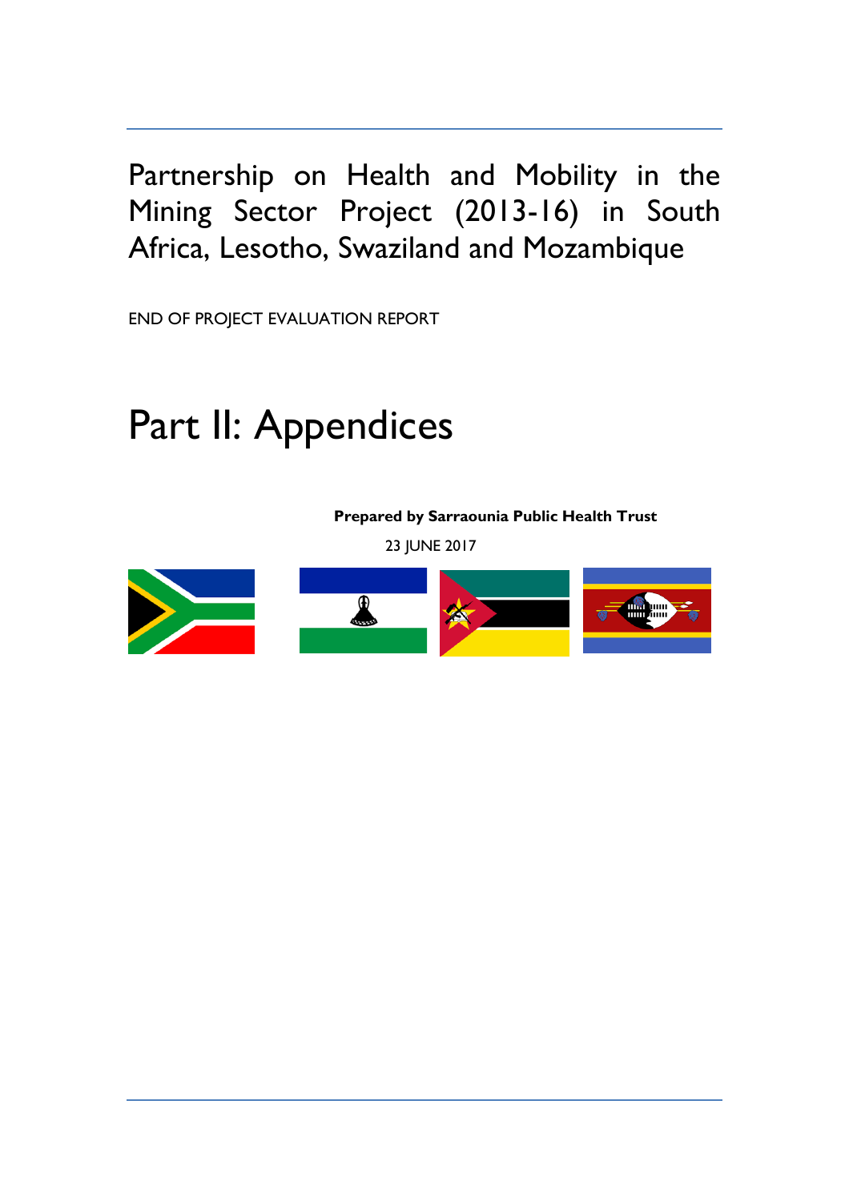# Partnership on Health and Mobility in the Mining Sector Project (2013-16) in South Africa, Lesotho, Swaziland and Mozambique

END OF PROJECT EVALUATION REPORT

# Part II: Appendices

**Prepared by Sarraounia Public Health Trust**

23 JUNE 2017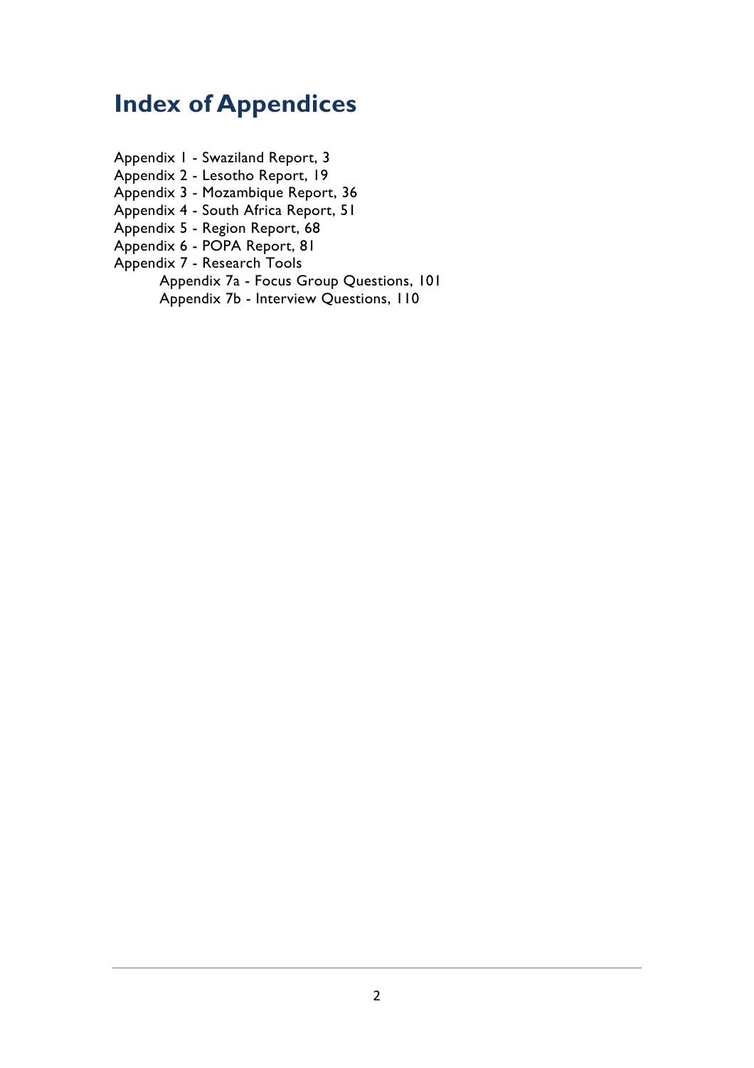# Index of Appendices

Appendix 1 - Swaziland Report, 3
Appendix 2 - Lesotho Report, 19
Appendix 3 - Mozambique Report, 36
Appendix 4 - South Africa Report, 51
Appendix 5 - Region Report, 68
Appendix 6 - POPA Report, 81
Appendix 7 - Research Tools
    Appendix 7a - Focus Group Questions, 101
    Appendix 7b - Interview Questions, 110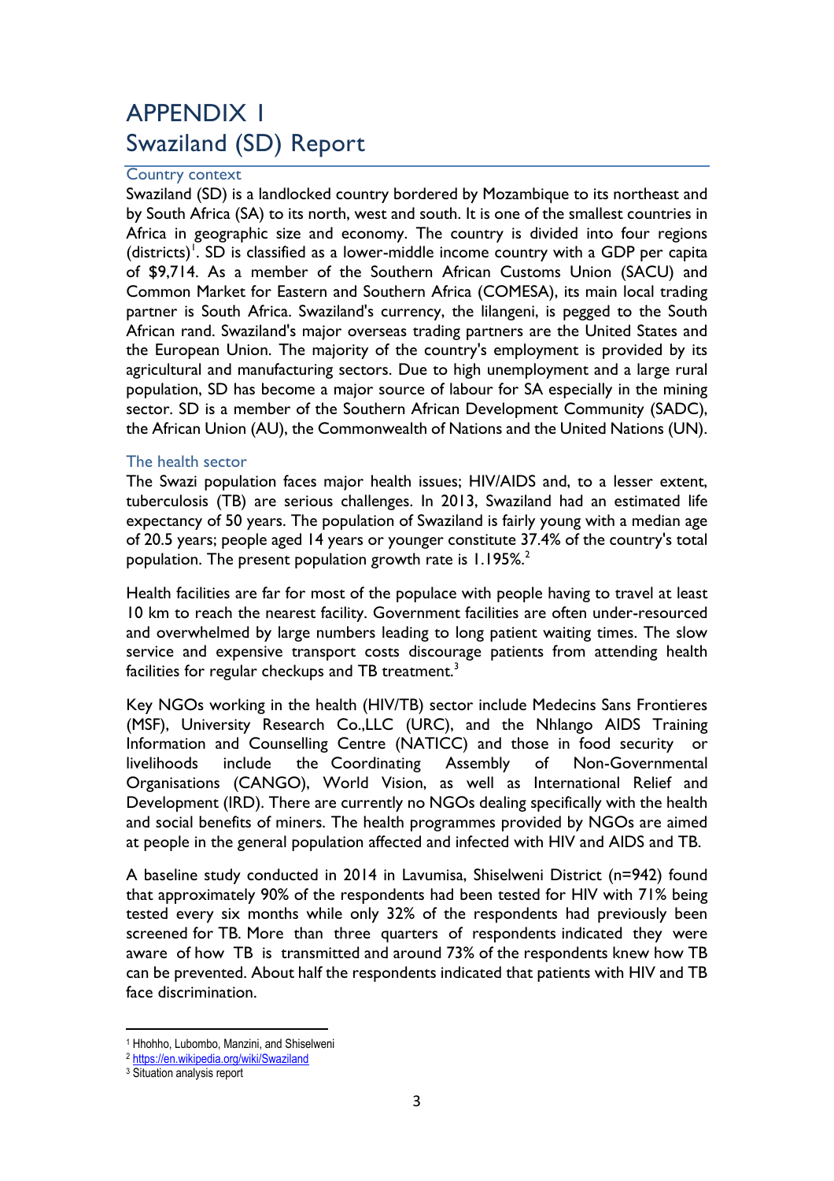# APPENDIX 1
## Swaziland (SD) Report

### Country context

Swaziland (SD) is a landlocked country bordered by Mozambique to its northeast and by South Africa (SA) to its north, west and south. It is one of the smallest countries in Africa in geographic size and economy. The country is divided into four regions (districts)[1]. SD is classified as a lower-middle income country with a GDP per capita of $9,714. As a member of the Southern African Customs Union (SACU) and Common Market for Eastern and Southern Africa (COMESA), its main local trading partner is South Africa. Swaziland's currency, the lilangeni, is pegged to the South African rand. Swaziland's major overseas trading partners are the United States and the European Union. The majority of the country's employment is provided by its agricultural and manufacturing sectors. Due to high unemployment and a large rural population, SD has become a major source of labour for SA especially in the mining sector. SD is a member of the Southern African Development Community (SADC), the African Union (AU), the Commonwealth of Nations and the United Nations (UN).

### The health sector

The Swazi population faces major health issues; HIV/AIDS and, to a lesser extent, tuberculosis (TB) are serious challenges. In 2013, Swaziland had an estimated life expectancy of 50 years. The population of Swaziland is fairly young with a median age of 20.5 years; people aged 14 years or younger constitute 37.4% of the country's total population. The present population growth rate is 1.195%.[2]

Health facilities are far for most of the populace with people having to travel at least 10 km to reach the nearest facility. Government facilities are often under-resourced and overwhelmed by large numbers leading to long patient waiting times. The slow service and expensive transport costs discourage patients from attending health facilities for regular checkups and TB treatment.[3]

Key NGOs working in the health (HIV/TB) sector include Medecins Sans Frontieres (MSF), University Research Co.,LLC (URC), and the Nhlango AIDS Training Information and Counselling Centre (NATICC) and those in food security or livelihoods include the Coordinating Assembly of Non-Governmental Organisations (CANGO), World Vision, as well as International Relief and Development (IRD). There are currently no NGOs dealing specifically with the health and social benefits of miners. The health programmes provided by NGOs are aimed at people in the general population affected and infected with HIV and AIDS and TB.

A baseline study conducted in 2014 in Lavumisa, Shiselweni District (n=942) found that approximately 90% of the respondents had been tested for HIV with 71% being tested every six months while only 32% of the respondents had previously been screened for TB. More than three quarters of respondents indicated they were aware of how TB is transmitted and around 73% of the respondents knew how TB can be prevented. About half the respondents indicated that patients with HIV and TB face discrimination.

---

[1] Hhohho, Lubombo, Manzini, and Shiselweni

[2] https://en.wikipedia.org/wiki/Swaziland

[3] Situation analysis report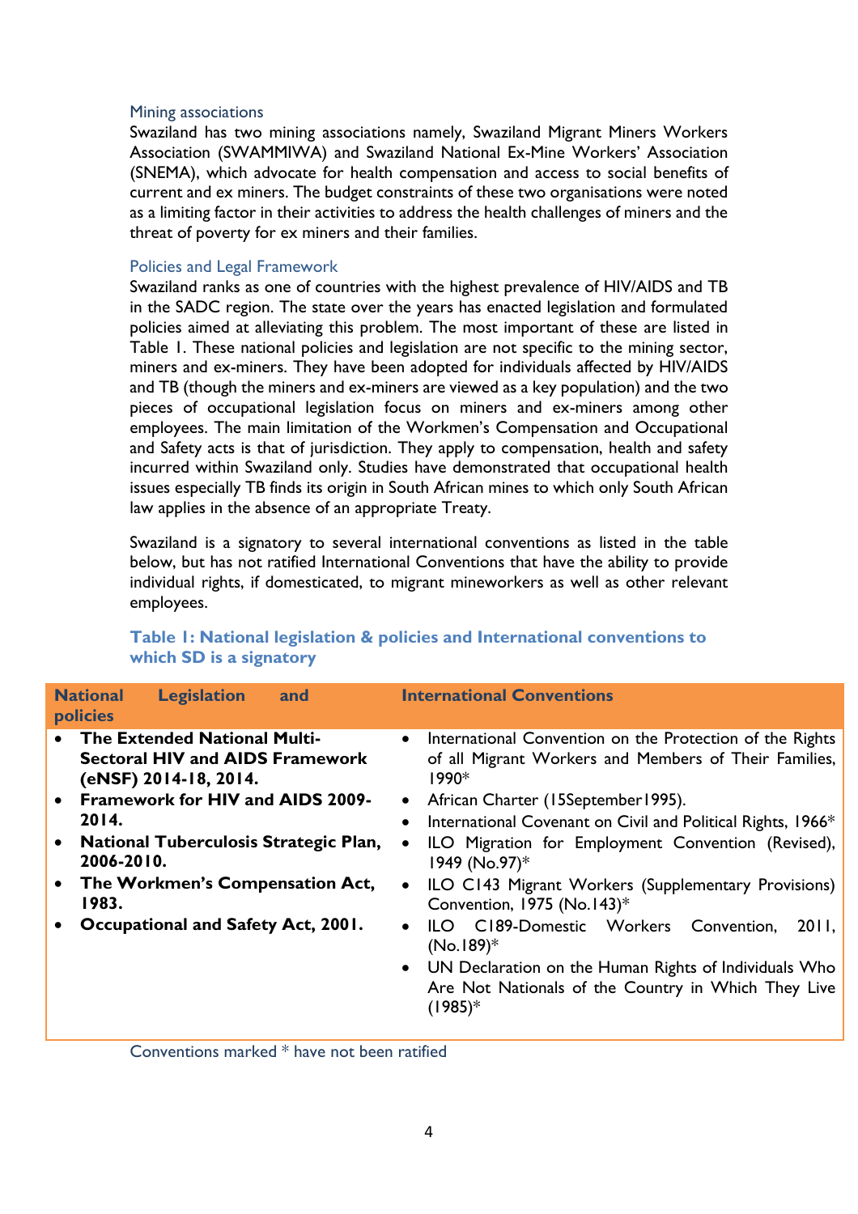### Mining associations

Swaziland has two mining associations namely, Swaziland Migrant Miners Workers Association (SWAMMIWA) and Swaziland National Ex-Mine Workers' Association (SNEMA), which advocate for health compensation and access to social benefits of current and ex miners. The budget constraints of these two organisations were noted as a limiting factor in their activities to address the health challenges of miners and the threat of poverty for ex miners and their families.

### Policies and Legal Framework

Swaziland ranks as one of countries with the highest prevalence of HIV/AIDS and TB in the SADC region. The state over the years has enacted legislation and formulated policies aimed at alleviating this problem. The most important of these are listed in Table 1. These national policies and legislation are not specific to the mining sector, miners and ex-miners. They have been adopted for individuals affected by HIV/AIDS and TB (though the miners and ex-miners are viewed as a key population) and the two pieces of occupational legislation focus on miners and ex-miners among other employees. The main limitation of the Workmen's Compensation and Occupational and Safety acts is that of jurisdiction. They apply to compensation, health and safety incurred within Swaziland only. Studies have demonstrated that occupational health issues especially TB finds its origin in South African mines to which only South African law applies in the absence of an appropriate Treaty.

Swaziland is a signatory to several international conventions as listed in the table below, but has not ratified International Conventions that have the ability to provide individual rights, if domesticated, to migrant mineworkers as well as other relevant employees.

**Table 1: National legislation & policies and International conventions to which SD is a signatory**

| National Legislation and policies | International Conventions |
|---|---|
| • **The Extended National Multi-Sectoral HIV and AIDS Framework (eNSF) 2014-18, 2014.**<br>• **Framework for HIV and AIDS 2009-2014.**<br>• **National Tuberculosis Strategic Plan, 2006-2010.**<br>• **The Workmen's Compensation Act, 1983.**<br>• **Occupational and Safety Act, 2001.** | • International Convention on the Protection of the Rights of all Migrant Workers and Members of Their Families, 1990*<br>• African Charter (15September1995).<br>• International Covenant on Civil and Political Rights, 1966*<br>• ILO Migration for Employment Convention (Revised), 1949 (No.97)*<br>• ILO C143 Migrant Workers (Supplementary Provisions) Convention, 1975 (No.143)*<br>• ILO C189-Domestic Workers Convention, 2011, (No.189)*<br>• UN Declaration on the Human Rights of Individuals Who Are Not Nationals of the Country in Which They Live (1985)* |

Conventions marked * have not been ratified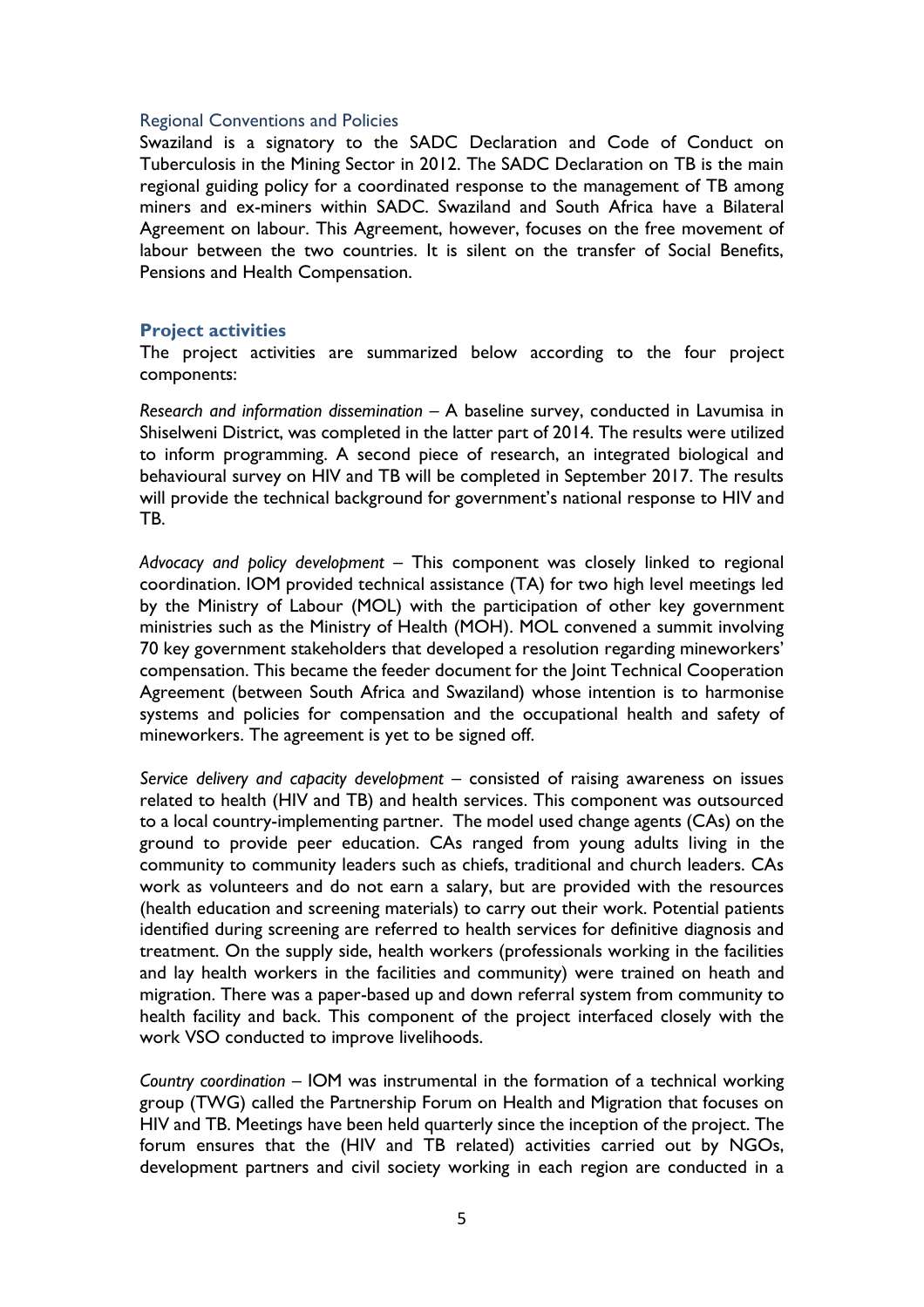### Regional Conventions and Policies

Swaziland is a signatory to the SADC Declaration and Code of Conduct on Tuberculosis in the Mining Sector in 2012. The SADC Declaration on TB is the main regional guiding policy for a coordinated response to the management of TB among miners and ex-miners within SADC. Swaziland and South Africa have a Bilateral Agreement on labour. This Agreement, however, focuses on the free movement of labour between the two countries. It is silent on the transfer of Social Benefits, Pensions and Health Compensation.

## Project activities

The project activities are summarized below according to the four project components:

*Research and information dissemination* – A baseline survey, conducted in Lavumisa in Shiselweni District, was completed in the latter part of 2014. The results were utilized to inform programming. A second piece of research, an integrated biological and behavioural survey on HIV and TB will be completed in September 2017. The results will provide the technical background for government's national response to HIV and TB.

*Advocacy and policy development* – This component was closely linked to regional coordination. IOM provided technical assistance (TA) for two high level meetings led by the Ministry of Labour (MOL) with the participation of other key government ministries such as the Ministry of Health (MOH). MOL convened a summit involving 70 key government stakeholders that developed a resolution regarding mineworkers' compensation. This became the feeder document for the Joint Technical Cooperation Agreement (between South Africa and Swaziland) whose intention is to harmonise systems and policies for compensation and the occupational health and safety of mineworkers. The agreement is yet to be signed off.

*Service delivery and capacity development* – consisted of raising awareness on issues related to health (HIV and TB) and health services. This component was outsourced to a local country-implementing partner. The model used change agents (CAs) on the ground to provide peer education. CAs ranged from young adults living in the community to community leaders such as chiefs, traditional and church leaders. CAs work as volunteers and do not earn a salary, but are provided with the resources (health education and screening materials) to carry out their work. Potential patients identified during screening are referred to health services for definitive diagnosis and treatment. On the supply side, health workers (professionals working in the facilities and lay health workers in the facilities and community) were trained on heath and migration. There was a paper-based up and down referral system from community to health facility and back. This component of the project interfaced closely with the work VSO conducted to improve livelihoods.

*Country coordination* – IOM was instrumental in the formation of a technical working group (TWG) called the Partnership Forum on Health and Migration that focuses on HIV and TB. Meetings have been held quarterly since the inception of the project. The forum ensures that the (HIV and TB related) activities carried out by NGOs, development partners and civil society working in each region are conducted in a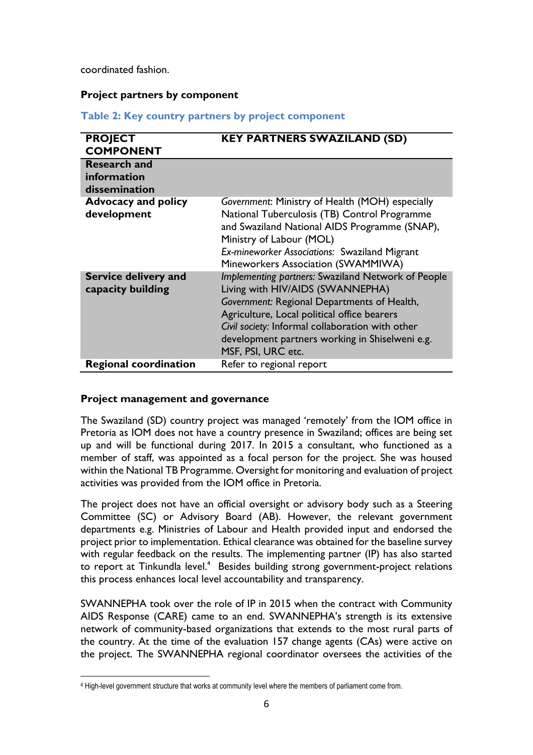coordinated fashion.

**Project partners by component**

**Table 2: Key country partners by project component**

| PROJECT COMPONENT | KEY PARTNERS SWAZILAND (SD) |
|---|---|
| **Research and information dissemination** | |
| **Advocacy and policy development** | *Government*: Ministry of Health (MOH) especially National Tuberculosis (TB) Control Programme and Swaziland National AIDS Programme (SNAP), Ministry of Labour (MOL)<br>*Ex-mineworker Associations:* Swaziland Migrant Mineworkers Association (SWAMMIWA) |
| **Service delivery and capacity building** | *Implementing partners:* Swaziland Network of People Living with HIV/AIDS (SWANNEPHA)<br>*Government:* Regional Departments of Health, Agriculture, Local political office bearers<br>*Civil society:* Informal collaboration with other development partners working in Shiselweni e.g. MSF, PSI, URC etc. |
| **Regional coordination** | Refer to regional report |

**Project management and governance**

The Swaziland (SD) country project was managed 'remotely' from the IOM office in Pretoria as IOM does not have a country presence in Swaziland; offices are being set up and will be functional during 2017. In 2015 a consultant, who functioned as a member of staff, was appointed as a focal person for the project. She was housed within the National TB Programme. Oversight for monitoring and evaluation of project activities was provided from the IOM office in Pretoria.

The project does not have an official oversight or advisory body such as a Steering Committee (SC) or Advisory Board (AB). However, the relevant government departments e.g. Ministries of Labour and Health provided input and endorsed the project prior to implementation. Ethical clearance was obtained for the baseline survey with regular feedback on the results. The implementing partner (IP) has also started to report at Tinkundla level.[4] Besides building strong government-project relations this process enhances local level accountability and transparency.

SWANNEPHA took over the role of IP in 2015 when the contract with Community AIDS Response (CARE) came to an end. SWANNEPHA's strength is its extensive network of community-based organizations that extends to the most rural parts of the country. At the time of the evaluation 157 change agents (CAs) were active on the project. The SWANNEPHA regional coordinator oversees the activities of the

[4] High-level government structure that works at community level where the members of parliament come from.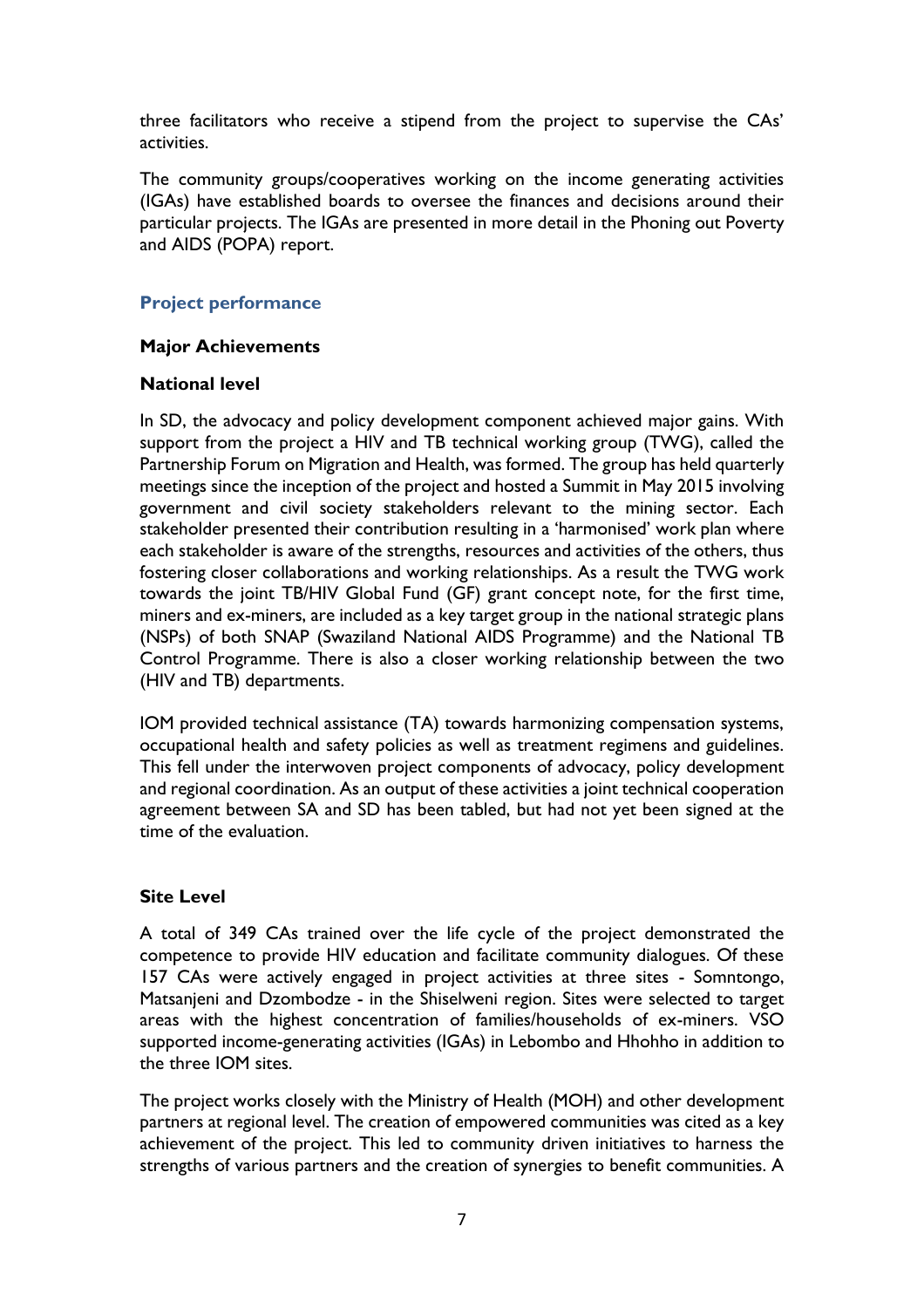three facilitators who receive a stipend from the project to supervise the CAs' activities.

The community groups/cooperatives working on the income generating activities (IGAs) have established boards to oversee the finances and decisions around their particular projects. The IGAs are presented in more detail in the Phoning out Poverty and AIDS (POPA) report.

## Project performance

### Major Achievements

### National level

In SD, the advocacy and policy development component achieved major gains. With support from the project a HIV and TB technical working group (TWG), called the Partnership Forum on Migration and Health, was formed. The group has held quarterly meetings since the inception of the project and hosted a Summit in May 2015 involving government and civil society stakeholders relevant to the mining sector. Each stakeholder presented their contribution resulting in a 'harmonised' work plan where each stakeholder is aware of the strengths, resources and activities of the others, thus fostering closer collaborations and working relationships. As a result the TWG work towards the joint TB/HIV Global Fund (GF) grant concept note, for the first time, miners and ex-miners, are included as a key target group in the national strategic plans (NSPs) of both SNAP (Swaziland National AIDS Programme) and the National TB Control Programme. There is also a closer working relationship between the two (HIV and TB) departments.

IOM provided technical assistance (TA) towards harmonizing compensation systems, occupational health and safety policies as well as treatment regimens and guidelines. This fell under the interwoven project components of advocacy, policy development and regional coordination. As an output of these activities a joint technical cooperation agreement between SA and SD has been tabled, but had not yet been signed at the time of the evaluation.

### Site Level

A total of 349 CAs trained over the life cycle of the project demonstrated the competence to provide HIV education and facilitate community dialogues. Of these 157 CAs were actively engaged in project activities at three sites - Somntongo, Matsanjeni and Dzombodze - in the Shiselweni region. Sites were selected to target areas with the highest concentration of families/households of ex-miners. VSO supported income-generating activities (IGAs) in Lebombo and Hhohho in addition to the three IOM sites.

The project works closely with the Ministry of Health (MOH) and other development partners at regional level. The creation of empowered communities was cited as a key achievement of the project. This led to community driven initiatives to harness the strengths of various partners and the creation of synergies to benefit communities. A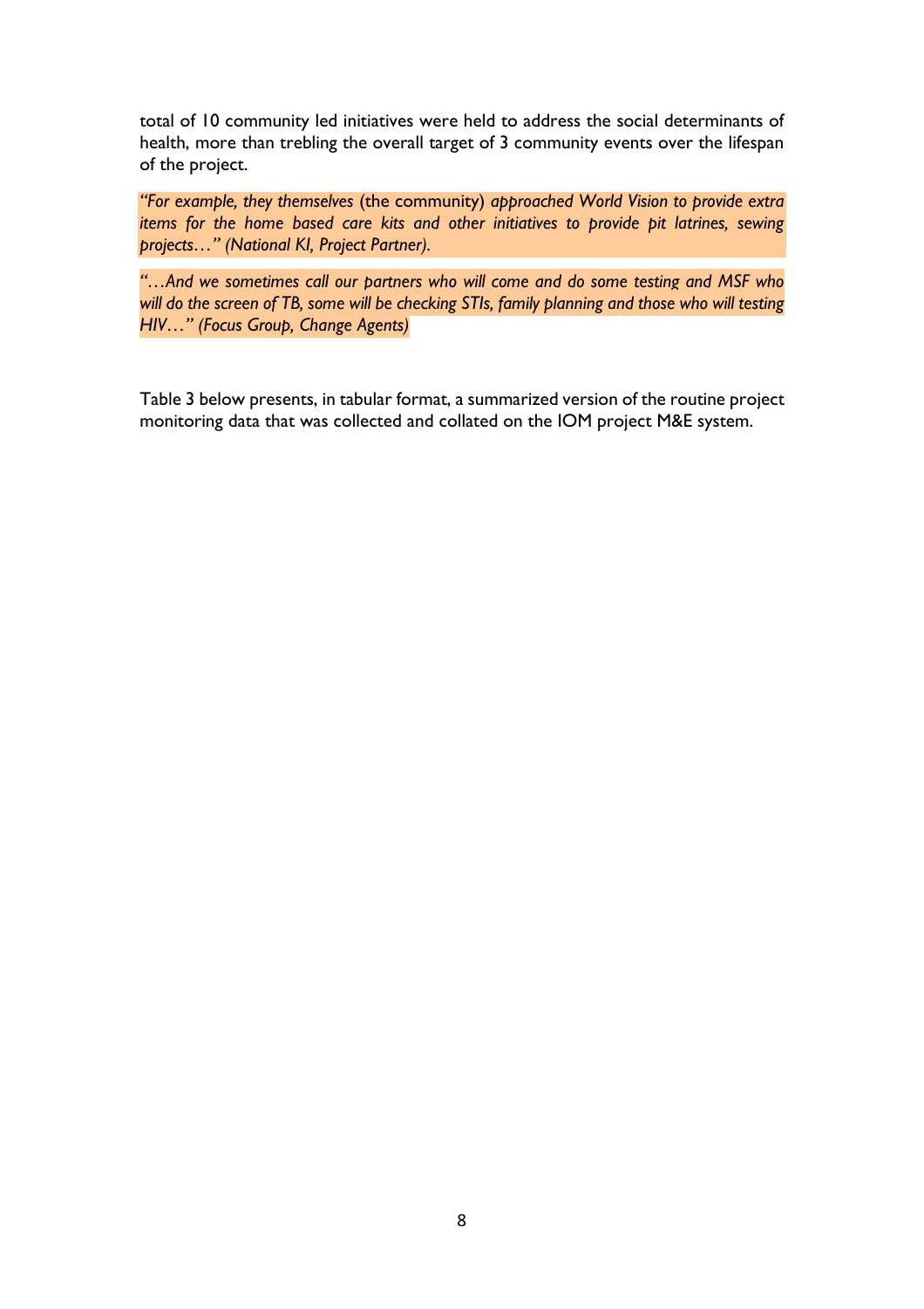total of 10 community led initiatives were held to address the social determinants of health, more than trebling the overall target of 3 community events over the lifespan of the project.

*"For example, they themselves* (the community) *approached World Vision to provide extra items for the home based care kits and other initiatives to provide pit latrines, sewing projects…" (National KI, Project Partner).*

*"…And we sometimes call our partners who will come and do some testing and MSF who will do the screen of TB, some will be checking STIs, family planning and those who will testing HIV…" (Focus Group, Change Agents)*

Table 3 below presents, in tabular format, a summarized version of the routine project monitoring data that was collected and collated on the IOM project M&E system.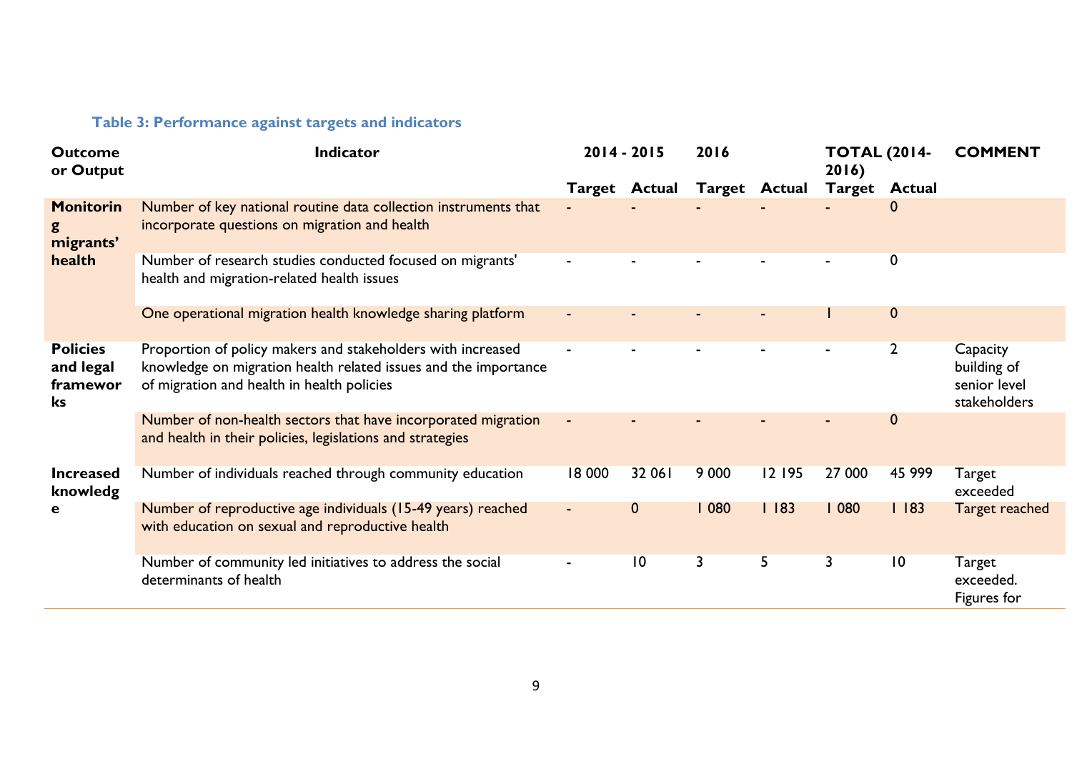**Table 3: Performance against targets and indicators**

| Outcome or Output | Indicator | 2014 - 2015 | | 2016 | | TOTAL (2014-2016) | | COMMENT |
|---|---|---|---|---|---|---|---|---|
| | | Target | Actual | Target | Actual | Target | Actual | |
| Monitoring migrants' health | Number of key national routine data collection instruments that incorporate questions on migration and health | - | - | - | - | - | 0 | |
| | Number of research studies conducted focused on migrants' health and migration-related health issues | - | - | - | - | - | 0 | |
| | One operational migration health knowledge sharing platform | - | - | - | - | 1 | 0 | |
| Policies and legal frameworks | Proportion of policy makers and stakeholders with increased knowledge on migration health related issues and the importance of migration and health in health policies | - | - | - | - | - | 2 | Capacity building of senior level stakeholders |
| | Number of non-health sectors that have incorporated migration and health in their policies, legislations and strategies | - | - | - | - | - | 0 | |
| Increased knowledge | Number of individuals reached through community education | 18 000 | 32 061 | 9 000 | 12 195 | 27 000 | 45 999 | Target exceeded |
| | Number of reproductive age individuals (15-49 years) reached with education on sexual and reproductive health | - | 0 | 1 080 | 1 183 | 1 080 | 1 183 | Target reached |
| | Number of community led initiatives to address the social determinants of health | - | 10 | 3 | 5 | 3 | 10 | Target exceeded. Figures for |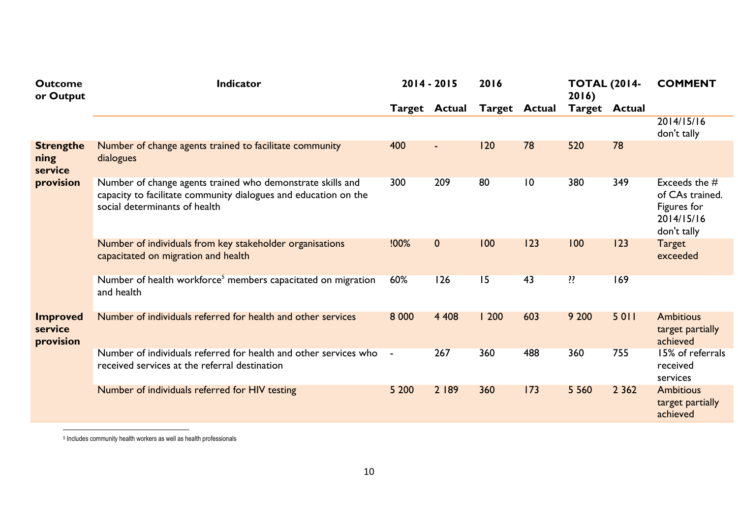| Outcome or Output | Indicator | 2014 - 2015 | | 2016 | | TOTAL (2014-2016) | | COMMENT |
|---|---|---|---|---|---|---|---|---|
| | | Target | Actual | Target | Actual | Target | Actual | |
| | | | | | | | | 2014/15/16 don't tally |
| Strengthening service provision | Number of change agents trained to facilitate community dialogues | 400 | - | 120 | 78 | 520 | 78 | |
| | Number of change agents trained who demonstrate skills and capacity to facilitate community dialogues and education on the social determinants of health | 300 | 209 | 80 | 10 | 380 | 349 | Exceeds the # of CAs trained. Figures for 2014/15/16 don't tally |
| | Number of individuals from key stakeholder organisations capacitated on migration and health | !00% | 0 | 100 | 123 | 100 | 123 | Target exceeded |
| | Number of health workforce[5] members capacitated on migration and health | 60% | 126 | 15 | 43 | ?? | 169 | |
| Improved service provision | Number of individuals referred for health and other services | 8 000 | 4 408 | 1 200 | 603 | 9 200 | 5 011 | Ambitious target partially achieved |
| | Number of individuals referred for health and other services who received services at the referral destination | - | 267 | 360 | 488 | 360 | 755 | 15% of referrals received services |
| | Number of individuals referred for HIV testing | 5 200 | 2 189 | 360 | 173 | 5 560 | 2 362 | Ambitious target partially achieved |

[5] Includes community health workers as well as health professionals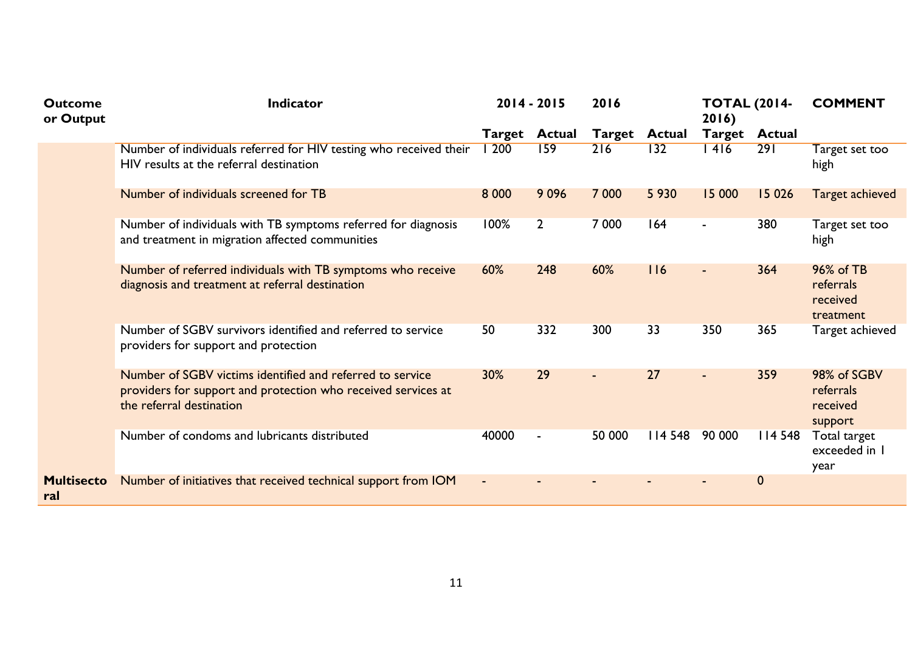| Outcome or Output | Indicator | 2014 - 2015 | | 2016 | | TOTAL (2014-2016) | | COMMENT |
|---|---|---|---|---|---|---|---|---|
| | | Target | Actual | Target | Actual | Target | Actual | |
| | Number of individuals referred for HIV testing who received their HIV results at the referral destination | 1 200 | 159 | 216 | 132 | 1 416 | 291 | Target set too high |
| | Number of individuals screened for TB | 8 000 | 9 096 | 7 000 | 5 930 | 15 000 | 15 026 | Target achieved |
| | Number of individuals with TB symptoms referred for diagnosis and treatment in migration affected communities | 100% | 2 | 7 000 | 164 | - | 380 | Target set too high |
| | Number of referred individuals with TB symptoms who receive diagnosis and treatment at referral destination | 60% | 248 | 60% | 116 | - | 364 | 96% of TB referrals received treatment |
| | Number of SGBV survivors identified and referred to service providers for support and protection | 50 | 332 | 300 | 33 | 350 | 365 | Target achieved |
| | Number of SGBV victims identified and referred to service providers for support and protection who received services at the referral destination | 30% | 29 | - | 27 | - | 359 | 98% of SGBV referrals received support |
| | Number of condoms and lubricants distributed | 40000 | - | 50 000 | 114 548 | 90 000 | 114 548 | Total target exceeded in 1 year |
| **Multisectoral** | Number of initiatives that received technical support from IOM | - | - | - | - | - | 0 | |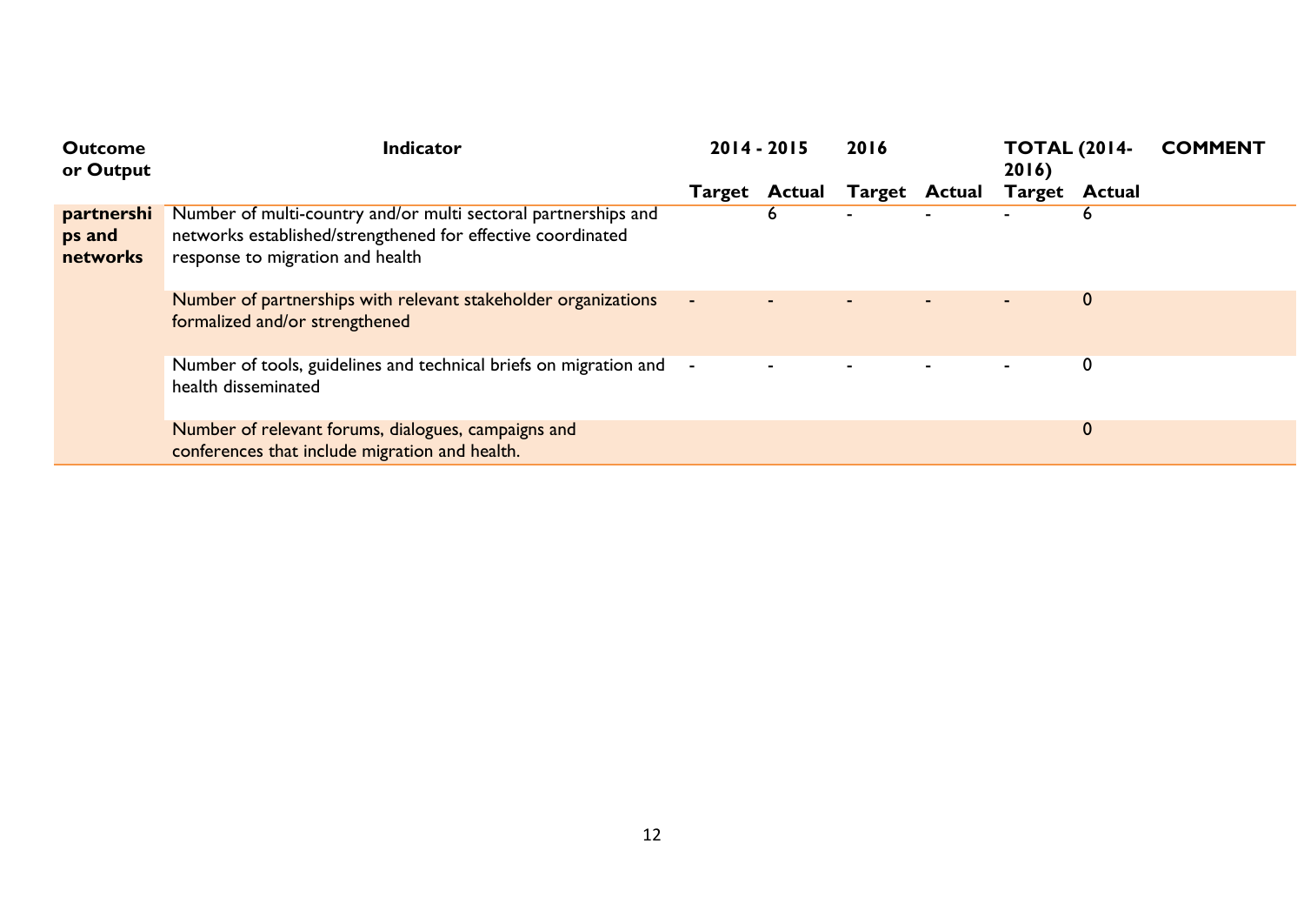| Outcome or Output | Indicator | 2014 - 2015 | | 2016 | | TOTAL (2014-2016) | | COMMENT |
|---|---|---|---|---|---|---|---|---|
| | | Target | Actual | Target | Actual | Target | Actual | |
| partnerships and networks | Number of multi-country and/or multi sectoral partnerships and networks established/strengthened for effective coordinated response to migration and health | | 6 | - | - | - | 6 | |
| | Number of partnerships with relevant stakeholder organizations formalized and/or strengthened | - | - | - | - | - | 0 | |
| | Number of tools, guidelines and technical briefs on migration and health disseminated | - | - | - | - | - | 0 | |
| | Number of relevant forums, dialogues, campaigns and conferences that include migration and health. | | | | | | 0 | |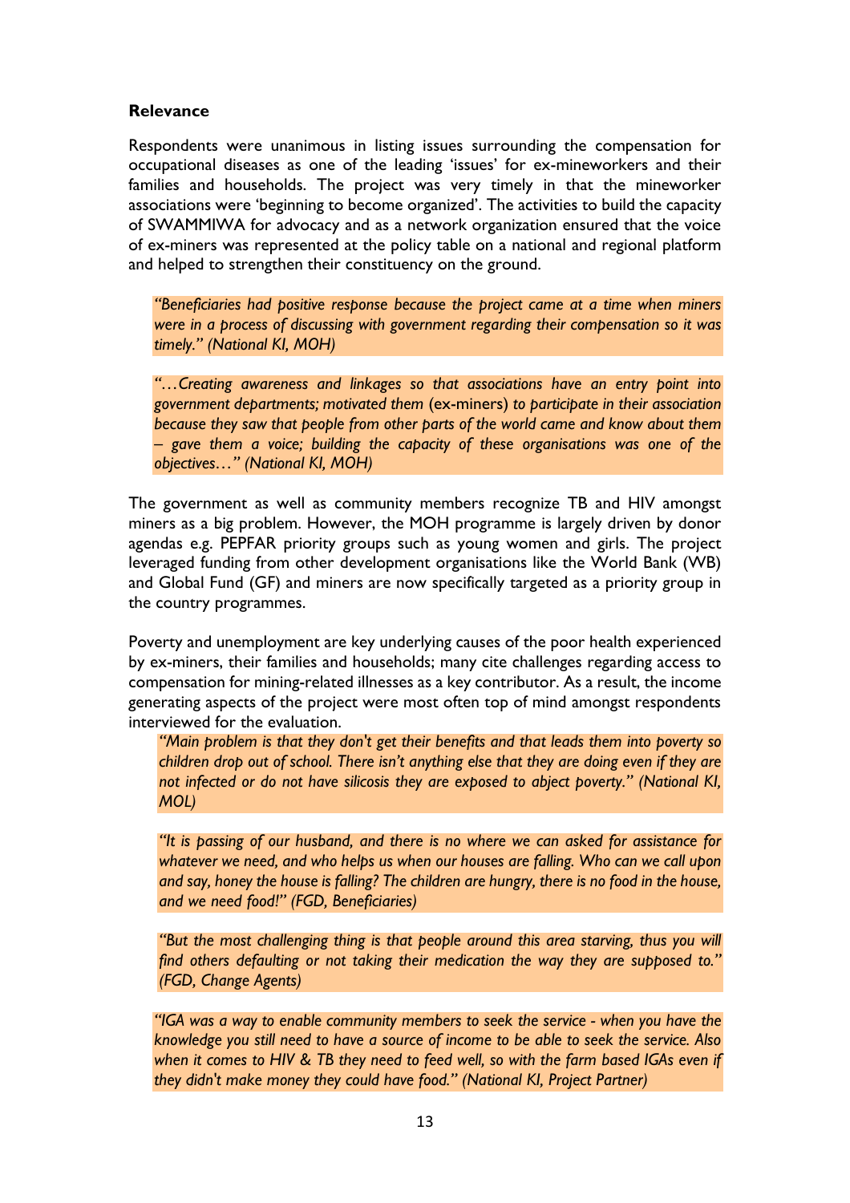## Relevance

Respondents were unanimous in listing issues surrounding the compensation for occupational diseases as one of the leading 'issues' for ex-mineworkers and their families and households. The project was very timely in that the mineworker associations were 'beginning to become organized'. The activities to build the capacity of SWAMMIWA for advocacy and as a network organization ensured that the voice of ex-miners was represented at the policy table on a national and regional platform and helped to strengthen their constituency on the ground.

> *"Beneficiaries had positive response because the project came at a time when miners were in a process of discussing with government regarding their compensation so it was timely." (National KI, MOH)*

> *"…Creating awareness and linkages so that associations have an entry point into government departments; motivated them* (ex-miners) *to participate in their association because they saw that people from other parts of the world came and know about them – gave them a voice; building the capacity of these organisations was one of the objectives…" (National KI, MOH)*

The government as well as community members recognize TB and HIV amongst miners as a big problem. However, the MOH programme is largely driven by donor agendas e.g. PEPFAR priority groups such as young women and girls. The project leveraged funding from other development organisations like the World Bank (WB) and Global Fund (GF) and miners are now specifically targeted as a priority group in the country programmes.

Poverty and unemployment are key underlying causes of the poor health experienced by ex-miners, their families and households; many cite challenges regarding access to compensation for mining-related illnesses as a key contributor. As a result, the income generating aspects of the project were most often top of mind amongst respondents interviewed for the evaluation.

> *"Main problem is that they don't get their benefits and that leads them into poverty so children drop out of school. There isn't anything else that they are doing even if they are not infected or do not have silicosis they are exposed to abject poverty." (National KI, MOL)*

> *"It is passing of our husband, and there is no where we can asked for assistance for whatever we need, and who helps us when our houses are falling. Who can we call upon and say, honey the house is falling? The children are hungry, there is no food in the house, and we need food!" (FGD, Beneficiaries)*

> *"But the most challenging thing is that people around this area starving, thus you will find others defaulting or not taking their medication the way they are supposed to." (FGD, Change Agents)*

> *"IGA was a way to enable community members to seek the service - when you have the knowledge you still need to have a source of income to be able to seek the service. Also when it comes to HIV & TB they need to feed well, so with the farm based IGAs even if they didn't make money they could have food." (National KI, Project Partner)*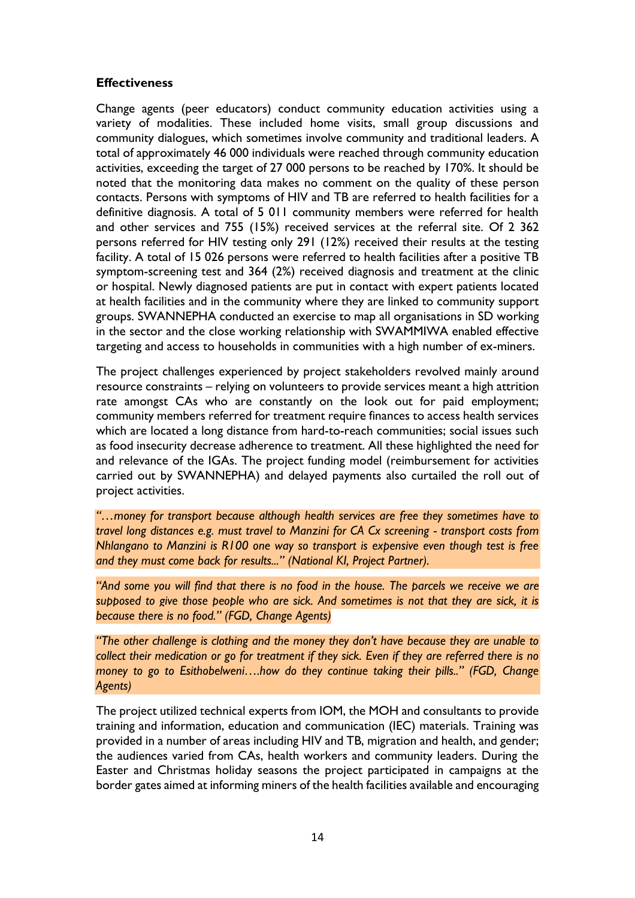**Effectiveness**

Change agents (peer educators) conduct community education activities using a variety of modalities. These included home visits, small group discussions and community dialogues, which sometimes involve community and traditional leaders. A total of approximately 46 000 individuals were reached through community education activities, exceeding the target of 27 000 persons to be reached by 170%. It should be noted that the monitoring data makes no comment on the quality of these person contacts. Persons with symptoms of HIV and TB are referred to health facilities for a definitive diagnosis. A total of 5 011 community members were referred for health and other services and 755 (15%) received services at the referral site. Of 2 362 persons referred for HIV testing only 291 (12%) received their results at the testing facility. A total of 15 026 persons were referred to health facilities after a positive TB symptom-screening test and 364 (2%) received diagnosis and treatment at the clinic or hospital. Newly diagnosed patients are put in contact with expert patients located at health facilities and in the community where they are linked to community support groups. SWANNEPHA conducted an exercise to map all organisations in SD working in the sector and the close working relationship with SWAMMIWA enabled effective targeting and access to households in communities with a high number of ex-miners.

The project challenges experienced by project stakeholders revolved mainly around resource constraints – relying on volunteers to provide services meant a high attrition rate amongst CAs who are constantly on the look out for paid employment; community members referred for treatment require finances to access health services which are located a long distance from hard-to-reach communities; social issues such as food insecurity decrease adherence to treatment. All these highlighted the need for and relevance of the IGAs. The project funding model (reimbursement for activities carried out by SWANNEPHA) and delayed payments also curtailed the roll out of project activities.

*"…money for transport because although health services are free they sometimes have to travel long distances e.g. must travel to Manzini for CA Cx screening - transport costs from Nhlangano to Manzini is R100 one way so transport is expensive even though test is free and they must come back for results..." (National KI, Project Partner).*

*"And some you will find that there is no food in the house. The parcels we receive we are supposed to give those people who are sick. And sometimes is not that they are sick, it is because there is no food." (FGD, Change Agents)*

*"The other challenge is clothing and the money they don't have because they are unable to collect their medication or go for treatment if they sick. Even if they are referred there is no money to go to Esithobelweni….how do they continue taking their pills.." (FGD, Change Agents)*

The project utilized technical experts from IOM, the MOH and consultants to provide training and information, education and communication (IEC) materials. Training was provided in a number of areas including HIV and TB, migration and health, and gender; the audiences varied from CAs, health workers and community leaders. During the Easter and Christmas holiday seasons the project participated in campaigns at the border gates aimed at informing miners of the health facilities available and encouraging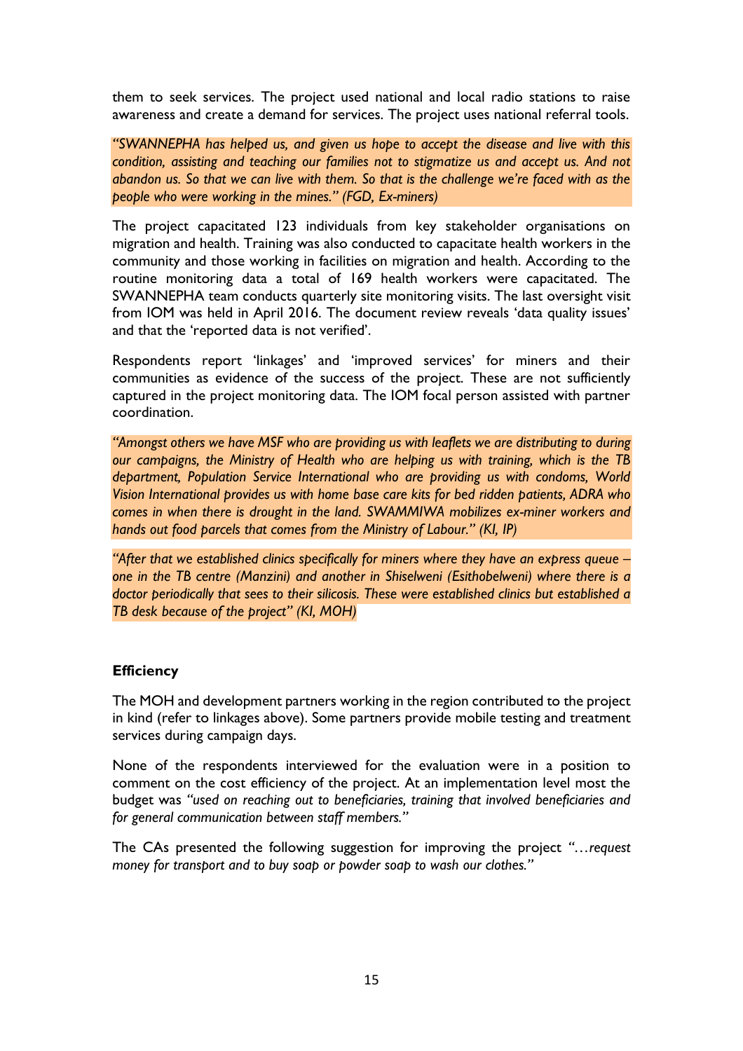them to seek services. The project used national and local radio stations to raise awareness and create a demand for services. The project uses national referral tools.

*"SWANNEPHA has helped us, and given us hope to accept the disease and live with this condition, assisting and teaching our families not to stigmatize us and accept us. And not abandon us. So that we can live with them. So that is the challenge we're faced with as the people who were working in the mines." (FGD, Ex-miners)*

The project capacitated 123 individuals from key stakeholder organisations on migration and health. Training was also conducted to capacitate health workers in the community and those working in facilities on migration and health. According to the routine monitoring data a total of 169 health workers were capacitated. The SWANNEPHA team conducts quarterly site monitoring visits. The last oversight visit from IOM was held in April 2016. The document review reveals 'data quality issues' and that the 'reported data is not verified'.

Respondents report 'linkages' and 'improved services' for miners and their communities as evidence of the success of the project. These are not sufficiently captured in the project monitoring data. The IOM focal person assisted with partner coordination.

*"Amongst others we have MSF who are providing us with leaflets we are distributing to during our campaigns, the Ministry of Health who are helping us with training, which is the TB department, Population Service International who are providing us with condoms, World Vision International provides us with home base care kits for bed ridden patients, ADRA who comes in when there is drought in the land. SWAMMIWA mobilizes ex-miner workers and hands out food parcels that comes from the Ministry of Labour." (KI, IP)*

*"After that we established clinics specifically for miners where they have an express queue – one in the TB centre (Manzini) and another in Shiselweni (Esithobelweni) where there is a doctor periodically that sees to their silicosis. These were established clinics but established a TB desk because of the project" (KI, MOH)*

### Efficiency

The MOH and development partners working in the region contributed to the project in kind (refer to linkages above). Some partners provide mobile testing and treatment services during campaign days.

None of the respondents interviewed for the evaluation were in a position to comment on the cost efficiency of the project. At an implementation level most the budget was *"used on reaching out to beneficiaries, training that involved beneficiaries and for general communication between staff members."*

The CAs presented the following suggestion for improving the project *"…request money for transport and to buy soap or powder soap to wash our clothes."*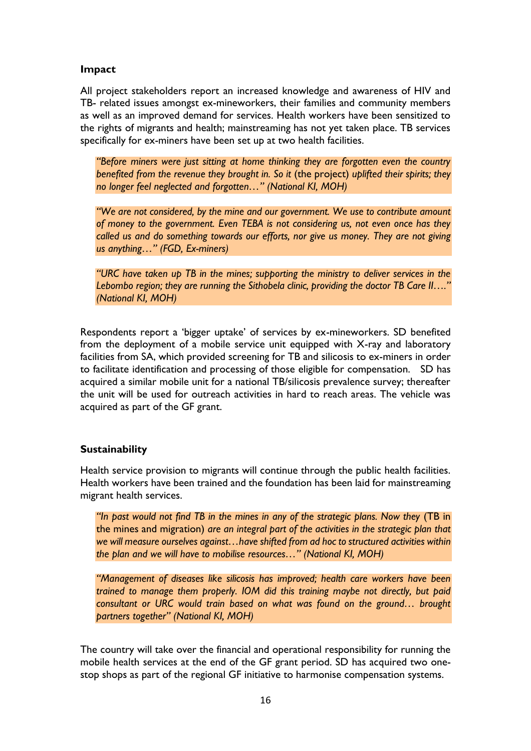**Impact**

All project stakeholders report an increased knowledge and awareness of HIV and TB- related issues amongst ex-mineworkers, their families and community members as well as an improved demand for services. Health workers have been sensitized to the rights of migrants and health; mainstreaming has not yet taken place. TB services specifically for ex-miners have been set up at two health facilities.

> *"Before miners were just sitting at home thinking they are forgotten even the country benefited from the revenue they brought in. So it* (the project) *uplifted their spirits; they no longer feel neglected and forgotten…" (National KI, MOH)*

> *"We are not considered, by the mine and our government. We use to contribute amount of money to the government. Even TEBA is not considering us, not even once has they called us and do something towards our efforts, nor give us money. They are not giving us anything…" (FGD, Ex-miners)*

> *"URC have taken up TB in the mines; supporting the ministry to deliver services in the Lebombo region; they are running the Sithobela clinic, providing the doctor TB Care II…." (National KI, MOH)*

Respondents report a 'bigger uptake' of services by ex-mineworkers. SD benefited from the deployment of a mobile service unit equipped with X-ray and laboratory facilities from SA, which provided screening for TB and silicosis to ex-miners in order to facilitate identification and processing of those eligible for compensation. SD has acquired a similar mobile unit for a national TB/silicosis prevalence survey; thereafter the unit will be used for outreach activities in hard to reach areas. The vehicle was acquired as part of the GF grant.

**Sustainability**

Health service provision to migrants will continue through the public health facilities. Health workers have been trained and the foundation has been laid for mainstreaming migrant health services.

> *"In past would not find TB in the mines in any of the strategic plans. Now they* (TB in the mines and migration) *are an integral part of the activities in the strategic plan that we will measure ourselves against…have shifted from ad hoc to structured activities within the plan and we will have to mobilise resources…" (National KI, MOH)*

> *"Management of diseases like silicosis has improved; health care workers have been trained to manage them properly. IOM did this training maybe not directly, but paid consultant or URC would train based on what was found on the ground… brought partners together" (National KI, MOH)*

The country will take over the financial and operational responsibility for running the mobile health services at the end of the GF grant period. SD has acquired two one-stop shops as part of the regional GF initiative to harmonise compensation systems.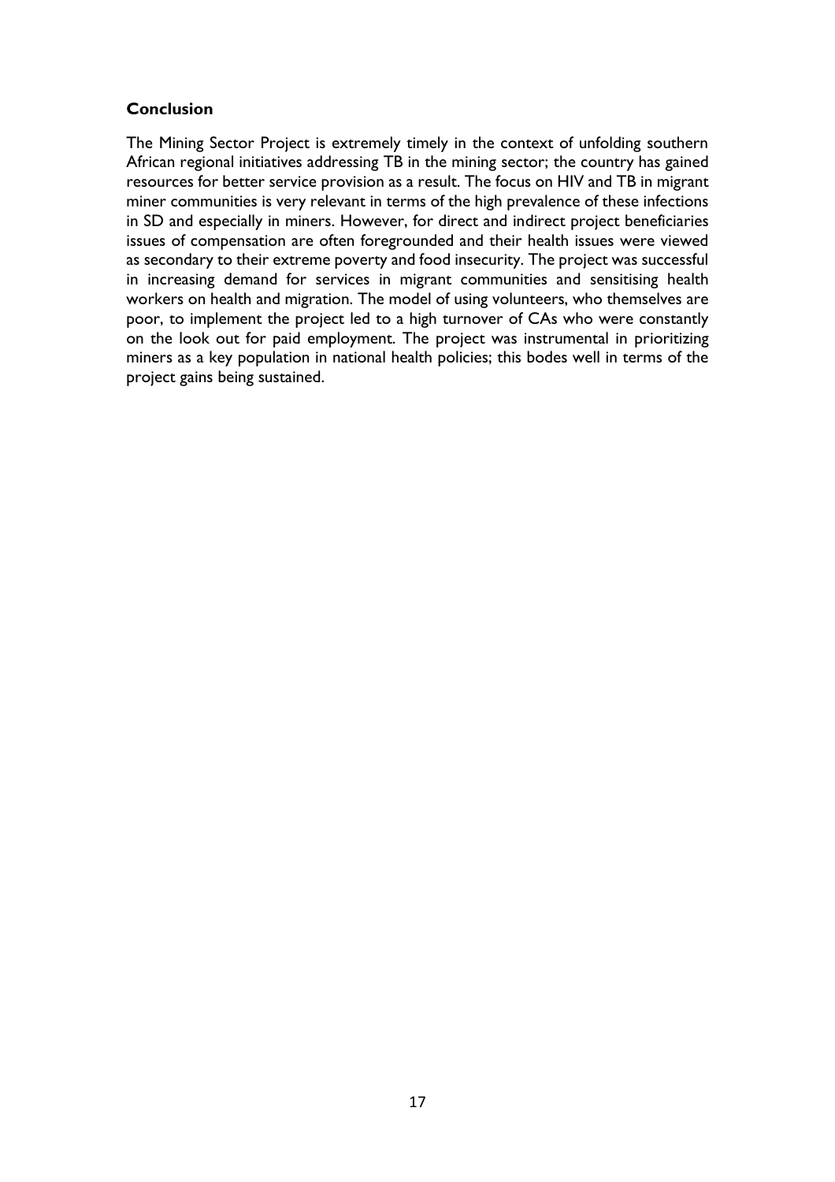**Conclusion**

The Mining Sector Project is extremely timely in the context of unfolding southern African regional initiatives addressing TB in the mining sector; the country has gained resources for better service provision as a result. The focus on HIV and TB in migrant miner communities is very relevant in terms of the high prevalence of these infections in SD and especially in miners. However, for direct and indirect project beneficiaries issues of compensation are often foregrounded and their health issues were viewed as secondary to their extreme poverty and food insecurity. The project was successful in increasing demand for services in migrant communities and sensitising health workers on health and migration. The model of using volunteers, who themselves are poor, to implement the project led to a high turnover of CAs who were constantly on the look out for paid employment. The project was instrumental in prioritizing miners as a key population in national health policies; this bodes well in terms of the project gains being sustained.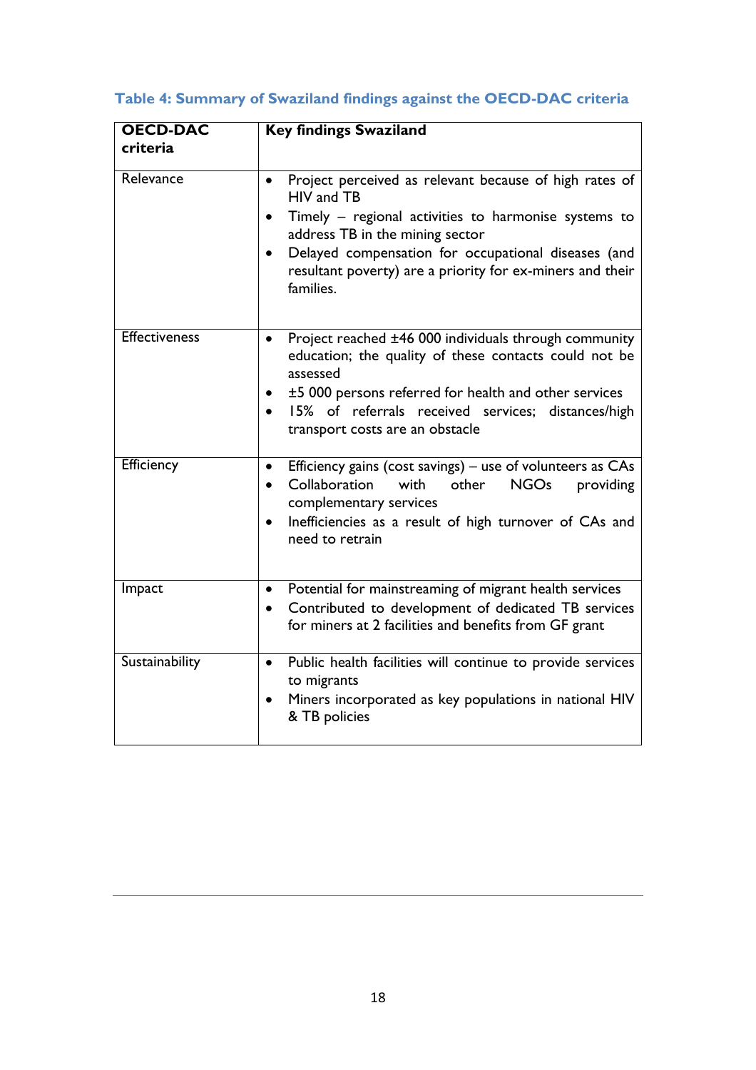**Table 4: Summary of Swaziland findings against the OECD-DAC criteria**

| OECD-DAC criteria | Key findings Swaziland |
|---|---|
| Relevance | • Project perceived as relevant because of high rates of HIV and TB<br>• Timely – regional activities to harmonise systems to address TB in the mining sector<br>• Delayed compensation for occupational diseases (and resultant poverty) are a priority for ex-miners and their families. |
| Effectiveness | • Project reached ±46 000 individuals through community education; the quality of these contacts could not be assessed<br>• ±5 000 persons referred for health and other services<br>• 15% of referrals received services; distances/high transport costs are an obstacle |
| Efficiency | • Efficiency gains (cost savings) – use of volunteers as CAs<br>• Collaboration with other NGOs providing complementary services<br>• Inefficiencies as a result of high turnover of CAs and need to retrain |
| Impact | • Potential for mainstreaming of migrant health services<br>• Contributed to development of dedicated TB services for miners at 2 facilities and benefits from GF grant |
| Sustainability | • Public health facilities will continue to provide services to migrants<br>• Miners incorporated as key populations in national HIV & TB policies |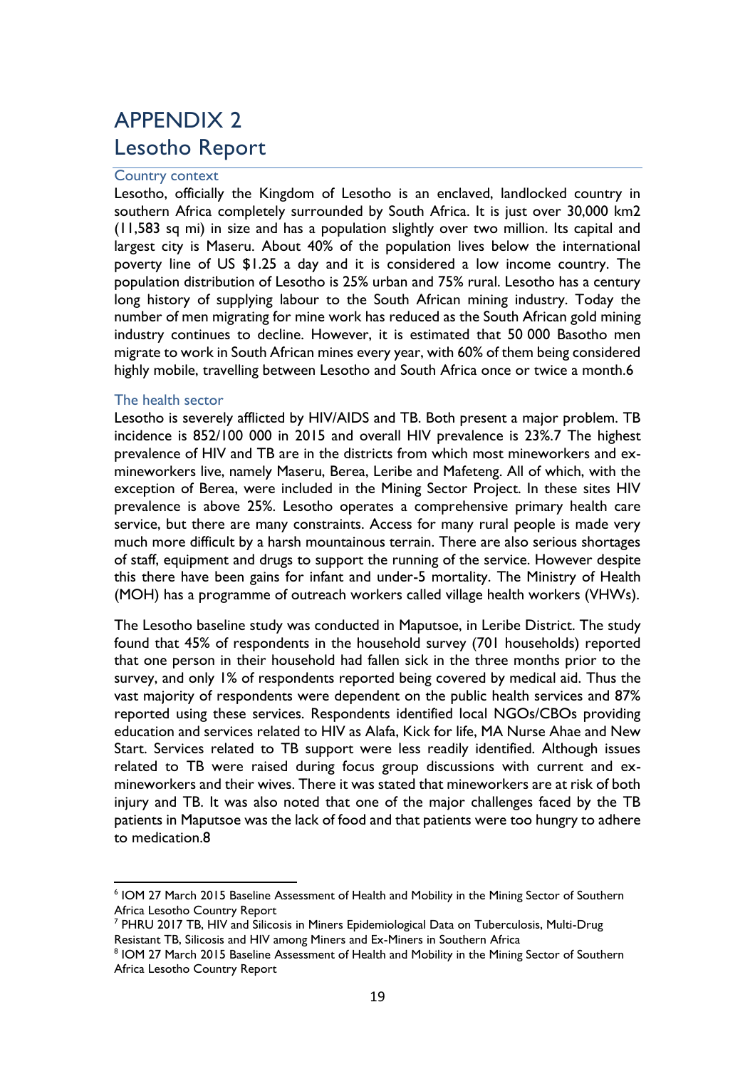# APPENDIX 2

# Lesotho Report

## Country context

Lesotho, officially the Kingdom of Lesotho is an enclaved, landlocked country in southern Africa completely surrounded by South Africa. It is just over 30,000 km2 (11,583 sq mi) in size and has a population slightly over two million. Its capital and largest city is Maseru. About 40% of the population lives below the international poverty line of US $1.25 a day and it is considered a low income country. The population distribution of Lesotho is 25% urban and 75% rural. Lesotho has a century long history of supplying labour to the South African mining industry. Today the number of men migrating for mine work has reduced as the South African gold mining industry continues to decline. However, it is estimated that 50 000 Basotho men migrate to work in South African mines every year, with 60% of them being considered highly mobile, travelling between Lesotho and South Africa once or twice a month.[6]

## The health sector

Lesotho is severely afflicted by HIV/AIDS and TB. Both present a major problem. TB incidence is 852/100 000 in 2015 and overall HIV prevalence is 23%.[7] The highest prevalence of HIV and TB are in the districts from which most mineworkers and ex-mineworkers live, namely Maseru, Berea, Leribe and Mafeteng. All of which, with the exception of Berea, were included in the Mining Sector Project. In these sites HIV prevalence is above 25%. Lesotho operates a comprehensive primary health care service, but there are many constraints. Access for many rural people is made very much more difficult by a harsh mountainous terrain. There are also serious shortages of staff, equipment and drugs to support the running of the service. However despite this there have been gains for infant and under-5 mortality. The Ministry of Health (MOH) has a programme of outreach workers called village health workers (VHWs).

The Lesotho baseline study was conducted in Maputsoe, in Leribe District. The study found that 45% of respondents in the household survey (701 households) reported that one person in their household had fallen sick in the three months prior to the survey, and only 1% of respondents reported being covered by medical aid. Thus the vast majority of respondents were dependent on the public health services and 87% reported using these services. Respondents identified local NGOs/CBOs providing education and services related to HIV as Alafa, Kick for life, MA Nurse Ahae and New Start. Services related to TB support were less readily identified. Although issues related to TB were raised during focus group discussions with current and ex-mineworkers and their wives. There it was stated that mineworkers are at risk of both injury and TB. It was also noted that one of the major challenges faced by the TB patients in Maputsoe was the lack of food and that patients were too hungry to adhere to medication.[8]

---

[6] IOM 27 March 2015 Baseline Assessment of Health and Mobility in the Mining Sector of Southern Africa Lesotho Country Report

[7] PHRU 2017 TB, HIV and Silicosis in Miners Epidemiological Data on Tuberculosis, Multi-Drug Resistant TB, Silicosis and HIV among Miners and Ex-Miners in Southern Africa

[8] IOM 27 March 2015 Baseline Assessment of Health and Mobility in the Mining Sector of Southern Africa Lesotho Country Report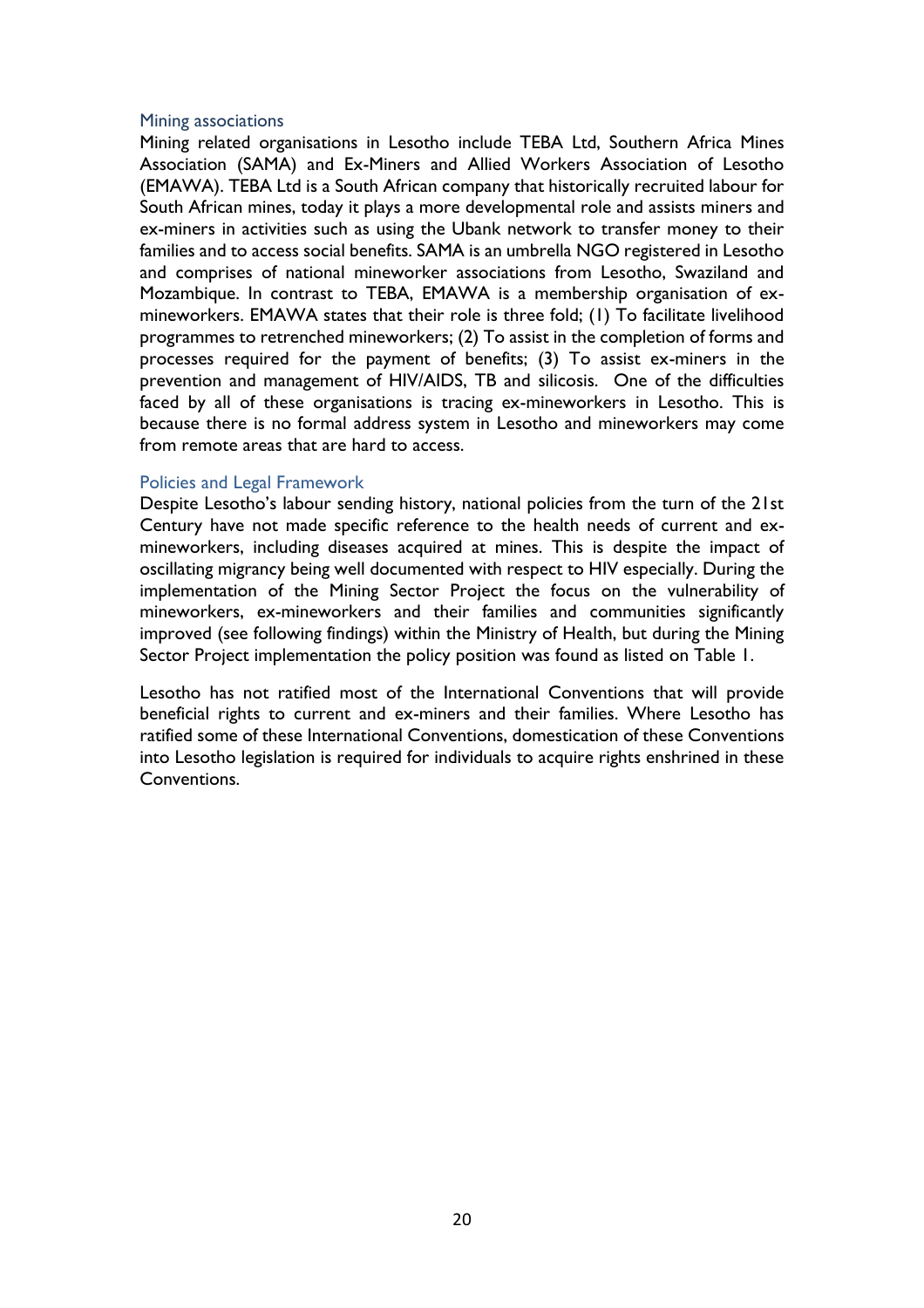### Mining associations

Mining related organisations in Lesotho include TEBA Ltd, Southern Africa Mines Association (SAMA) and Ex-Miners and Allied Workers Association of Lesotho (EMAWA). TEBA Ltd is a South African company that historically recruited labour for South African mines, today it plays a more developmental role and assists miners and ex-miners in activities such as using the Ubank network to transfer money to their families and to access social benefits. SAMA is an umbrella NGO registered in Lesotho and comprises of national mineworker associations from Lesotho, Swaziland and Mozambique. In contrast to TEBA, EMAWA is a membership organisation of ex-mineworkers. EMAWA states that their role is three fold; (1) To facilitate livelihood programmes to retrenched mineworkers; (2) To assist in the completion of forms and processes required for the payment of benefits; (3) To assist ex-miners in the prevention and management of HIV/AIDS, TB and silicosis. One of the difficulties faced by all of these organisations is tracing ex-mineworkers in Lesotho. This is because there is no formal address system in Lesotho and mineworkers may come from remote areas that are hard to access.

### Policies and Legal Framework

Despite Lesotho's labour sending history, national policies from the turn of the 21st Century have not made specific reference to the health needs of current and ex-mineworkers, including diseases acquired at mines. This is despite the impact of oscillating migrancy being well documented with respect to HIV especially. During the implementation of the Mining Sector Project the focus on the vulnerability of mineworkers, ex-mineworkers and their families and communities significantly improved (see following findings) within the Ministry of Health, but during the Mining Sector Project implementation the policy position was found as listed on Table 1.

Lesotho has not ratified most of the International Conventions that will provide beneficial rights to current and ex-miners and their families. Where Lesotho has ratified some of these International Conventions, domestication of these Conventions into Lesotho legislation is required for individuals to acquire rights enshrined in these Conventions.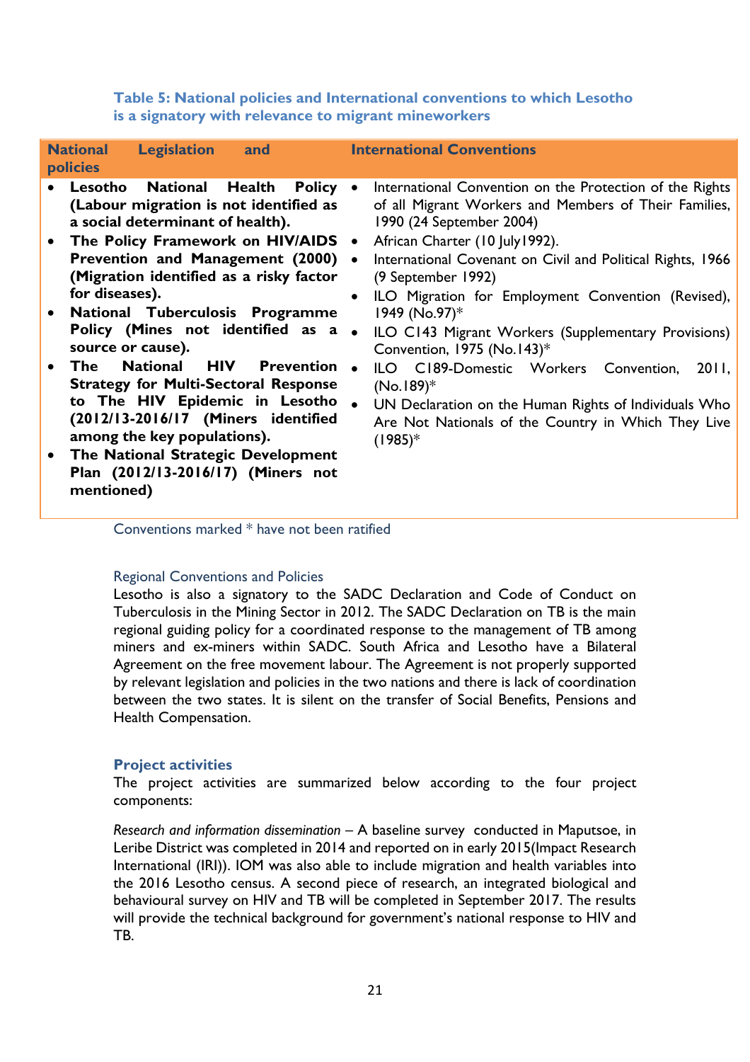**Table 5: National policies and International conventions to which Lesotho is a signatory with relevance to migrant mineworkers**

| National Legislation and policies | International Conventions |
|---|---|
| • **Lesotho National Health Policy (Labour migration is not identified as a social determinant of health).**<br>• **The Policy Framework on HIV/AIDS Prevention and Management (2000) (Migration identified as a risky factor for diseases).**<br>• **National Tuberculosis Programme Policy (Mines not identified as a source or cause).**<br>• **The National HIV Prevention Strategy for Multi-Sectoral Response to The HIV Epidemic in Lesotho (2012/13-2016/17 (Miners identified among the key populations).**<br>• **The National Strategic Development Plan (2012/13-2016/17) (Miners not mentioned)** | • International Convention on the Protection of the Rights of all Migrant Workers and Members of Their Families, 1990 (24 September 2004)<br>• African Charter (10 July1992).<br>• International Covenant on Civil and Political Rights, 1966 (9 September 1992)<br>• ILO Migration for Employment Convention (Revised), 1949 (No.97)*<br>• ILO C143 Migrant Workers (Supplementary Provisions) Convention, 1975 (No.143)*<br>• ILO C189-Domestic Workers Convention, 2011, (No.189)*<br>• UN Declaration on the Human Rights of Individuals Who Are Not Nationals of the Country in Which They Live (1985)* |

Conventions marked * have not been ratified

Regional Conventions and Policies

Lesotho is also a signatory to the SADC Declaration and Code of Conduct on Tuberculosis in the Mining Sector in 2012. The SADC Declaration on TB is the main regional guiding policy for a coordinated response to the management of TB among miners and ex-miners within SADC. South Africa and Lesotho have a Bilateral Agreement on the free movement labour. The Agreement is not properly supported by relevant legislation and policies in the two nations and there is lack of coordination between the two states. It is silent on the transfer of Social Benefits, Pensions and Health Compensation.

## Project activities

The project activities are summarized below according to the four project components:

*Research and information dissemination* – A baseline survey conducted in Maputsoe, in Leribe District was completed in 2014 and reported on in early 2015(Impact Research International (IRI)). IOM was also able to include migration and health variables into the 2016 Lesotho census. A second piece of research, an integrated biological and behavioural survey on HIV and TB will be completed in September 2017. The results will provide the technical background for government's national response to HIV and TB.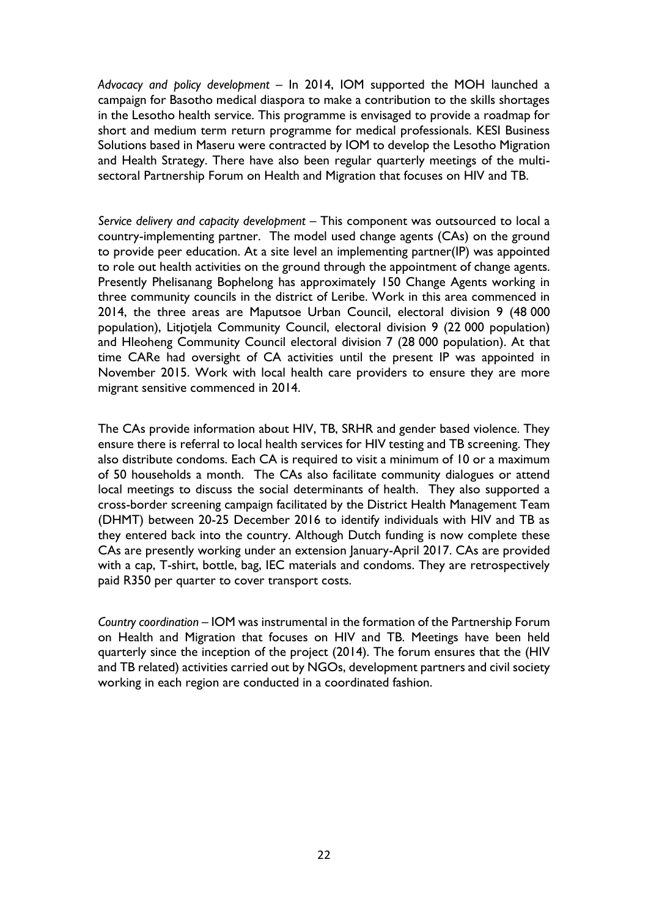*Advocacy and policy development* – In 2014, IOM supported the MOH launched a campaign for Basotho medical diaspora to make a contribution to the skills shortages in the Lesotho health service. This programme is envisaged to provide a roadmap for short and medium term return programme for medical professionals. KESI Business Solutions based in Maseru were contracted by IOM to develop the Lesotho Migration and Health Strategy. There have also been regular quarterly meetings of the multi-sectoral Partnership Forum on Health and Migration that focuses on HIV and TB.

*Service delivery and capacity development* – This component was outsourced to local a country-implementing partner. The model used change agents (CAs) on the ground to provide peer education. At a site level an implementing partner(IP) was appointed to role out health activities on the ground through the appointment of change agents. Presently Phelisanang Bophelong has approximately 150 Change Agents working in three community councils in the district of Leribe. Work in this area commenced in 2014, the three areas are Maputsoe Urban Council, electoral division 9 (48 000 population), Litjotjela Community Council, electoral division 9 (22 000 population) and Hleoheng Community Council electoral division 7 (28 000 population). At that time CARe had oversight of CA activities until the present IP was appointed in November 2015. Work with local health care providers to ensure they are more migrant sensitive commenced in 2014.

The CAs provide information about HIV, TB, SRHR and gender based violence. They ensure there is referral to local health services for HIV testing and TB screening. They also distribute condoms. Each CA is required to visit a minimum of 10 or a maximum of 50 households a month. The CAs also facilitate community dialogues or attend local meetings to discuss the social determinants of health. They also supported a cross-border screening campaign facilitated by the District Health Management Team (DHMT) between 20-25 December 2016 to identify individuals with HIV and TB as they entered back into the country. Although Dutch funding is now complete these CAs are presently working under an extension January-April 2017. CAs are provided with a cap, T-shirt, bottle, bag, IEC materials and condoms. They are retrospectively paid R350 per quarter to cover transport costs.

*Country coordination* – IOM was instrumental in the formation of the Partnership Forum on Health and Migration that focuses on HIV and TB. Meetings have been held quarterly since the inception of the project (2014). The forum ensures that the (HIV and TB related) activities carried out by NGOs, development partners and civil society working in each region are conducted in a coordinated fashion.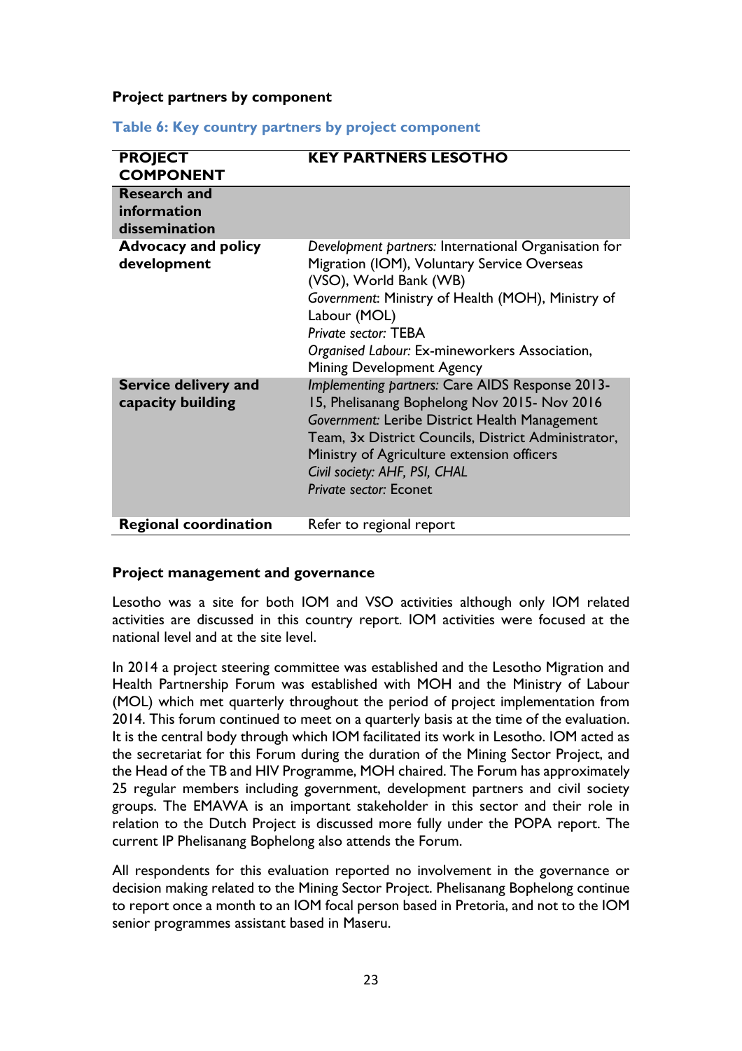**Project partners by component**

**Table 6: Key country partners by project component**

| PROJECT COMPONENT | KEY PARTNERS LESOTHO |
|---|---|
| **Research and information dissemination** | |
| **Advocacy and policy development** | *Development partners:* International Organisation for Migration (IOM), Voluntary Service Overseas (VSO), World Bank (WB)<br>*Government:* Ministry of Health (MOH), Ministry of Labour (MOL)<br>*Private sector:* TEBA<br>*Organised Labour:* Ex-mineworkers Association, Mining Development Agency |
| **Service delivery and capacity building** | *Implementing partners:* Care AIDS Response 2013-15, Phelisanang Bophelong Nov 2015- Nov 2016<br>*Government:* Leribe District Health Management Team, 3x District Councils, District Administrator, Ministry of Agriculture extension officers<br>*Civil society: AHF, PSI, CHAL*<br>*Private sector:* Econet |
| **Regional coordination** | Refer to regional report |

**Project management and governance**

Lesotho was a site for both IOM and VSO activities although only IOM related activities are discussed in this country report. IOM activities were focused at the national level and at the site level.

In 2014 a project steering committee was established and the Lesotho Migration and Health Partnership Forum was established with MOH and the Ministry of Labour (MOL) which met quarterly throughout the period of project implementation from 2014. This forum continued to meet on a quarterly basis at the time of the evaluation. It is the central body through which IOM facilitated its work in Lesotho. IOM acted as the secretariat for this Forum during the duration of the Mining Sector Project, and the Head of the TB and HIV Programme, MOH chaired. The Forum has approximately 25 regular members including government, development partners and civil society groups. The EMAWA is an important stakeholder in this sector and their role in relation to the Dutch Project is discussed more fully under the POPA report. The current IP Phelisanang Bophelong also attends the Forum.

All respondents for this evaluation reported no involvement in the governance or decision making related to the Mining Sector Project. Phelisanang Bophelong continue to report once a month to an IOM focal person based in Pretoria, and not to the IOM senior programmes assistant based in Maseru.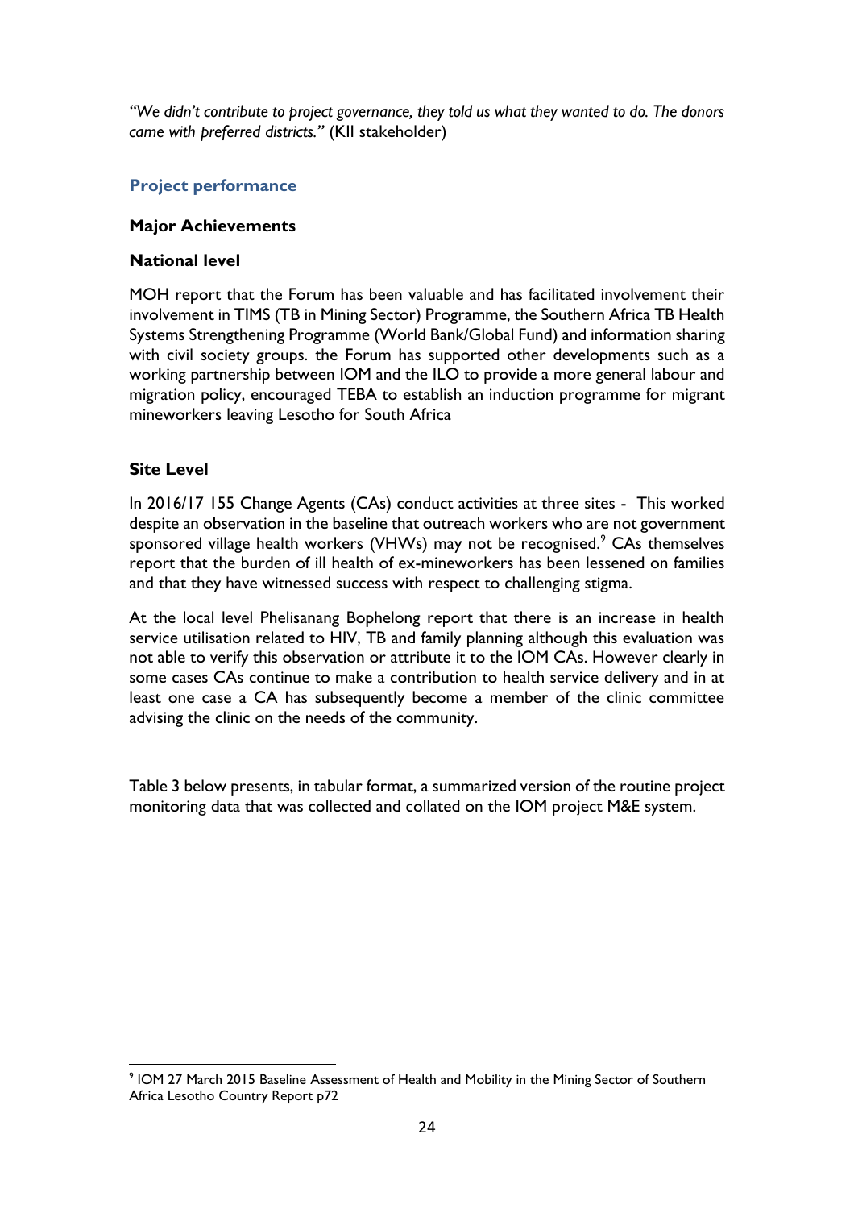*"We didn't contribute to project governance, they told us what they wanted to do. The donors came with preferred districts."* (KII stakeholder)

### Project performance

#### Major Achievements

#### National level

MOH report that the Forum has been valuable and has facilitated involvement their involvement in TIMS (TB in Mining Sector) Programme, the Southern Africa TB Health Systems Strengthening Programme (World Bank/Global Fund) and information sharing with civil society groups. the Forum has supported other developments such as a working partnership between IOM and the ILO to provide a more general labour and migration policy, encouraged TEBA to establish an induction programme for migrant mineworkers leaving Lesotho for South Africa

#### Site Level

In 2016/17 155 Change Agents (CAs) conduct activities at three sites - This worked despite an observation in the baseline that outreach workers who are not government sponsored village health workers (VHWs) may not be recognised.[9] CAs themselves report that the burden of ill health of ex-mineworkers has been lessened on families and that they have witnessed success with respect to challenging stigma.

At the local level Phelisanang Bophelong report that there is an increase in health service utilisation related to HIV, TB and family planning although this evaluation was not able to verify this observation or attribute it to the IOM CAs. However clearly in some cases CAs continue to make a contribution to health service delivery and in at least one case a CA has subsequently become a member of the clinic committee advising the clinic on the needs of the community.

Table 3 below presents, in tabular format, a summarized version of the routine project monitoring data that was collected and collated on the IOM project M&E system.

[9] IOM 27 March 2015 Baseline Assessment of Health and Mobility in the Mining Sector of Southern Africa Lesotho Country Report p72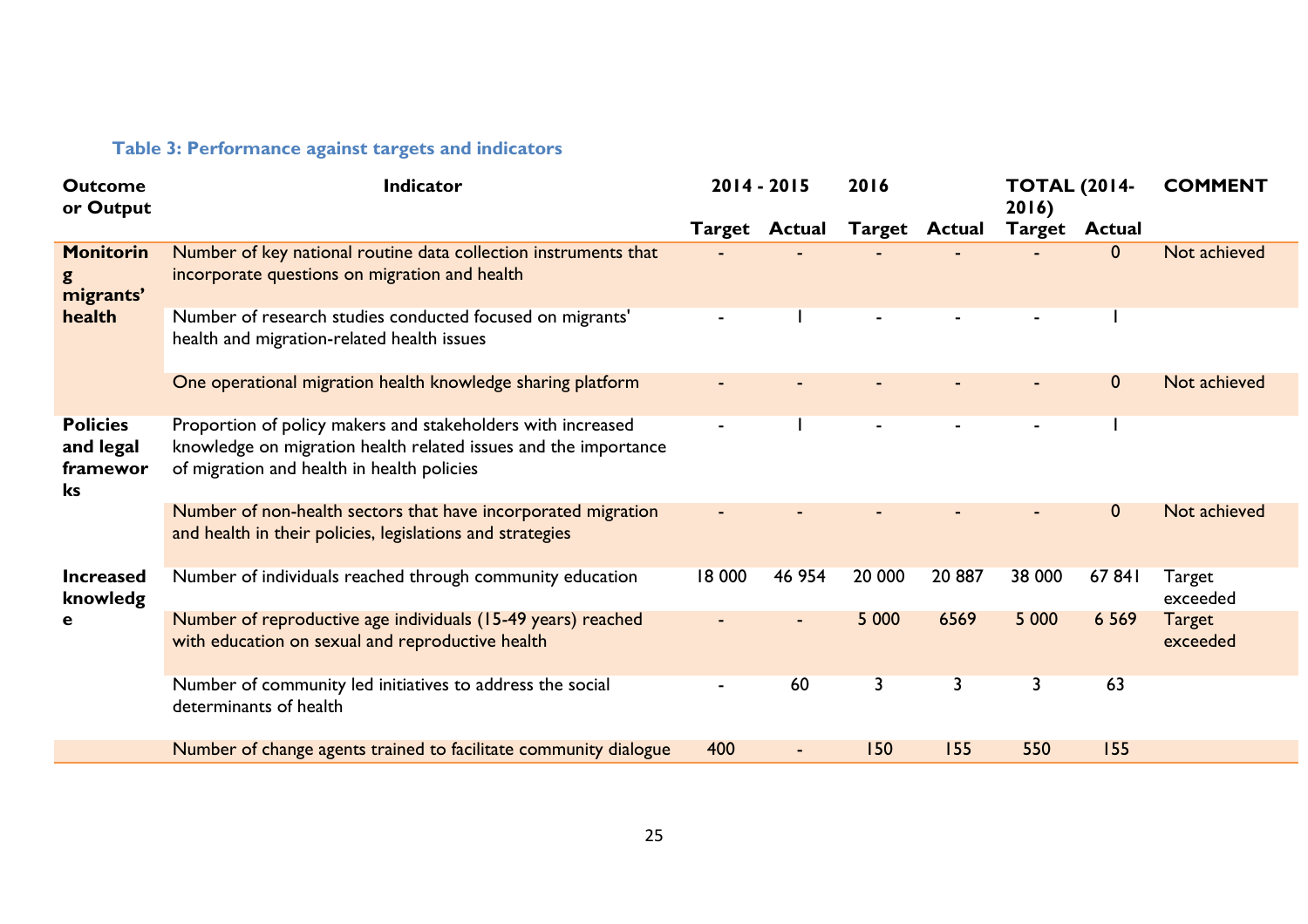**Table 3: Performance against targets and indicators**

| Outcome or Output | Indicator | 2014 - 2015 | | 2016 | | TOTAL (2014-2016) | | COMMENT |
|---|---|---|---|---|---|---|---|---|
| | | Target | Actual | Target | Actual | Target | Actual | |
| Monitoring migrants' health | Number of key national routine data collection instruments that incorporate questions on migration and health | - | - | - | - | - | 0 | Not achieved |
| | Number of research studies conducted focused on migrants' health and migration-related health issues | - | 1 | - | - | - | 1 | |
| | One operational migration health knowledge sharing platform | - | - | - | - | - | 0 | Not achieved |
| Policies and legal frameworks | Proportion of policy makers and stakeholders with increased knowledge on migration health related issues and the importance of migration and health in health policies | - | 1 | - | - | - | 1 | |
| | Number of non-health sectors that have incorporated migration and health in their policies, legislations and strategies | - | - | - | - | - | 0 | Not achieved |
| Increased knowledge | Number of individuals reached through community education | 18 000 | 46 954 | 20 000 | 20 887 | 38 000 | 67 841 | Target exceeded |
| | Number of reproductive age individuals (15-49 years) reached with education on sexual and reproductive health | - | - | 5 000 | 6569 | 5 000 | 6 569 | Target exceeded |
| | Number of community led initiatives to address the social determinants of health | - | 60 | 3 | 3 | 3 | 63 | |
| | Number of change agents trained to facilitate community dialogue | 400 | - | 150 | 155 | 550 | 155 | |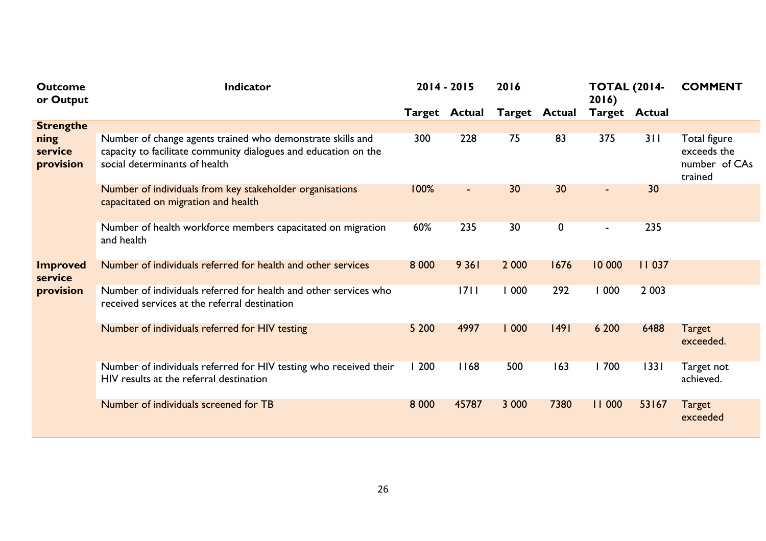| Outcome or Output | Indicator | 2014 - 2015 | | 2016 | | TOTAL (2014-2016) | | COMMENT |
|---|---|---|---|---|---|---|---|---|
| | | Target | Actual | Target | Actual | Target | Actual | |
| Strengthening service provision | Number of change agents trained who demonstrate skills and capacity to facilitate community dialogues and education on the social determinants of health | 300 | 228 | 75 | 83 | 375 | 311 | Total figure exceeds the number of CAs trained |
| | Number of individuals from key stakeholder organisations capacitated on migration and health | 100% | - | 30 | 30 | - | 30 | |
| | Number of health workforce members capacitated on migration and health | 60% | 235 | 30 | 0 | - | 235 | |
| Improved service provision | Number of individuals referred for health and other services | 8 000 | 9 361 | 2 000 | 1676 | 10 000 | 11 037 | |
| | Number of individuals referred for health and other services who received services at the referral destination | | 1711 | 1 000 | 292 | 1 000 | 2 003 | |
| | Number of individuals referred for HIV testing | 5 200 | 4997 | 1 000 | 1491 | 6 200 | 6488 | Target exceeded. |
| | Number of individuals referred for HIV testing who received their HIV results at the referral destination | 1 200 | 1168 | 500 | 163 | 1 700 | 1331 | Target not achieved. |
| | Number of individuals screened for TB | 8 000 | 45787 | 3 000 | 7380 | 11 000 | 53167 | Target exceeded |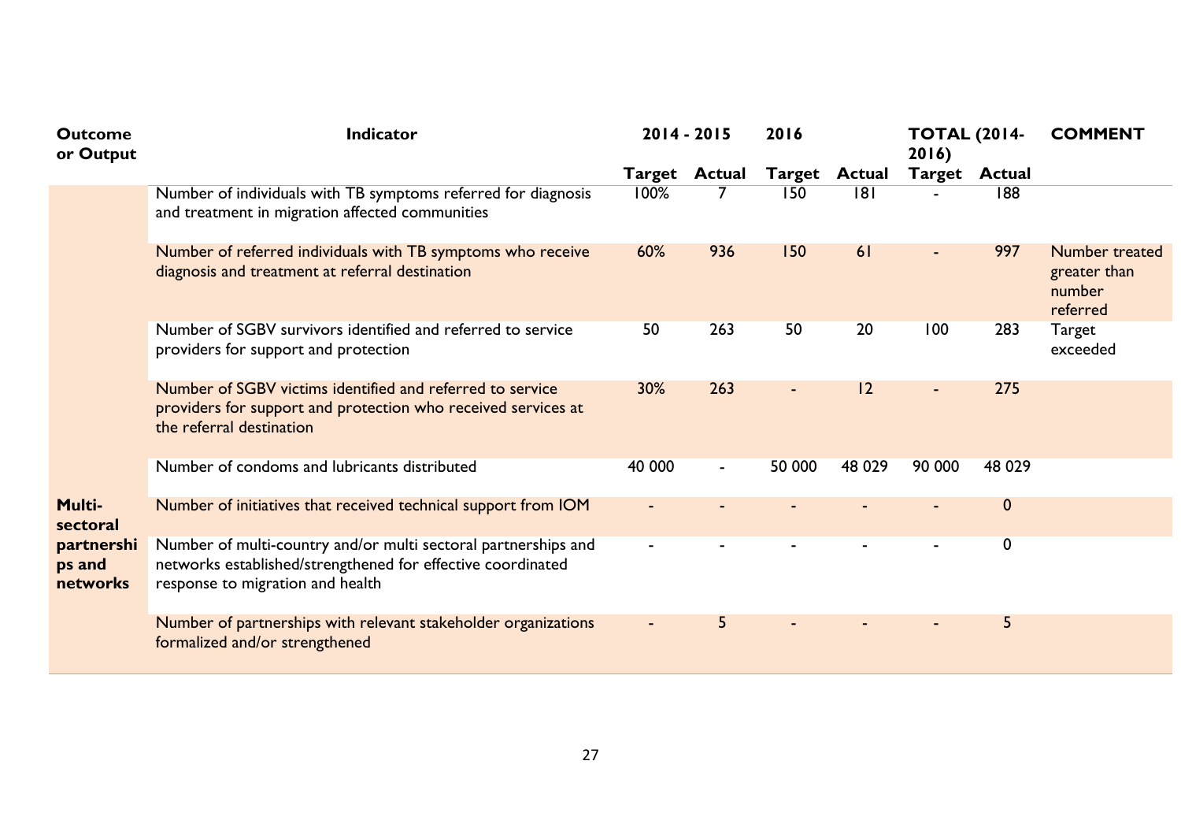| Outcome or Output | Indicator | 2014 - 2015 | | 2016 | | TOTAL (2014-2016) | | COMMENT |
|---|---|---|---|---|---|---|---|---|
| | | Target | Actual | Target | Actual | Target | Actual | |
| | Number of individuals with TB symptoms referred for diagnosis and treatment in migration affected communities | 100% | 7 | 150 | 181 | - | 188 | |
| | Number of referred individuals with TB symptoms who receive diagnosis and treatment at referral destination | 60% | 936 | 150 | 61 | - | 997 | Number treated greater than number referred |
| | Number of SGBV survivors identified and referred to service providers for support and protection | 50 | 263 | 50 | 20 | 100 | 283 | Target exceeded |
| | Number of SGBV victims identified and referred to service providers for support and protection who received services at the referral destination | 30% | 263 | - | 12 | - | 275 | |
| | Number of condoms and lubricants distributed | 40 000 | - | 50 000 | 48 029 | 90 000 | 48 029 | |
| **Multi-sectoral partnerships and networks** | Number of initiatives that received technical support from IOM | - | - | - | - | - | 0 | |
| | Number of multi-country and/or multi sectoral partnerships and networks established/strengthened for effective coordinated response to migration and health | - | - | - | - | - | 0 | |
| | Number of partnerships with relevant stakeholder organizations formalized and/or strengthened | - | 5 | - | - | - | 5 | |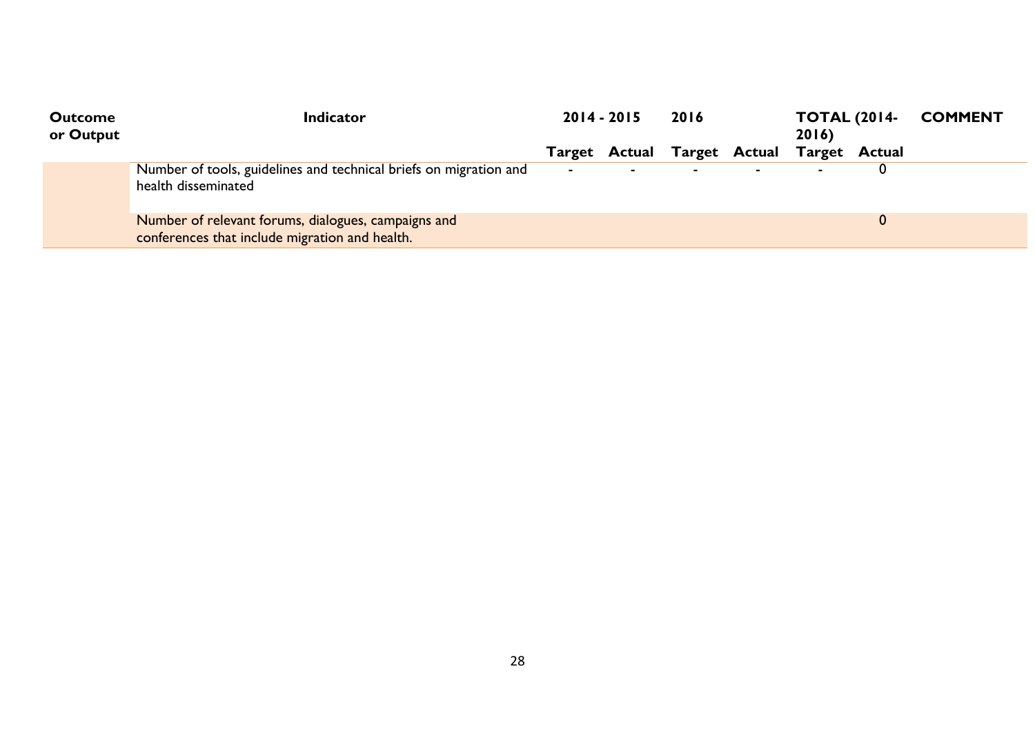| Outcome or Output | Indicator | 2014 - 2015 | | 2016 | | TOTAL (2014-2016) | | COMMENT |
|---|---|---|---|---|---|---|---|---|
| | | Target | Actual | Target | Actual | Target | Actual | |
| | Number of tools, guidelines and technical briefs on migration and health disseminated | - | - | - | - | - | 0 | |
| | Number of relevant forums, dialogues, campaigns and conferences that include migration and health. | | | | | | 0 | |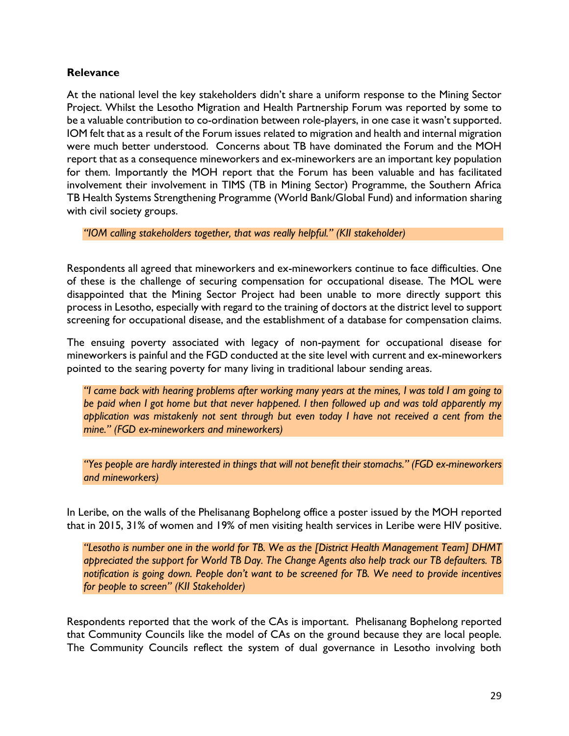**Relevance**

At the national level the key stakeholders didn't share a uniform response to the Mining Sector Project. Whilst the Lesotho Migration and Health Partnership Forum was reported by some to be a valuable contribution to co-ordination between role-players, in one case it wasn't supported. IOM felt that as a result of the Forum issues related to migration and health and internal migration were much better understood. Concerns about TB have dominated the Forum and the MOH report that as a consequence mineworkers and ex-mineworkers are an important key population for them. Importantly the MOH report that the Forum has been valuable and has facilitated involvement their involvement in TIMS (TB in Mining Sector) Programme, the Southern Africa TB Health Systems Strengthening Programme (World Bank/Global Fund) and information sharing with civil society groups.

*"IOM calling stakeholders together, that was really helpful." (KII stakeholder)*

Respondents all agreed that mineworkers and ex-mineworkers continue to face difficulties. One of these is the challenge of securing compensation for occupational disease. The MOL were disappointed that the Mining Sector Project had been unable to more directly support this process in Lesotho, especially with regard to the training of doctors at the district level to support screening for occupational disease, and the establishment of a database for compensation claims.

The ensuing poverty associated with legacy of non-payment for occupational disease for mineworkers is painful and the FGD conducted at the site level with current and ex-mineworkers pointed to the searing poverty for many living in traditional labour sending areas.

*"I came back with hearing problems after working many years at the mines, I was told I am going to be paid when I got home but that never happened. I then followed up and was told apparently my application was mistakenly not sent through but even today I have not received a cent from the mine." (FGD ex-mineworkers and mineworkers)*

*"Yes people are hardly interested in things that will not benefit their stomachs." (FGD ex-mineworkers and mineworkers)*

In Leribe, on the walls of the Phelisanang Bophelong office a poster issued by the MOH reported that in 2015, 31% of women and 19% of men visiting health services in Leribe were HIV positive.

*"Lesotho is number one in the world for TB. We as the [District Health Management Team] DHMT appreciated the support for World TB Day. The Change Agents also help track our TB defaulters. TB notification is going down. People don't want to be screened for TB. We need to provide incentives for people to screen" (KII Stakeholder)*

Respondents reported that the work of the CAs is important. Phelisanang Bophelong reported that Community Councils like the model of CAs on the ground because they are local people. The Community Councils reflect the system of dual governance in Lesotho involving both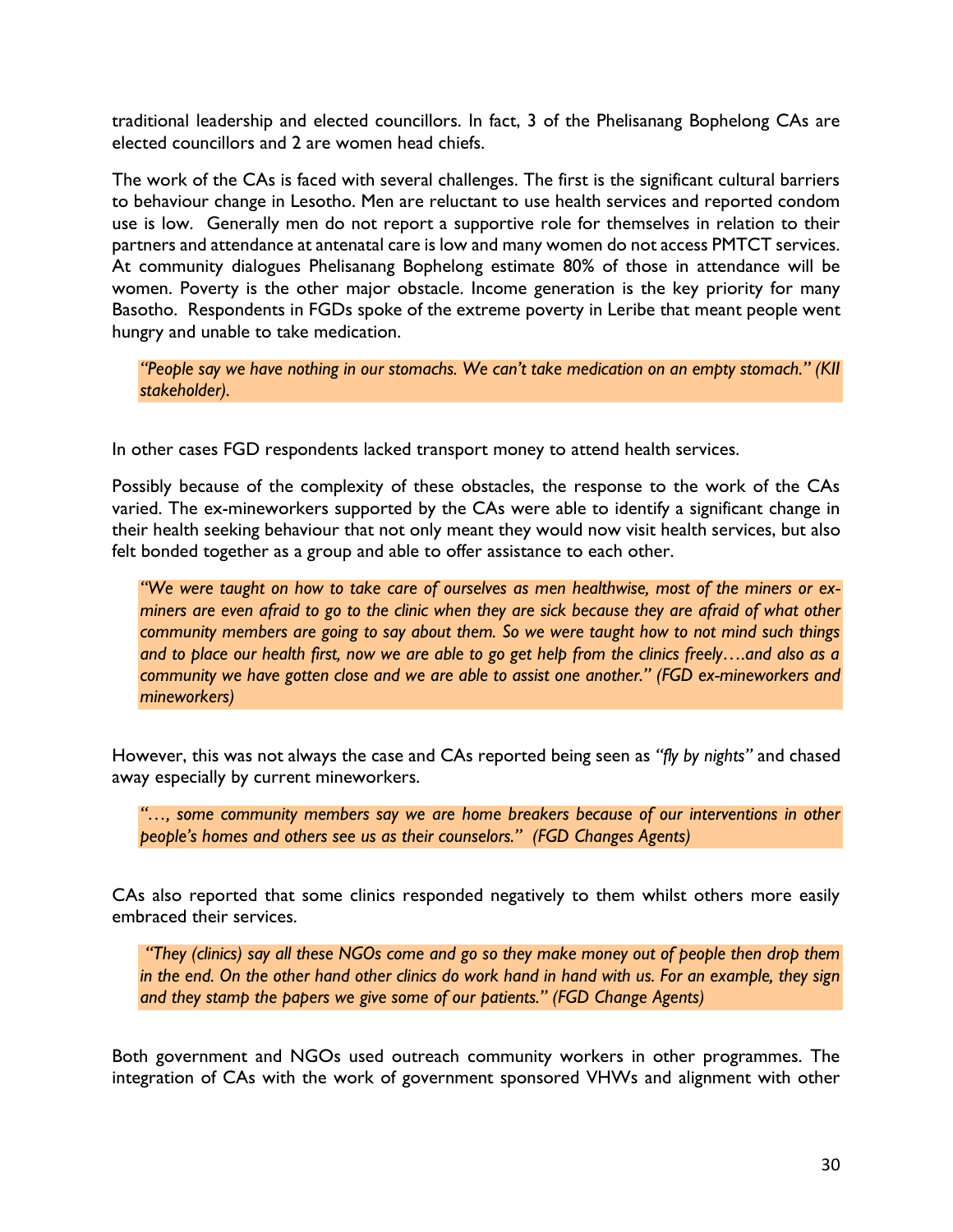traditional leadership and elected councillors. In fact, 3 of the Phelisanang Bophelong CAs are elected councillors and 2 are women head chiefs.

The work of the CAs is faced with several challenges. The first is the significant cultural barriers to behaviour change in Lesotho. Men are reluctant to use health services and reported condom use is low. Generally men do not report a supportive role for themselves in relation to their partners and attendance at antenatal care is low and many women do not access PMTCT services. At community dialogues Phelisanang Bophelong estimate 80% of those in attendance will be women. Poverty is the other major obstacle. Income generation is the key priority for many Basotho. Respondents in FGDs spoke of the extreme poverty in Leribe that meant people went hungry and unable to take medication.

> *"People say we have nothing in our stomachs. We can't take medication on an empty stomach." (KII stakeholder).*

In other cases FGD respondents lacked transport money to attend health services.

Possibly because of the complexity of these obstacles, the response to the work of the CAs varied. The ex-mineworkers supported by the CAs were able to identify a significant change in their health seeking behaviour that not only meant they would now visit health services, but also felt bonded together as a group and able to offer assistance to each other.

> *"We were taught on how to take care of ourselves as men healthwise, most of the miners or ex-miners are even afraid to go to the clinic when they are sick because they are afraid of what other community members are going to say about them. So we were taught how to not mind such things and to place our health first, now we are able to go get help from the clinics freely….and also as a community we have gotten close and we are able to assist one another." (FGD ex-mineworkers and mineworkers)*

However, this was not always the case and CAs reported being seen as *"fly by nights"* and chased away especially by current mineworkers.

> *"…, some community members say we are home breakers because of our interventions in other people's homes and others see us as their counselors." (FGD Changes Agents)*

CAs also reported that some clinics responded negatively to them whilst others more easily embraced their services.

> *"They (clinics) say all these NGOs come and go so they make money out of people then drop them in the end. On the other hand other clinics do work hand in hand with us. For an example, they sign and they stamp the papers we give some of our patients." (FGD Change Agents)*

Both government and NGOs used outreach community workers in other programmes. The integration of CAs with the work of government sponsored VHWs and alignment with other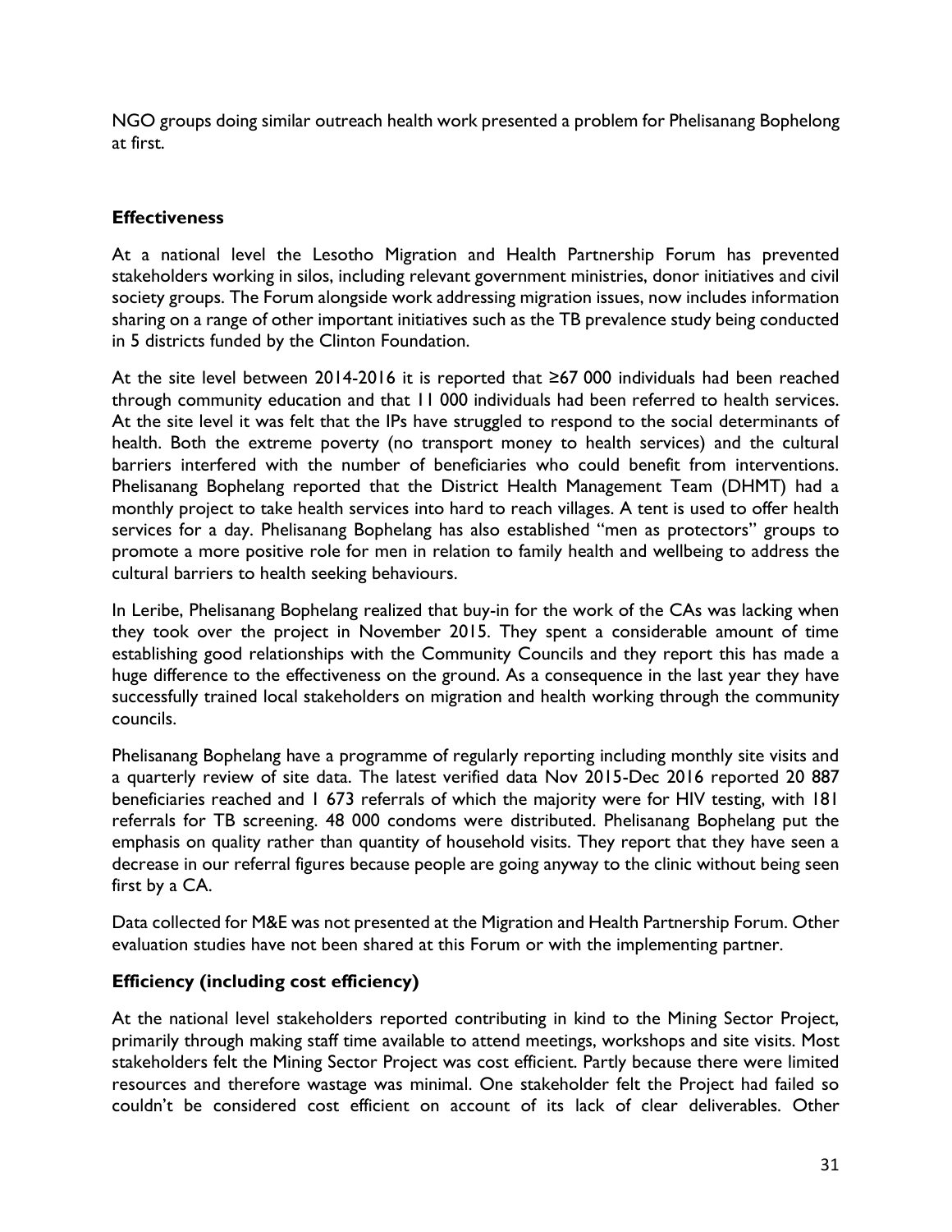NGO groups doing similar outreach health work presented a problem for Phelisanang Bophelong at first.

### Effectiveness

At a national level the Lesotho Migration and Health Partnership Forum has prevented stakeholders working in silos, including relevant government ministries, donor initiatives and civil society groups. The Forum alongside work addressing migration issues, now includes information sharing on a range of other important initiatives such as the TB prevalence study being conducted in 5 districts funded by the Clinton Foundation.

At the site level between 2014-2016 it is reported that ≥67 000 individuals had been reached through community education and that 11 000 individuals had been referred to health services. At the site level it was felt that the IPs have struggled to respond to the social determinants of health. Both the extreme poverty (no transport money to health services) and the cultural barriers interfered with the number of beneficiaries who could benefit from interventions. Phelisanang Bophelang reported that the District Health Management Team (DHMT) had a monthly project to take health services into hard to reach villages. A tent is used to offer health services for a day. Phelisanang Bophelang has also established "men as protectors" groups to promote a more positive role for men in relation to family health and wellbeing to address the cultural barriers to health seeking behaviours.

In Leribe, Phelisanang Bophelang realized that buy-in for the work of the CAs was lacking when they took over the project in November 2015. They spent a considerable amount of time establishing good relationships with the Community Councils and they report this has made a huge difference to the effectiveness on the ground. As a consequence in the last year they have successfully trained local stakeholders on migration and health working through the community councils.

Phelisanang Bophelang have a programme of regularly reporting including monthly site visits and a quarterly review of site data. The latest verified data Nov 2015-Dec 2016 reported 20 887 beneficiaries reached and 1 673 referrals of which the majority were for HIV testing, with 181 referrals for TB screening. 48 000 condoms were distributed. Phelisanang Bophelang put the emphasis on quality rather than quantity of household visits. They report that they have seen a decrease in our referral figures because people are going anyway to the clinic without being seen first by a CA.

Data collected for M&E was not presented at the Migration and Health Partnership Forum. Other evaluation studies have not been shared at this Forum or with the implementing partner.

### Efficiency (including cost efficiency)

At the national level stakeholders reported contributing in kind to the Mining Sector Project, primarily through making staff time available to attend meetings, workshops and site visits. Most stakeholders felt the Mining Sector Project was cost efficient. Partly because there were limited resources and therefore wastage was minimal. One stakeholder felt the Project had failed so couldn't be considered cost efficient on account of its lack of clear deliverables. Other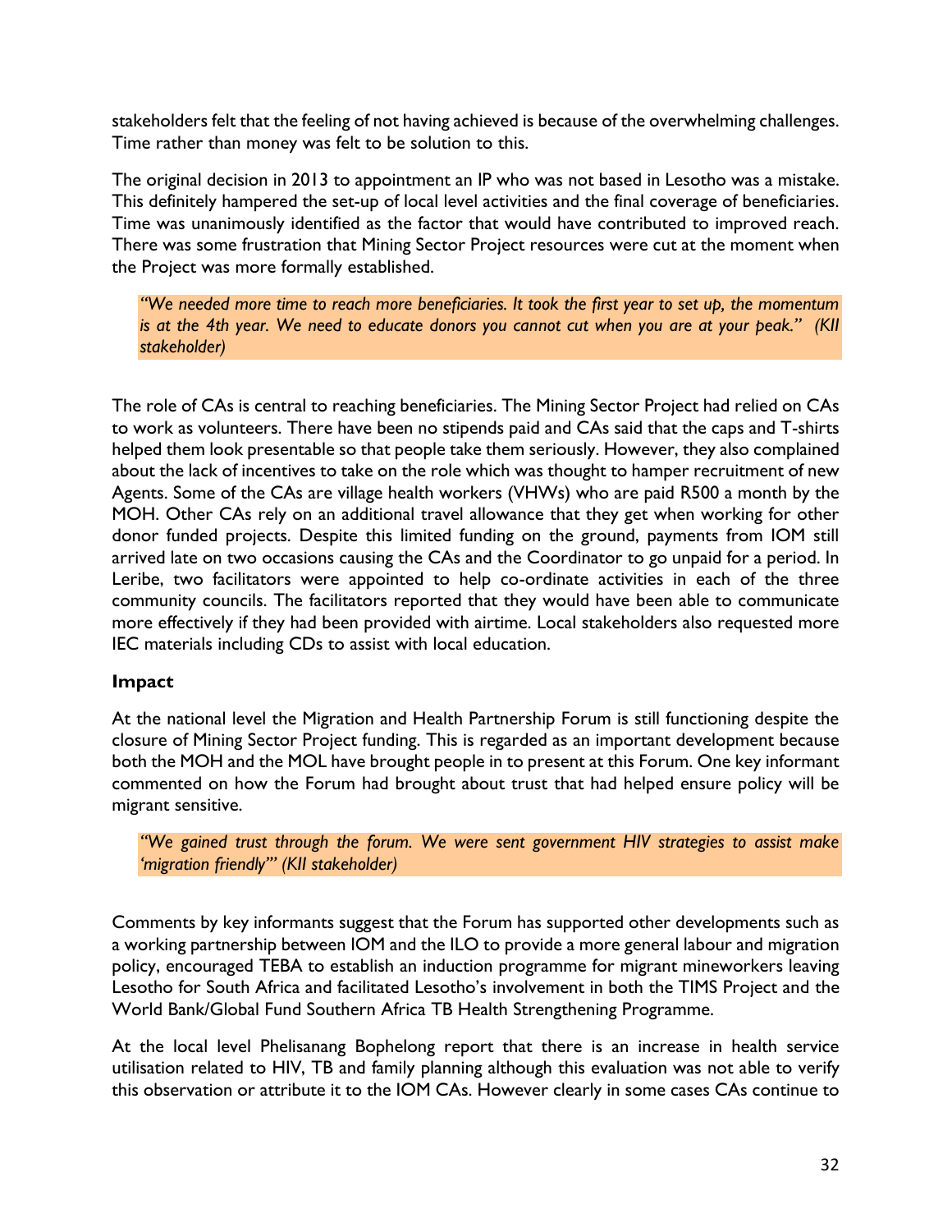stakeholders felt that the feeling of not having achieved is because of the overwhelming challenges. Time rather than money was felt to be solution to this.

The original decision in 2013 to appointment an IP who was not based in Lesotho was a mistake. This definitely hampered the set-up of local level activities and the final coverage of beneficiaries. Time was unanimously identified as the factor that would have contributed to improved reach. There was some frustration that Mining Sector Project resources were cut at the moment when the Project was more formally established.

> *"We needed more time to reach more beneficiaries. It took the first year to set up, the momentum is at the 4th year. We need to educate donors you cannot cut when you are at your peak." (KII stakeholder)*

The role of CAs is central to reaching beneficiaries. The Mining Sector Project had relied on CAs to work as volunteers. There have been no stipends paid and CAs said that the caps and T-shirts helped them look presentable so that people take them seriously. However, they also complained about the lack of incentives to take on the role which was thought to hamper recruitment of new Agents. Some of the CAs are village health workers (VHWs) who are paid R500 a month by the MOH. Other CAs rely on an additional travel allowance that they get when working for other donor funded projects. Despite this limited funding on the ground, payments from IOM still arrived late on two occasions causing the CAs and the Coordinator to go unpaid for a period. In Leribe, two facilitators were appointed to help co-ordinate activities in each of the three community councils. The facilitators reported that they would have been able to communicate more effectively if they had been provided with airtime. Local stakeholders also requested more IEC materials including CDs to assist with local education.

### Impact

At the national level the Migration and Health Partnership Forum is still functioning despite the closure of Mining Sector Project funding. This is regarded as an important development because both the MOH and the MOL have brought people in to present at this Forum. One key informant commented on how the Forum had brought about trust that had helped ensure policy will be migrant sensitive.

> *"We gained trust through the forum. We were sent government HIV strategies to assist make 'migration friendly'" (KII stakeholder)*

Comments by key informants suggest that the Forum has supported other developments such as a working partnership between IOM and the ILO to provide a more general labour and migration policy, encouraged TEBA to establish an induction programme for migrant mineworkers leaving Lesotho for South Africa and facilitated Lesotho's involvement in both the TIMS Project and the World Bank/Global Fund Southern Africa TB Health Strengthening Programme.

At the local level Phelisanang Bophelong report that there is an increase in health service utilisation related to HIV, TB and family planning although this evaluation was not able to verify this observation or attribute it to the IOM CAs. However clearly in some cases CAs continue to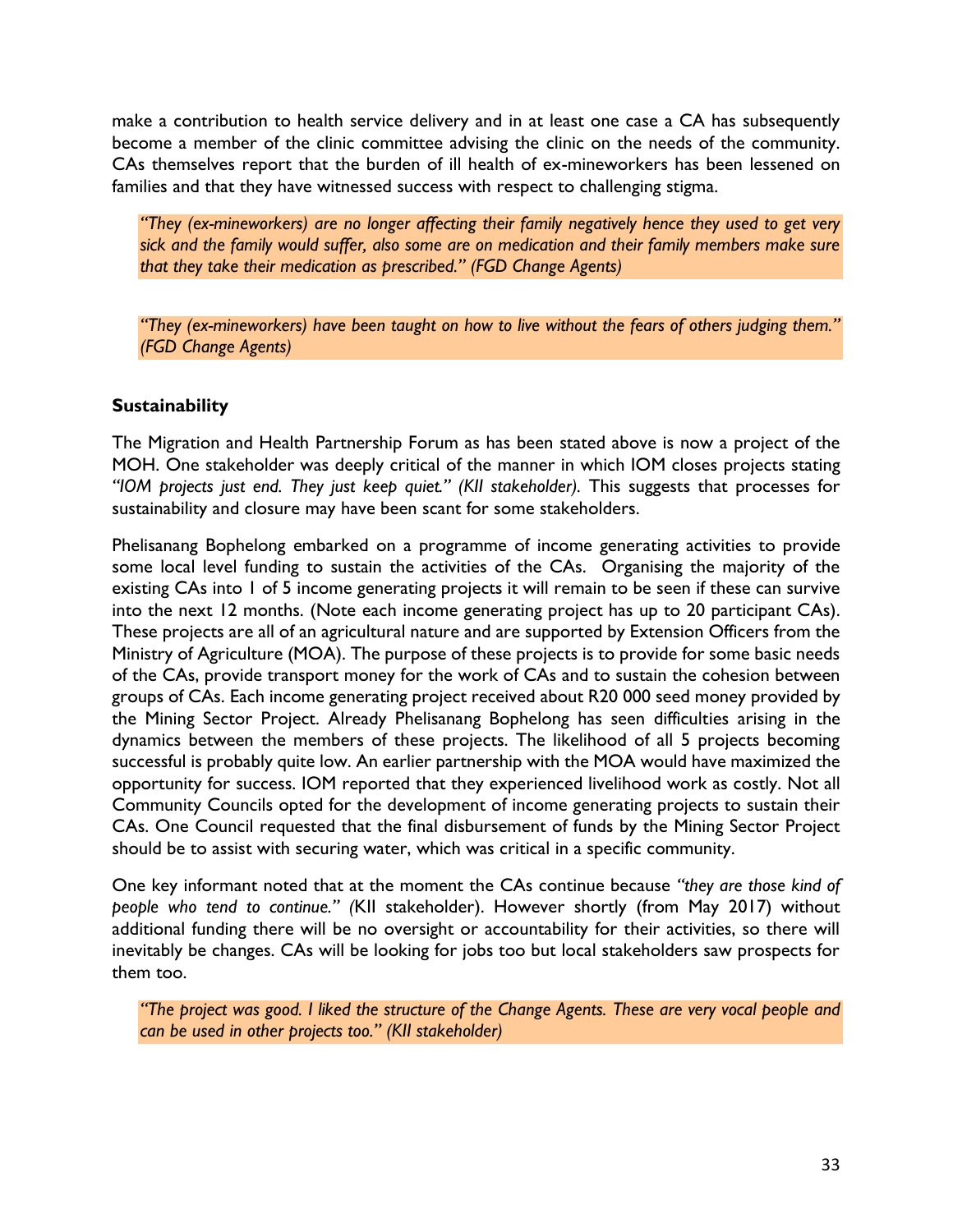make a contribution to health service delivery and in at least one case a CA has subsequently become a member of the clinic committee advising the clinic on the needs of the community. CAs themselves report that the burden of ill health of ex-mineworkers has been lessened on families and that they have witnessed success with respect to challenging stigma.

> *"They (ex-mineworkers) are no longer affecting their family negatively hence they used to get very sick and the family would suffer, also some are on medication and their family members make sure that they take their medication as prescribed." (FGD Change Agents)*

> *"They (ex-mineworkers) have been taught on how to live without the fears of others judging them." (FGD Change Agents)*

**Sustainability**

The Migration and Health Partnership Forum as has been stated above is now a project of the MOH. One stakeholder was deeply critical of the manner in which IOM closes projects stating *"IOM projects just end. They just keep quiet." (KII stakeholder)*. This suggests that processes for sustainability and closure may have been scant for some stakeholders.

Phelisanang Bophelong embarked on a programme of income generating activities to provide some local level funding to sustain the activities of the CAs. Organising the majority of the existing CAs into 1 of 5 income generating projects it will remain to be seen if these can survive into the next 12 months. (Note each income generating project has up to 20 participant CAs). These projects are all of an agricultural nature and are supported by Extension Officers from the Ministry of Agriculture (MOA). The purpose of these projects is to provide for some basic needs of the CAs, provide transport money for the work of CAs and to sustain the cohesion between groups of CAs. Each income generating project received about R20 000 seed money provided by the Mining Sector Project. Already Phelisanang Bophelong has seen difficulties arising in the dynamics between the members of these projects. The likelihood of all 5 projects becoming successful is probably quite low. An earlier partnership with the MOA would have maximized the opportunity for success. IOM reported that they experienced livelihood work as costly. Not all Community Councils opted for the development of income generating projects to sustain their CAs. One Council requested that the final disbursement of funds by the Mining Sector Project should be to assist with securing water, which was critical in a specific community.

One key informant noted that at the moment the CAs continue because *"they are those kind of people who tend to continue." (*KII stakeholder). However shortly (from May 2017) without additional funding there will be no oversight or accountability for their activities, so there will inevitably be changes. CAs will be looking for jobs too but local stakeholders saw prospects for them too.

> *"The project was good. I liked the structure of the Change Agents. These are very vocal people and can be used in other projects too." (KII stakeholder)*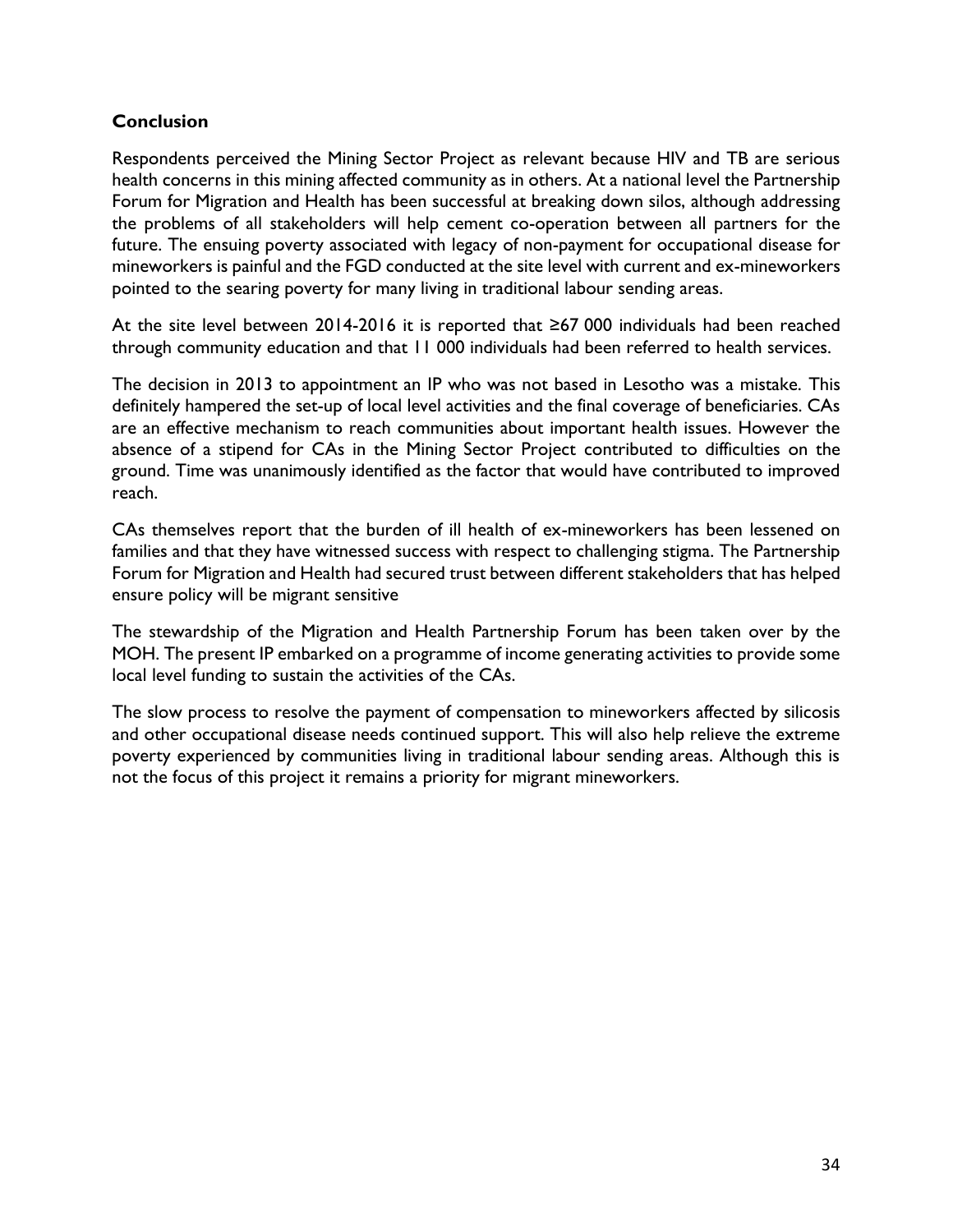**Conclusion**

Respondents perceived the Mining Sector Project as relevant because HIV and TB are serious health concerns in this mining affected community as in others. At a national level the Partnership Forum for Migration and Health has been successful at breaking down silos, although addressing the problems of all stakeholders will help cement co-operation between all partners for the future. The ensuing poverty associated with legacy of non-payment for occupational disease for mineworkers is painful and the FGD conducted at the site level with current and ex-mineworkers pointed to the searing poverty for many living in traditional labour sending areas.

At the site level between 2014-2016 it is reported that ≥67 000 individuals had been reached through community education and that 11 000 individuals had been referred to health services.

The decision in 2013 to appointment an IP who was not based in Lesotho was a mistake. This definitely hampered the set-up of local level activities and the final coverage of beneficiaries. CAs are an effective mechanism to reach communities about important health issues. However the absence of a stipend for CAs in the Mining Sector Project contributed to difficulties on the ground. Time was unanimously identified as the factor that would have contributed to improved reach.

CAs themselves report that the burden of ill health of ex-mineworkers has been lessened on families and that they have witnessed success with respect to challenging stigma. The Partnership Forum for Migration and Health had secured trust between different stakeholders that has helped ensure policy will be migrant sensitive

The stewardship of the Migration and Health Partnership Forum has been taken over by the MOH. The present IP embarked on a programme of income generating activities to provide some local level funding to sustain the activities of the CAs.

The slow process to resolve the payment of compensation to mineworkers affected by silicosis and other occupational disease needs continued support. This will also help relieve the extreme poverty experienced by communities living in traditional labour sending areas. Although this is not the focus of this project it remains a priority for migrant mineworkers.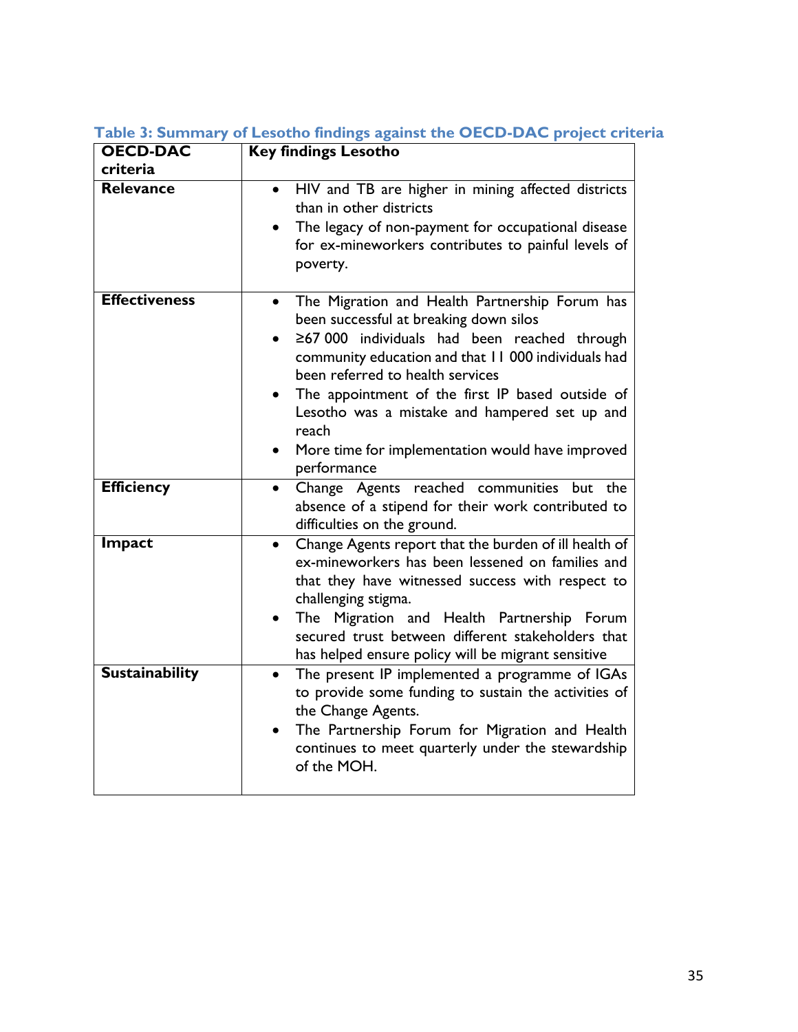**Table 3: Summary of Lesotho findings against the OECD-DAC project criteria**

| OECD-DAC criteria | Key findings Lesotho |
|---|---|
| **Relevance** | • HIV and TB are higher in mining affected districts than in other districts<br>• The legacy of non-payment for occupational disease for ex-mineworkers contributes to painful levels of poverty. |
| **Effectiveness** | • The Migration and Health Partnership Forum has been successful at breaking down silos<br>• ≥67 000 individuals had been reached through community education and that 11 000 individuals had been referred to health services<br>• The appointment of the first IP based outside of Lesotho was a mistake and hampered set up and reach<br>• More time for implementation would have improved performance |
| **Efficiency** | • Change Agents reached communities but the absence of a stipend for their work contributed to difficulties on the ground. |
| **Impact** | • Change Agents report that the burden of ill health of ex-mineworkers has been lessened on families and that they have witnessed success with respect to challenging stigma.<br>• The Migration and Health Partnership Forum secured trust between different stakeholders that has helped ensure policy will be migrant sensitive |
| **Sustainability** | • The present IP implemented a programme of IGAs to provide some funding to sustain the activities of the Change Agents.<br>• The Partnership Forum for Migration and Health continues to meet quarterly under the stewardship of the MOH. |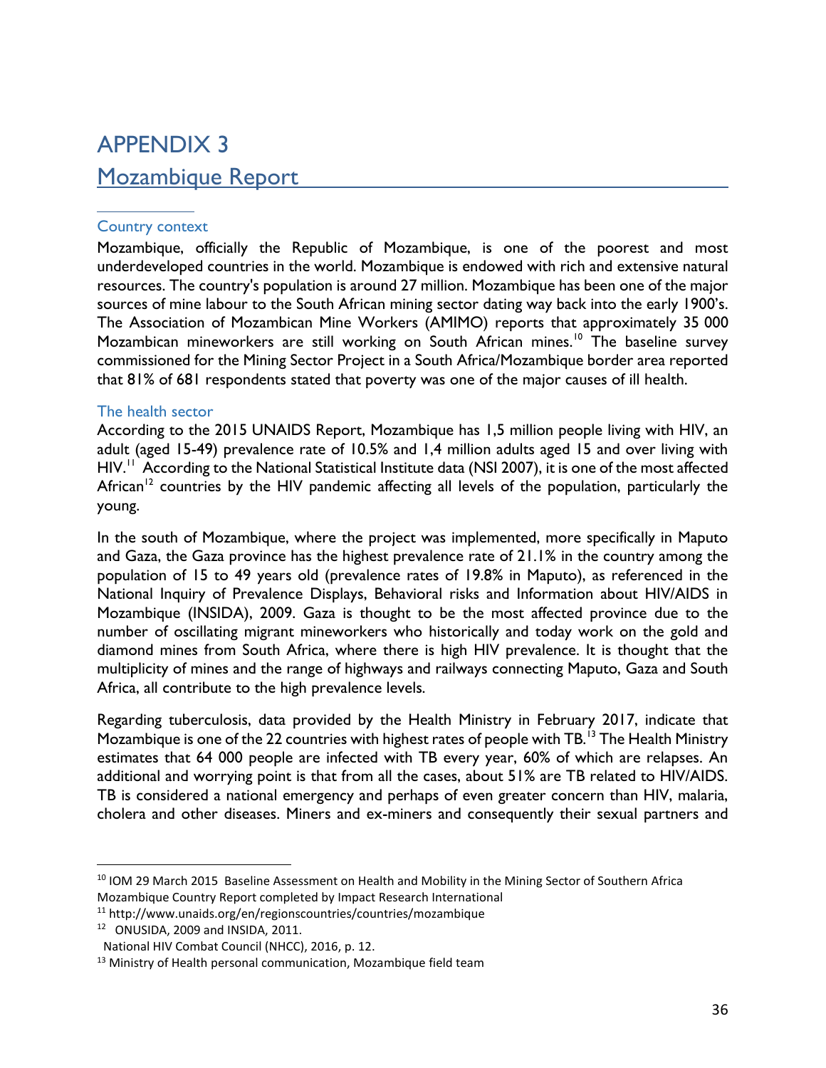# APPENDIX 3

## Mozambique Report

### Country context

Mozambique, officially the Republic of Mozambique, is one of the poorest and most underdeveloped countries in the world. Mozambique is endowed with rich and extensive natural resources. The country's population is around 27 million. Mozambique has been one of the major sources of mine labour to the South African mining sector dating way back into the early 1900's. The Association of Mozambican Mine Workers (AMIMO) reports that approximately 35 000 Mozambican mineworkers are still working on South African mines.[10] The baseline survey commissioned for the Mining Sector Project in a South Africa/Mozambique border area reported that 81% of 681 respondents stated that poverty was one of the major causes of ill health.

### The health sector

According to the 2015 UNAIDS Report, Mozambique has 1,5 million people living with HIV, an adult (aged 15-49) prevalence rate of 10.5% and 1,4 million adults aged 15 and over living with HIV.[11] According to the National Statistical Institute data (NSI 2007), it is one of the most affected African[12] countries by the HIV pandemic affecting all levels of the population, particularly the young.

In the south of Mozambique, where the project was implemented, more specifically in Maputo and Gaza, the Gaza province has the highest prevalence rate of 21.1% in the country among the population of 15 to 49 years old (prevalence rates of 19.8% in Maputo), as referenced in the National Inquiry of Prevalence Displays, Behavioral risks and Information about HIV/AIDS in Mozambique (INSIDA), 2009. Gaza is thought to be the most affected province due to the number of oscillating migrant mineworkers who historically and today work on the gold and diamond mines from South Africa, where there is high HIV prevalence. It is thought that the multiplicity of mines and the range of highways and railways connecting Maputo, Gaza and South Africa, all contribute to the high prevalence levels.

Regarding tuberculosis, data provided by the Health Ministry in February 2017, indicate that Mozambique is one of the 22 countries with highest rates of people with TB.[13] The Health Ministry estimates that 64 000 people are infected with TB every year, 60% of which are relapses. An additional and worrying point is that from all the cases, about 51% are TB related to HIV/AIDS. TB is considered a national emergency and perhaps of even greater concern than HIV, malaria, cholera and other diseases. Miners and ex-miners and consequently their sexual partners and

---

[10] IOM 29 March 2015 Baseline Assessment on Health and Mobility in the Mining Sector of Southern Africa Mozambique Country Report completed by Impact Research International

[11] http://www.unaids.org/en/regionscountries/countries/mozambique

[12] ONUSIDA, 2009 and INSIDA, 2011.
National HIV Combat Council (NHCC), 2016, p. 12.

[13] Ministry of Health personal communication, Mozambique field team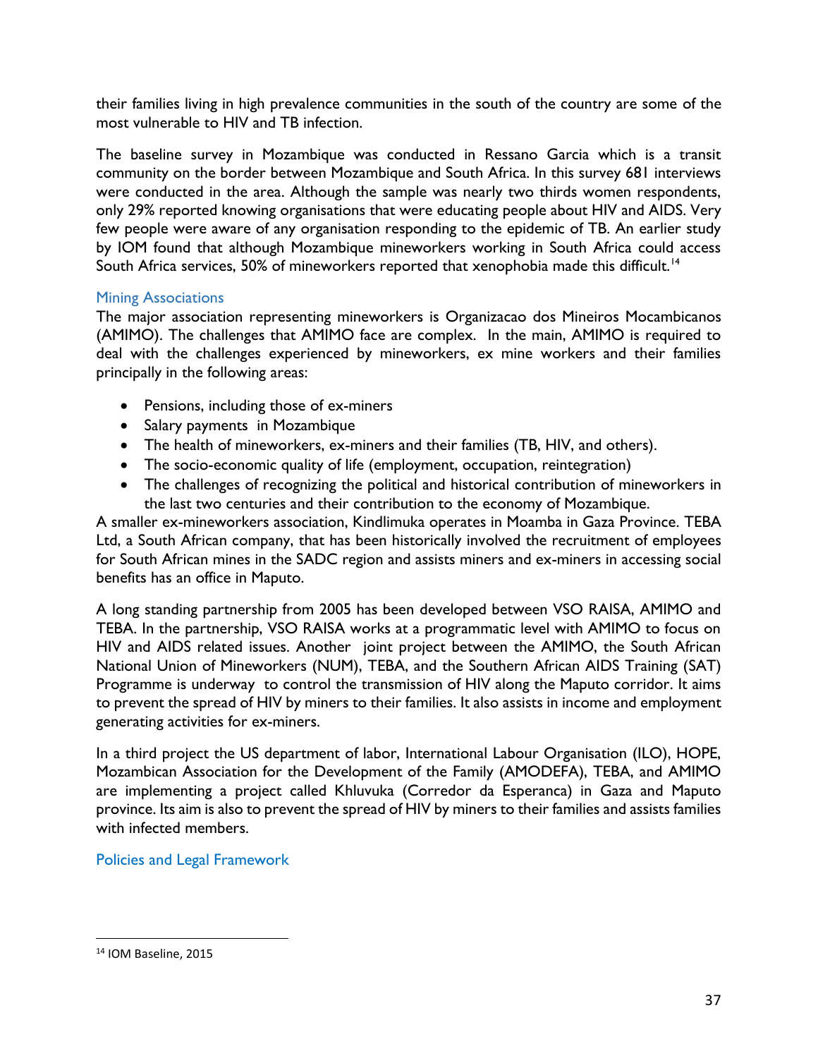their families living in high prevalence communities in the south of the country are some of the most vulnerable to HIV and TB infection.

The baseline survey in Mozambique was conducted in Ressano Garcia which is a transit community on the border between Mozambique and South Africa. In this survey 681 interviews were conducted in the area. Although the sample was nearly two thirds women respondents, only 29% reported knowing organisations that were educating people about HIV and AIDS. Very few people were aware of any organisation responding to the epidemic of TB. An earlier study by IOM found that although Mozambique mineworkers working in South Africa could access South Africa services, 50% of mineworkers reported that xenophobia made this difficult.[14]

### Mining Associations

The major association representing mineworkers is Organizacao dos Mineiros Mocambicanos (AMIMO). The challenges that AMIMO face are complex. In the main, AMIMO is required to deal with the challenges experienced by mineworkers, ex mine workers and their families principally in the following areas:

- Pensions, including those of ex-miners
- Salary payments in Mozambique
- The health of mineworkers, ex-miners and their families (TB, HIV, and others).
- The socio-economic quality of life (employment, occupation, reintegration)
- The challenges of recognizing the political and historical contribution of mineworkers in the last two centuries and their contribution to the economy of Mozambique.

A smaller ex-mineworkers association, Kindlimuka operates in Moamba in Gaza Province. TEBA Ltd, a South African company, that has been historically involved the recruitment of employees for South African mines in the SADC region and assists miners and ex-miners in accessing social benefits has an office in Maputo.

A long standing partnership from 2005 has been developed between VSO RAISA, AMIMO and TEBA. In the partnership, VSO RAISA works at a programmatic level with AMIMO to focus on HIV and AIDS related issues. Another joint project between the AMIMO, the South African National Union of Mineworkers (NUM), TEBA, and the Southern African AIDS Training (SAT) Programme is underway to control the transmission of HIV along the Maputo corridor. It aims to prevent the spread of HIV by miners to their families. It also assists in income and employment generating activities for ex-miners.

In a third project the US department of labor, International Labour Organisation (ILO), HOPE, Mozambican Association for the Development of the Family (AMODEFA), TEBA, and AMIMO are implementing a project called Khluvuka (Corredor da Esperanca) in Gaza and Maputo province. Its aim is also to prevent the spread of HIV by miners to their families and assists families with infected members.

### Policies and Legal Framework

---

[14] IOM Baseline, 2015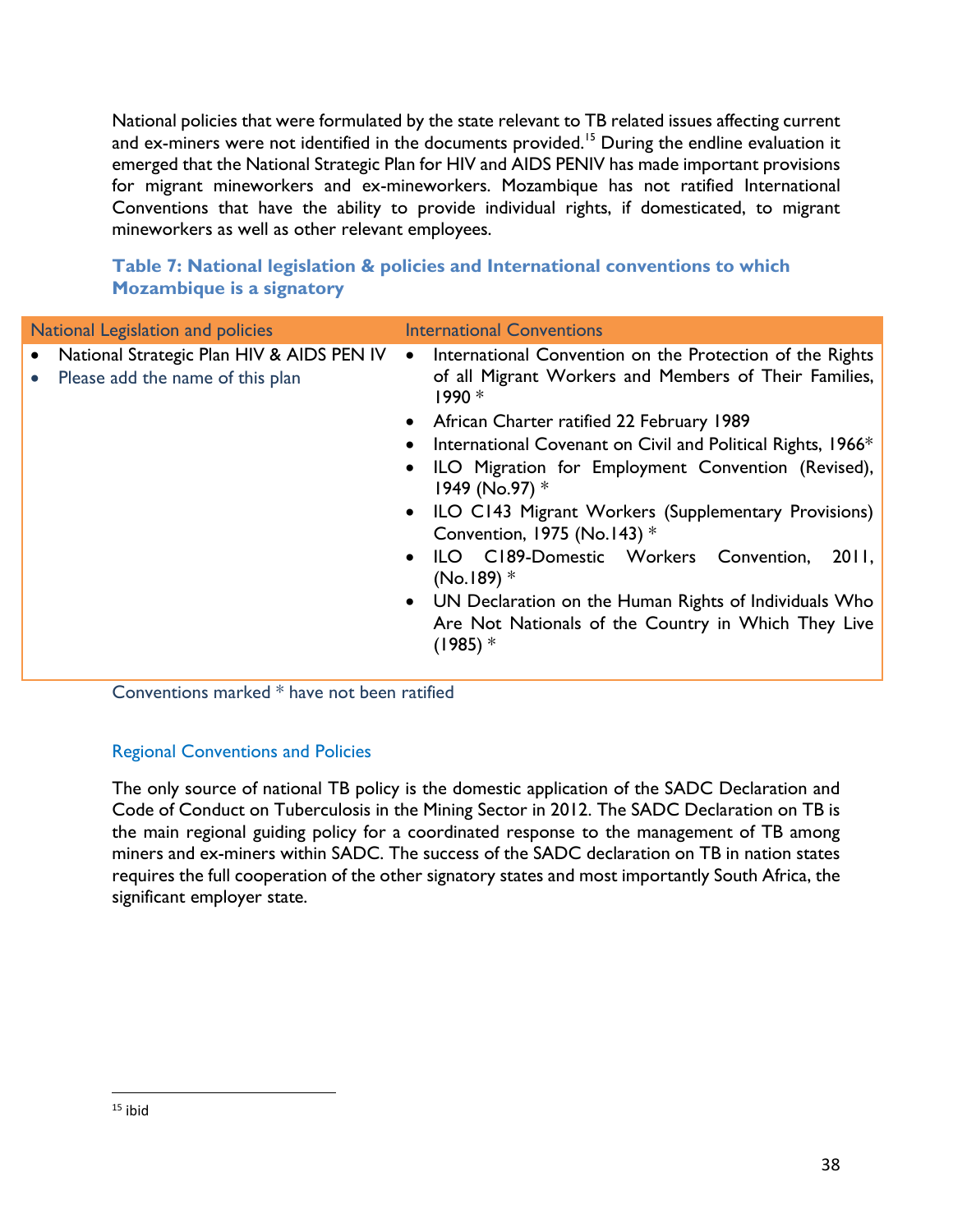National policies that were formulated by the state relevant to TB related issues affecting current and ex-miners were not identified in the documents provided.[15] During the endline evaluation it emerged that the National Strategic Plan for HIV and AIDS PENIV has made important provisions for migrant mineworkers and ex-mineworkers. Mozambique has not ratified International Conventions that have the ability to provide individual rights, if domesticated, to migrant mineworkers as well as other relevant employees.

**Table 7: National legislation & policies and International conventions to which Mozambique is a signatory**

| National Legislation and policies | International Conventions |
|---|---|
| • National Strategic Plan HIV & AIDS PEN IV<br>• Please add the name of this plan | • International Convention on the Protection of the Rights of all Migrant Workers and Members of Their Families, 1990 *<br>• African Charter ratified 22 February 1989<br>• International Covenant on Civil and Political Rights, 1966*<br>• ILO Migration for Employment Convention (Revised), 1949 (No.97) *<br>• ILO C143 Migrant Workers (Supplementary Provisions) Convention, 1975 (No.143) *<br>• ILO C189-Domestic Workers Convention, 2011, (No.189) *<br>• UN Declaration on the Human Rights of Individuals Who Are Not Nationals of the Country in Which They Live (1985) * |

Conventions marked * have not been ratified

### Regional Conventions and Policies

The only source of national TB policy is the domestic application of the SADC Declaration and Code of Conduct on Tuberculosis in the Mining Sector in 2012. The SADC Declaration on TB is the main regional guiding policy for a coordinated response to the management of TB among miners and ex-miners within SADC. The success of the SADC declaration on TB in nation states requires the full cooperation of the other signatory states and most importantly South Africa, the significant employer state.

[15] ibid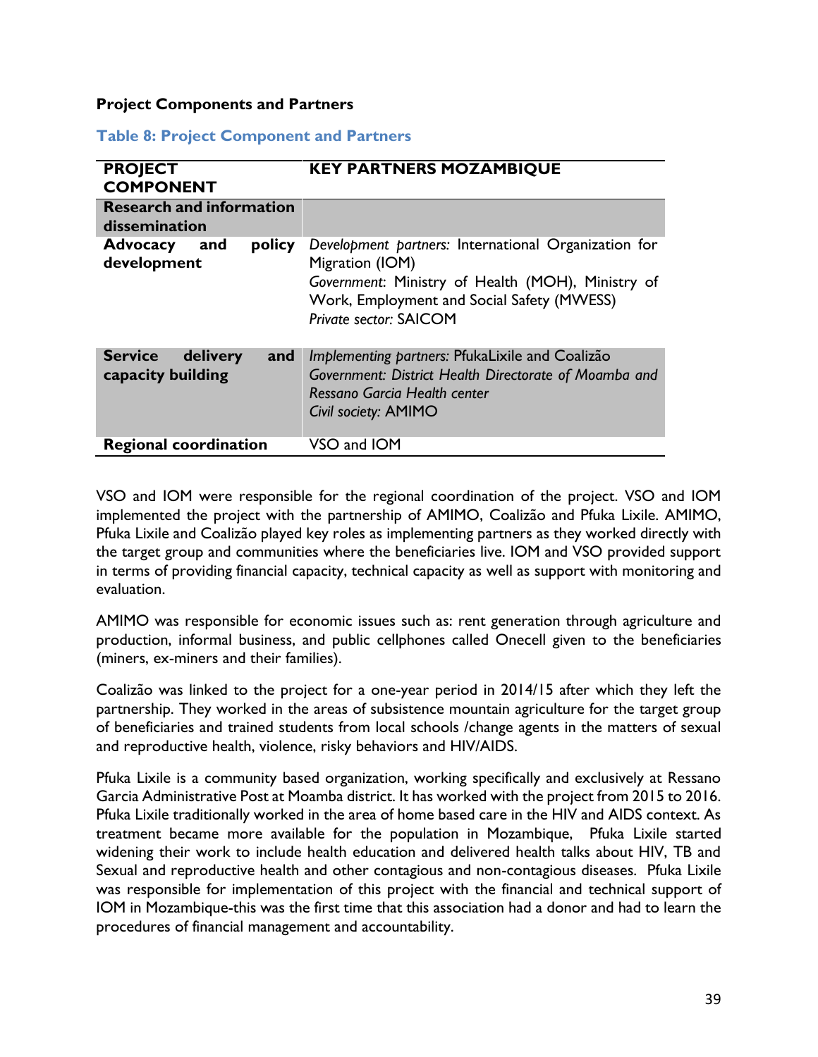**Project Components and Partners**

### Table 8: Project Component and Partners

| PROJECT COMPONENT | KEY PARTNERS MOZAMBIQUE |
|---|---|
| **Research and information dissemination** | |
| **Advocacy and policy development** | *Development partners:* International Organization for Migration (IOM)<br>*Government*: Ministry of Health (MOH), Ministry of Work, Employment and Social Safety (MWESS)<br>*Private sector:* SAICOM |
| **Service delivery and capacity building** | *Implementing partners:* PfukaLixile and Coalizão<br>*Government: District Health Directorate of Moamba and Ressano Garcia Health center*<br>*Civil society:* AMIMO |
| **Regional coordination** | VSO and IOM |

VSO and IOM were responsible for the regional coordination of the project. VSO and IOM implemented the project with the partnership of AMIMO, Coalizão and Pfuka Lixile. AMIMO, Pfuka Lixile and Coalizão played key roles as implementing partners as they worked directly with the target group and communities where the beneficiaries live. IOM and VSO provided support in terms of providing financial capacity, technical capacity as well as support with monitoring and evaluation.

AMIMO was responsible for economic issues such as: rent generation through agriculture and production, informal business, and public cellphones called Onecell given to the beneficiaries (miners, ex-miners and their families).

Coalizão was linked to the project for a one-year period in 2014/15 after which they left the partnership. They worked in the areas of subsistence mountain agriculture for the target group of beneficiaries and trained students from local schools /change agents in the matters of sexual and reproductive health, violence, risky behaviors and HIV/AIDS.

Pfuka Lixile is a community based organization, working specifically and exclusively at Ressano Garcia Administrative Post at Moamba district. It has worked with the project from 2015 to 2016. Pfuka Lixile traditionally worked in the area of home based care in the HIV and AIDS context. As treatment became more available for the population in Mozambique, Pfuka Lixile started widening their work to include health education and delivered health talks about HIV, TB and Sexual and reproductive health and other contagious and non-contagious diseases. Pfuka Lixile was responsible for implementation of this project with the financial and technical support of IOM in Mozambique-this was the first time that this association had a donor and had to learn the procedures of financial management and accountability.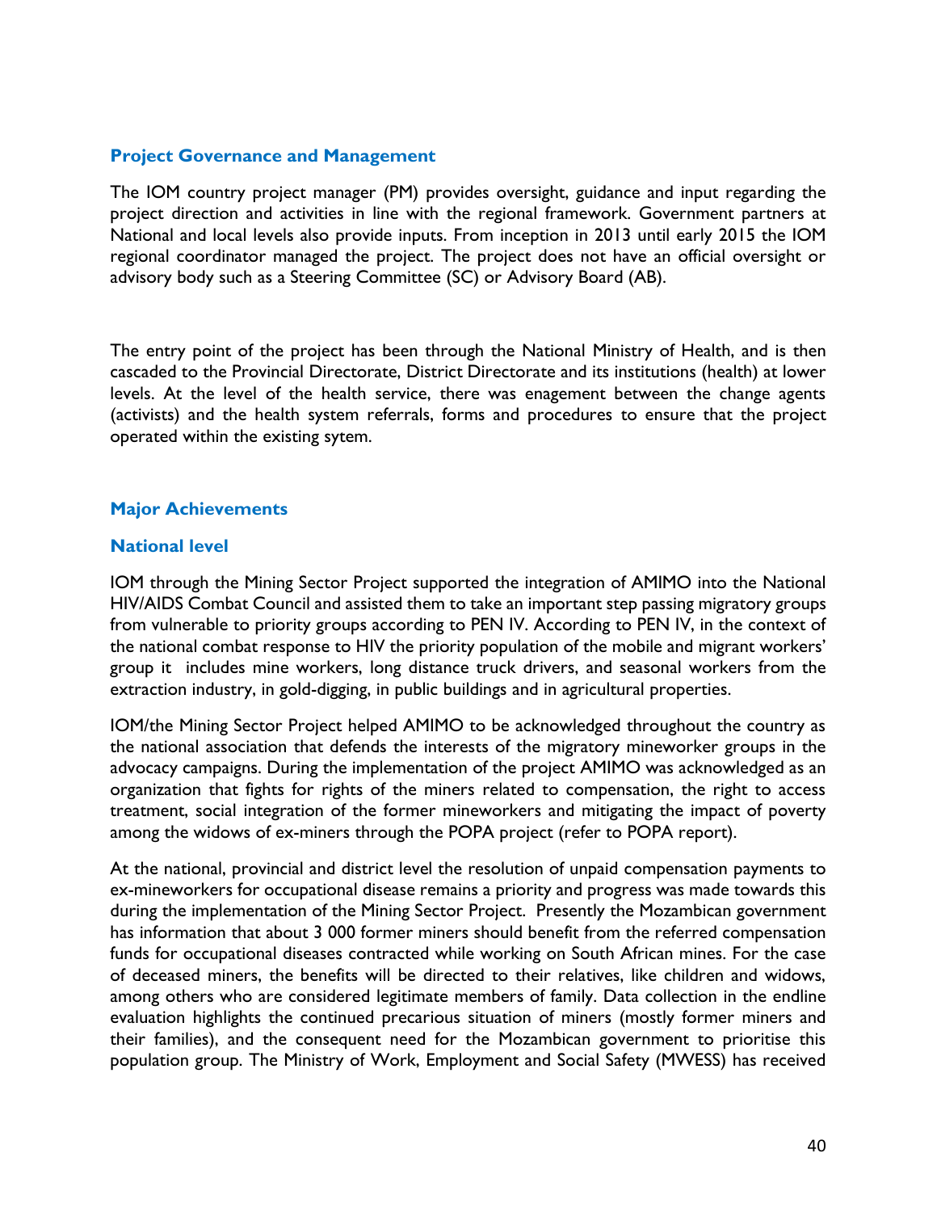### Project Governance and Management

The IOM country project manager (PM) provides oversight, guidance and input regarding the project direction and activities in line with the regional framework. Government partners at National and local levels also provide inputs. From inception in 2013 until early 2015 the IOM regional coordinator managed the project. The project does not have an official oversight or advisory body such as a Steering Committee (SC) or Advisory Board (AB).

The entry point of the project has been through the National Ministry of Health, and is then cascaded to the Provincial Directorate, District Directorate and its institutions (health) at lower levels. At the level of the health service, there was enagement between the change agents (activists) and the health system referrals, forms and procedures to ensure that the project operated within the existing sytem.

### Major Achievements

### National level

IOM through the Mining Sector Project supported the integration of AMIMO into the National HIV/AIDS Combat Council and assisted them to take an important step passing migratory groups from vulnerable to priority groups according to PEN IV. According to PEN IV, in the context of the national combat response to HIV the priority population of the mobile and migrant workers' group it includes mine workers, long distance truck drivers, and seasonal workers from the extraction industry, in gold-digging, in public buildings and in agricultural properties.

IOM/the Mining Sector Project helped AMIMO to be acknowledged throughout the country as the national association that defends the interests of the migratory mineworker groups in the advocacy campaigns. During the implementation of the project AMIMO was acknowledged as an organization that fights for rights of the miners related to compensation, the right to access treatment, social integration of the former mineworkers and mitigating the impact of poverty among the widows of ex-miners through the POPA project (refer to POPA report).

At the national, provincial and district level the resolution of unpaid compensation payments to ex-mineworkers for occupational disease remains a priority and progress was made towards this during the implementation of the Mining Sector Project. Presently the Mozambican government has information that about 3 000 former miners should benefit from the referred compensation funds for occupational diseases contracted while working on South African mines. For the case of deceased miners, the benefits will be directed to their relatives, like children and widows, among others who are considered legitimate members of family. Data collection in the endline evaluation highlights the continued precarious situation of miners (mostly former miners and their families), and the consequent need for the Mozambican government to prioritise this population group. The Ministry of Work, Employment and Social Safety (MWESS) has received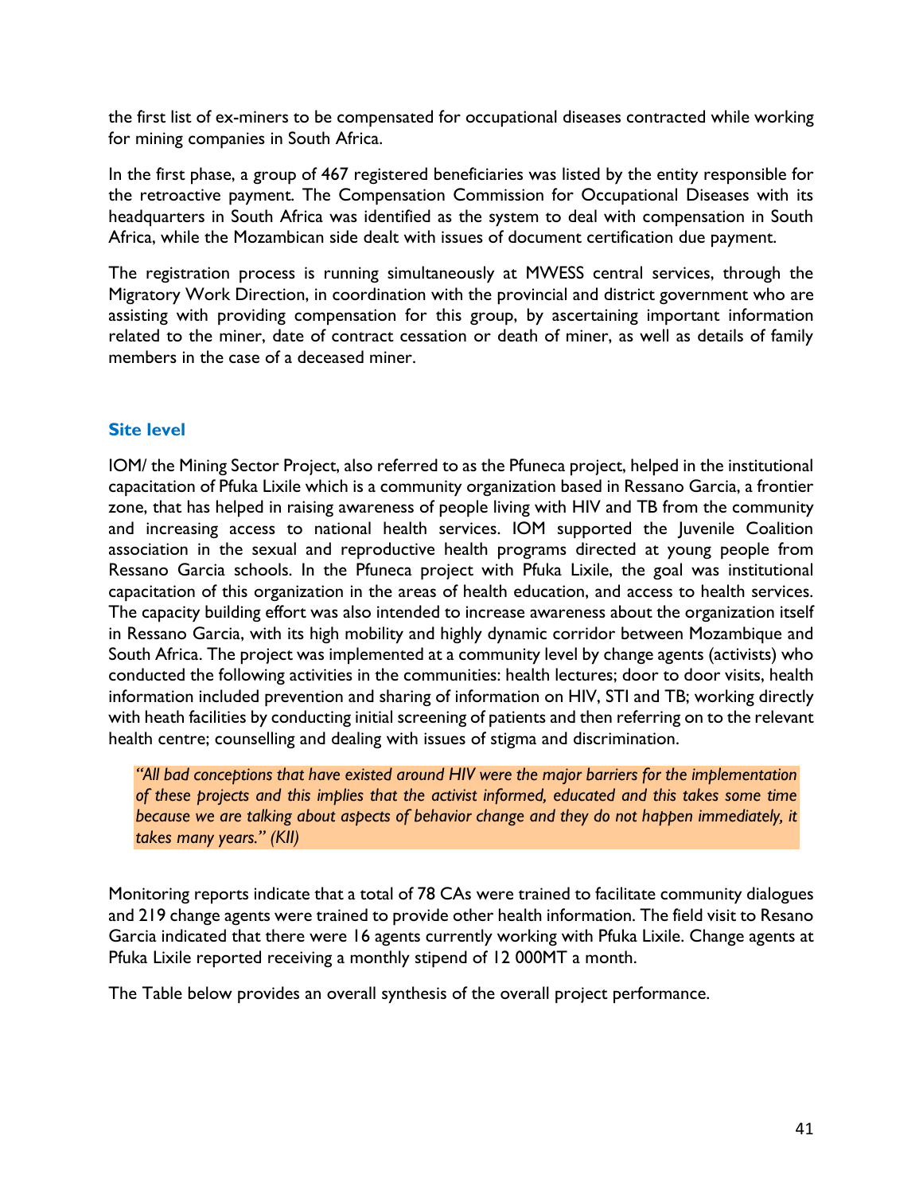the first list of ex-miners to be compensated for occupational diseases contracted while working for mining companies in South Africa.

In the first phase, a group of 467 registered beneficiaries was listed by the entity responsible for the retroactive payment. The Compensation Commission for Occupational Diseases with its headquarters in South Africa was identified as the system to deal with compensation in South Africa, while the Mozambican side dealt with issues of document certification due payment.

The registration process is running simultaneously at MWESS central services, through the Migratory Work Direction, in coordination with the provincial and district government who are assisting with providing compensation for this group, by ascertaining important information related to the miner, date of contract cessation or death of miner, as well as details of family members in the case of a deceased miner.

### Site level

IOM/ the Mining Sector Project, also referred to as the Pfuneca project, helped in the institutional capacitation of Pfuka Lixile which is a community organization based in Ressano Garcia, a frontier zone, that has helped in raising awareness of people living with HIV and TB from the community and increasing access to national health services. IOM supported the Juvenile Coalition association in the sexual and reproductive health programs directed at young people from Ressano Garcia schools. In the Pfuneca project with Pfuka Lixile, the goal was institutional capacitation of this organization in the areas of health education, and access to health services. The capacity building effort was also intended to increase awareness about the organization itself in Ressano Garcia, with its high mobility and highly dynamic corridor between Mozambique and South Africa. The project was implemented at a community level by change agents (activists) who conducted the following activities in the communities: health lectures; door to door visits, health information included prevention and sharing of information on HIV, STI and TB; working directly with heath facilities by conducting initial screening of patients and then referring on to the relevant health centre; counselling and dealing with issues of stigma and discrimination.

> *"All bad conceptions that have existed around HIV were the major barriers for the implementation of these projects and this implies that the activist informed, educated and this takes some time because we are talking about aspects of behavior change and they do not happen immediately, it takes many years." (KII)*

Monitoring reports indicate that a total of 78 CAs were trained to facilitate community dialogues and 219 change agents were trained to provide other health information. The field visit to Resano Garcia indicated that there were 16 agents currently working with Pfuka Lixile. Change agents at Pfuka Lixile reported receiving a monthly stipend of 12 000MT a month.

The Table below provides an overall synthesis of the overall project performance.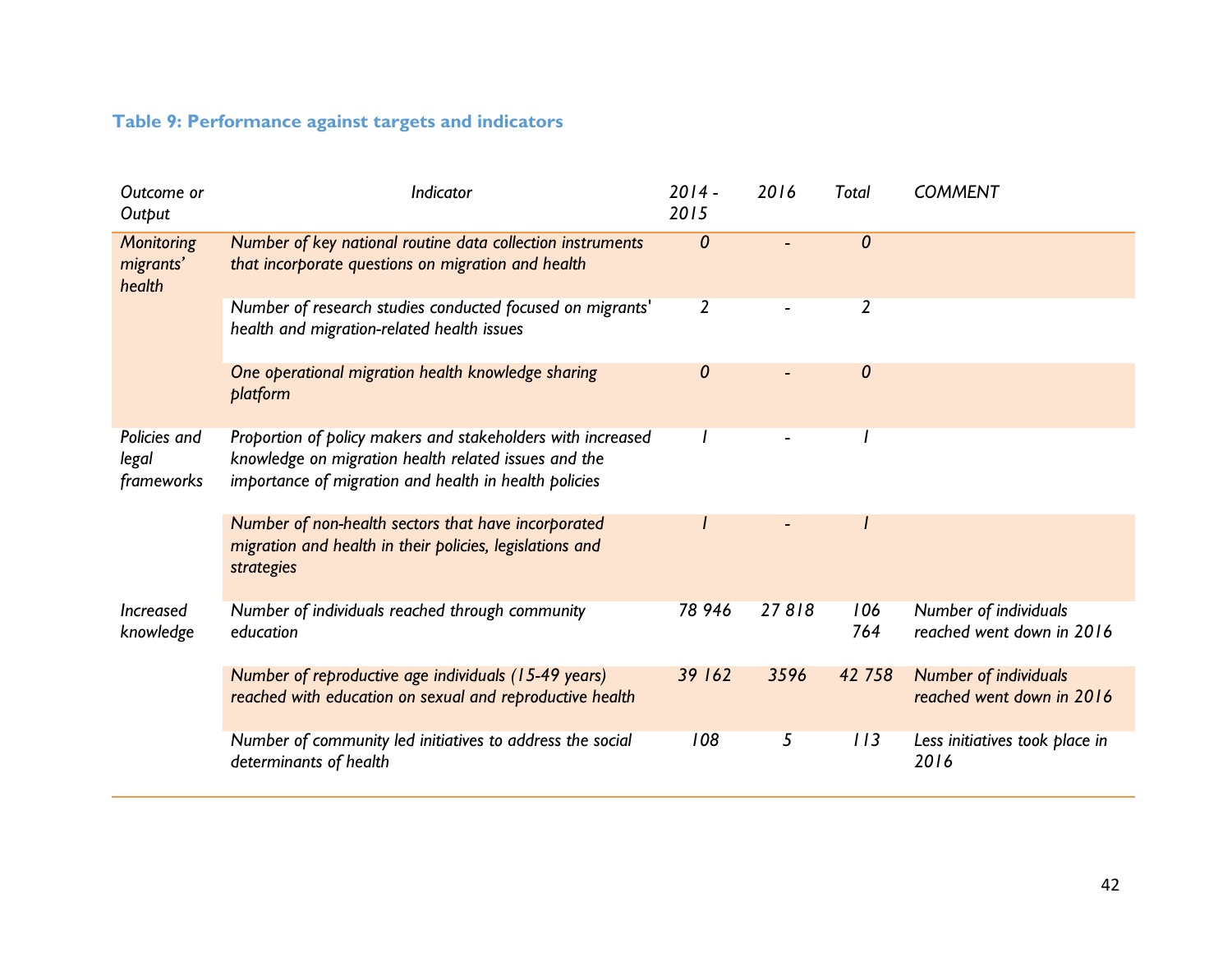### Table 9: Performance against targets and indicators

| *Outcome or Output* | *Indicator* | *2014 - 2015* | *2016* | *Total* | *COMMENT* |
|---|---|---|---|---|---|
| *Monitoring migrants' health* | *Number of key national routine data collection instruments that incorporate questions on migration and health* | *0* | *-* | *0* | |
| | *Number of research studies conducted focused on migrants' health and migration-related health issues* | *2* | *-* | *2* | |
| | *One operational migration health knowledge sharing platform* | *0* | *-* | *0* | |
| *Policies and legal frameworks* | *Proportion of policy makers and stakeholders with increased knowledge on migration health related issues and the importance of migration and health in health policies* | *1* | *-* | *1* | |
| | *Number of non-health sectors that have incorporated migration and health in their policies, legislations and strategies* | *1* | *-* | *1* | |
| *Increased knowledge* | *Number of individuals reached through community education* | *78 946* | *27 818* | *106 764* | *Number of individuals reached went down in 2016* |
| | *Number of reproductive age individuals (15-49 years) reached with education on sexual and reproductive health* | *39 162* | *3596* | *42 758* | *Number of individuals reached went down in 2016* |
| | *Number of community led initiatives to address the social determinants of health* | *108* | *5* | *113* | *Less initiatives took place in 2016* |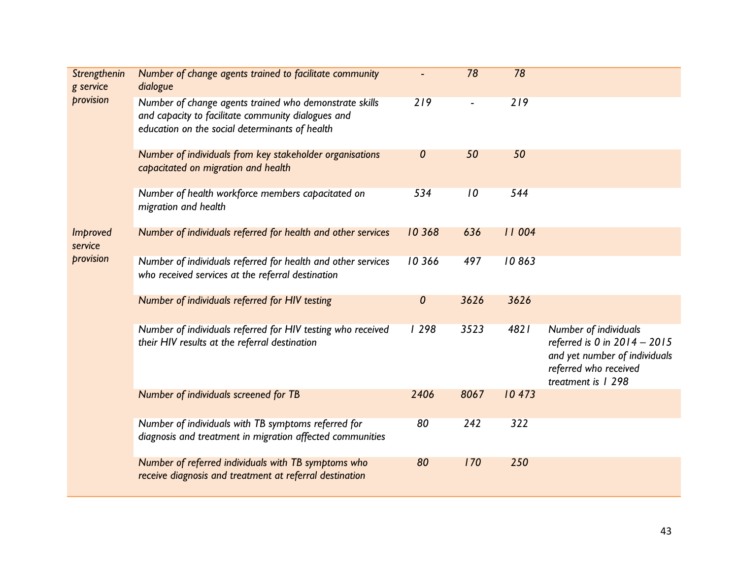| | | | | | |
|---|---|---|---|---|---|
| *Strengthening service provision* | *Number of change agents trained to facilitate community dialogue* | *-* | *78* | *78* | |
| | *Number of change agents trained who demonstrate skills and capacity to facilitate community dialogues and education on the social determinants of health* | *219* | *-* | *219* | |
| | *Number of individuals from key stakeholder organisations capacitated on migration and health* | *0* | *50* | *50* | |
| | *Number of health workforce members capacitated on migration and health* | *534* | *10* | *544* | |
| *Improved service provision* | *Number of individuals referred for health and other services* | *10 368* | *636* | *11 004* | |
| | *Number of individuals referred for health and other services who received services at the referral destination* | *10 366* | *497* | *10 863* | |
| | *Number of individuals referred for HIV testing* | *0* | *3626* | *3626* | |
| | *Number of individuals referred for HIV testing who received their HIV results at the referral destination* | *1 298* | *3523* | *4821* | *Number of individuals referred is 0 in 2014 – 2015 and yet number of individuals referred who received treatment is 1 298* |
| | *Number of individuals screened for TB* | *2406* | *8067* | *10 473* | |
| | *Number of individuals with TB symptoms referred for diagnosis and treatment in migration affected communities* | *80* | *242* | *322* | |
| | *Number of referred individuals with TB symptoms who receive diagnosis and treatment at referral destination* | *80* | *170* | *250* | |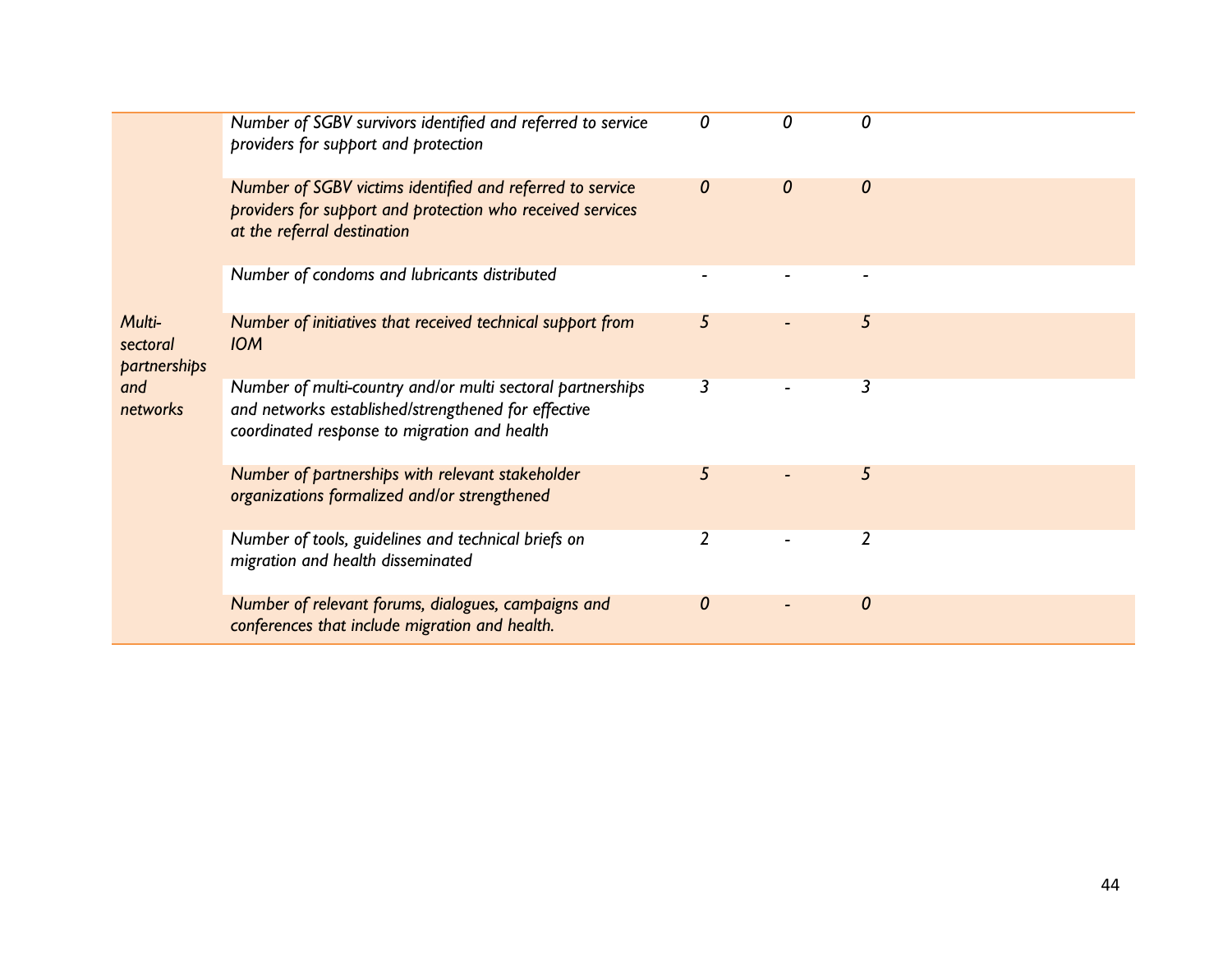| | | | | | |
|---|---|---|---|---|---|
| | *Number of SGBV survivors identified and referred to service providers for support and protection* | *0* | *0* | *0* | |
| | *Number of SGBV victims identified and referred to service providers for support and protection who received services at the referral destination* | *0* | *0* | *0* | |
| | *Number of condoms and lubricants distributed* | *-* | *-* | *-* | |
| *Multi-sectoral partnerships and networks* | *Number of initiatives that received technical support from IOM* | *5* | *-* | *5* | |
| | *Number of multi-country and/or multi sectoral partnerships and networks established/strengthened for effective coordinated response to migration and health* | *3* | *-* | *3* | |
| | *Number of partnerships with relevant stakeholder organizations formalized and/or strengthened* | *5* | *-* | *5* | |
| | *Number of tools, guidelines and technical briefs on migration and health disseminated* | *2* | *-* | *2* | |
| | *Number of relevant forums, dialogues, campaigns and conferences that include migration and health.* | *0* | *-* | *0* | |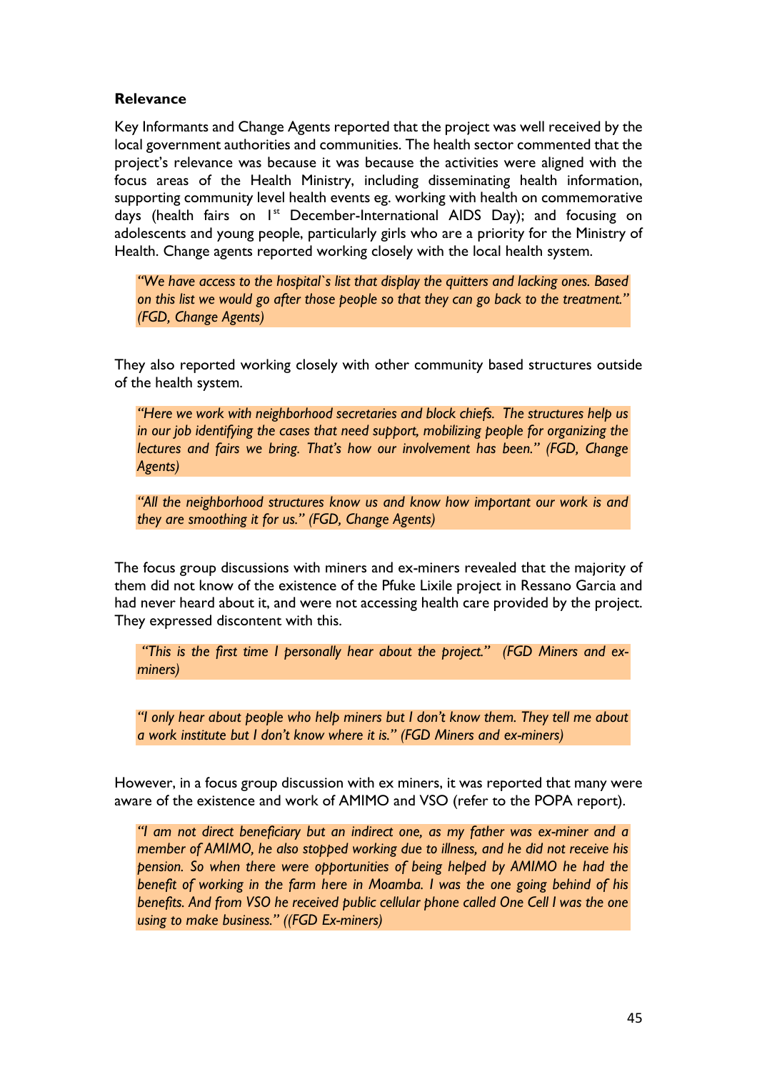**Relevance**

Key Informants and Change Agents reported that the project was well received by the local government authorities and communities. The health sector commented that the project's relevance was because it was because the activities were aligned with the focus areas of the Health Ministry, including disseminating health information, supporting community level health events eg. working with health on commemorative days (health fairs on 1st December-International AIDS Day); and focusing on adolescents and young people, particularly girls who are a priority for the Ministry of Health. Change agents reported working closely with the local health system.

> *"We have access to the hospital`s list that display the quitters and lacking ones. Based on this list we would go after those people so that they can go back to the treatment." (FGD, Change Agents)*

They also reported working closely with other community based structures outside of the health system.

> *"Here we work with neighborhood secretaries and block chiefs. The structures help us in our job identifying the cases that need support, mobilizing people for organizing the lectures and fairs we bring. That's how our involvement has been." (FGD, Change Agents)*

> *"All the neighborhood structures know us and know how important our work is and they are smoothing it for us." (FGD, Change Agents)*

The focus group discussions with miners and ex-miners revealed that the majority of them did not know of the existence of the Pfuke Lixile project in Ressano Garcia and had never heard about it, and were not accessing health care provided by the project. They expressed discontent with this.

> *"This is the first time I personally hear about the project." (FGD Miners and ex-miners)*

> *"I only hear about people who help miners but I don't know them. They tell me about a work institute but I don't know where it is." (FGD Miners and ex-miners)*

However, in a focus group discussion with ex miners, it was reported that many were aware of the existence and work of AMIMO and VSO (refer to the POPA report).

> *"I am not direct beneficiary but an indirect one, as my father was ex-miner and a member of AMIMO, he also stopped working due to illness, and he did not receive his pension. So when there were opportunities of being helped by AMIMO he had the benefit of working in the farm here in Moamba. I was the one going behind of his benefits. And from VSO he received public cellular phone called One Cell I was the one using to make business." ((FGD Ex-miners)*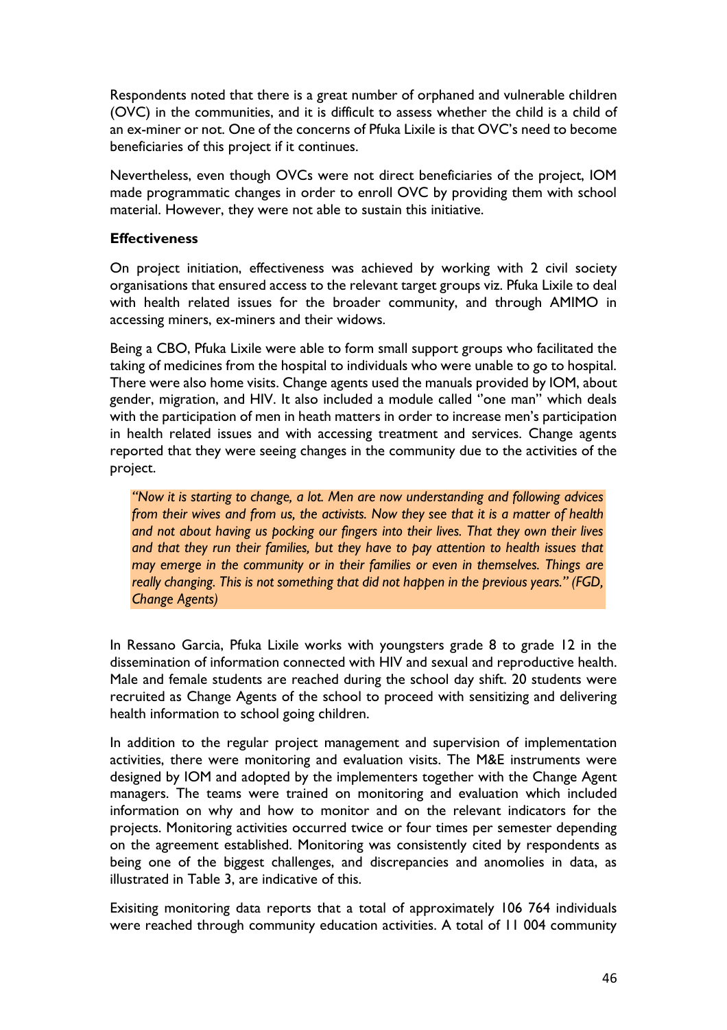Respondents noted that there is a great number of orphaned and vulnerable children (OVC) in the communities, and it is difficult to assess whether the child is a child of an ex-miner or not. One of the concerns of Pfuka Lixile is that OVC's need to become beneficiaries of this project if it continues.

Nevertheless, even though OVCs were not direct beneficiaries of the project, IOM made programmatic changes in order to enroll OVC by providing them with school material. However, they were not able to sustain this initiative.

**Effectiveness**

On project initiation, effectiveness was achieved by working with 2 civil society organisations that ensured access to the relevant target groups viz. Pfuka Lixile to deal with health related issues for the broader community, and through AMIMO in accessing miners, ex-miners and their widows.

Being a CBO, Pfuka Lixile were able to form small support groups who facilitated the taking of medicines from the hospital to individuals who were unable to go to hospital. There were also home visits. Change agents used the manuals provided by IOM, about gender, migration, and HIV. It also included a module called "one man" which deals with the participation of men in heath matters in order to increase men's participation in health related issues and with accessing treatment and services. Change agents reported that they were seeing changes in the community due to the activities of the project.

> *"Now it is starting to change, a lot. Men are now understanding and following advices from their wives and from us, the activists. Now they see that it is a matter of health and not about having us pocking our fingers into their lives. That they own their lives and that they run their families, but they have to pay attention to health issues that may emerge in the community or in their families or even in themselves. Things are really changing. This is not something that did not happen in the previous years." (FGD, Change Agents)*

In Ressano Garcia, Pfuka Lixile works with youngsters grade 8 to grade 12 in the dissemination of information connected with HIV and sexual and reproductive health. Male and female students are reached during the school day shift. 20 students were recruited as Change Agents of the school to proceed with sensitizing and delivering health information to school going children.

In addition to the regular project management and supervision of implementation activities, there were monitoring and evaluation visits. The M&E instruments were designed by IOM and adopted by the implementers together with the Change Agent managers. The teams were trained on monitoring and evaluation which included information on why and how to monitor and on the relevant indicators for the projects. Monitoring activities occurred twice or four times per semester depending on the agreement established. Monitoring was consistently cited by respondents as being one of the biggest challenges, and discrepancies and anomolies in data, as illustrated in Table 3, are indicative of this.

Exisiting monitoring data reports that a total of approximately 106 764 individuals were reached through community education activities. A total of 11 004 community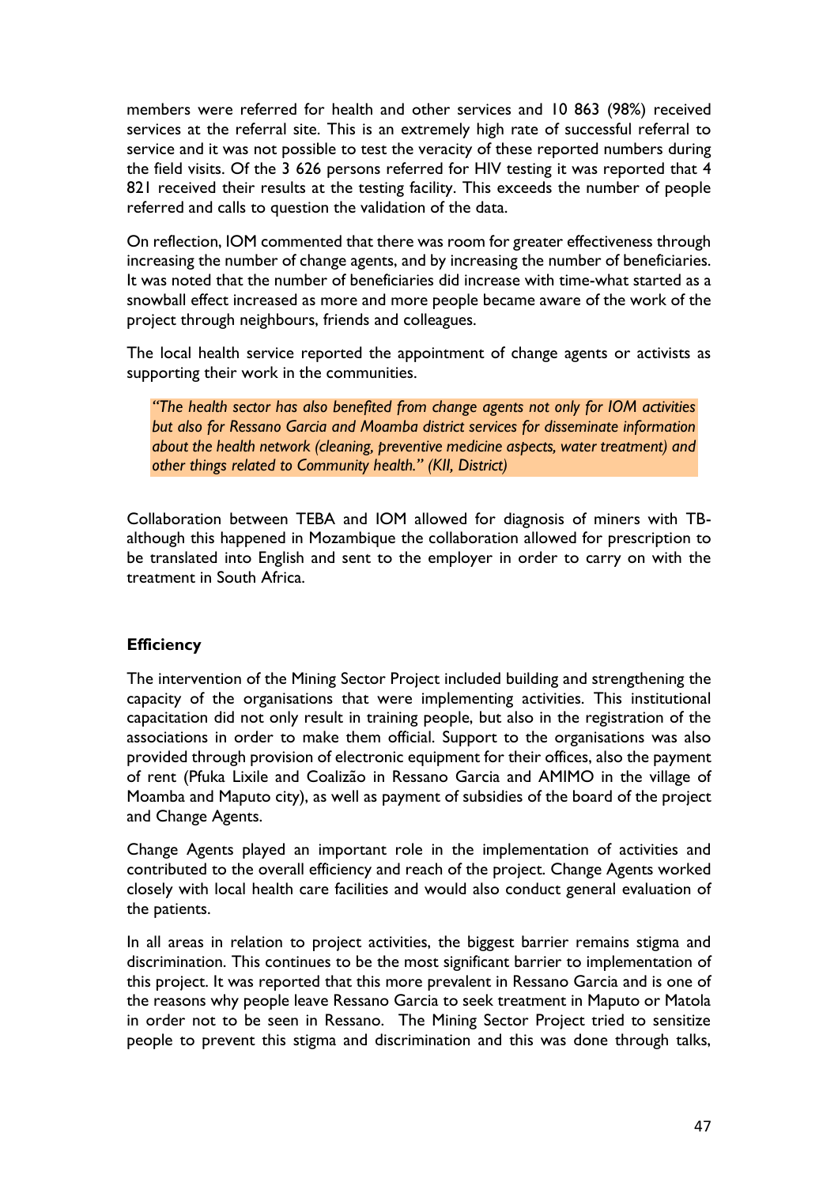members were referred for health and other services and 10 863 (98%) received services at the referral site. This is an extremely high rate of successful referral to service and it was not possible to test the veracity of these reported numbers during the field visits. Of the 3 626 persons referred for HIV testing it was reported that 4 821 received their results at the testing facility. This exceeds the number of people referred and calls to question the validation of the data.

On reflection, IOM commented that there was room for greater effectiveness through increasing the number of change agents, and by increasing the number of beneficiaries. It was noted that the number of beneficiaries did increase with time-what started as a snowball effect increased as more and more people became aware of the work of the project through neighbours, friends and colleagues.

The local health service reported the appointment of change agents or activists as supporting their work in the communities.

> *"The health sector has also benefited from change agents not only for IOM activities but also for Ressano Garcia and Moamba district services for disseminate information about the health network (cleaning, preventive medicine aspects, water treatment) and other things related to Community health." (KII, District)*

Collaboration between TEBA and IOM allowed for diagnosis of miners with TB- although this happened in Mozambique the collaboration allowed for prescription to be translated into English and sent to the employer in order to carry on with the treatment in South Africa.

### Efficiency

The intervention of the Mining Sector Project included building and strengthening the capacity of the organisations that were implementing activities. This institutional capacitation did not only result in training people, but also in the registration of the associations in order to make them official. Support to the organisations was also provided through provision of electronic equipment for their offices, also the payment of rent (Pfuka Lixile and Coalizão in Ressano Garcia and AMIMO in the village of Moamba and Maputo city), as well as payment of subsidies of the board of the project and Change Agents.

Change Agents played an important role in the implementation of activities and contributed to the overall efficiency and reach of the project. Change Agents worked closely with local health care facilities and would also conduct general evaluation of the patients.

In all areas in relation to project activities, the biggest barrier remains stigma and discrimination. This continues to be the most significant barrier to implementation of this project. It was reported that this more prevalent in Ressano Garcia and is one of the reasons why people leave Ressano Garcia to seek treatment in Maputo or Matola in order not to be seen in Ressano. The Mining Sector Project tried to sensitize people to prevent this stigma and discrimination and this was done through talks,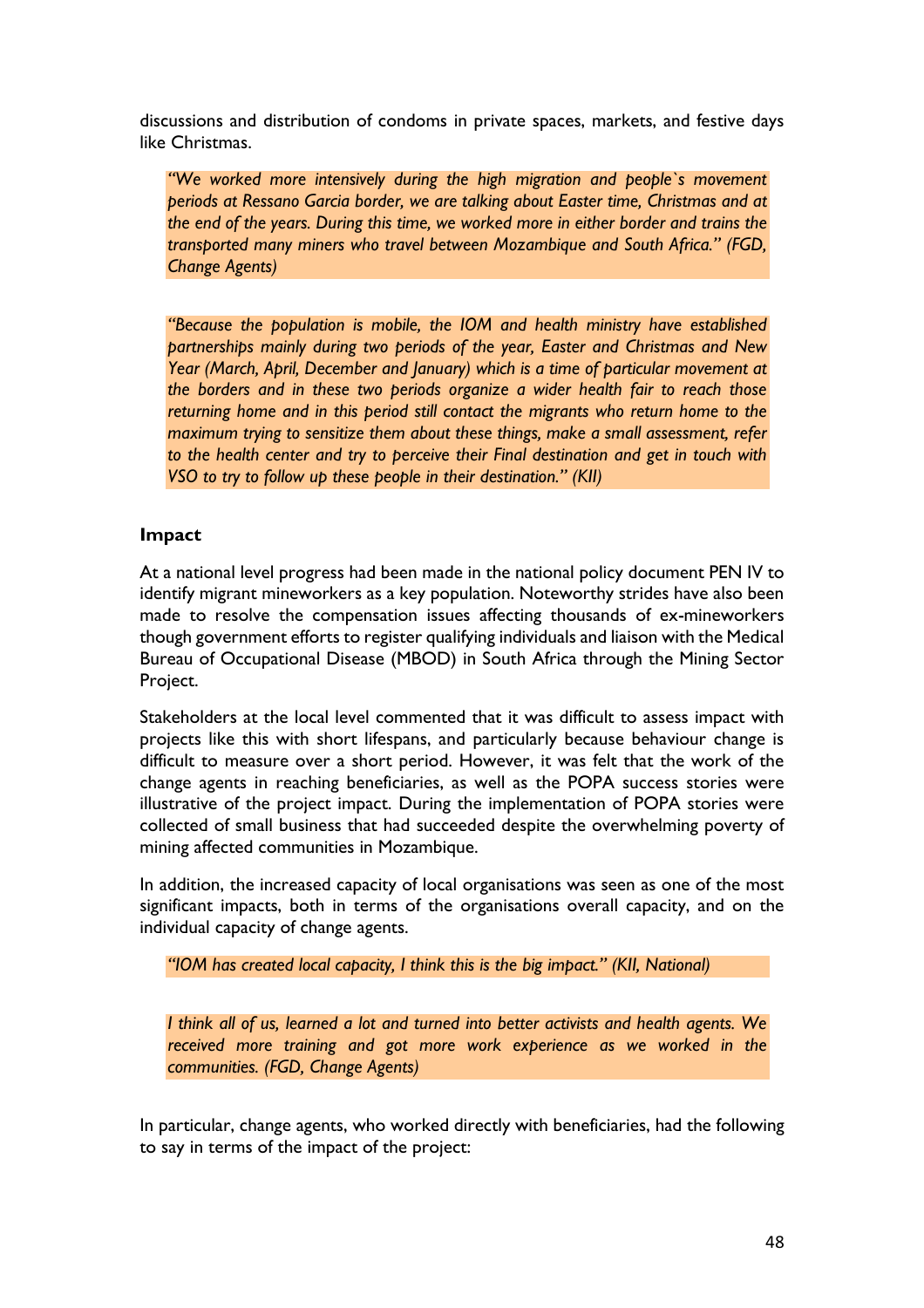discussions and distribution of condoms in private spaces, markets, and festive days like Christmas.

> *"We worked more intensively during the high migration and people`s movement periods at Ressano Garcia border, we are talking about Easter time, Christmas and at the end of the years. During this time, we worked more in either border and trains the transported many miners who travel between Mozambique and South Africa." (FGD, Change Agents)*

> *"Because the population is mobile, the IOM and health ministry have established partnerships mainly during two periods of the year, Easter and Christmas and New Year (March, April, December and January) which is a time of particular movement at the borders and in these two periods organize a wider health fair to reach those returning home and in this period still contact the migrants who return home to the maximum trying to sensitize them about these things, make a small assessment, refer to the health center and try to perceive their Final destination and get in touch with VSO to try to follow up these people in their destination." (KII)*

### Impact

At a national level progress had been made in the national policy document PEN IV to identify migrant mineworkers as a key population. Noteworthy strides have also been made to resolve the compensation issues affecting thousands of ex-mineworkers though government efforts to register qualifying individuals and liaison with the Medical Bureau of Occupational Disease (MBOD) in South Africa through the Mining Sector Project.

Stakeholders at the local level commented that it was difficult to assess impact with projects like this with short lifespans, and particularly because behaviour change is difficult to measure over a short period. However, it was felt that the work of the change agents in reaching beneficiaries, as well as the POPA success stories were illustrative of the project impact. During the implementation of POPA stories were collected of small business that had succeeded despite the overwhelming poverty of mining affected communities in Mozambique.

In addition, the increased capacity of local organisations was seen as one of the most significant impacts, both in terms of the organisations overall capacity, and on the individual capacity of change agents.

> *"IOM has created local capacity, I think this is the big impact." (KII, National)*

> *I think all of us, learned a lot and turned into better activists and health agents. We received more training and got more work experience as we worked in the communities. (FGD, Change Agents)*

In particular, change agents, who worked directly with beneficiaries, had the following to say in terms of the impact of the project: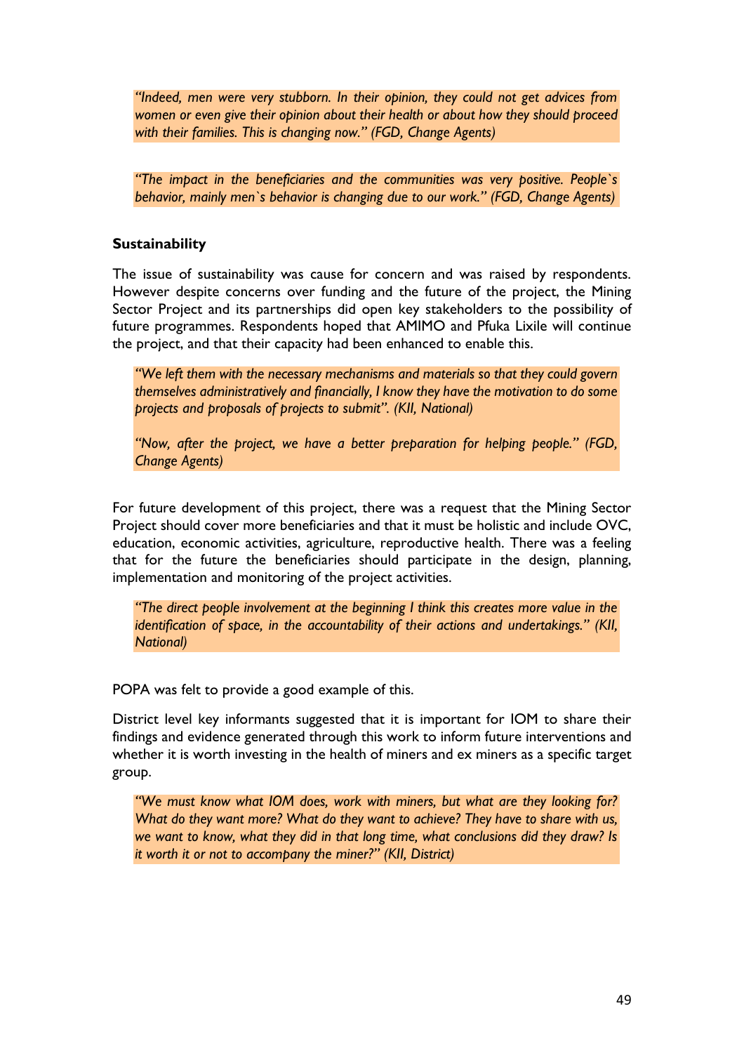*"Indeed, men were very stubborn. In their opinion, they could not get advices from women or even give their opinion about their health or about how they should proceed with their families. This is changing now." (FGD, Change Agents)*

*"The impact in the beneficiaries and the communities was very positive. People`s behavior, mainly men`s behavior is changing due to our work." (FGD, Change Agents)*

**Sustainability**

The issue of sustainability was cause for concern and was raised by respondents. However despite concerns over funding and the future of the project, the Mining Sector Project and its partnerships did open key stakeholders to the possibility of future programmes. Respondents hoped that AMIMO and Pfuka Lixile will continue the project, and that their capacity had been enhanced to enable this.

*"We left them with the necessary mechanisms and materials so that they could govern themselves administratively and financially, I know they have the motivation to do some projects and proposals of projects to submit". (KII, National)*

*"Now, after the project, we have a better preparation for helping people." (FGD, Change Agents)*

For future development of this project, there was a request that the Mining Sector Project should cover more beneficiaries and that it must be holistic and include OVC, education, economic activities, agriculture, reproductive health. There was a feeling that for the future the beneficiaries should participate in the design, planning, implementation and monitoring of the project activities.

*"The direct people involvement at the beginning I think this creates more value in the identification of space, in the accountability of their actions and undertakings." (KII, National)*

POPA was felt to provide a good example of this.

District level key informants suggested that it is important for IOM to share their findings and evidence generated through this work to inform future interventions and whether it is worth investing in the health of miners and ex miners as a specific target group.

*"We must know what IOM does, work with miners, but what are they looking for? What do they want more? What do they want to achieve? They have to share with us, we want to know, what they did in that long time, what conclusions did they draw? Is it worth it or not to accompany the miner?" (KII, District)*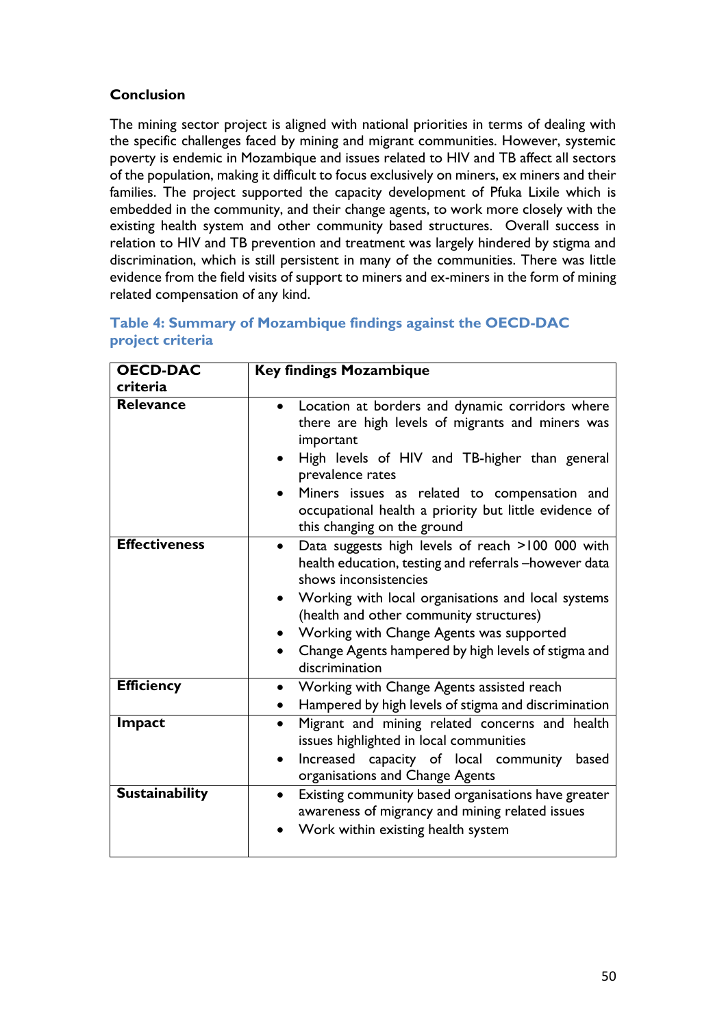**Conclusion**

The mining sector project is aligned with national priorities in terms of dealing with the specific challenges faced by mining and migrant communities. However, systemic poverty is endemic in Mozambique and issues related to HIV and TB affect all sectors of the population, making it difficult to focus exclusively on miners, ex miners and their families. The project supported the capacity development of Pfuka Lixile which is embedded in the community, and their change agents, to work more closely with the existing health system and other community based structures. Overall success in relation to HIV and TB prevention and treatment was largely hindered by stigma and discrimination, which is still persistent in many of the communities. There was little evidence from the field visits of support to miners and ex-miners in the form of mining related compensation of any kind.

**Table 4: Summary of Mozambique findings against the OECD-DAC project criteria**

| OECD-DAC criteria | Key findings Mozambique |
|---|---|
| **Relevance** | • Location at borders and dynamic corridors where there are high levels of migrants and miners was important<br>• High levels of HIV and TB-higher than general prevalence rates<br>• Miners issues as related to compensation and occupational health a priority but little evidence of this changing on the ground |
| **Effectiveness** | • Data suggests high levels of reach >100 000 with health education, testing and referrals –however data shows inconsistencies<br>• Working with local organisations and local systems (health and other community structures)<br>• Working with Change Agents was supported<br>• Change Agents hampered by high levels of stigma and discrimination |
| **Efficiency** | • Working with Change Agents assisted reach<br>• Hampered by high levels of stigma and discrimination |
| **Impact** | • Migrant and mining related concerns and health issues highlighted in local communities<br>• Increased capacity of local community based organisations and Change Agents |
| **Sustainability** | • Existing community based organisations have greater awareness of migrancy and mining related issues<br>• Work within existing health system |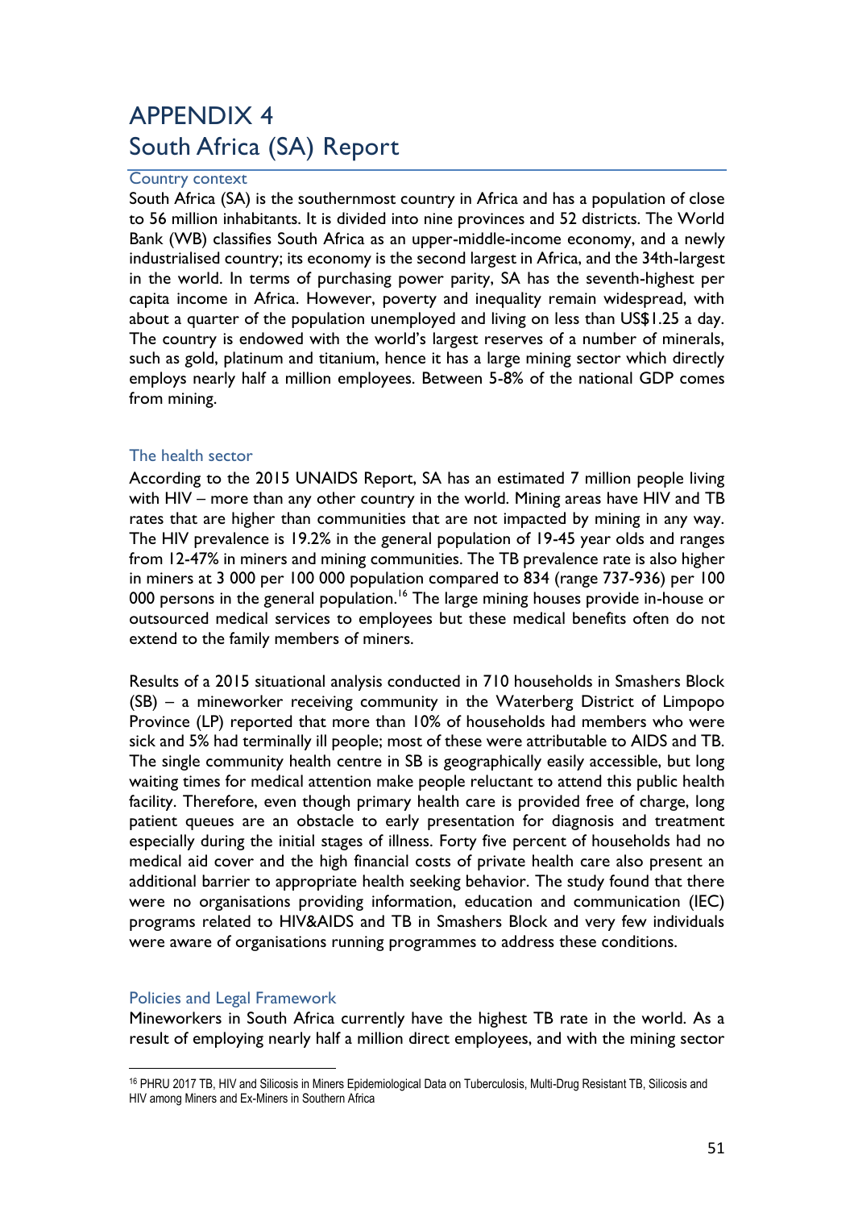# APPENDIX 4
# South Africa (SA) Report

## Country context

South Africa (SA) is the southernmost country in Africa and has a population of close to 56 million inhabitants. It is divided into nine provinces and 52 districts. The World Bank (WB) classifies South Africa as an upper-middle-income economy, and a newly industrialised country; its economy is the second largest in Africa, and the 34th-largest in the world. In terms of purchasing power parity, SA has the seventh-highest per capita income in Africa. However, poverty and inequality remain widespread, with about a quarter of the population unemployed and living on less than US$1.25 a day. The country is endowed with the world's largest reserves of a number of minerals, such as gold, platinum and titanium, hence it has a large mining sector which directly employs nearly half a million employees. Between 5-8% of the national GDP comes from mining.

## The health sector

According to the 2015 UNAIDS Report, SA has an estimated 7 million people living with HIV – more than any other country in the world. Mining areas have HIV and TB rates that are higher than communities that are not impacted by mining in any way. The HIV prevalence is 19.2% in the general population of 19-45 year olds and ranges from 12-47% in miners and mining communities. The TB prevalence rate is also higher in miners at 3 000 per 100 000 population compared to 834 (range 737-936) per 100 000 persons in the general population.[16] The large mining houses provide in-house or outsourced medical services to employees but these medical benefits often do not extend to the family members of miners.

Results of a 2015 situational analysis conducted in 710 households in Smashers Block (SB) – a mineworker receiving community in the Waterberg District of Limpopo Province (LP) reported that more than 10% of households had members who were sick and 5% had terminally ill people; most of these were attributable to AIDS and TB. The single community health centre in SB is geographically easily accessible, but long waiting times for medical attention make people reluctant to attend this public health facility. Therefore, even though primary health care is provided free of charge, long patient queues are an obstacle to early presentation for diagnosis and treatment especially during the initial stages of illness. Forty five percent of households had no medical aid cover and the high financial costs of private health care also present an additional barrier to appropriate health seeking behavior. The study found that there were no organisations providing information, education and communication (IEC) programs related to HIV&AIDS and TB in Smashers Block and very few individuals were aware of organisations running programmes to address these conditions.

## Policies and Legal Framework

Mineworkers in South Africa currently have the highest TB rate in the world. As a result of employing nearly half a million direct employees, and with the mining sector

---

[16] PHRU 2017 TB, HIV and Silicosis in Miners Epidemiological Data on Tuberculosis, Multi-Drug Resistant TB, Silicosis and HIV among Miners and Ex-Miners in Southern Africa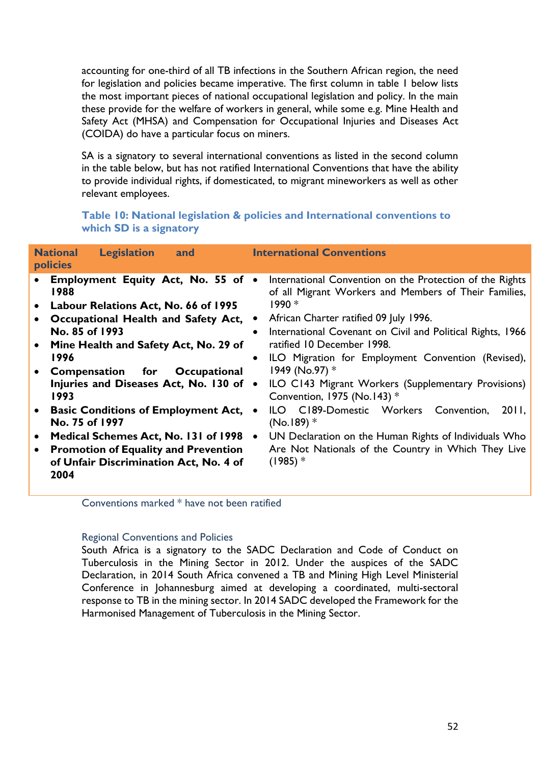accounting for one-third of all TB infections in the Southern African region, the need for legislation and policies became imperative. The first column in table 1 below lists the most important pieces of national occupational legislation and policy. In the main these provide for the welfare of workers in general, while some e.g. Mine Health and Safety Act (MHSA) and Compensation for Occupational Injuries and Diseases Act (COIDA) do have a particular focus on miners.

SA is a signatory to several international conventions as listed in the second column in the table below, but has not ratified International Conventions that have the ability to provide individual rights, if domesticated, to migrant mineworkers as well as other relevant employees.

**Table 10: National legislation & policies and International conventions to which SD is a signatory**

| National Legislation and policies | International Conventions |
|---|---|
| • **Employment Equity Act, No. 55 of 1988**<br>• **Labour Relations Act, No. 66 of 1995**<br>• **Occupational Health and Safety Act, No. 85 of 1993**<br>• **Mine Health and Safety Act, No. 29 of 1996**<br>• **Compensation for Occupational Injuries and Diseases Act, No. 130 of 1993**<br>• **Basic Conditions of Employment Act, No. 75 of 1997**<br>• **Medical Schemes Act, No. 131 of 1998**<br>• **Promotion of Equality and Prevention of Unfair Discrimination Act, No. 4 of 2004** | • International Convention on the Protection of the Rights of all Migrant Workers and Members of Their Families, 1990 *<br>• African Charter ratified 09 July 1996.<br>• International Covenant on Civil and Political Rights, 1966 ratified 10 December 1998.<br>• ILO Migration for Employment Convention (Revised), 1949 (No.97) *<br>• ILO C143 Migrant Workers (Supplementary Provisions) Convention, 1975 (No.143) *<br>• ILO C189-Domestic Workers Convention, 2011, (No.189) *<br>• UN Declaration on the Human Rights of Individuals Who Are Not Nationals of the Country in Which They Live (1985) * |

Conventions marked * have not been ratified

### Regional Conventions and Policies

South Africa is a signatory to the SADC Declaration and Code of Conduct on Tuberculosis in the Mining Sector in 2012. Under the auspices of the SADC Declaration, in 2014 South Africa convened a TB and Mining High Level Ministerial Conference in Johannesburg aimed at developing a coordinated, multi-sectoral response to TB in the mining sector. In 2014 SADC developed the Framework for the Harmonised Management of Tuberculosis in the Mining Sector.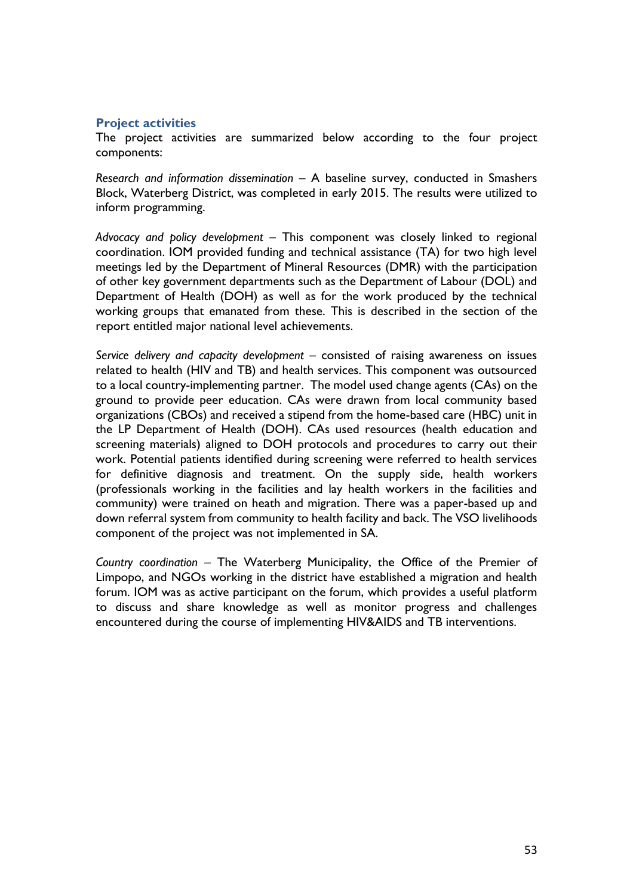### Project activities

The project activities are summarized below according to the four project components:

*Research and information dissemination* – A baseline survey, conducted in Smashers Block, Waterberg District, was completed in early 2015. The results were utilized to inform programming.

*Advocacy and policy development* – This component was closely linked to regional coordination. IOM provided funding and technical assistance (TA) for two high level meetings led by the Department of Mineral Resources (DMR) with the participation of other key government departments such as the Department of Labour (DOL) and Department of Health (DOH) as well as for the work produced by the technical working groups that emanated from these. This is described in the section of the report entitled major national level achievements.

*Service delivery and capacity development* – consisted of raising awareness on issues related to health (HIV and TB) and health services. This component was outsourced to a local country-implementing partner. The model used change agents (CAs) on the ground to provide peer education. CAs were drawn from local community based organizations (CBOs) and received a stipend from the home-based care (HBC) unit in the LP Department of Health (DOH). CAs used resources (health education and screening materials) aligned to DOH protocols and procedures to carry out their work. Potential patients identified during screening were referred to health services for definitive diagnosis and treatment. On the supply side, health workers (professionals working in the facilities and lay health workers in the facilities and community) were trained on heath and migration. There was a paper-based up and down referral system from community to health facility and back. The VSO livelihoods component of the project was not implemented in SA.

*Country coordination* – The Waterberg Municipality, the Office of the Premier of Limpopo, and NGOs working in the district have established a migration and health forum. IOM was as active participant on the forum, which provides a useful platform to discuss and share knowledge as well as monitor progress and challenges encountered during the course of implementing HIV&AIDS and TB interventions.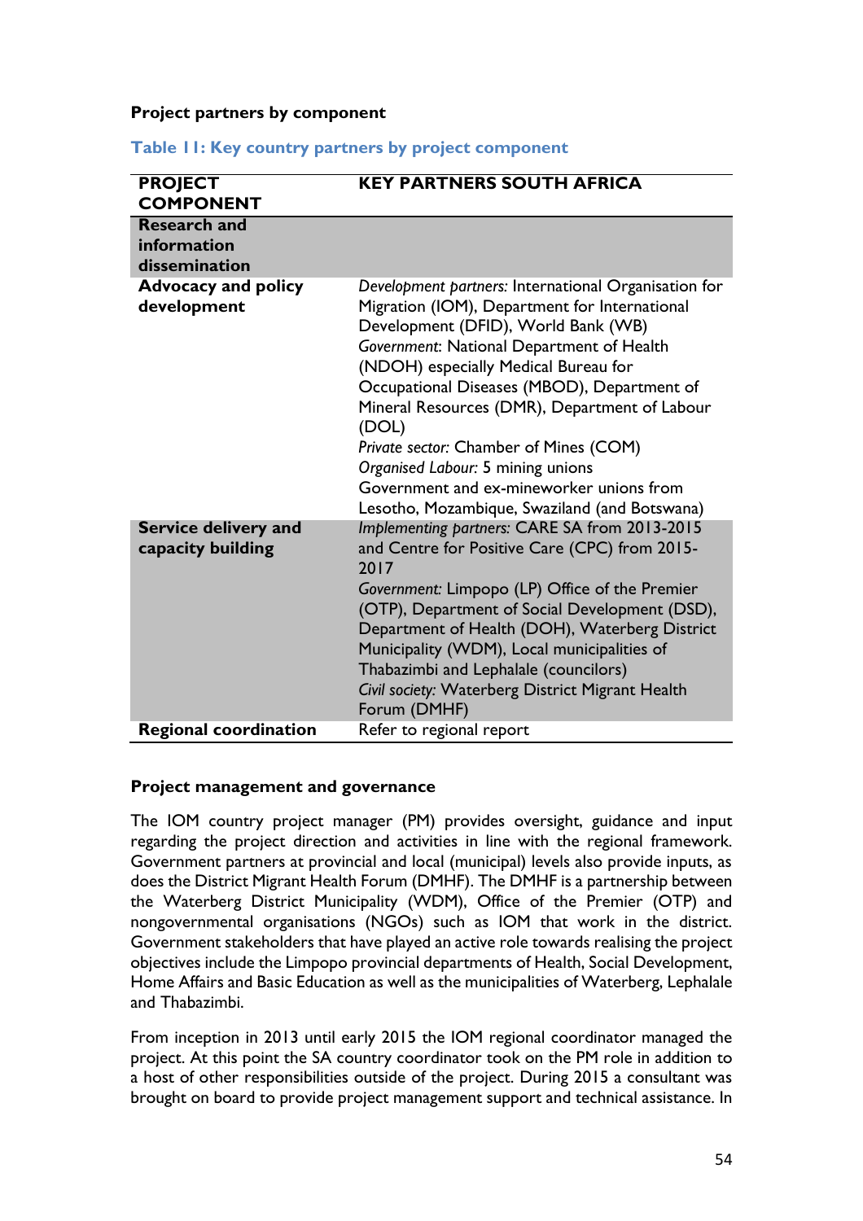**Project partners by component**

**Table 11: Key country partners by project component**

| PROJECT COMPONENT | KEY PARTNERS SOUTH AFRICA |
|---|---|
| **Research and information dissemination** | |
| **Advocacy and policy development** | *Development partners:* International Organisation for Migration (IOM), Department for International Development (DFID), World Bank (WB)<br>*Government:* National Department of Health (NDOH) especially Medical Bureau for Occupational Diseases (MBOD), Department of Mineral Resources (DMR), Department of Labour (DOL)<br>*Private sector:* Chamber of Mines (COM)<br>*Organised Labour:* 5 mining unions<br>Government and ex-mineworker unions from Lesotho, Mozambique, Swaziland (and Botswana) |
| **Service delivery and capacity building** | *Implementing partners:* CARE SA from 2013-2015 and Centre for Positive Care (CPC) from 2015-2017<br>*Government:* Limpopo (LP) Office of the Premier (OTP), Department of Social Development (DSD), Department of Health (DOH), Waterberg District Municipality (WDM), Local municipalities of Thabazimbi and Lephalale (councilors)<br>*Civil society:* Waterberg District Migrant Health Forum (DMHF) |
| **Regional coordination** | Refer to regional report |

**Project management and governance**

The IOM country project manager (PM) provides oversight, guidance and input regarding the project direction and activities in line with the regional framework. Government partners at provincial and local (municipal) levels also provide inputs, as does the District Migrant Health Forum (DMHF). The DMHF is a partnership between the Waterberg District Municipality (WDM), Office of the Premier (OTP) and nongovernmental organisations (NGOs) such as IOM that work in the district. Government stakeholders that have played an active role towards realising the project objectives include the Limpopo provincial departments of Health, Social Development, Home Affairs and Basic Education as well as the municipalities of Waterberg, Lephalale and Thabazimbi.

From inception in 2013 until early 2015 the IOM regional coordinator managed the project. At this point the SA country coordinator took on the PM role in addition to a host of other responsibilities outside of the project. During 2015 a consultant was brought on board to provide project management support and technical assistance. In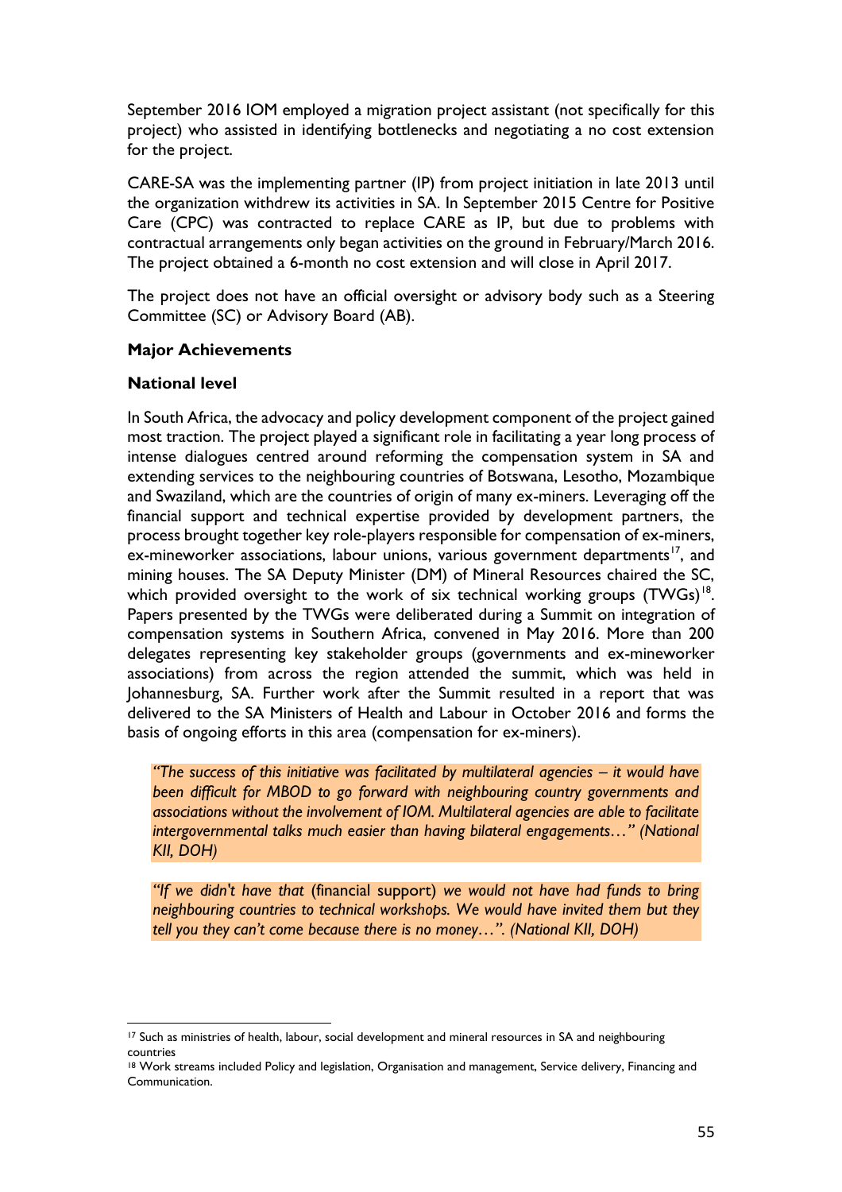September 2016 IOM employed a migration project assistant (not specifically for this project) who assisted in identifying bottlenecks and negotiating a no cost extension for the project.

CARE-SA was the implementing partner (IP) from project initiation in late 2013 until the organization withdrew its activities in SA. In September 2015 Centre for Positive Care (CPC) was contracted to replace CARE as IP, but due to problems with contractual arrangements only began activities on the ground in February/March 2016. The project obtained a 6-month no cost extension and will close in April 2017.

The project does not have an official oversight or advisory body such as a Steering Committee (SC) or Advisory Board (AB).

**Major Achievements**

**National level**

In South Africa, the advocacy and policy development component of the project gained most traction. The project played a significant role in facilitating a year long process of intense dialogues centred around reforming the compensation system in SA and extending services to the neighbouring countries of Botswana, Lesotho, Mozambique and Swaziland, which are the countries of origin of many ex-miners. Leveraging off the financial support and technical expertise provided by development partners, the process brought together key role-players responsible for compensation of ex-miners, ex-mineworker associations, labour unions, various government departments[17], and mining houses. The SA Deputy Minister (DM) of Mineral Resources chaired the SC, which provided oversight to the work of six technical working groups (TWGs)[18]. Papers presented by the TWGs were deliberated during a Summit on integration of compensation systems in Southern Africa, convened in May 2016. More than 200 delegates representing key stakeholder groups (governments and ex-mineworker associations) from across the region attended the summit, which was held in Johannesburg, SA. Further work after the Summit resulted in a report that was delivered to the SA Ministers of Health and Labour in October 2016 and forms the basis of ongoing efforts in this area (compensation for ex-miners).

> *"The success of this initiative was facilitated by multilateral agencies – it would have been difficult for MBOD to go forward with neighbouring country governments and associations without the involvement of IOM. Multilateral agencies are able to facilitate intergovernmental talks much easier than having bilateral engagements…" (National KII, DOH)*

> *"If we didn't have that* (financial support) *we would not have had funds to bring neighbouring countries to technical workshops. We would have invited them but they tell you they can't come because there is no money…". (National KII, DOH)*

---

[17] Such as ministries of health, labour, social development and mineral resources in SA and neighbouring countries

[18] Work streams included Policy and legislation, Organisation and management, Service delivery, Financing and Communication.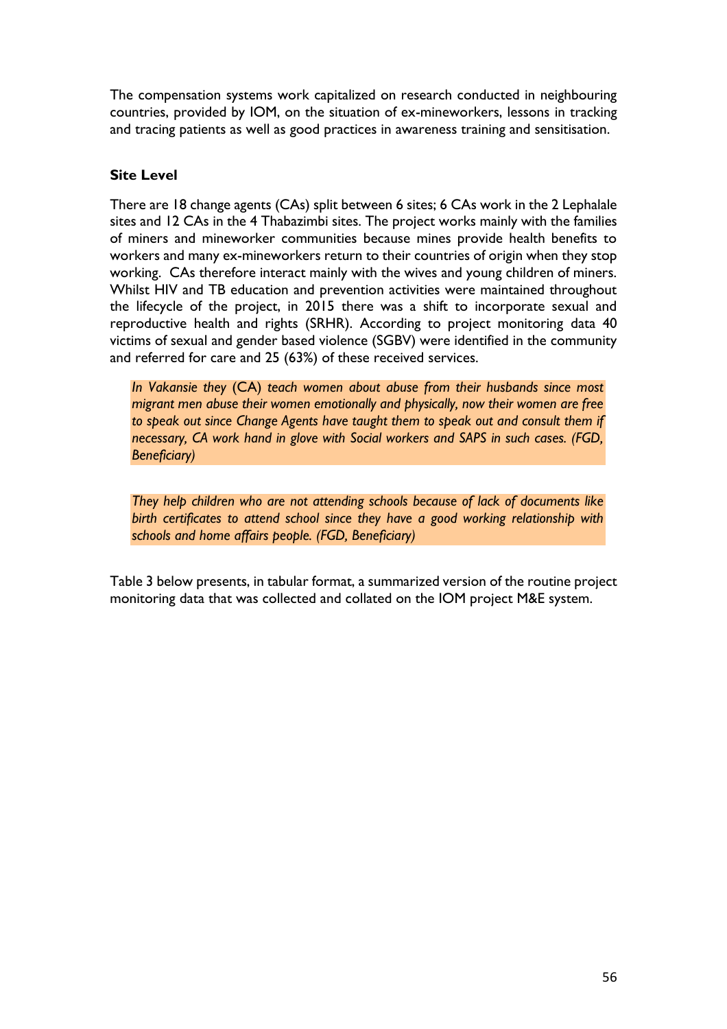The compensation systems work capitalized on research conducted in neighbouring countries, provided by IOM, on the situation of ex-mineworkers, lessons in tracking and tracing patients as well as good practices in awareness training and sensitisation.

**Site Level**

There are 18 change agents (CAs) split between 6 sites; 6 CAs work in the 2 Lephalale sites and 12 CAs in the 4 Thabazimbi sites. The project works mainly with the families of miners and mineworker communities because mines provide health benefits to workers and many ex-mineworkers return to their countries of origin when they stop working. CAs therefore interact mainly with the wives and young children of miners. Whilst HIV and TB education and prevention activities were maintained throughout the lifecycle of the project, in 2015 there was a shift to incorporate sexual and reproductive health and rights (SRHR). According to project monitoring data 40 victims of sexual and gender based violence (SGBV) were identified in the community and referred for care and 25 (63%) of these received services.

> *In Vakansie they* (CA) *teach women about abuse from their husbands since most migrant men abuse their women emotionally and physically, now their women are free to speak out since Change Agents have taught them to speak out and consult them if necessary, CA work hand in glove with Social workers and SAPS in such cases. (FGD, Beneficiary)*

> *They help children who are not attending schools because of lack of documents like birth certificates to attend school since they have a good working relationship with schools and home affairs people. (FGD, Beneficiary)*

Table 3 below presents, in tabular format, a summarized version of the routine project monitoring data that was collected and collated on the IOM project M&E system.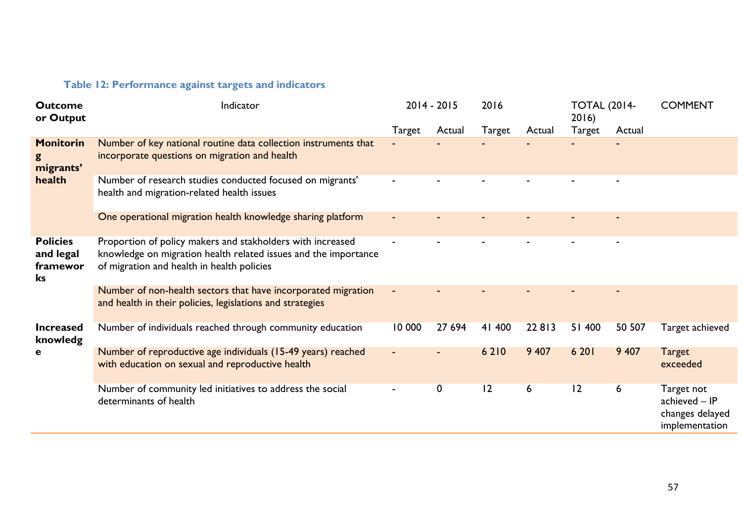**Table 12: Performance against targets and indicators**

| Outcome or Output | Indicator | 2014 - 2015 | | 2016 | | TOTAL (2014-2016) | | COMMENT |
|---|---|---|---|---|---|---|---|---|
| | | Target | Actual | Target | Actual | Target | Actual | |
| **Monitoring migrants' health** | Number of key national routine data collection instruments that incorporate questions on migration and health | - | - | - | - | - | - | |
| | Number of research studies conducted focused on migrants' health and migration-related health issues | - | - | - | - | - | - | |
| | One operational migration health knowledge sharing platform | - | - | - | - | - | - | |
| **Policies and legal frameworks** | Proportion of policy makers and stakholders with increased knowledge on migration health related issues and the importance of migration and health in health policies | - | - | - | - | - | - | |
| | Number of non-health sectors that have incorporated migration and health in their policies, legislations and strategies | - | - | - | - | - | - | |
| **Increased knowledge** | Number of individuals reached through community education | 10 000 | 27 694 | 41 400 | 22 813 | 51 400 | 50 507 | Target achieved |
| | Number of reproductive age individuals (15-49 years) reached with education on sexual and reproductive health | - | - | 6 210 | 9 407 | 6 201 | 9 407 | Target exceeded |
| | Number of community led initiatives to address the social determinants of health | - | 0 | 12 | 6 | 12 | 6 | Target not achieved – IP changes delayed implementation |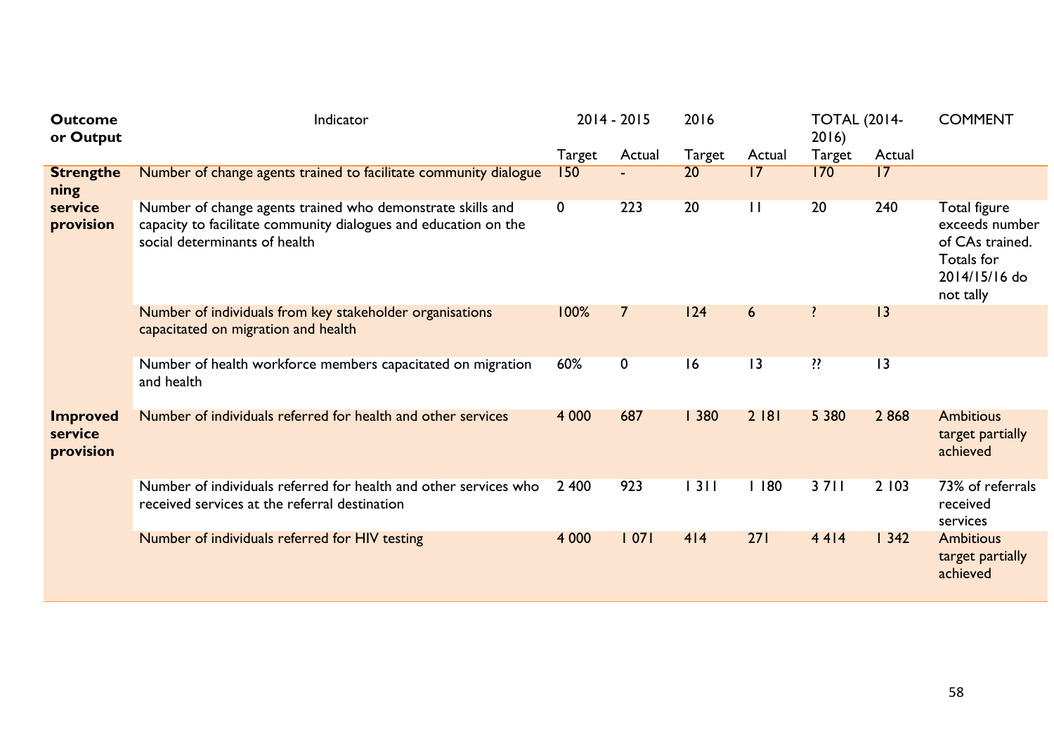| Outcome or Output | Indicator | 2014 - 2015 | | 2016 | | TOTAL (2014-2016) | | COMMENT |
|---|---|---|---|---|---|---|---|---|
| | | Target | Actual | Target | Actual | Target | Actual | |
| **Strengthening service provision** | Number of change agents trained to facilitate community dialogue | 150 | - | 20 | 17 | 170 | 17 | |
| | Number of change agents trained who demonstrate skills and capacity to facilitate community dialogues and education on the social determinants of health | 0 | 223 | 20 | 11 | 20 | 240 | Total figure exceeds number of CAs trained. Totals for 2014/15/16 do not tally |
| | Number of individuals from key stakeholder organisations capacitated on migration and health | 100% | 7 | 124 | 6 | ? | 13 | |
| | Number of health workforce members capacitated on migration and health | 60% | 0 | 16 | 13 | ?? | 13 | |
| **Improved service provision** | Number of individuals referred for health and other services | 4 000 | 687 | 1 380 | 2 181 | 5 380 | 2 868 | Ambitious target partially achieved |
| | Number of individuals referred for health and other services who received services at the referral destination | 2 400 | 923 | 1 311 | 1 180 | 3 711 | 2 103 | 73% of referrals received services |
| | Number of individuals referred for HIV testing | 4 000 | 1 071 | 414 | 271 | 4 414 | 1 342 | Ambitious target partially achieved |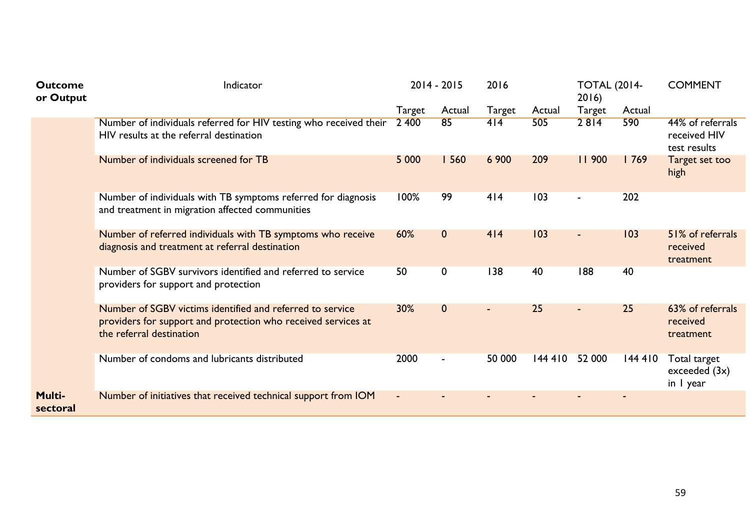| Outcome or Output | Indicator | 2014 - 2015 | | 2016 | | TOTAL (2014-2016) | | COMMENT |
|---|---|---|---|---|---|---|---|---|
| | | Target | Actual | Target | Actual | Target | Actual | |
| | Number of individuals referred for HIV testing who received their HIV results at the referral destination | 2 400 | 85 | 414 | 505 | 2 814 | 590 | 44% of referrals received HIV test results |
| | Number of individuals screened for TB | 5 000 | 1 560 | 6 900 | 209 | 11 900 | 1 769 | Target set too high |
| | Number of individuals with TB symptoms referred for diagnosis and treatment in migration affected communities | 100% | 99 | 414 | 103 | - | 202 | |
| | Number of referred individuals with TB symptoms who receive diagnosis and treatment at referral destination | 60% | 0 | 414 | 103 | - | 103 | 51% of referrals received treatment |
| | Number of SGBV survivors identified and referred to service providers for support and protection | 50 | 0 | 138 | 40 | 188 | 40 | |
| | Number of SGBV victims identified and referred to service providers for support and protection who received services at the referral destination | 30% | 0 | - | 25 | - | 25 | 63% of referrals received treatment |
| | Number of condoms and lubricants distributed | 2000 | - | 50 000 | 144 410 | 52 000 | 144 410 | Total target exceeded (3x) in 1 year |
| **Multi-sectoral** | Number of initiatives that received technical support from IOM | - | - | - | - | - | - | |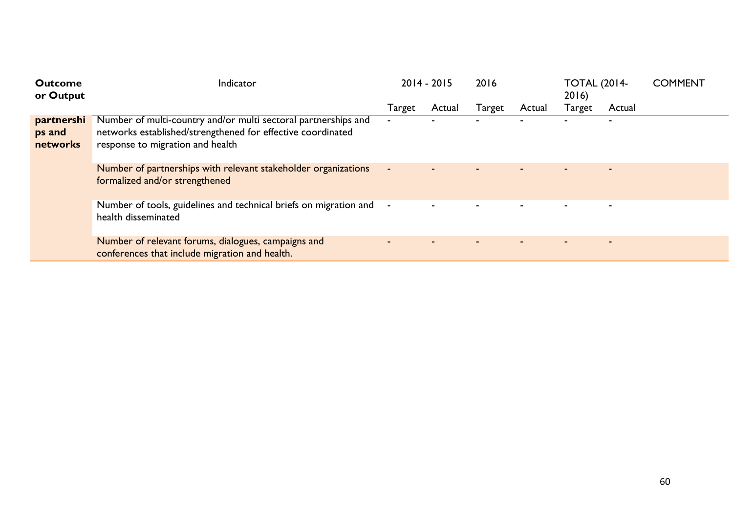| Outcome or Output | Indicator | 2014 - 2015 | | 2016 | | TOTAL (2014-2016) | | COMMENT |
|---|---|---|---|---|---|---|---|---|
| | | Target | Actual | Target | Actual | Target | Actual | |
| **partnerships and networks** | Number of multi-country and/or multi sectoral partnerships and networks established/strengthened for effective coordinated response to migration and health | - | - | - | - | - | - | |
| | Number of partnerships with relevant stakeholder organizations formalized and/or strengthened | - | - | - | - | - | - | |
| | Number of tools, guidelines and technical briefs on migration and health disseminated | - | - | - | - | - | - | |
| | Number of relevant forums, dialogues, campaigns and conferences that include migration and health. | - | - | - | - | - | - | |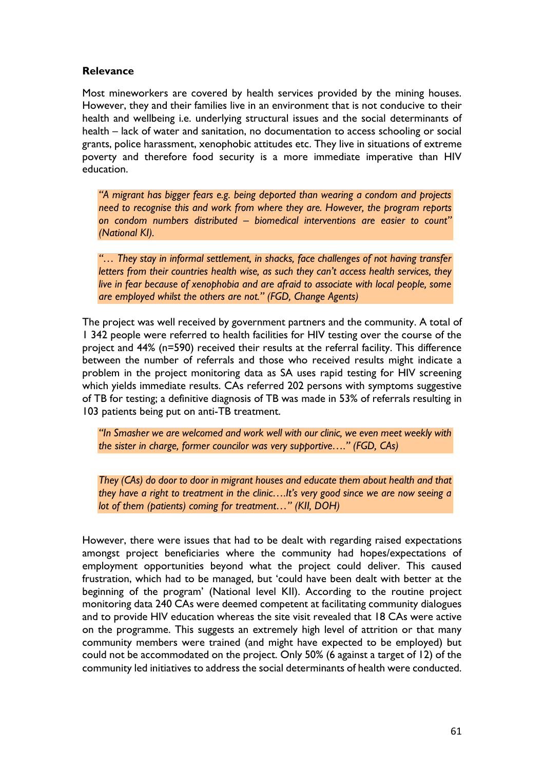**Relevance**

Most mineworkers are covered by health services provided by the mining houses. However, they and their families live in an environment that is not conducive to their health and wellbeing i.e. underlying structural issues and the social determinants of health – lack of water and sanitation, no documentation to access schooling or social grants, police harassment, xenophobic attitudes etc. They live in situations of extreme poverty and therefore food security is a more immediate imperative than HIV education.

> *"A migrant has bigger fears e.g. being deported than wearing a condom and projects need to recognise this and work from where they are. However, the program reports on condom numbers distributed – biomedical interventions are easier to count" (National KI).*

> *"… They stay in informal settlement, in shacks, face challenges of not having transfer letters from their countries health wise, as such they can't access health services, they live in fear because of xenophobia and are afraid to associate with local people, some are employed whilst the others are not." (FGD, Change Agents)*

The project was well received by government partners and the community. A total of 1 342 people were referred to health facilities for HIV testing over the course of the project and 44% (n=590) received their results at the referral facility. This difference between the number of referrals and those who received results might indicate a problem in the project monitoring data as SA uses rapid testing for HIV screening which yields immediate results. CAs referred 202 persons with symptoms suggestive of TB for testing; a definitive diagnosis of TB was made in 53% of referrals resulting in 103 patients being put on anti-TB treatment.

> *"In Smasher we are welcomed and work well with our clinic, we even meet weekly with the sister in charge, former councilor was very supportive…." (FGD, CAs)*

> *They (CAs) do door to door in migrant houses and educate them about health and that they have a right to treatment in the clinic….It's very good since we are now seeing a lot of them (patients) coming for treatment…" (KII, DOH)*

However, there were issues that had to be dealt with regarding raised expectations amongst project beneficiaries where the community had hopes/expectations of employment opportunities beyond what the project could deliver. This caused frustration, which had to be managed, but 'could have been dealt with better at the beginning of the program' (National level KII). According to the routine project monitoring data 240 CAs were deemed competent at facilitating community dialogues and to provide HIV education whereas the site visit revealed that 18 CAs were active on the programme. This suggests an extremely high level of attrition or that many community members were trained (and might have expected to be employed) but could not be accommodated on the project. Only 50% (6 against a target of 12) of the community led initiatives to address the social determinants of health were conducted.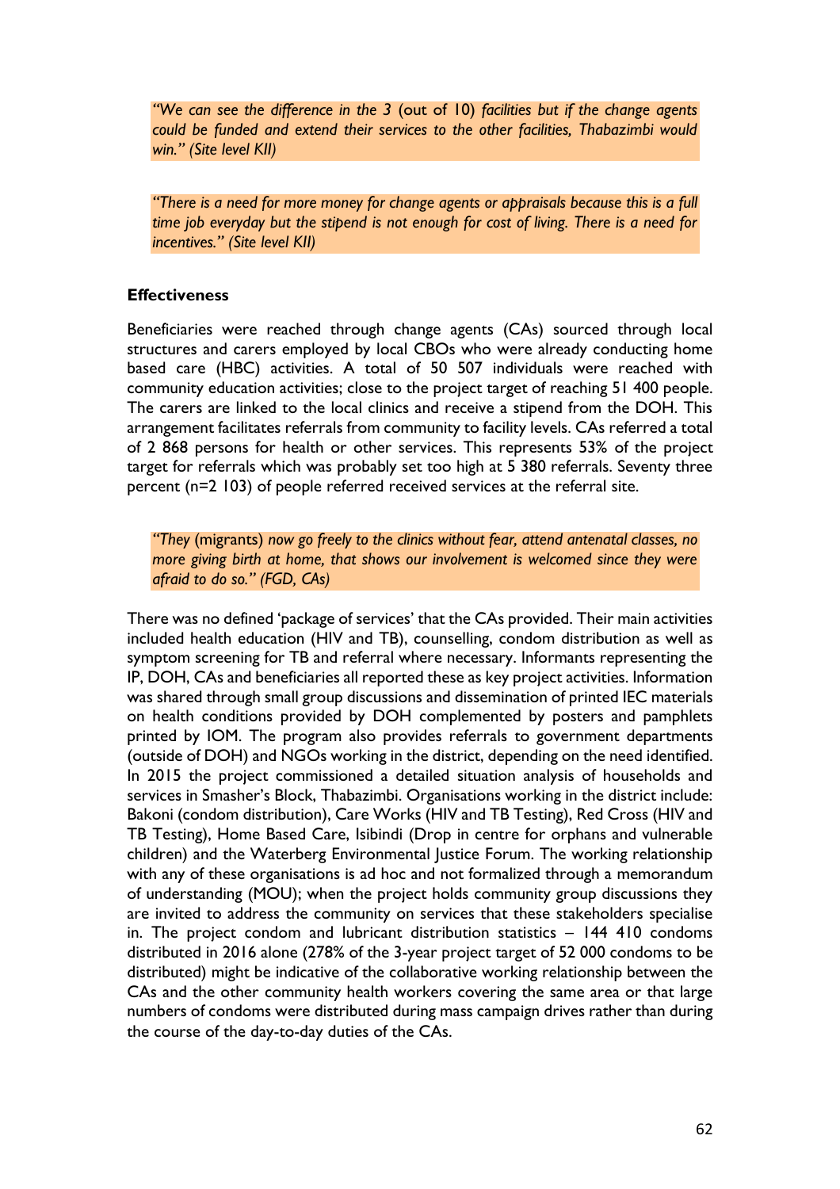> *"We can see the difference in the 3* (out of 10) *facilities but if the change agents could be funded and extend their services to the other facilities, Thabazimbi would win." (Site level KII)*

> *"There is a need for more money for change agents or appraisals because this is a full time job everyday but the stipend is not enough for cost of living. There is a need for incentives." (Site level KII)*

**Effectiveness**

Beneficiaries were reached through change agents (CAs) sourced through local structures and carers employed by local CBOs who were already conducting home based care (HBC) activities. A total of 50 507 individuals were reached with community education activities; close to the project target of reaching 51 400 people. The carers are linked to the local clinics and receive a stipend from the DOH. This arrangement facilitates referrals from community to facility levels. CAs referred a total of 2 868 persons for health or other services. This represents 53% of the project target for referrals which was probably set too high at 5 380 referrals. Seventy three percent (n=2 103) of people referred received services at the referral site.

> *"They* (migrants) *now go freely to the clinics without fear, attend antenatal classes, no more giving birth at home, that shows our involvement is welcomed since they were afraid to do so." (FGD, CAs)*

There was no defined 'package of services' that the CAs provided. Their main activities included health education (HIV and TB), counselling, condom distribution as well as symptom screening for TB and referral where necessary. Informants representing the IP, DOH, CAs and beneficiaries all reported these as key project activities. Information was shared through small group discussions and dissemination of printed IEC materials on health conditions provided by DOH complemented by posters and pamphlets printed by IOM. The program also provides referrals to government departments (outside of DOH) and NGOs working in the district, depending on the need identified. In 2015 the project commissioned a detailed situation analysis of households and services in Smasher's Block, Thabazimbi. Organisations working in the district include: Bakoni (condom distribution), Care Works (HIV and TB Testing), Red Cross (HIV and TB Testing), Home Based Care, Isibindi (Drop in centre for orphans and vulnerable children) and the Waterberg Environmental Justice Forum. The working relationship with any of these organisations is ad hoc and not formalized through a memorandum of understanding (MOU); when the project holds community group discussions they are invited to address the community on services that these stakeholders specialise in. The project condom and lubricant distribution statistics – 144 410 condoms distributed in 2016 alone (278% of the 3-year project target of 52 000 condoms to be distributed) might be indicative of the collaborative working relationship between the CAs and the other community health workers covering the same area or that large numbers of condoms were distributed during mass campaign drives rather than during the course of the day-to-day duties of the CAs.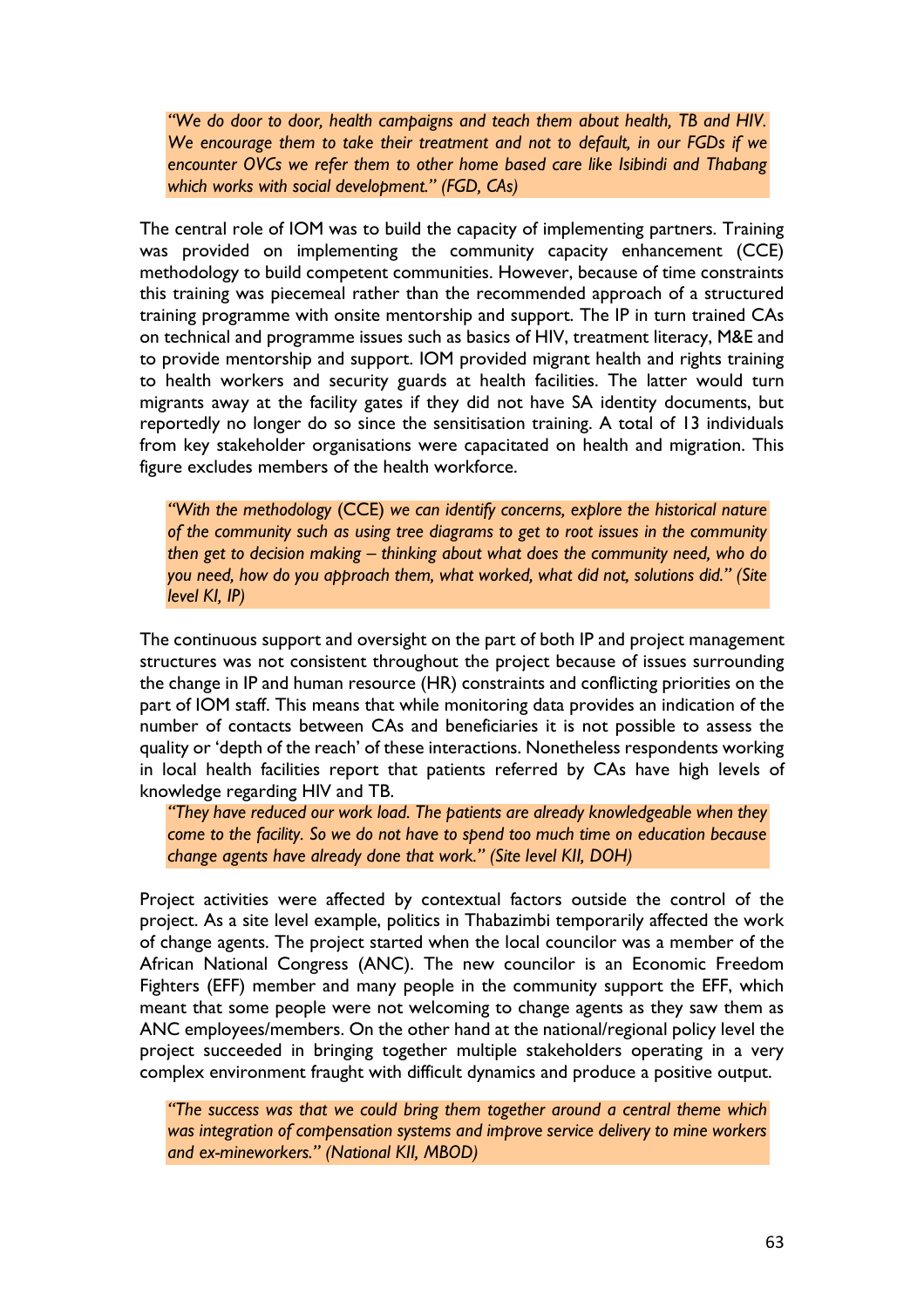> *"We do door to door, health campaigns and teach them about health, TB and HIV. We encourage them to take their treatment and not to default, in our FGDs if we encounter OVCs we refer them to other home based care like Isibindi and Thabang which works with social development." (FGD, CAs)*

The central role of IOM was to build the capacity of implementing partners. Training was provided on implementing the community capacity enhancement (CCE) methodology to build competent communities. However, because of time constraints this training was piecemeal rather than the recommended approach of a structured training programme with onsite mentorship and support. The IP in turn trained CAs on technical and programme issues such as basics of HIV, treatment literacy, M&E and to provide mentorship and support. IOM provided migrant health and rights training to health workers and security guards at health facilities. The latter would turn migrants away at the facility gates if they did not have SA identity documents, but reportedly no longer do so since the sensitisation training. A total of 13 individuals from key stakeholder organisations were capacitated on health and migration. This figure excludes members of the health workforce.

> *"With the methodology* (CCE) *we can identify concerns, explore the historical nature of the community such as using tree diagrams to get to root issues in the community then get to decision making – thinking about what does the community need, who do you need, how do you approach them, what worked, what did not, solutions did." (Site level KI, IP)*

The continuous support and oversight on the part of both IP and project management structures was not consistent throughout the project because of issues surrounding the change in IP and human resource (HR) constraints and conflicting priorities on the part of IOM staff. This means that while monitoring data provides an indication of the number of contacts between CAs and beneficiaries it is not possible to assess the quality or 'depth of the reach' of these interactions. Nonetheless respondents working in local health facilities report that patients referred by CAs have high levels of knowledge regarding HIV and TB.

> *"They have reduced our work load. The patients are already knowledgeable when they come to the facility. So we do not have to spend too much time on education because change agents have already done that work." (Site level KII, DOH)*

Project activities were affected by contextual factors outside the control of the project. As a site level example, politics in Thabazimbi temporarily affected the work of change agents. The project started when the local councilor was a member of the African National Congress (ANC). The new councilor is an Economic Freedom Fighters (EFF) member and many people in the community support the EFF, which meant that some people were not welcoming to change agents as they saw them as ANC employees/members. On the other hand at the national/regional policy level the project succeeded in bringing together multiple stakeholders operating in a very complex environment fraught with difficult dynamics and produce a positive output.

> *"The success was that we could bring them together around a central theme which was integration of compensation systems and improve service delivery to mine workers and ex-mineworkers." (National KII, MBOD)*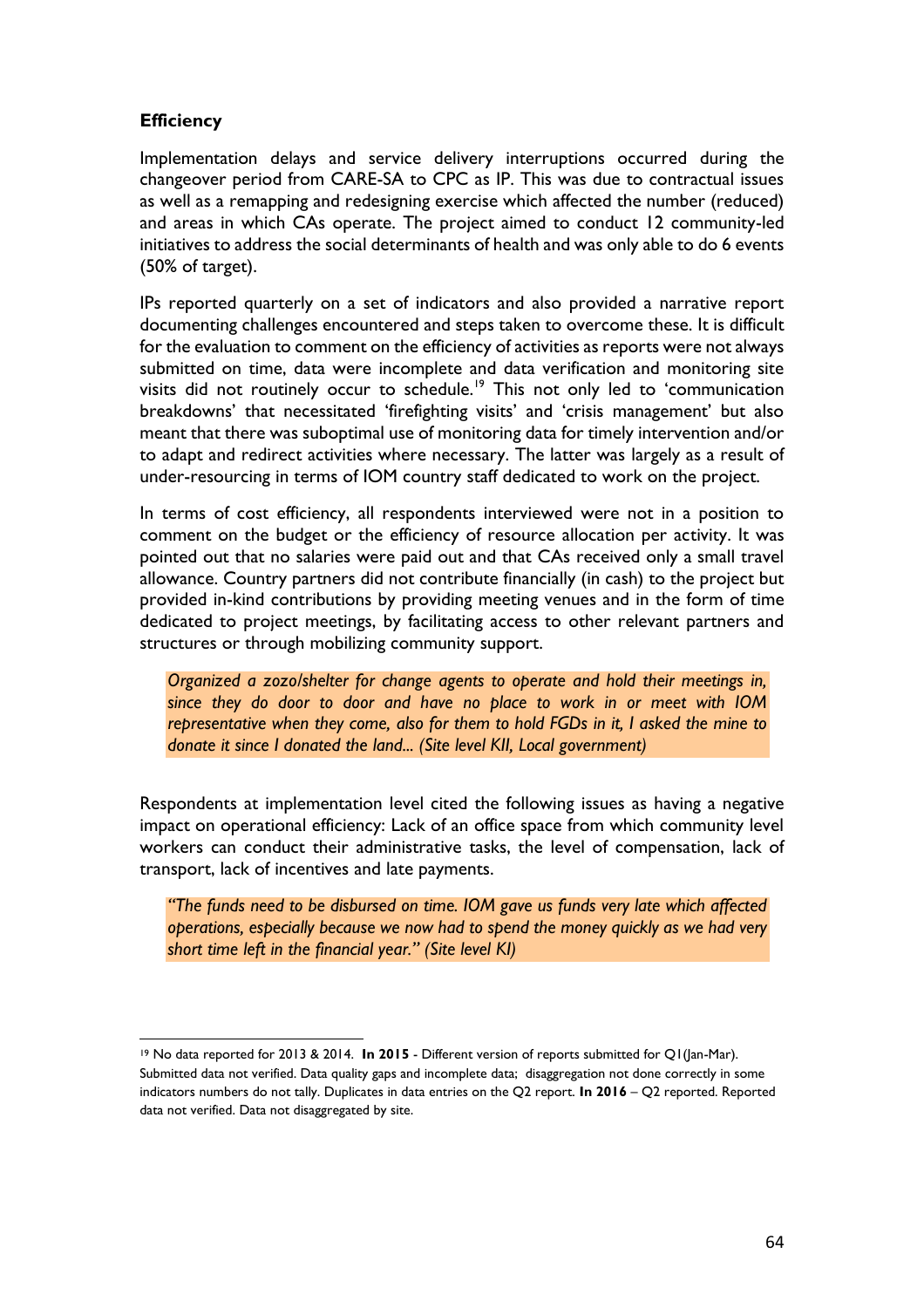**Efficiency**

Implementation delays and service delivery interruptions occurred during the changeover period from CARE-SA to CPC as IP. This was due to contractual issues as well as a remapping and redesigning exercise which affected the number (reduced) and areas in which CAs operate. The project aimed to conduct 12 community-led initiatives to address the social determinants of health and was only able to do 6 events (50% of target).

IPs reported quarterly on a set of indicators and also provided a narrative report documenting challenges encountered and steps taken to overcome these. It is difficult for the evaluation to comment on the efficiency of activities as reports were not always submitted on time, data were incomplete and data verification and monitoring site visits did not routinely occur to schedule.[19] This not only led to 'communication breakdowns' that necessitated 'firefighting visits' and 'crisis management' but also meant that there was suboptimal use of monitoring data for timely intervention and/or to adapt and redirect activities where necessary. The latter was largely as a result of under-resourcing in terms of IOM country staff dedicated to work on the project.

In terms of cost efficiency, all respondents interviewed were not in a position to comment on the budget or the efficiency of resource allocation per activity. It was pointed out that no salaries were paid out and that CAs received only a small travel allowance. Country partners did not contribute financially (in cash) to the project but provided in-kind contributions by providing meeting venues and in the form of time dedicated to project meetings, by facilitating access to other relevant partners and structures or through mobilizing community support.

> *Organized a zozo/shelter for change agents to operate and hold their meetings in, since they do door to door and have no place to work in or meet with IOM representative when they come, also for them to hold FGDs in it, I asked the mine to donate it since I donated the land... (Site level KII, Local government)*

Respondents at implementation level cited the following issues as having a negative impact on operational efficiency: Lack of an office space from which community level workers can conduct their administrative tasks, the level of compensation, lack of transport, lack of incentives and late payments.

> *"The funds need to be disbursed on time. IOM gave us funds very late which affected operations, especially because we now had to spend the money quickly as we had very short time left in the financial year." (Site level KI)*

---

[19] No data reported for 2013 & 2014. **In 2015** - Different version of reports submitted for Q1(Jan-Mar). Submitted data not verified. Data quality gaps and incomplete data; disaggregation not done correctly in some indicators numbers do not tally. Duplicates in data entries on the Q2 report. **In 2016** – Q2 reported. Reported data not verified. Data not disaggregated by site.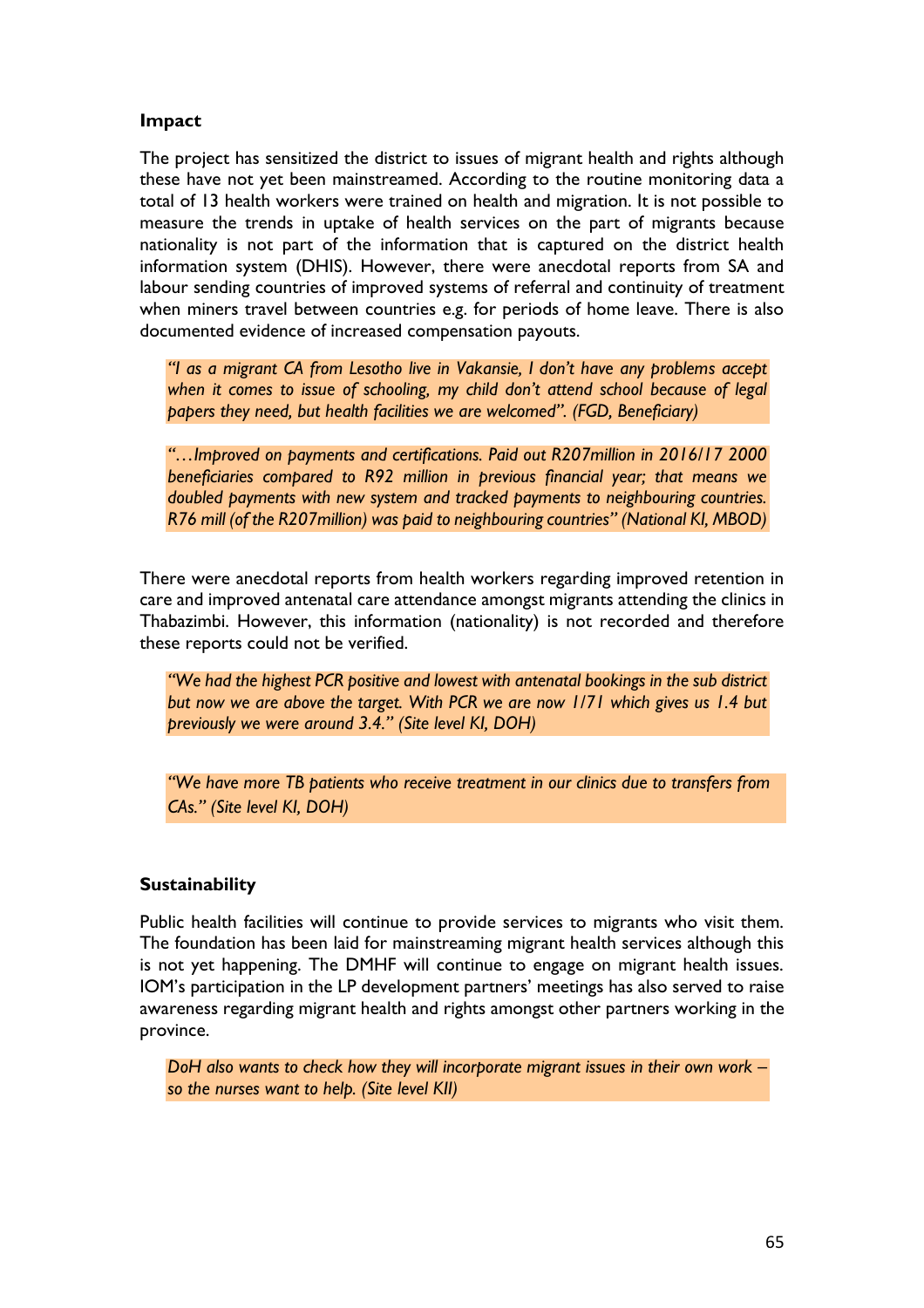#### Impact

The project has sensitized the district to issues of migrant health and rights although these have not yet been mainstreamed. According to the routine monitoring data a total of 13 health workers were trained on health and migration. It is not possible to measure the trends in uptake of health services on the part of migrants because nationality is not part of the information that is captured on the district health information system (DHIS). However, there were anecdotal reports from SA and labour sending countries of improved systems of referral and continuity of treatment when miners travel between countries e.g. for periods of home leave. There is also documented evidence of increased compensation payouts.

> *"I as a migrant CA from Lesotho live in Vakansie, I don't have any problems accept when it comes to issue of schooling, my child don't attend school because of legal papers they need, but health facilities we are welcomed". (FGD, Beneficiary)*

> *"…Improved on payments and certifications. Paid out R207million in 2016/17 2000 beneficiaries compared to R92 million in previous financial year; that means we doubled payments with new system and tracked payments to neighbouring countries. R76 mill (of the R207million) was paid to neighbouring countries" (National KI, MBOD)*

There were anecdotal reports from health workers regarding improved retention in care and improved antenatal care attendance amongst migrants attending the clinics in Thabazimbi. However, this information (nationality) is not recorded and therefore these reports could not be verified.

> *"We had the highest PCR positive and lowest with antenatal bookings in the sub district but now we are above the target. With PCR we are now 1/71 which gives us 1.4 but previously we were around 3.4." (Site level KI, DOH)*

> *"We have more TB patients who receive treatment in our clinics due to transfers from CAs." (Site level KI, DOH)*

#### Sustainability

Public health facilities will continue to provide services to migrants who visit them. The foundation has been laid for mainstreaming migrant health services although this is not yet happening. The DMHF will continue to engage on migrant health issues. IOM's participation in the LP development partners' meetings has also served to raise awareness regarding migrant health and rights amongst other partners working in the province.

> *DoH also wants to check how they will incorporate migrant issues in their own work – so the nurses want to help. (Site level KII)*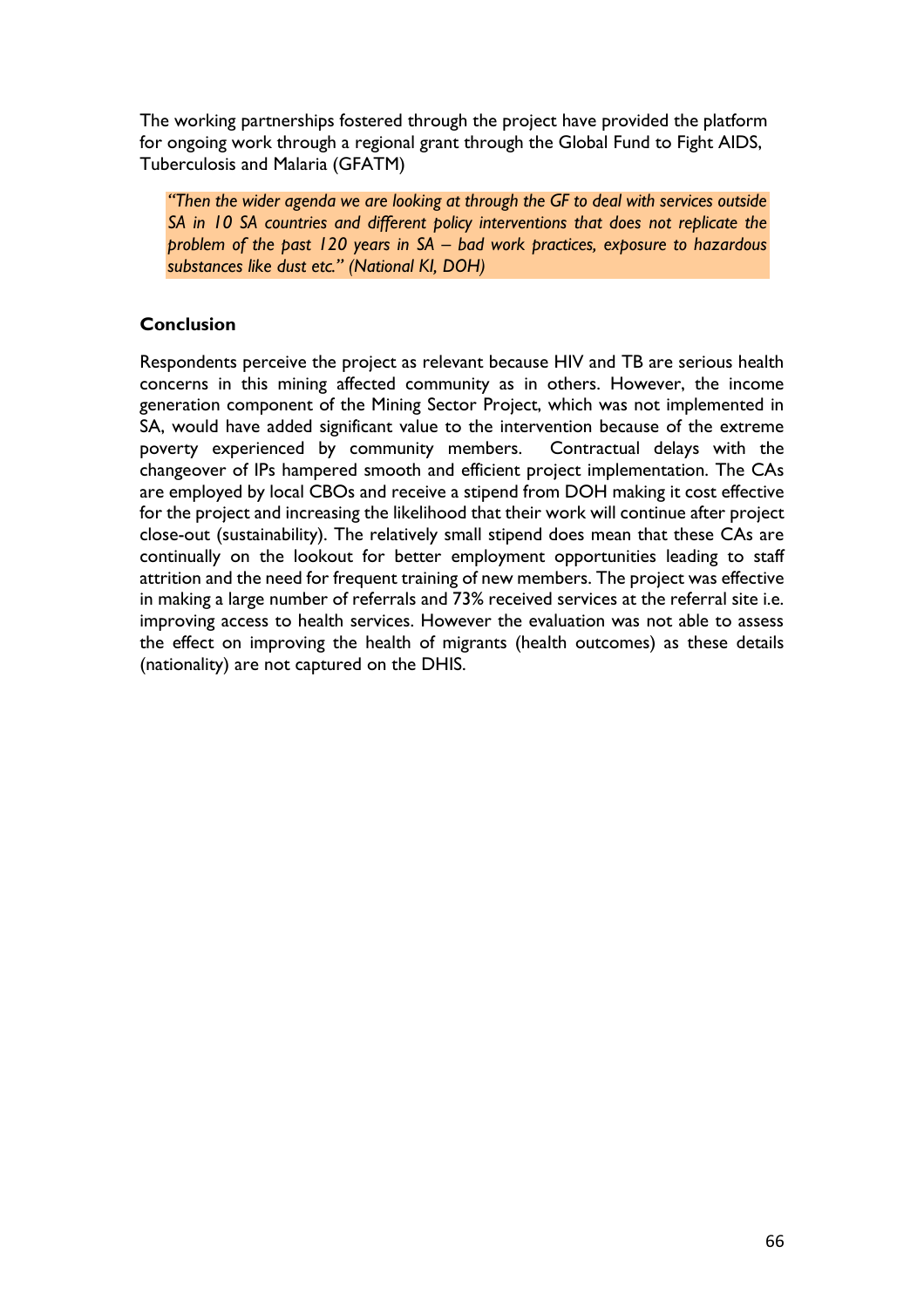The working partnerships fostered through the project have provided the platform for ongoing work through a regional grant through the Global Fund to Fight AIDS, Tuberculosis and Malaria (GFATM)

> *"Then the wider agenda we are looking at through the GF to deal with services outside SA in 10 SA countries and different policy interventions that does not replicate the problem of the past 120 years in SA – bad work practices, exposure to hazardous substances like dust etc." (National KI, DOH)*

**Conclusion**

Respondents perceive the project as relevant because HIV and TB are serious health concerns in this mining affected community as in others. However, the income generation component of the Mining Sector Project, which was not implemented in SA, would have added significant value to the intervention because of the extreme poverty experienced by community members. Contractual delays with the changeover of IPs hampered smooth and efficient project implementation. The CAs are employed by local CBOs and receive a stipend from DOH making it cost effective for the project and increasing the likelihood that their work will continue after project close-out (sustainability). The relatively small stipend does mean that these CAs are continually on the lookout for better employment opportunities leading to staff attrition and the need for frequent training of new members. The project was effective in making a large number of referrals and 73% received services at the referral site i.e. improving access to health services. However the evaluation was not able to assess the effect on improving the health of migrants (health outcomes) as these details (nationality) are not captured on the DHIS.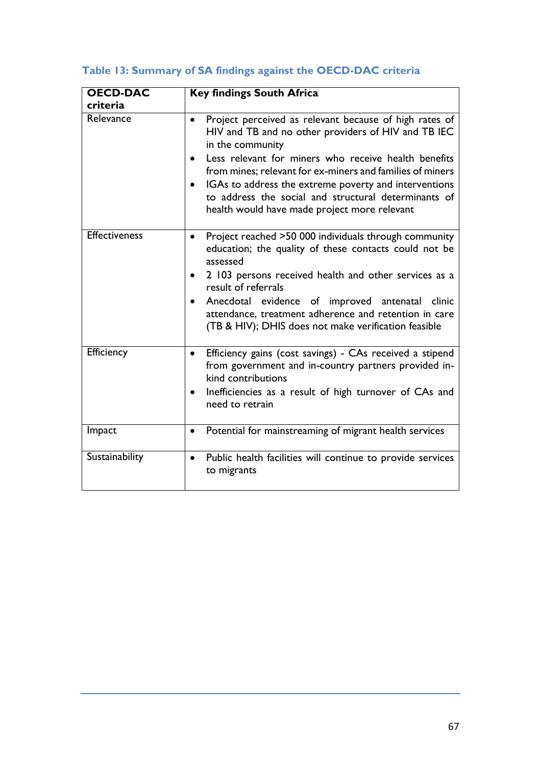**Table 13: Summary of SA findings against the OECD-DAC criteria**

| OECD-DAC criteria | Key findings South Africa |
|---|---|
| Relevance | • Project perceived as relevant because of high rates of HIV and TB and no other providers of HIV and TB IEC in the community<br>• Less relevant for miners who receive health benefits from mines; relevant for ex-miners and families of miners<br>• IGAs to address the extreme poverty and interventions to address the social and structural determinants of health would have made project more relevant |
| Effectiveness | • Project reached >50 000 individuals through community education; the quality of these contacts could not be assessed<br>• 2 103 persons received health and other services as a result of referrals<br>• Anecdotal evidence of improved antenatal clinic attendance, treatment adherence and retention in care (TB & HIV); DHIS does not make verification feasible |
| Efficiency | • Efficiency gains (cost savings) - CAs received a stipend from government and in-country partners provided in-kind contributions<br>• Inefficiencies as a result of high turnover of CAs and need to retrain |
| Impact | • Potential for mainstreaming of migrant health services |
| Sustainability | • Public health facilities will continue to provide services to migrants |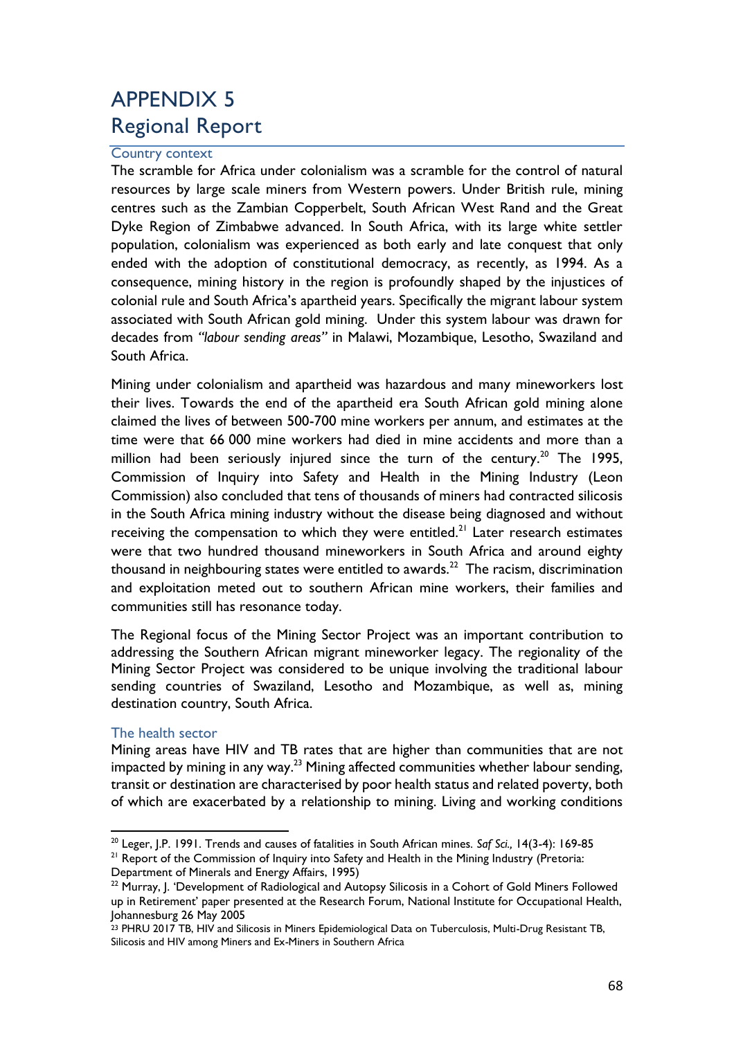# APPENDIX 5
# Regional Report

## Country context

The scramble for Africa under colonialism was a scramble for the control of natural resources by large scale miners from Western powers. Under British rule, mining centres such as the Zambian Copperbelt, South African West Rand and the Great Dyke Region of Zimbabwe advanced. In South Africa, with its large white settler population, colonialism was experienced as both early and late conquest that only ended with the adoption of constitutional democracy, as recently, as 1994. As a consequence, mining history in the region is profoundly shaped by the injustices of colonial rule and South Africa's apartheid years. Specifically the migrant labour system associated with South African gold mining. Under this system labour was drawn for decades from *"labour sending areas"* in Malawi, Mozambique, Lesotho, Swaziland and South Africa.

Mining under colonialism and apartheid was hazardous and many mineworkers lost their lives. Towards the end of the apartheid era South African gold mining alone claimed the lives of between 500-700 mine workers per annum, and estimates at the time were that 66 000 mine workers had died in mine accidents and more than a million had been seriously injured since the turn of the century.[20] The 1995, Commission of Inquiry into Safety and Health in the Mining Industry (Leon Commission) also concluded that tens of thousands of miners had contracted silicosis in the South Africa mining industry without the disease being diagnosed and without receiving the compensation to which they were entitled.[21] Later research estimates were that two hundred thousand mineworkers in South Africa and around eighty thousand in neighbouring states were entitled to awards.[22] The racism, discrimination and exploitation meted out to southern African mine workers, their families and communities still has resonance today.

The Regional focus of the Mining Sector Project was an important contribution to addressing the Southern African migrant mineworker legacy. The regionality of the Mining Sector Project was considered to be unique involving the traditional labour sending countries of Swaziland, Lesotho and Mozambique, as well as, mining destination country, South Africa.

## The health sector

Mining areas have HIV and TB rates that are higher than communities that are not impacted by mining in any way.[23] Mining affected communities whether labour sending, transit or destination are characterised by poor health status and related poverty, both of which are exacerbated by a relationship to mining. Living and working conditions

---

[20] Leger, J.P. 1991. Trends and causes of fatalities in South African mines. *Saf Sci.,* 14(3-4): 169-85

[21] Report of the Commission of Inquiry into Safety and Health in the Mining Industry (Pretoria: Department of Minerals and Energy Affairs, 1995)

[22] Murray, J. 'Development of Radiological and Autopsy Silicosis in a Cohort of Gold Miners Followed up in Retirement' paper presented at the Research Forum, National Institute for Occupational Health, Johannesburg 26 May 2005

[23] PHRU 2017 TB, HIV and Silicosis in Miners Epidemiological Data on Tuberculosis, Multi-Drug Resistant TB, Silicosis and HIV among Miners and Ex-Miners in Southern Africa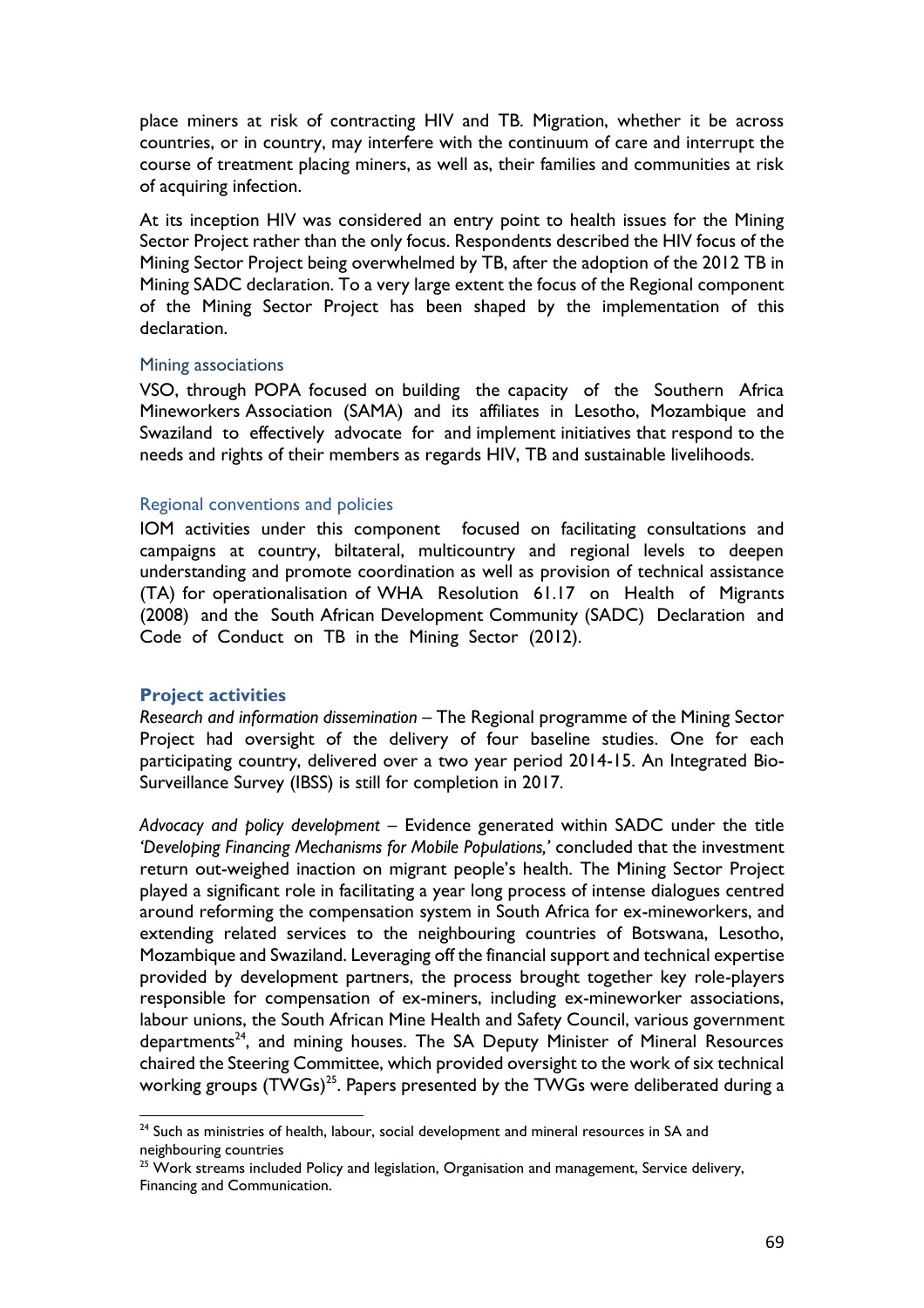place miners at risk of contracting HIV and TB. Migration, whether it be across countries, or in country, may interfere with the continuum of care and interrupt the course of treatment placing miners, as well as, their families and communities at risk of acquiring infection.

At its inception HIV was considered an entry point to health issues for the Mining Sector Project rather than the only focus. Respondents described the HIV focus of the Mining Sector Project being overwhelmed by TB, after the adoption of the 2012 TB in Mining SADC declaration. To a very large extent the focus of the Regional component of the Mining Sector Project has been shaped by the implementation of this declaration.

### Mining associations

VSO, through POPA focused on building the capacity of the Southern Africa Mineworkers Association (SAMA) and its affiliates in Lesotho, Mozambique and Swaziland to effectively advocate for and implement initiatives that respond to the needs and rights of their members as regards HIV, TB and sustainable livelihoods.

### Regional conventions and policies

IOM activities under this component focused on facilitating consultations and campaigns at country, biltateral, multicountry and regional levels to deepen understanding and promote coordination as well as provision of technical assistance (TA) for operationalisation of WHA Resolution 61.17 on Health of Migrants (2008) and the South African Development Community (SADC) Declaration and Code of Conduct on TB in the Mining Sector (2012).

## Project activities

*Research and information dissemination* – The Regional programme of the Mining Sector Project had oversight of the delivery of four baseline studies. One for each participating country, delivered over a two year period 2014-15. An Integrated Bio-Surveillance Survey (IBSS) is still for completion in 2017.

*Advocacy and policy development* – Evidence generated within SADC under the title *'Developing Financing Mechanisms for Mobile Populations,'* concluded that the investment return out-weighed inaction on migrant people's health. The Mining Sector Project played a significant role in facilitating a year long process of intense dialogues centred around reforming the compensation system in South Africa for ex-mineworkers, and extending related services to the neighbouring countries of Botswana, Lesotho, Mozambique and Swaziland. Leveraging off the financial support and technical expertise provided by development partners, the process brought together key role-players responsible for compensation of ex-miners, including ex-mineworker associations, labour unions, the South African Mine Health and Safety Council, various government departments[24], and mining houses. The SA Deputy Minister of Mineral Resources chaired the Steering Committee, which provided oversight to the work of six technical working groups (TWGs)[25]. Papers presented by the TWGs were deliberated during a

[24] Such as ministries of health, labour, social development and mineral resources in SA and neighbouring countries

[25] Work streams included Policy and legislation, Organisation and management, Service delivery, Financing and Communication.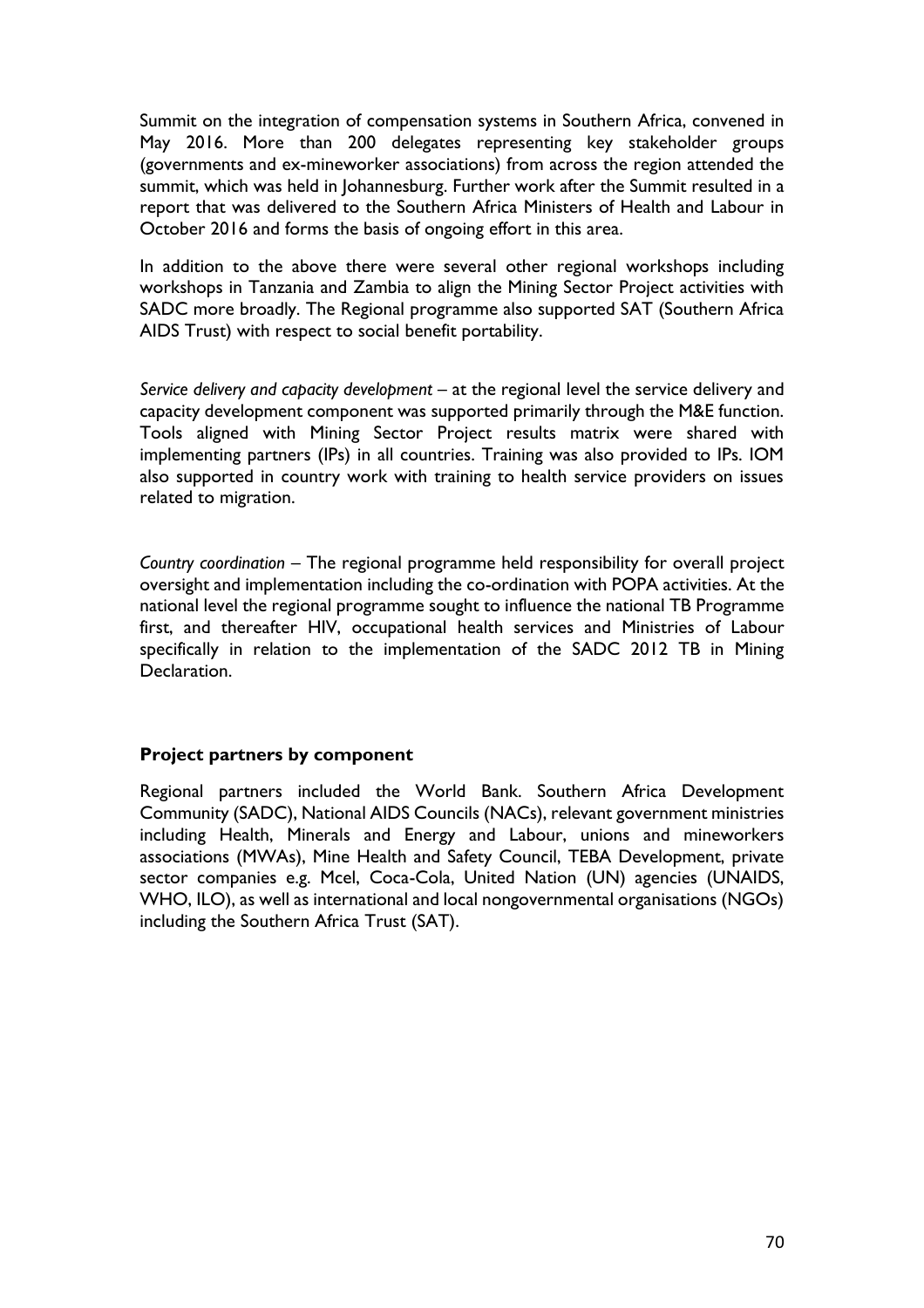Summit on the integration of compensation systems in Southern Africa, convened in May 2016. More than 200 delegates representing key stakeholder groups (governments and ex-mineworker associations) from across the region attended the summit, which was held in Johannesburg. Further work after the Summit resulted in a report that was delivered to the Southern Africa Ministers of Health and Labour in October 2016 and forms the basis of ongoing effort in this area.

In addition to the above there were several other regional workshops including workshops in Tanzania and Zambia to align the Mining Sector Project activities with SADC more broadly. The Regional programme also supported SAT (Southern Africa AIDS Trust) with respect to social benefit portability.

*Service delivery and capacity development* – at the regional level the service delivery and capacity development component was supported primarily through the M&E function. Tools aligned with Mining Sector Project results matrix were shared with implementing partners (IPs) in all countries. Training was also provided to IPs. IOM also supported in country work with training to health service providers on issues related to migration.

*Country coordination* – The regional programme held responsibility for overall project oversight and implementation including the co-ordination with POPA activities. At the national level the regional programme sought to influence the national TB Programme first, and thereafter HIV, occupational health services and Ministries of Labour specifically in relation to the implementation of the SADC 2012 TB in Mining Declaration.

### Project partners by component

Regional partners included the World Bank. Southern Africa Development Community (SADC), National AIDS Councils (NACs), relevant government ministries including Health, Minerals and Energy and Labour, unions and mineworkers associations (MWAs), Mine Health and Safety Council, TEBA Development, private sector companies e.g. Mcel, Coca-Cola, United Nation (UN) agencies (UNAIDS, WHO, ILO), as well as international and local nongovernmental organisations (NGOs) including the Southern Africa Trust (SAT).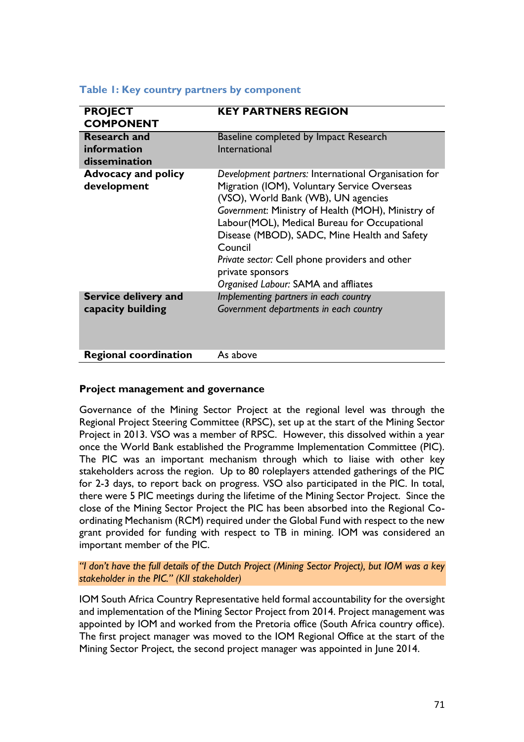**Table 1: Key country partners by component**

| PROJECT COMPONENT | KEY PARTNERS REGION |
|---|---|
| **Research and information dissemination** | Baseline completed by Impact Research International |
| **Advocacy and policy development** | *Development partners:* International Organisation for Migration (IOM), Voluntary Service Overseas (VSO), World Bank (WB), UN agencies<br>*Government:* Ministry of Health (MOH), Ministry of Labour(MOL), Medical Bureau for Occupational Disease (MBOD), SADC, Mine Health and Safety Council<br>*Private sector:* Cell phone providers and other private sponsors<br>*Organised Labour:* SAMA and affliates |
| **Service delivery and capacity building** | *Implementing partners in each country*<br>*Government departments in each country* |
| **Regional coordination** | As above |

**Project management and governance**

Governance of the Mining Sector Project at the regional level was through the Regional Project Steering Committee (RPSC), set up at the start of the Mining Sector Project in 2013. VSO was a member of RPSC. However, this dissolved within a year once the World Bank established the Programme Implementation Committee (PIC). The PIC was an important mechanism through which to liaise with other key stakeholders across the region. Up to 80 roleplayers attended gatherings of the PIC for 2-3 days, to report back on progress. VSO also participated in the PIC. In total, there were 5 PIC meetings during the lifetime of the Mining Sector Project. Since the close of the Mining Sector Project the PIC has been absorbed into the Regional Co-ordinating Mechanism (RCM) required under the Global Fund with respect to the new grant provided for funding with respect to TB in mining. IOM was considered an important member of the PIC.

*"I don't have the full details of the Dutch Project (Mining Sector Project), but IOM was a key stakeholder in the PIC." (KII stakeholder)*

IOM South Africa Country Representative held formal accountability for the oversight and implementation of the Mining Sector Project from 2014. Project management was appointed by IOM and worked from the Pretoria office (South Africa country office). The first project manager was moved to the IOM Regional Office at the start of the Mining Sector Project, the second project manager was appointed in June 2014.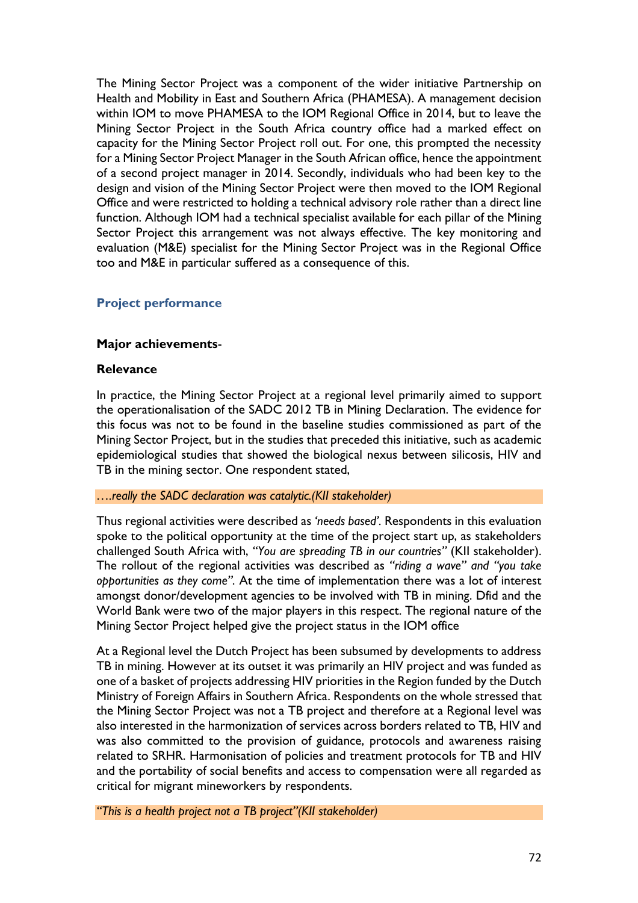The Mining Sector Project was a component of the wider initiative Partnership on Health and Mobility in East and Southern Africa (PHAMESA). A management decision within IOM to move PHAMESA to the IOM Regional Office in 2014, but to leave the Mining Sector Project in the South Africa country office had a marked effect on capacity for the Mining Sector Project roll out. For one, this prompted the necessity for a Mining Sector Project Manager in the South African office, hence the appointment of a second project manager in 2014. Secondly, individuals who had been key to the design and vision of the Mining Sector Project were then moved to the IOM Regional Office and were restricted to holding a technical advisory role rather than a direct line function. Although IOM had a technical specialist available for each pillar of the Mining Sector Project this arrangement was not always effective. The key monitoring and evaluation (M&E) specialist for the Mining Sector Project was in the Regional Office too and M&E in particular suffered as a consequence of this.

## Project performance

### Major achievements-

### Relevance

In practice, the Mining Sector Project at a regional level primarily aimed to support the operationalisation of the SADC 2012 TB in Mining Declaration. The evidence for this focus was not to be found in the baseline studies commissioned as part of the Mining Sector Project, but in the studies that preceded this initiative, such as academic epidemiological studies that showed the biological nexus between silicosis, HIV and TB in the mining sector. One respondent stated,

*….really the SADC declaration was catalytic.(KII stakeholder)*

Thus regional activities were described as *'needs based'*. Respondents in this evaluation spoke to the political opportunity at the time of the project start up, as stakeholders challenged South Africa with, *"You are spreading TB in our countries"* (KII stakeholder). The rollout of the regional activities was described as *"riding a wave" and "you take opportunities as they come"*. At the time of implementation there was a lot of interest amongst donor/development agencies to be involved with TB in mining. Dfid and the World Bank were two of the major players in this respect. The regional nature of the Mining Sector Project helped give the project status in the IOM office

At a Regional level the Dutch Project has been subsumed by developments to address TB in mining. However at its outset it was primarily an HIV project and was funded as one of a basket of projects addressing HIV priorities in the Region funded by the Dutch Ministry of Foreign Affairs in Southern Africa. Respondents on the whole stressed that the Mining Sector Project was not a TB project and therefore at a Regional level was also interested in the harmonization of services across borders related to TB, HIV and was also committed to the provision of guidance, protocols and awareness raising related to SRHR. Harmonisation of policies and treatment protocols for TB and HIV and the portability of social benefits and access to compensation were all regarded as critical for migrant mineworkers by respondents.

*"This is a health project not a TB project"(KII stakeholder)*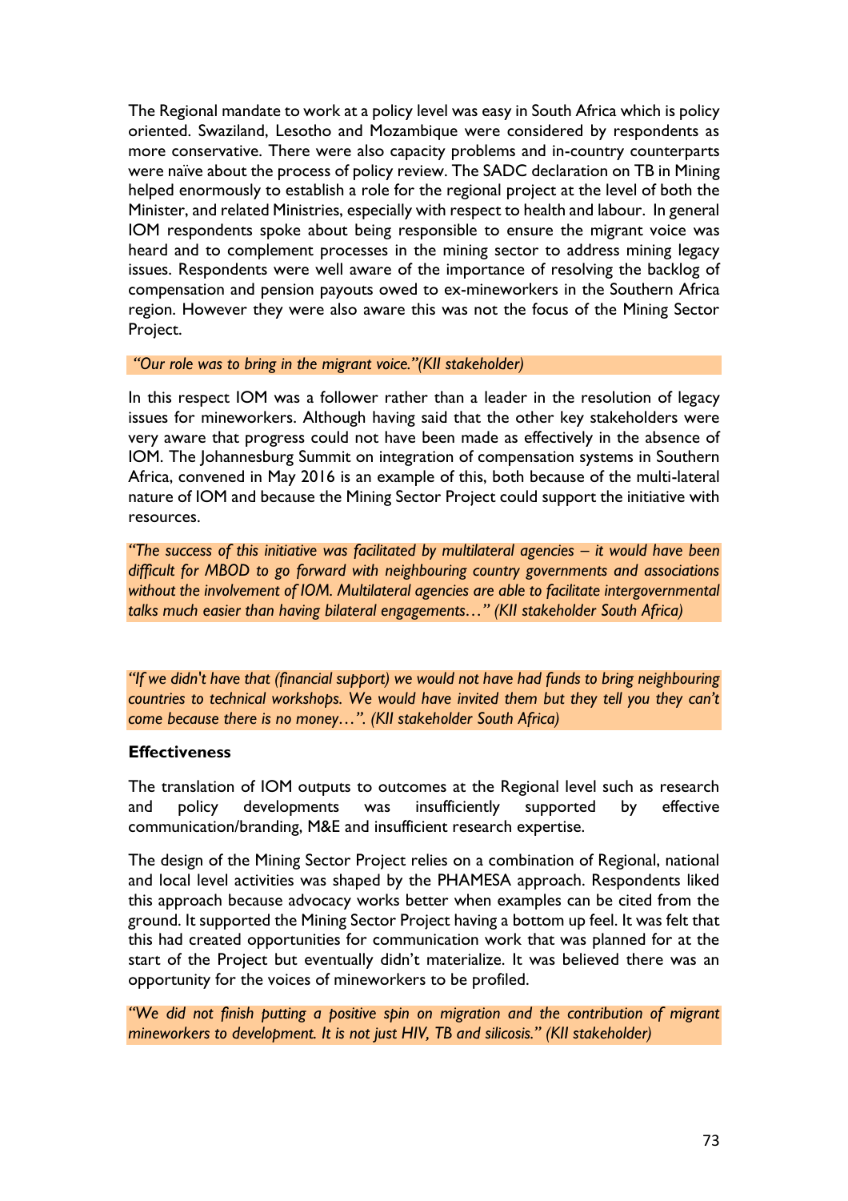The Regional mandate to work at a policy level was easy in South Africa which is policy oriented. Swaziland, Lesotho and Mozambique were considered by respondents as more conservative. There were also capacity problems and in-country counterparts were naïve about the process of policy review. The SADC declaration on TB in Mining helped enormously to establish a role for the regional project at the level of both the Minister, and related Ministries, especially with respect to health and labour. In general IOM respondents spoke about being responsible to ensure the migrant voice was heard and to complement processes in the mining sector to address mining legacy issues. Respondents were well aware of the importance of resolving the backlog of compensation and pension payouts owed to ex-mineworkers in the Southern Africa region. However they were also aware this was not the focus of the Mining Sector Project.

*"Our role was to bring in the migrant voice."(KII stakeholder)*

In this respect IOM was a follower rather than a leader in the resolution of legacy issues for mineworkers. Although having said that the other key stakeholders were very aware that progress could not have been made as effectively in the absence of IOM. The Johannesburg Summit on integration of compensation systems in Southern Africa, convened in May 2016 is an example of this, both because of the multi-lateral nature of IOM and because the Mining Sector Project could support the initiative with resources.

*"The success of this initiative was facilitated by multilateral agencies – it would have been difficult for MBOD to go forward with neighbouring country governments and associations without the involvement of IOM. Multilateral agencies are able to facilitate intergovernmental talks much easier than having bilateral engagements…" (KII stakeholder South Africa)*

*"If we didn't have that (financial support) we would not have had funds to bring neighbouring countries to technical workshops. We would have invited them but they tell you they can't come because there is no money…". (KII stakeholder South Africa)*

**Effectiveness**

The translation of IOM outputs to outcomes at the Regional level such as research and policy developments was insufficiently supported by effective communication/branding, M&E and insufficient research expertise.

The design of the Mining Sector Project relies on a combination of Regional, national and local level activities was shaped by the PHAMESA approach. Respondents liked this approach because advocacy works better when examples can be cited from the ground. It supported the Mining Sector Project having a bottom up feel. It was felt that this had created opportunities for communication work that was planned for at the start of the Project but eventually didn't materialize. It was believed there was an opportunity for the voices of mineworkers to be profiled.

*"We did not finish putting a positive spin on migration and the contribution of migrant mineworkers to development. It is not just HIV, TB and silicosis." (KII stakeholder)*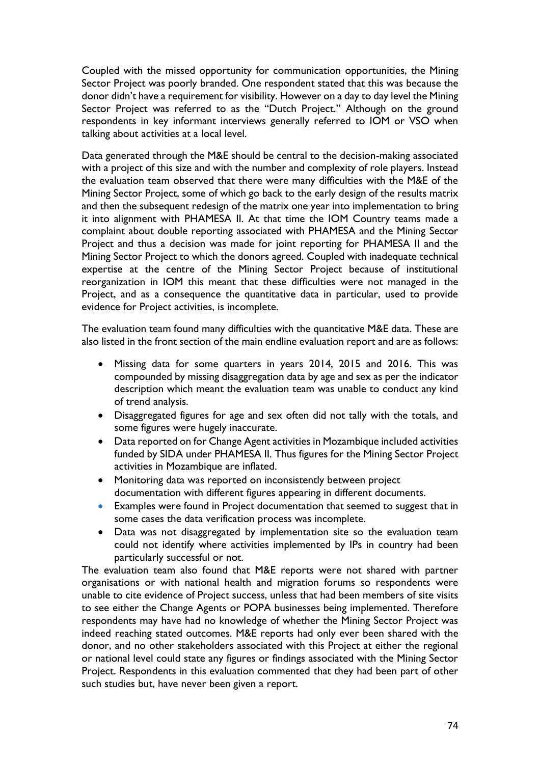Coupled with the missed opportunity for communication opportunities, the Mining Sector Project was poorly branded. One respondent stated that this was because the donor didn't have a requirement for visibility. However on a day to day level the Mining Sector Project was referred to as the "Dutch Project." Although on the ground respondents in key informant interviews generally referred to IOM or VSO when talking about activities at a local level.

Data generated through the M&E should be central to the decision-making associated with a project of this size and with the number and complexity of role players. Instead the evaluation team observed that there were many difficulties with the M&E of the Mining Sector Project, some of which go back to the early design of the results matrix and then the subsequent redesign of the matrix one year into implementation to bring it into alignment with PHAMESA II. At that time the IOM Country teams made a complaint about double reporting associated with PHAMESA and the Mining Sector Project and thus a decision was made for joint reporting for PHAMESA II and the Mining Sector Project to which the donors agreed. Coupled with inadequate technical expertise at the centre of the Mining Sector Project because of institutional reorganization in IOM this meant that these difficulties were not managed in the Project, and as a consequence the quantitative data in particular, used to provide evidence for Project activities, is incomplete.

The evaluation team found many difficulties with the quantitative M&E data. These are also listed in the front section of the main endline evaluation report and are as follows:

- Missing data for some quarters in years 2014, 2015 and 2016. This was compounded by missing disaggregation data by age and sex as per the indicator description which meant the evaluation team was unable to conduct any kind of trend analysis.
- Disaggregated figures for age and sex often did not tally with the totals, and some figures were hugely inaccurate.
- Data reported on for Change Agent activities in Mozambique included activities funded by SIDA under PHAMESA II. Thus figures for the Mining Sector Project activities in Mozambique are inflated.
- Monitoring data was reported on inconsistently between project documentation with different figures appearing in different documents.
- Examples were found in Project documentation that seemed to suggest that in some cases the data verification process was incomplete.
- Data was not disaggregated by implementation site so the evaluation team could not identify where activities implemented by IPs in country had been particularly successful or not.

The evaluation team also found that M&E reports were not shared with partner organisations or with national health and migration forums so respondents were unable to cite evidence of Project success, unless that had been members of site visits to see either the Change Agents or POPA businesses being implemented. Therefore respondents may have had no knowledge of whether the Mining Sector Project was indeed reaching stated outcomes. M&E reports had only ever been shared with the donor, and no other stakeholders associated with this Project at either the regional or national level could state any figures or findings associated with the Mining Sector Project. Respondents in this evaluation commented that they had been part of other such studies but, have never been given a report.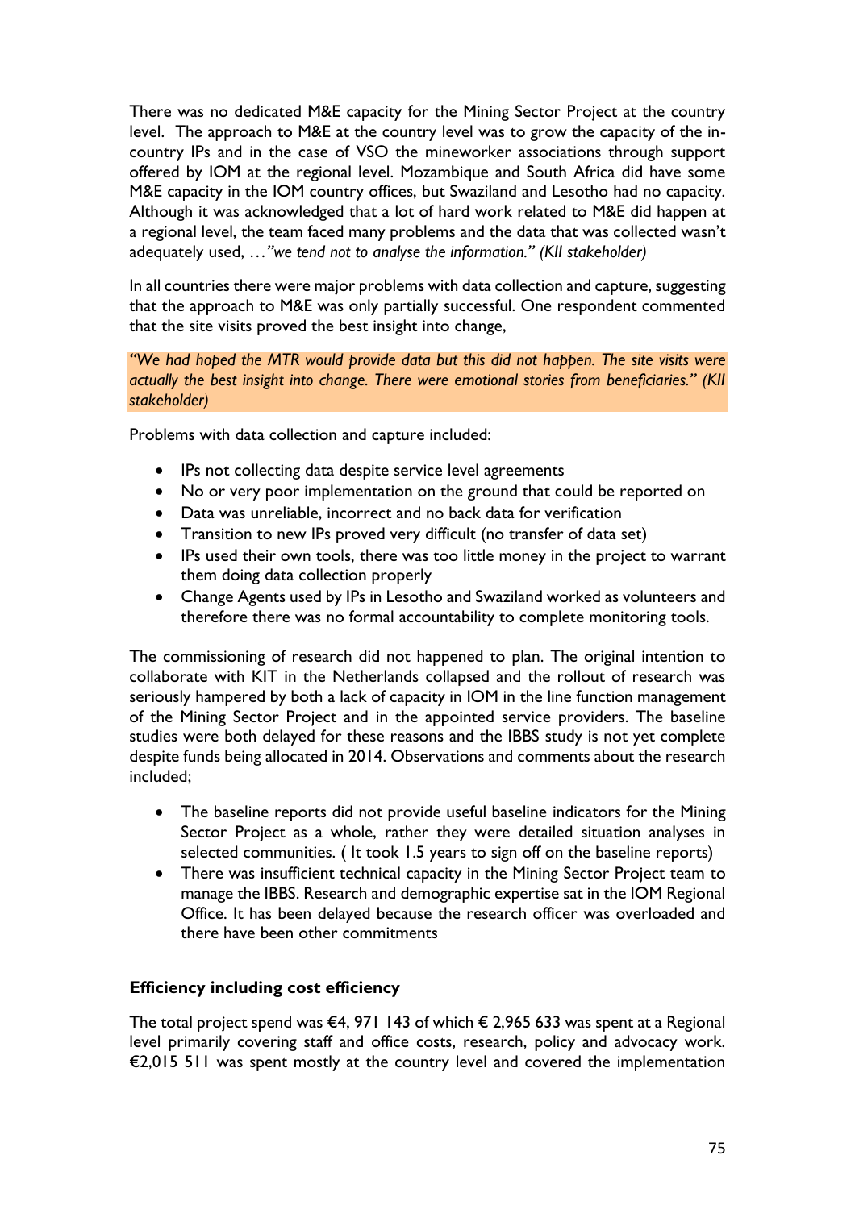There was no dedicated M&E capacity for the Mining Sector Project at the country level. The approach to M&E at the country level was to grow the capacity of the in-country IPs and in the case of VSO the mineworker associations through support offered by IOM at the regional level. Mozambique and South Africa did have some M&E capacity in the IOM country offices, but Swaziland and Lesotho had no capacity. Although it was acknowledged that a lot of hard work related to M&E did happen at a regional level, the team faced many problems and the data that was collected wasn't adequately used, …*"we tend not to analyse the information." (KII stakeholder)*

In all countries there were major problems with data collection and capture, suggesting that the approach to M&E was only partially successful. One respondent commented that the site visits proved the best insight into change,

*"We had hoped the MTR would provide data but this did not happen. The site visits were actually the best insight into change. There were emotional stories from beneficiaries." (KII stakeholder)*

Problems with data collection and capture included:

- IPs not collecting data despite service level agreements
- No or very poor implementation on the ground that could be reported on
- Data was unreliable, incorrect and no back data for verification
- Transition to new IPs proved very difficult (no transfer of data set)
- IPs used their own tools, there was too little money in the project to warrant them doing data collection properly
- Change Agents used by IPs in Lesotho and Swaziland worked as volunteers and therefore there was no formal accountability to complete monitoring tools.

The commissioning of research did not happened to plan. The original intention to collaborate with KIT in the Netherlands collapsed and the rollout of research was seriously hampered by both a lack of capacity in IOM in the line function management of the Mining Sector Project and in the appointed service providers. The baseline studies were both delayed for these reasons and the IBBS study is not yet complete despite funds being allocated in 2014. Observations and comments about the research included;

- The baseline reports did not provide useful baseline indicators for the Mining Sector Project as a whole, rather they were detailed situation analyses in selected communities. ( It took 1.5 years to sign off on the baseline reports)
- There was insufficient technical capacity in the Mining Sector Project team to manage the IBBS. Research and demographic expertise sat in the IOM Regional Office. It has been delayed because the research officer was overloaded and there have been other commitments

**Efficiency including cost efficiency**

The total project spend was €4, 971 143 of which € 2,965 633 was spent at a Regional level primarily covering staff and office costs, research, policy and advocacy work. €2,015 511 was spent mostly at the country level and covered the implementation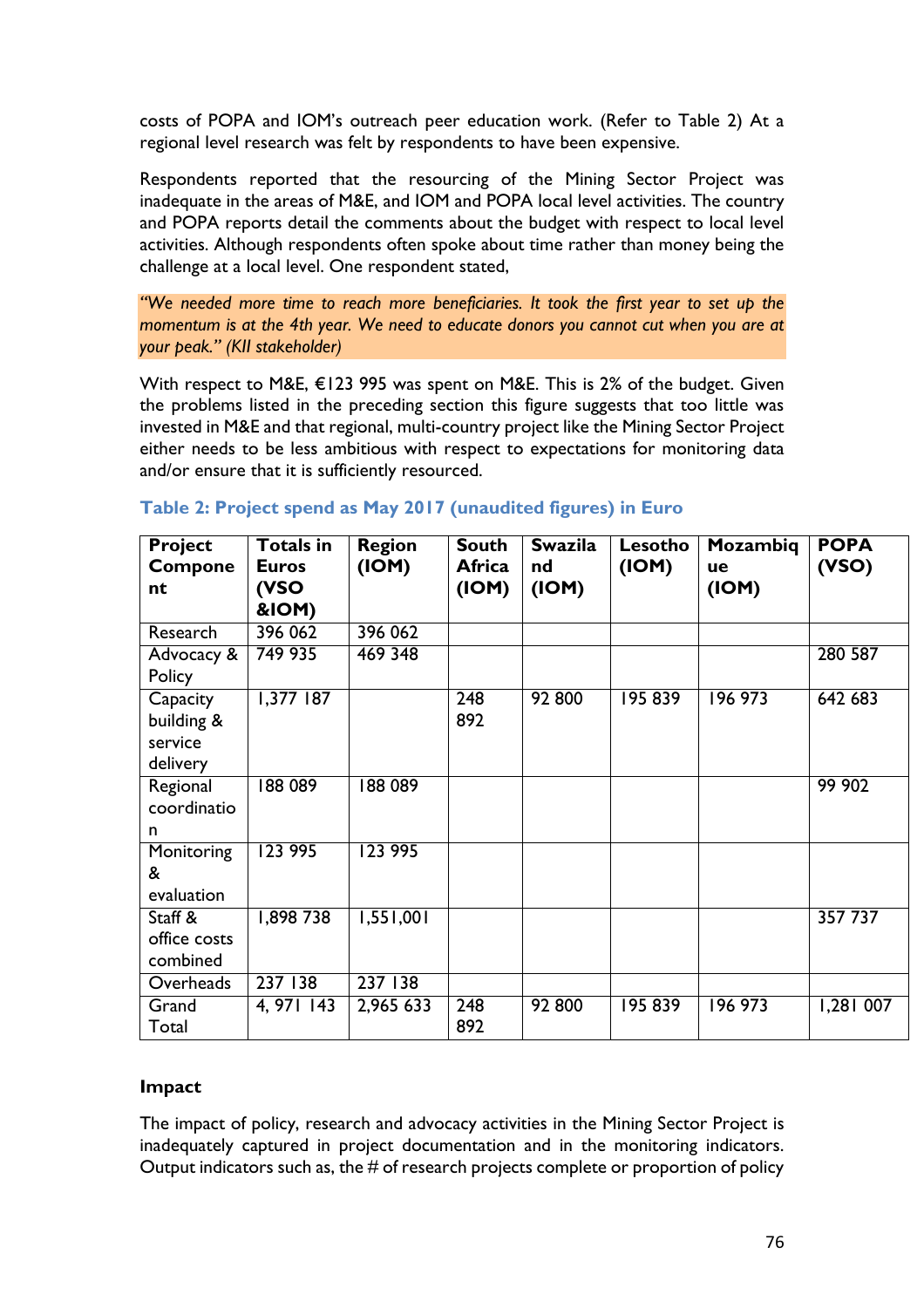costs of POPA and IOM's outreach peer education work. (Refer to Table 2) At a regional level research was felt by respondents to have been expensive.

Respondents reported that the resourcing of the Mining Sector Project was inadequate in the areas of M&E, and IOM and POPA local level activities. The country and POPA reports detail the comments about the budget with respect to local level activities. Although respondents often spoke about time rather than money being the challenge at a local level. One respondent stated,

*"We needed more time to reach more beneficiaries. It took the first year to set up the momentum is at the 4th year. We need to educate donors you cannot cut when you are at your peak." (KII stakeholder)*

With respect to M&E, €123 995 was spent on M&E. This is 2% of the budget. Given the problems listed in the preceding section this figure suggests that too little was invested in M&E and that regional, multi-country project like the Mining Sector Project either needs to be less ambitious with respect to expectations for monitoring data and/or ensure that it is sufficiently resourced.

**Table 2: Project spend as May 2017 (unaudited figures) in Euro**

| Project Component | Totals in Euros (VSO &IOM) | Region (IOM) | South Africa (IOM) | Swaziland (IOM) | Lesotho (IOM) | Mozambique (IOM) | POPA (VSO) |
|---|---|---|---|---|---|---|---|
| Research | 396 062 | 396 062 | | | | | |
| Advocacy & Policy | 749 935 | 469 348 | | | | | 280 587 |
| Capacity building & service delivery | 1,377 187 | | 248 892 | 92 800 | 195 839 | 196 973 | 642 683 |
| Regional coordination | 188 089 | 188 089 | | | | | 99 902 |
| Monitoring & evaluation | 123 995 | 123 995 | | | | | |
| Staff & office costs combined | 1,898 738 | 1,551,001 | | | | | 357 737 |
| Overheads | 237 138 | 237 138 | | | | | |
| Grand Total | 4, 971 143 | 2,965 633 | 248 892 | 92 800 | 195 839 | 196 973 | 1,281 007 |

**Impact**

The impact of policy, research and advocacy activities in the Mining Sector Project is inadequately captured in project documentation and in the monitoring indicators. Output indicators such as, the # of research projects complete or proportion of policy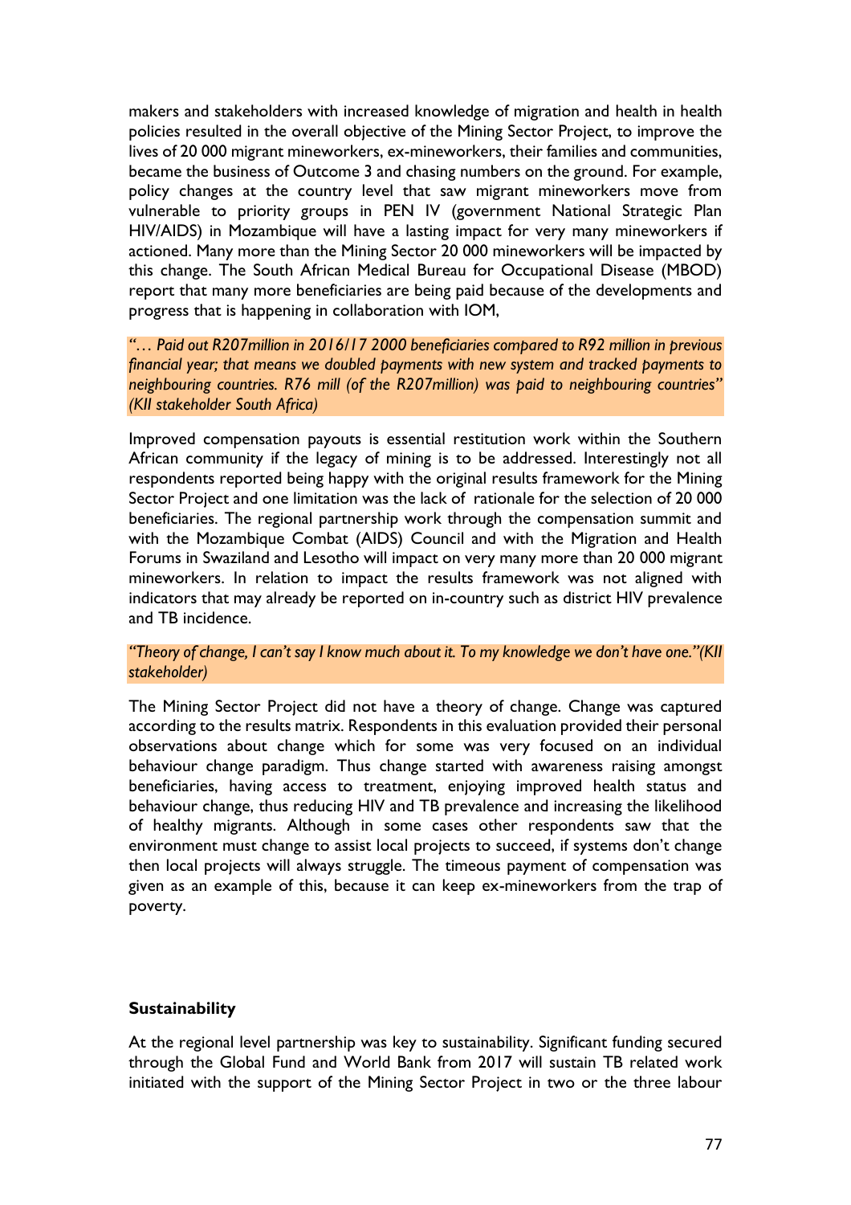makers and stakeholders with increased knowledge of migration and health in health policies resulted in the overall objective of the Mining Sector Project, to improve the lives of 20 000 migrant mineworkers, ex-mineworkers, their families and communities, became the business of Outcome 3 and chasing numbers on the ground. For example, policy changes at the country level that saw migrant mineworkers move from vulnerable to priority groups in PEN IV (government National Strategic Plan HIV/AIDS) in Mozambique will have a lasting impact for very many mineworkers if actioned. Many more than the Mining Sector 20 000 mineworkers will be impacted by this change. The South African Medical Bureau for Occupational Disease (MBOD) report that many more beneficiaries are being paid because of the developments and progress that is happening in collaboration with IOM,

*"… Paid out R207million in 2016/17 2000 beneficiaries compared to R92 million in previous financial year; that means we doubled payments with new system and tracked payments to neighbouring countries. R76 mill (of the R207million) was paid to neighbouring countries" (KII stakeholder South Africa)*

Improved compensation payouts is essential restitution work within the Southern African community if the legacy of mining is to be addressed. Interestingly not all respondents reported being happy with the original results framework for the Mining Sector Project and one limitation was the lack of rationale for the selection of 20 000 beneficiaries. The regional partnership work through the compensation summit and with the Mozambique Combat (AIDS) Council and with the Migration and Health Forums in Swaziland and Lesotho will impact on very many more than 20 000 migrant mineworkers. In relation to impact the results framework was not aligned with indicators that may already be reported on in-country such as district HIV prevalence and TB incidence.

*"Theory of change, I can't say I know much about it. To my knowledge we don't have one."(KII stakeholder)*

The Mining Sector Project did not have a theory of change. Change was captured according to the results matrix. Respondents in this evaluation provided their personal observations about change which for some was very focused on an individual behaviour change paradigm. Thus change started with awareness raising amongst beneficiaries, having access to treatment, enjoying improved health status and behaviour change, thus reducing HIV and TB prevalence and increasing the likelihood of healthy migrants. Although in some cases other respondents saw that the environment must change to assist local projects to succeed, if systems don't change then local projects will always struggle. The timeous payment of compensation was given as an example of this, because it can keep ex-mineworkers from the trap of poverty.

**Sustainability**

At the regional level partnership was key to sustainability. Significant funding secured through the Global Fund and World Bank from 2017 will sustain TB related work initiated with the support of the Mining Sector Project in two or the three labour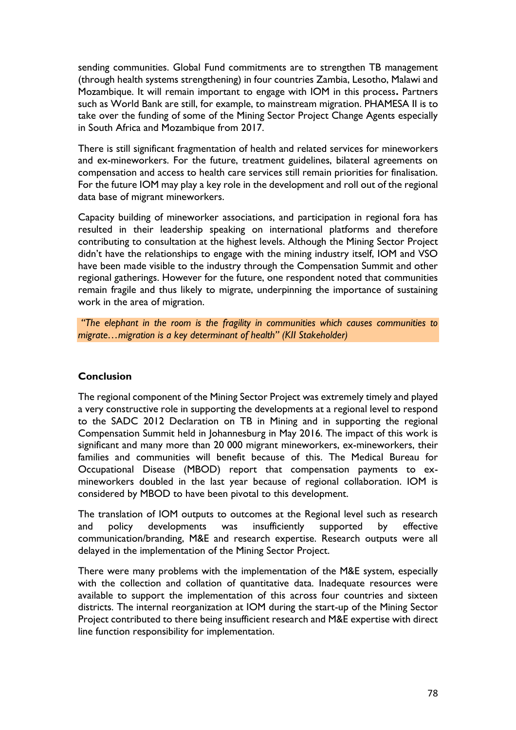sending communities. Global Fund commitments are to strengthen TB management (through health systems strengthening) in four countries Zambia, Lesotho, Malawi and Mozambique. It will remain important to engage with IOM in this process**.** Partners such as World Bank are still, for example, to mainstream migration. PHAMESA II is to take over the funding of some of the Mining Sector Project Change Agents especially in South Africa and Mozambique from 2017.

There is still significant fragmentation of health and related services for mineworkers and ex-mineworkers. For the future, treatment guidelines, bilateral agreements on compensation and access to health care services still remain priorities for finalisation. For the future IOM may play a key role in the development and roll out of the regional data base of migrant mineworkers.

Capacity building of mineworker associations, and participation in regional fora has resulted in their leadership speaking on international platforms and therefore contributing to consultation at the highest levels. Although the Mining Sector Project didn't have the relationships to engage with the mining industry itself, IOM and VSO have been made visible to the industry through the Compensation Summit and other regional gatherings. However for the future, one respondent noted that communities remain fragile and thus likely to migrate, underpinning the importance of sustaining work in the area of migration.

*"The elephant in the room is the fragility in communities which causes communities to migrate…migration is a key determinant of health" (KII Stakeholder)*

**Conclusion**

The regional component of the Mining Sector Project was extremely timely and played a very constructive role in supporting the developments at a regional level to respond to the SADC 2012 Declaration on TB in Mining and in supporting the regional Compensation Summit held in Johannesburg in May 2016. The impact of this work is significant and many more than 20 000 migrant mineworkers, ex-mineworkers, their families and communities will benefit because of this. The Medical Bureau for Occupational Disease (MBOD) report that compensation payments to ex-mineworkers doubled in the last year because of regional collaboration. IOM is considered by MBOD to have been pivotal to this development.

The translation of IOM outputs to outcomes at the Regional level such as research and policy developments was insufficiently supported by effective communication/branding, M&E and research expertise. Research outputs were all delayed in the implementation of the Mining Sector Project.

There were many problems with the implementation of the M&E system, especially with the collection and collation of quantitative data. Inadequate resources were available to support the implementation of this across four countries and sixteen districts. The internal reorganization at IOM during the start-up of the Mining Sector Project contributed to there being insufficient research and M&E expertise with direct line function responsibility for implementation.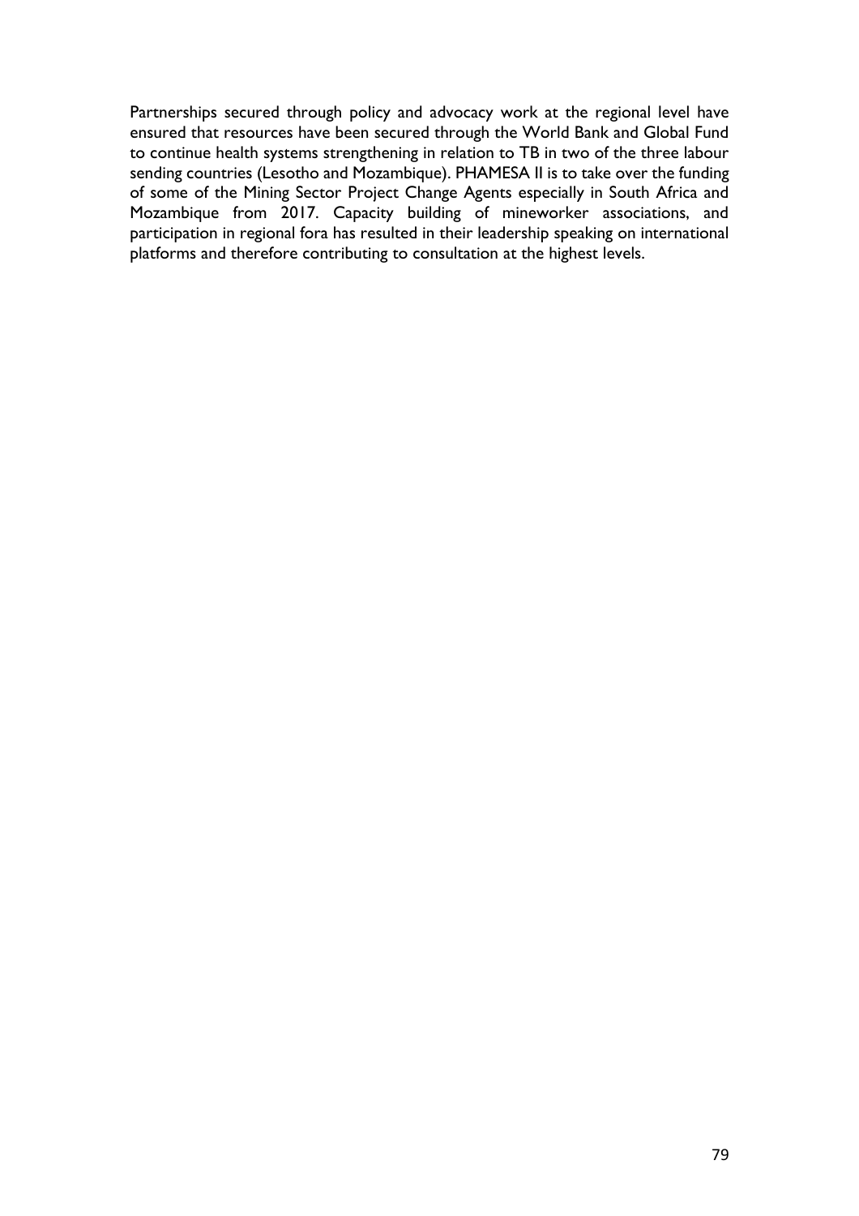Partnerships secured through policy and advocacy work at the regional level have ensured that resources have been secured through the World Bank and Global Fund to continue health systems strengthening in relation to TB in two of the three labour sending countries (Lesotho and Mozambique). PHAMESA II is to take over the funding of some of the Mining Sector Project Change Agents especially in South Africa and Mozambique from 2017. Capacity building of mineworker associations, and participation in regional fora has resulted in their leadership speaking on international platforms and therefore contributing to consultation at the highest levels.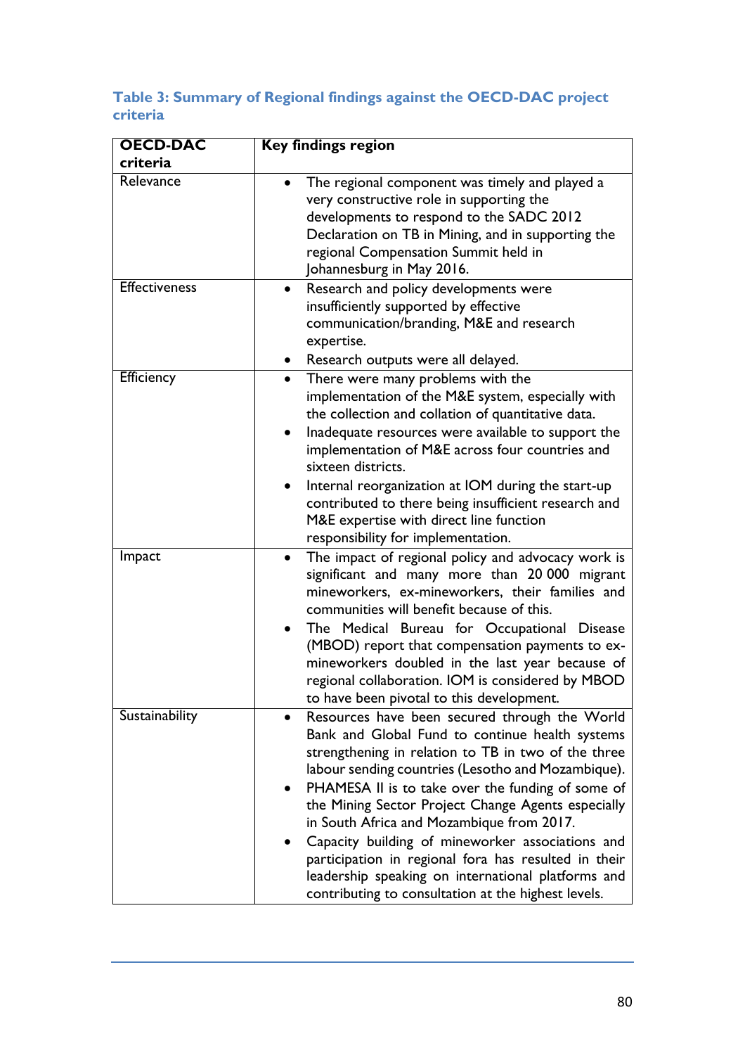### Table 3: Summary of Regional findings against the OECD-DAC project criteria

| OECD-DAC criteria | Key findings region |
|---|---|
| Relevance | • The regional component was timely and played a very constructive role in supporting the developments to respond to the SADC 2012 Declaration on TB in Mining, and in supporting the regional Compensation Summit held in Johannesburg in May 2016. |
| Effectiveness | • Research and policy developments were insufficiently supported by effective communication/branding, M&E and research expertise.<br>• Research outputs were all delayed. |
| Efficiency | • There were many problems with the implementation of the M&E system, especially with the collection and collation of quantitative data.<br>• Inadequate resources were available to support the implementation of M&E across four countries and sixteen districts.<br>• Internal reorganization at IOM during the start-up contributed to there being insufficient research and M&E expertise with direct line function responsibility for implementation. |
| Impact | • The impact of regional policy and advocacy work is significant and many more than 20 000 migrant mineworkers, ex-mineworkers, their families and communities will benefit because of this.<br>• The Medical Bureau for Occupational Disease (MBOD) report that compensation payments to ex-mineworkers doubled in the last year because of regional collaboration. IOM is considered by MBOD to have been pivotal to this development. |
| Sustainability | • Resources have been secured through the World Bank and Global Fund to continue health systems strengthening in relation to TB in two of the three labour sending countries (Lesotho and Mozambique).<br>• PHAMESA II is to take over the funding of some of the Mining Sector Project Change Agents especially in South Africa and Mozambique from 2017.<br>• Capacity building of mineworker associations and participation in regional fora has resulted in their leadership speaking on international platforms and contributing to consultation at the highest levels. |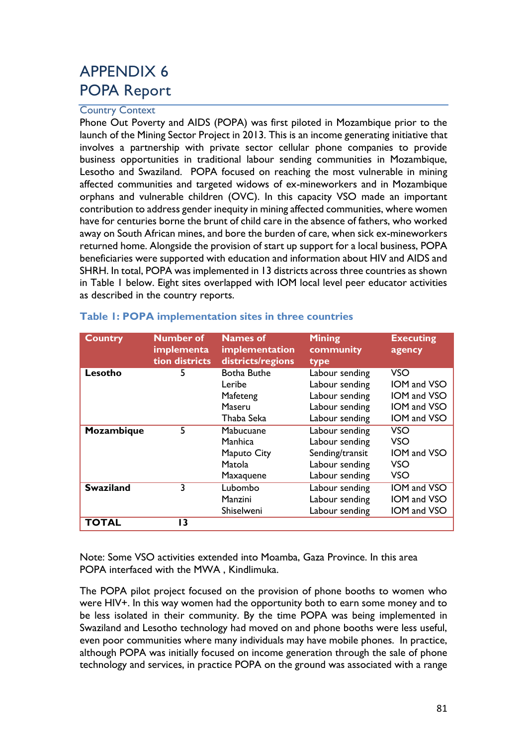# APPENDIX 6
# POPA Report

## Country Context

Phone Out Poverty and AIDS (POPA) was first piloted in Mozambique prior to the launch of the Mining Sector Project in 2013. This is an income generating initiative that involves a partnership with private sector cellular phone companies to provide business opportunities in traditional labour sending communities in Mozambique, Lesotho and Swaziland. POPA focused on reaching the most vulnerable in mining affected communities and targeted widows of ex-mineworkers and in Mozambique orphans and vulnerable children (OVC). In this capacity VSO made an important contribution to address gender inequity in mining affected communities, where women have for centuries borne the brunt of child care in the absence of fathers, who worked away on South African mines, and bore the burden of care, when sick ex-mineworkers returned home. Alongside the provision of start up support for a local business, POPA beneficiaries were supported with education and information about HIV and AIDS and SHRH. In total, POPA was implemented in 13 districts across three countries as shown in Table 1 below. Eight sites overlapped with IOM local level peer educator activities as described in the country reports.

**Table 1: POPA implementation sites in three countries**

| Country | Number of implementation districts | Names of implementation districts/regions | Mining community type | Executing agency |
|---|---|---|---|---|
| **Lesotho** | 5 | Botha Buthe | Labour sending | VSO |
| | | Leribe | Labour sending | IOM and VSO |
| | | Mafeteng | Labour sending | IOM and VSO |
| | | Maseru | Labour sending | IOM and VSO |
| | | Thaba Seka | Labour sending | IOM and VSO |
| **Mozambique** | 5 | Mabucuane | Labour sending | VSO |
| | | Manhica | Labour sending | VSO |
| | | Maputo City | Sending/transit | IOM and VSO |
| | | Matola | Labour sending | VSO |
| | | Maxaquene | Labour sending | VSO |
| **Swaziland** | 3 | Lubombo | Labour sending | IOM and VSO |
| | | Manzini | Labour sending | IOM and VSO |
| | | Shiselweni | Labour sending | IOM and VSO |
| **TOTAL** | 13 | | | |

Note: Some VSO activities extended into Moamba, Gaza Province. In this area POPA interfaced with the MWA , Kindlimuka.

The POPA pilot project focused on the provision of phone booths to women who were HIV+. In this way women had the opportunity both to earn some money and to be less isolated in their community. By the time POPA was being implemented in Swaziland and Lesotho technology had moved on and phone booths were less useful, even poor communities where many individuals may have mobile phones. In practice, although POPA was initially focused on income generation through the sale of phone technology and services, in practice POPA on the ground was associated with a range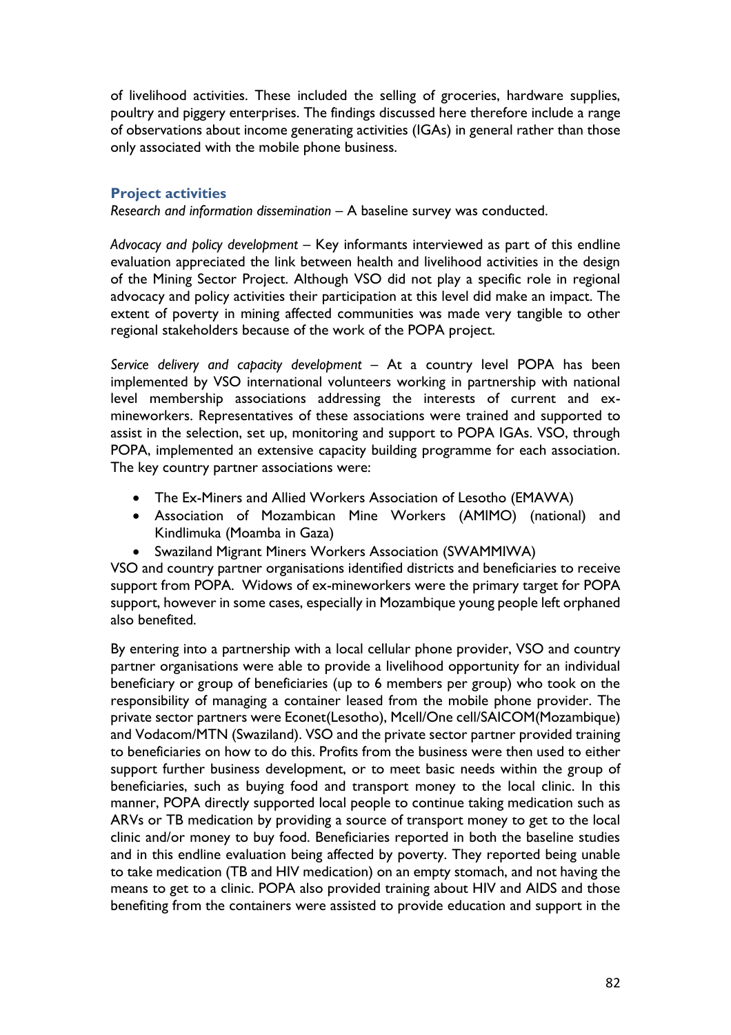of livelihood activities. These included the selling of groceries, hardware supplies, poultry and piggery enterprises. The findings discussed here therefore include a range of observations about income generating activities (IGAs) in general rather than those only associated with the mobile phone business.

### Project activities

*Research and information dissemination* – A baseline survey was conducted.

*Advocacy and policy development* – Key informants interviewed as part of this endline evaluation appreciated the link between health and livelihood activities in the design of the Mining Sector Project. Although VSO did not play a specific role in regional advocacy and policy activities their participation at this level did make an impact. The extent of poverty in mining affected communities was made very tangible to other regional stakeholders because of the work of the POPA project.

*Service delivery and capacity development* – At a country level POPA has been implemented by VSO international volunteers working in partnership with national level membership associations addressing the interests of current and ex-mineworkers. Representatives of these associations were trained and supported to assist in the selection, set up, monitoring and support to POPA IGAs. VSO, through POPA, implemented an extensive capacity building programme for each association. The key country partner associations were:

- The Ex-Miners and Allied Workers Association of Lesotho (EMAWA)
- Association of Mozambican Mine Workers (AMIMO) (national) and Kindlimuka (Moamba in Gaza)
- Swaziland Migrant Miners Workers Association (SWAMMIWA)

VSO and country partner organisations identified districts and beneficiaries to receive support from POPA. Widows of ex-mineworkers were the primary target for POPA support, however in some cases, especially in Mozambique young people left orphaned also benefited.

By entering into a partnership with a local cellular phone provider, VSO and country partner organisations were able to provide a livelihood opportunity for an individual beneficiary or group of beneficiaries (up to 6 members per group) who took on the responsibility of managing a container leased from the mobile phone provider. The private sector partners were Econet(Lesotho), Mcell/One cell/SAICOM(Mozambique) and Vodacom/MTN (Swaziland). VSO and the private sector partner provided training to beneficiaries on how to do this. Profits from the business were then used to either support further business development, or to meet basic needs within the group of beneficiaries, such as buying food and transport money to the local clinic. In this manner, POPA directly supported local people to continue taking medication such as ARVs or TB medication by providing a source of transport money to get to the local clinic and/or money to buy food. Beneficiaries reported in both the baseline studies and in this endline evaluation being affected by poverty. They reported being unable to take medication (TB and HIV medication) on an empty stomach, and not having the means to get to a clinic. POPA also provided training about HIV and AIDS and those benefiting from the containers were assisted to provide education and support in the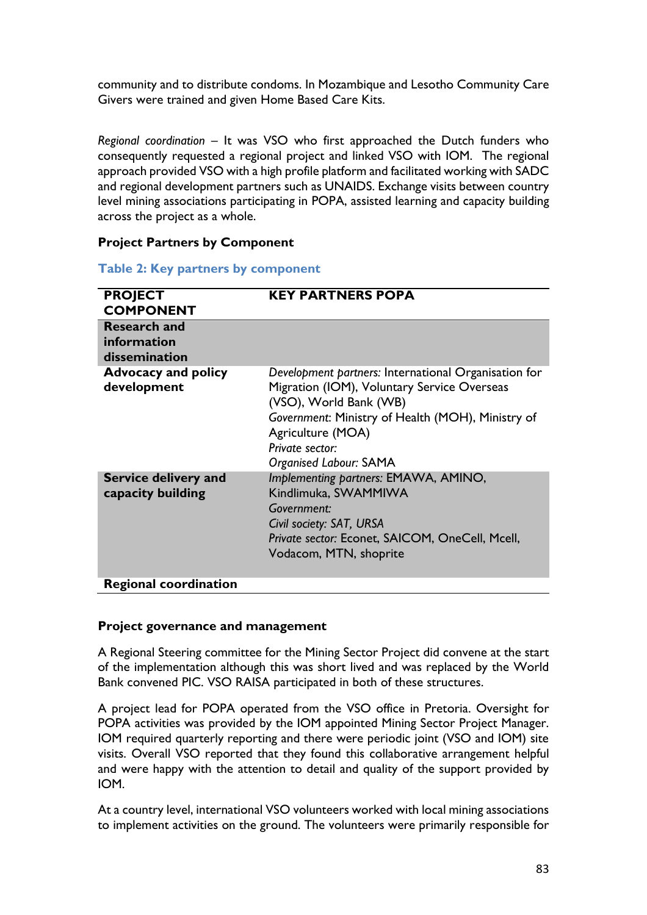community and to distribute condoms. In Mozambique and Lesotho Community Care Givers were trained and given Home Based Care Kits.

*Regional coordination* – It was VSO who first approached the Dutch funders who consequently requested a regional project and linked VSO with IOM. The regional approach provided VSO with a high profile platform and facilitated working with SADC and regional development partners such as UNAIDS. Exchange visits between country level mining associations participating in POPA, assisted learning and capacity building across the project as a whole.

**Project Partners by Component**

**Table 2: Key partners by component**

| PROJECT COMPONENT | KEY PARTNERS POPA |
|---|---|
| **Research and information dissemination** | |
| **Advocacy and policy development** | *Development partners:* International Organisation for Migration (IOM), Voluntary Service Overseas (VSO), World Bank (WB)<br>*Government*: Ministry of Health (MOH), Ministry of Agriculture (MOA)<br>*Private sector:*<br>*Organised Labour:* SAMA |
| **Service delivery and capacity building** | *Implementing partners:* EMAWA, AMINO, Kindlimuka, SWAMMIWA<br>*Government:*<br>*Civil society: SAT, URSA*<br>*Private sector:* Econet, SAICOM, OneCell, Mcell, Vodacom, MTN, shoprite |
| **Regional coordination** | |

**Project governance and management**

A Regional Steering committee for the Mining Sector Project did convene at the start of the implementation although this was short lived and was replaced by the World Bank convened PIC. VSO RAISA participated in both of these structures.

A project lead for POPA operated from the VSO office in Pretoria. Oversight for POPA activities was provided by the IOM appointed Mining Sector Project Manager. IOM required quarterly reporting and there were periodic joint (VSO and IOM) site visits. Overall VSO reported that they found this collaborative arrangement helpful and were happy with the attention to detail and quality of the support provided by IOM.

At a country level, international VSO volunteers worked with local mining associations to implement activities on the ground. The volunteers were primarily responsible for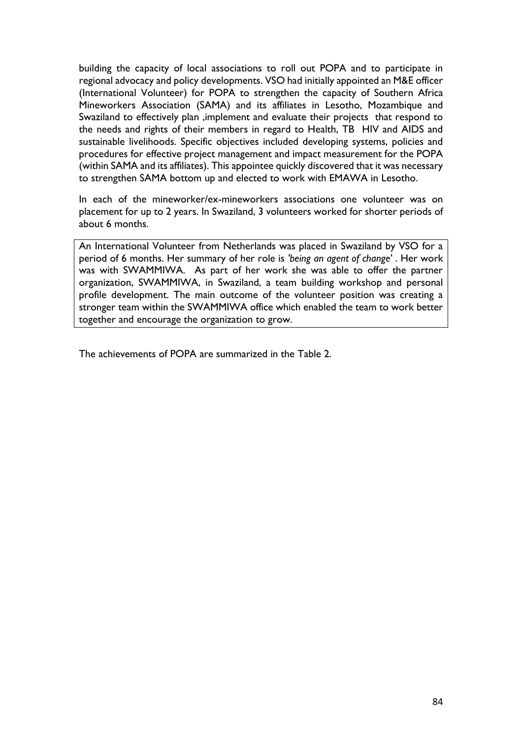building the capacity of local associations to roll out POPA and to participate in regional advocacy and policy developments. VSO had initially appointed an M&E officer (International Volunteer) for POPA to strengthen the capacity of Southern Africa Mineworkers Association (SAMA) and its affiliates in Lesotho, Mozambique and Swaziland to effectively plan ,implement and evaluate their projects that respond to the needs and rights of their members in regard to Health, TB HIV and AIDS and sustainable livelihoods. Specific objectives included developing systems, policies and procedures for effective project management and impact measurement for the POPA (within SAMA and its affiliates). This appointee quickly discovered that it was necessary to strengthen SAMA bottom up and elected to work with EMAWA in Lesotho.

In each of the mineworker/ex-mineworkers associations one volunteer was on placement for up to 2 years. In Swaziland, 3 volunteers worked for shorter periods of about 6 months.

> An International Volunteer from Netherlands was placed in Swaziland by VSO for a period of 6 months. Her summary of her role is *'being an agent of change'* . Her work was with SWAMMIWA. As part of her work she was able to offer the partner organization, SWAMMIWA, in Swaziland, a team building workshop and personal profile development. The main outcome of the volunteer position was creating a stronger team within the SWAMMIWA office which enabled the team to work better together and encourage the organization to grow.

The achievements of POPA are summarized in the Table 2.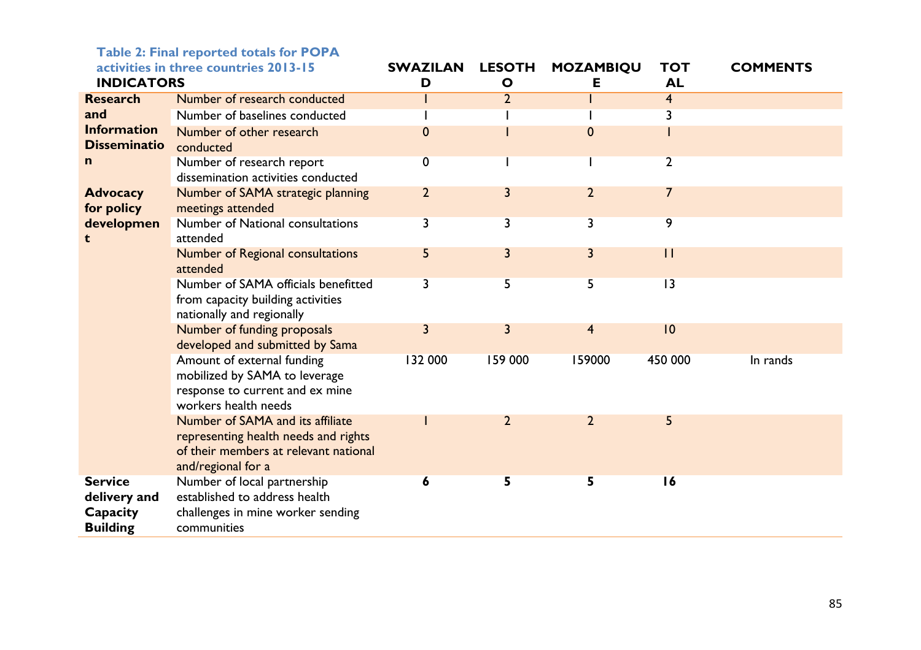**Table 2: Final reported totals for POPA activities in three countries 2013-15**

| INDICATORS | | SWAZILAND | LESOTHO | MOZAMBIQUE | TOTAL | COMMENTS |
|---|---|---|---|---|---|---|
| **Research and Information Dissemination** | Number of research conducted | 1 | 2 | 1 | 4 | |
| | Number of baselines conducted | 1 | 1 | 1 | 3 | |
| | Number of other research conducted | 0 | 1 | 0 | 1 | |
| | Number of research report dissemination activities conducted | 0 | 1 | 1 | 2 | |
| **Advocacy for policy development** | Number of SAMA strategic planning meetings attended | 2 | 3 | 2 | 7 | |
| | Number of National consultations attended | 3 | 3 | 3 | 9 | |
| | Number of Regional consultations attended | 5 | 3 | 3 | 11 | |
| | Number of SAMA officials benefitted from capacity building activities nationally and regionally | 3 | 5 | 5 | 13 | |
| | Number of funding proposals developed and submitted by Sama | 3 | 3 | 4 | 10 | |
| | Amount of external funding mobilized by SAMA to leverage response to current and ex mine workers health needs | 132 000 | 159 000 | 159000 | 450 000 | In rands |
| | Number of SAMA and its affiliate representing health needs and rights of their members at relevant national and/regional for a | 1 | 2 | 2 | 5 | |
| **Service delivery and Capacity Building** | Number of local partnership established to address health challenges in mine worker sending communities | **6** | **5** | **5** | **16** | |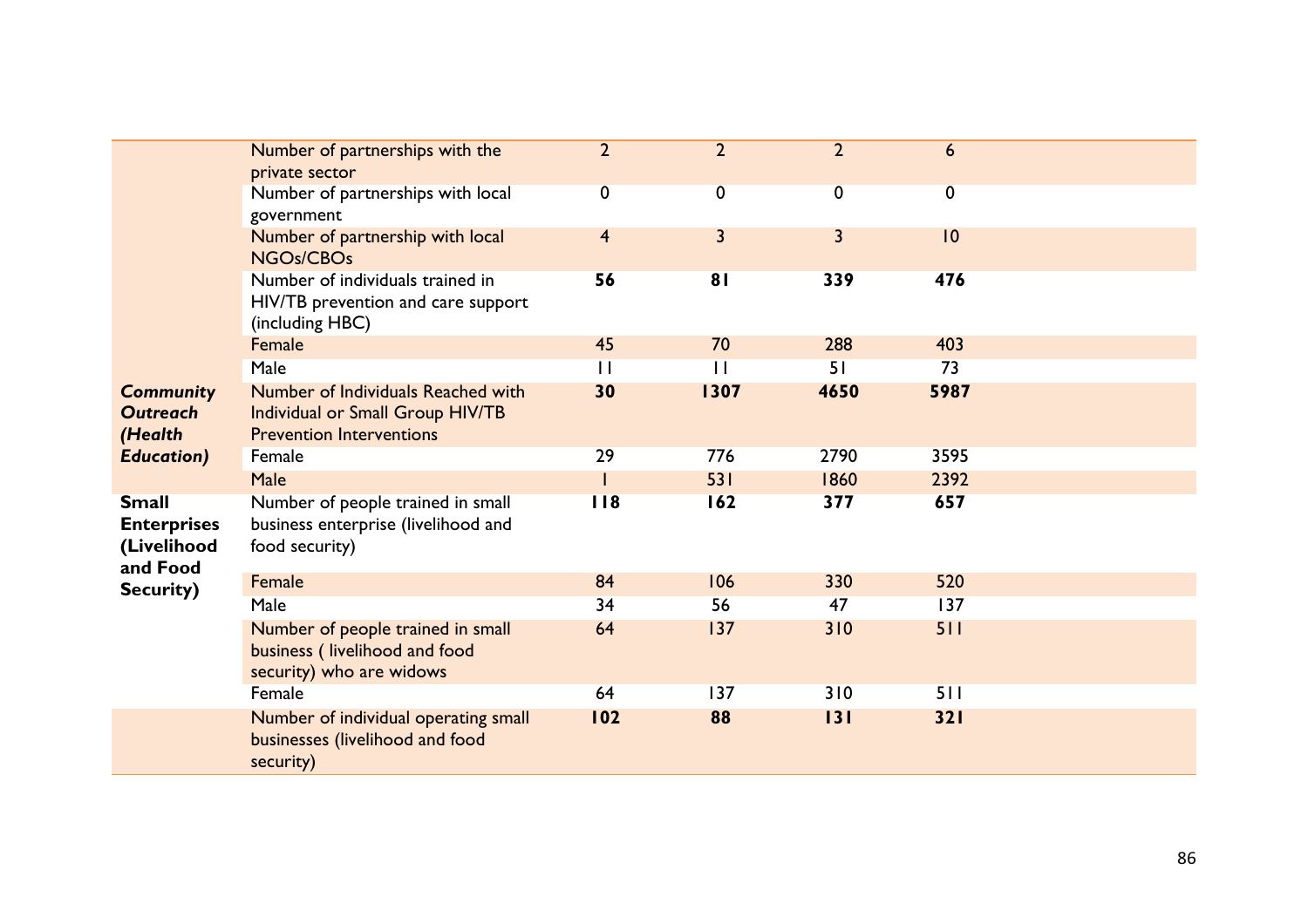| | | | | | | |
|---|---|---|---|---|---|---|
| | Number of partnerships with the private sector | 2 | 2 | 2 | 6 | |
| | Number of partnerships with local government | 0 | 0 | 0 | 0 | |
| | Number of partnership with local NGOs/CBOs | 4 | 3 | 3 | 10 | |
| | Number of individuals trained in HIV/TB prevention and care support (including HBC) | **56** | **81** | **339** | **476** | |
| | Female | 45 | 70 | 288 | 403 | |
| | Male | 11 | 11 | 51 | 73 | |
| ***Community Outreach (Health Education)*** | Number of Individuals Reached with Individual or Small Group HIV/TB Prevention Interventions | **30** | **1307** | **4650** | **5987** | |
| | Female | 29 | 776 | 2790 | 3595 | |
| | Male | 1 | 531 | 1860 | 2392 | |
| **Small Enterprises (Livelihood and Food Security)** | Number of people trained in small business enterprise (livelihood and food security) | **118** | **162** | **377** | **657** | |
| | Female | 84 | 106 | 330 | 520 | |
| | Male | 34 | 56 | 47 | 137 | |
| | Number of people trained in small business ( livelihood and food security) who are widows | 64 | 137 | 310 | 511 | |
| | Female | 64 | 137 | 310 | 511 | |
| | Number of individual operating small businesses (livelihood and food security) | **102** | **88** | **131** | **321** | |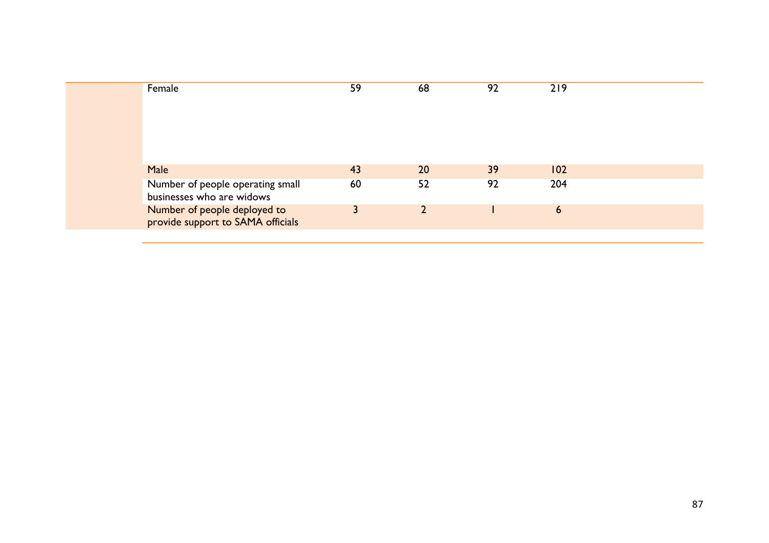| | | | | | |
|---|---|---|---|---|---|
| | Female | 59 | 68 | 92 | 219 |
| | Male | 43 | 20 | 39 | 102 |
| | Number of people operating small businesses who are widows | 60 | 52 | 92 | 204 |
| | Number of people deployed to provide support to SAMA officials | 3 | 2 | 1 | 6 |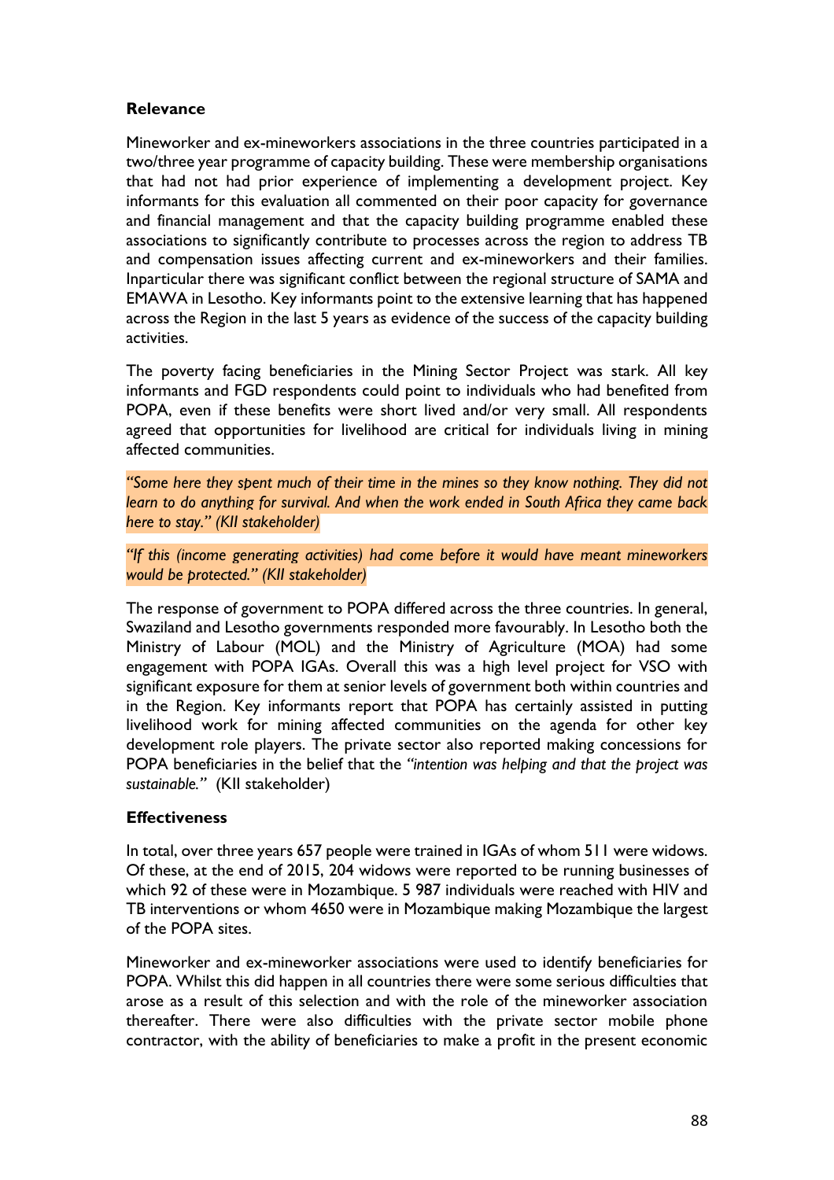**Relevance**

Mineworker and ex-mineworkers associations in the three countries participated in a two/three year programme of capacity building. These were membership organisations that had not had prior experience of implementing a development project. Key informants for this evaluation all commented on their poor capacity for governance and financial management and that the capacity building programme enabled these associations to significantly contribute to processes across the region to address TB and compensation issues affecting current and ex-mineworkers and their families. Inparticular there was significant conflict between the regional structure of SAMA and EMAWA in Lesotho. Key informants point to the extensive learning that has happened across the Region in the last 5 years as evidence of the success of the capacity building activities.

The poverty facing beneficiaries in the Mining Sector Project was stark. All key informants and FGD respondents could point to individuals who had benefited from POPA, even if these benefits were short lived and/or very small. All respondents agreed that opportunities for livelihood are critical for individuals living in mining affected communities.

*"Some here they spent much of their time in the mines so they know nothing. They did not learn to do anything for survival. And when the work ended in South Africa they came back here to stay." (KII stakeholder)*

*"If this (income generating activities) had come before it would have meant mineworkers would be protected." (KII stakeholder)*

The response of government to POPA differed across the three countries. In general, Swaziland and Lesotho governments responded more favourably. In Lesotho both the Ministry of Labour (MOL) and the Ministry of Agriculture (MOA) had some engagement with POPA IGAs. Overall this was a high level project for VSO with significant exposure for them at senior levels of government both within countries and in the Region. Key informants report that POPA has certainly assisted in putting livelihood work for mining affected communities on the agenda for other key development role players. The private sector also reported making concessions for POPA beneficiaries in the belief that the *"intention was helping and that the project was sustainable."* (KII stakeholder)

**Effectiveness**

In total, over three years 657 people were trained in IGAs of whom 511 were widows. Of these, at the end of 2015, 204 widows were reported to be running businesses of which 92 of these were in Mozambique. 5 987 individuals were reached with HIV and TB interventions or whom 4650 were in Mozambique making Mozambique the largest of the POPA sites.

Mineworker and ex-mineworker associations were used to identify beneficiaries for POPA. Whilst this did happen in all countries there were some serious difficulties that arose as a result of this selection and with the role of the mineworker association thereafter. There were also difficulties with the private sector mobile phone contractor, with the ability of beneficiaries to make a profit in the present economic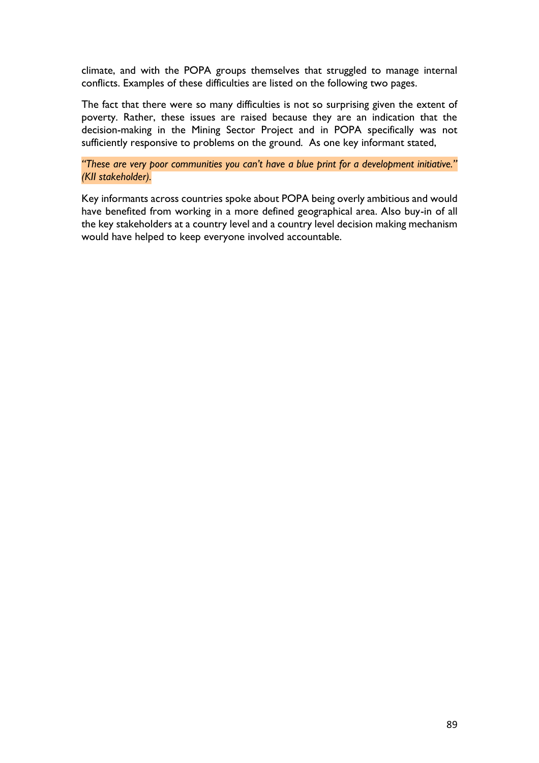climate, and with the POPA groups themselves that struggled to manage internal conflicts. Examples of these difficulties are listed on the following two pages.

The fact that there were so many difficulties is not so surprising given the extent of poverty. Rather, these issues are raised because they are an indication that the decision-making in the Mining Sector Project and in POPA specifically was not sufficiently responsive to problems on the ground. As one key informant stated,

*"These are very poor communities you can't have a blue print for a development initiative." (KII stakeholder).*

Key informants across countries spoke about POPA being overly ambitious and would have benefited from working in a more defined geographical area. Also buy-in of all the key stakeholders at a country level and a country level decision making mechanism would have helped to keep everyone involved accountable.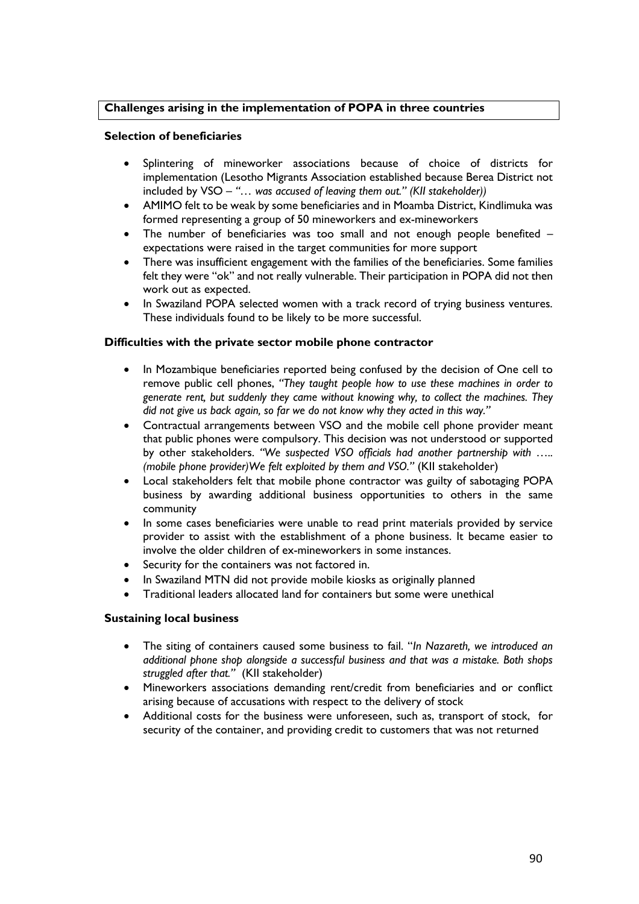**Challenges arising in the implementation of POPA in three countries**

**Selection of beneficiaries**

- Splintering of mineworker associations because of choice of districts for implementation (Lesotho Migrants Association established because Berea District not included by VSO – *"… was accused of leaving them out." (KII stakeholder))*
- AMIMO felt to be weak by some beneficiaries and in Moamba District, Kindlimuka was formed representing a group of 50 mineworkers and ex-mineworkers
- The number of beneficiaries was too small and not enough people benefited – expectations were raised in the target communities for more support
- There was insufficient engagement with the families of the beneficiaries. Some families felt they were "ok" and not really vulnerable. Their participation in POPA did not then work out as expected.
- In Swaziland POPA selected women with a track record of trying business ventures. These individuals found to be likely to be more successful.

**Difficulties with the private sector mobile phone contractor**

- In Mozambique beneficiaries reported being confused by the decision of One cell to remove public cell phones, *"They taught people how to use these machines in order to generate rent, but suddenly they came without knowing why, to collect the machines. They did not give us back again, so far we do not know why they acted in this way."*
- Contractual arrangements between VSO and the mobile cell phone provider meant that public phones were compulsory. This decision was not understood or supported by other stakeholders. *"We suspected VSO officials had another partnership with ….. (mobile phone provider)We felt exploited by them and VSO."* (KII stakeholder)
- Local stakeholders felt that mobile phone contractor was guilty of sabotaging POPA business by awarding additional business opportunities to others in the same community
- In some cases beneficiaries were unable to read print materials provided by service provider to assist with the establishment of a phone business. It became easier to involve the older children of ex-mineworkers in some instances.
- Security for the containers was not factored in.
- In Swaziland MTN did not provide mobile kiosks as originally planned
- Traditional leaders allocated land for containers but some were unethical

**Sustaining local business**

- The siting of containers caused some business to fail. "*In Nazareth, we introduced an additional phone shop alongside a successful business and that was a mistake. Both shops struggled after that."* (KII stakeholder)
- Mineworkers associations demanding rent/credit from beneficiaries and or conflict arising because of accusations with respect to the delivery of stock
- Additional costs for the business were unforeseen, such as, transport of stock, for security of the container, and providing credit to customers that was not returned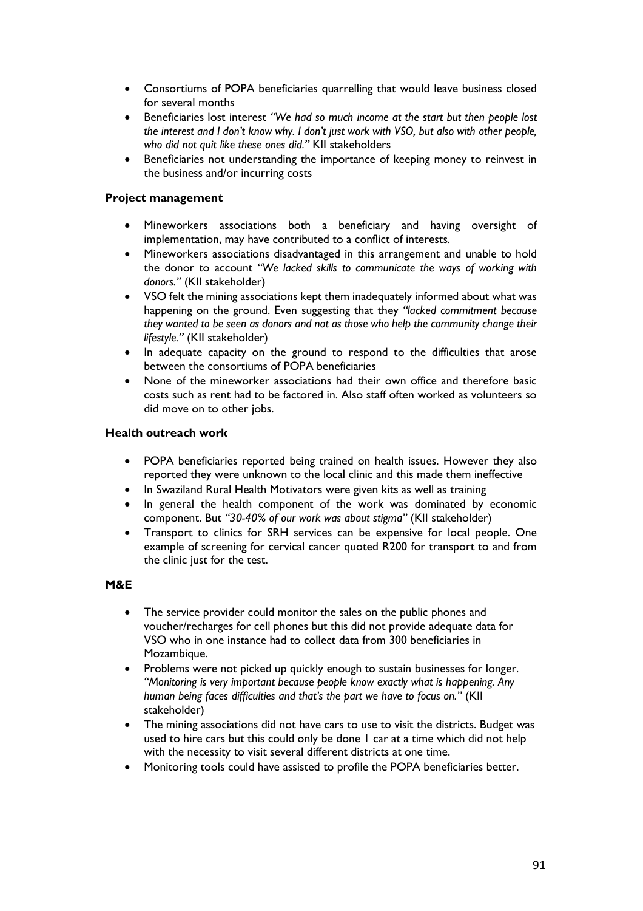- Consortiums of POPA beneficiaries quarrelling that would leave business closed for several months
- Beneficiaries lost interest *"We had so much income at the start but then people lost the interest and I don't know why. I don't just work with VSO, but also with other people, who did not quit like these ones did."* KII stakeholders
- Beneficiaries not understanding the importance of keeping money to reinvest in the business and/or incurring costs

**Project management**

- Mineworkers associations both a beneficiary and having oversight of implementation, may have contributed to a conflict of interests.
- Mineworkers associations disadvantaged in this arrangement and unable to hold the donor to account *"We lacked skills to communicate the ways of working with donors."* (KII stakeholder)
- VSO felt the mining associations kept them inadequately informed about what was happening on the ground. Even suggesting that they *"lacked commitment because they wanted to be seen as donors and not as those who help the community change their lifestyle."* (KII stakeholder)
- In adequate capacity on the ground to respond to the difficulties that arose between the consortiums of POPA beneficiaries
- None of the mineworker associations had their own office and therefore basic costs such as rent had to be factored in. Also staff often worked as volunteers so did move on to other jobs.

**Health outreach work**

- POPA beneficiaries reported being trained on health issues. However they also reported they were unknown to the local clinic and this made them ineffective
- In Swaziland Rural Health Motivators were given kits as well as training
- In general the health component of the work was dominated by economic component. But *"30-40% of our work was about stigma"* (KII stakeholder)
- Transport to clinics for SRH services can be expensive for local people. One example of screening for cervical cancer quoted R200 for transport to and from the clinic just for the test.

**M&E**

- The service provider could monitor the sales on the public phones and voucher/recharges for cell phones but this did not provide adequate data for VSO who in one instance had to collect data from 300 beneficiaries in Mozambique.
- Problems were not picked up quickly enough to sustain businesses for longer. *"Monitoring is very important because people know exactly what is happening. Any human being faces difficulties and that's the part we have to focus on."* (KII stakeholder)
- The mining associations did not have cars to use to visit the districts. Budget was used to hire cars but this could only be done 1 car at a time which did not help with the necessity to visit several different districts at one time.
- Monitoring tools could have assisted to profile the POPA beneficiaries better.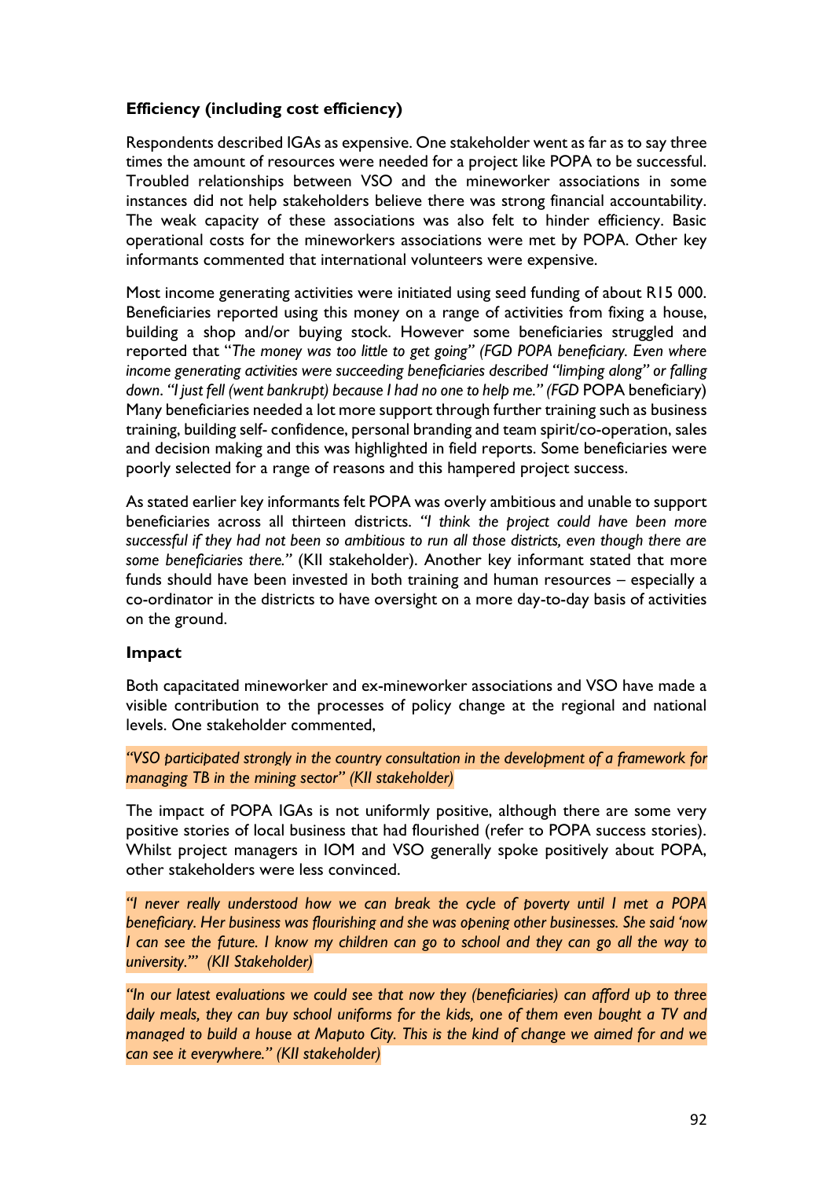**Efficiency (including cost efficiency)**

Respondents described IGAs as expensive. One stakeholder went as far as to say three times the amount of resources were needed for a project like POPA to be successful. Troubled relationships between VSO and the mineworker associations in some instances did not help stakeholders believe there was strong financial accountability. The weak capacity of these associations was also felt to hinder efficiency. Basic operational costs for the mineworkers associations were met by POPA. Other key informants commented that international volunteers were expensive.

Most income generating activities were initiated using seed funding of about R15 000. Beneficiaries reported using this money on a range of activities from fixing a house, building a shop and/or buying stock. However some beneficiaries struggled and reported that "*The money was too little to get going" (FGD POPA beneficiary. Even where income generating activities were succeeding beneficiaries described "limping along" or falling down. "I just fell (went bankrupt) because I had no one to help me." (FGD* POPA beneficiary) Many beneficiaries needed a lot more support through further training such as business training, building self- confidence, personal branding and team spirit/co-operation, sales and decision making and this was highlighted in field reports. Some beneficiaries were poorly selected for a range of reasons and this hampered project success.

As stated earlier key informants felt POPA was overly ambitious and unable to support beneficiaries across all thirteen districts. *"I think the project could have been more successful if they had not been so ambitious to run all those districts, even though there are some beneficiaries there."* (KII stakeholder). Another key informant stated that more funds should have been invested in both training and human resources – especially a co-ordinator in the districts to have oversight on a more day-to-day basis of activities on the ground.

**Impact**

Both capacitated mineworker and ex-mineworker associations and VSO have made a visible contribution to the processes of policy change at the regional and national levels. One stakeholder commented,

*"VSO participated strongly in the country consultation in the development of a framework for managing TB in the mining sector" (KII stakeholder)*

The impact of POPA IGAs is not uniformly positive, although there are some very positive stories of local business that had flourished (refer to POPA success stories). Whilst project managers in IOM and VSO generally spoke positively about POPA, other stakeholders were less convinced.

*"I never really understood how we can break the cycle of poverty until I met a POPA beneficiary. Her business was flourishing and she was opening other businesses. She said 'now I can see the future. I know my children can go to school and they can go all the way to university.'" (KII Stakeholder)*

*"In our latest evaluations we could see that now they (beneficiaries) can afford up to three daily meals, they can buy school uniforms for the kids, one of them even bought a TV and managed to build a house at Maputo City. This is the kind of change we aimed for and we can see it everywhere." (KII stakeholder)*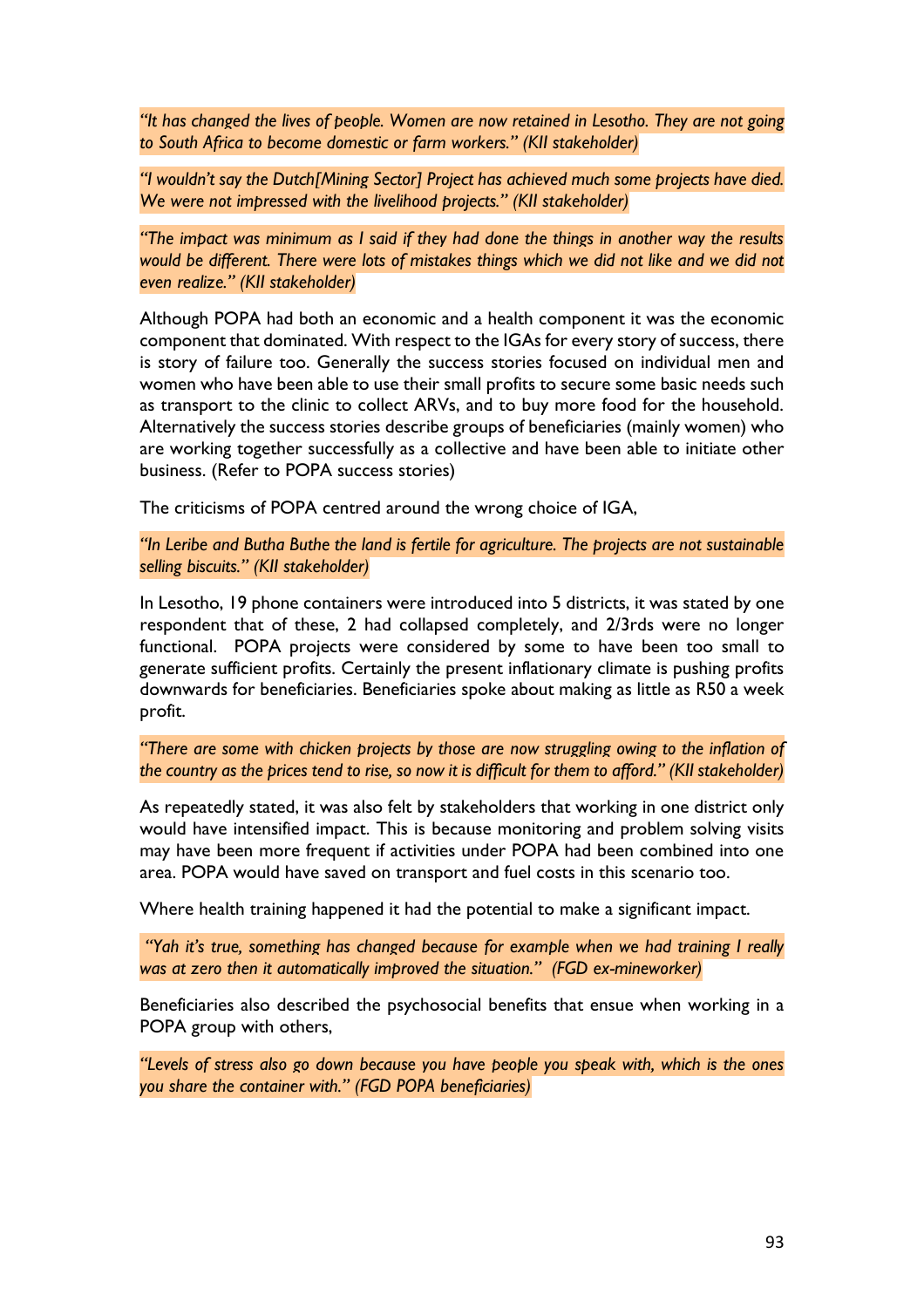*"It has changed the lives of people. Women are now retained in Lesotho. They are not going to South Africa to become domestic or farm workers." (KII stakeholder)*

*"I wouldn't say the Dutch[Mining Sector] Project has achieved much some projects have died. We were not impressed with the livelihood projects." (KII stakeholder)*

*"The impact was minimum as I said if they had done the things in another way the results would be different. There were lots of mistakes things which we did not like and we did not even realize." (KII stakeholder)*

Although POPA had both an economic and a health component it was the economic component that dominated. With respect to the IGAs for every story of success, there is story of failure too. Generally the success stories focused on individual men and women who have been able to use their small profits to secure some basic needs such as transport to the clinic to collect ARVs, and to buy more food for the household. Alternatively the success stories describe groups of beneficiaries (mainly women) who are working together successfully as a collective and have been able to initiate other business. (Refer to POPA success stories)

The criticisms of POPA centred around the wrong choice of IGA,

*"In Leribe and Butha Buthe the land is fertile for agriculture. The projects are not sustainable selling biscuits." (KII stakeholder)*

In Lesotho, 19 phone containers were introduced into 5 districts, it was stated by one respondent that of these, 2 had collapsed completely, and 2/3rds were no longer functional. POPA projects were considered by some to have been too small to generate sufficient profits. Certainly the present inflationary climate is pushing profits downwards for beneficiaries. Beneficiaries spoke about making as little as R50 a week profit.

*"There are some with chicken projects by those are now struggling owing to the inflation of the country as the prices tend to rise, so now it is difficult for them to afford." (KII stakeholder)*

As repeatedly stated, it was also felt by stakeholders that working in one district only would have intensified impact. This is because monitoring and problem solving visits may have been more frequent if activities under POPA had been combined into one area. POPA would have saved on transport and fuel costs in this scenario too.

Where health training happened it had the potential to make a significant impact.

*"Yah it's true, something has changed because for example when we had training I really was at zero then it automatically improved the situation." (FGD ex-mineworker)*

Beneficiaries also described the psychosocial benefits that ensue when working in a POPA group with others,

*"Levels of stress also go down because you have people you speak with, which is the ones you share the container with." (FGD POPA beneficiaries)*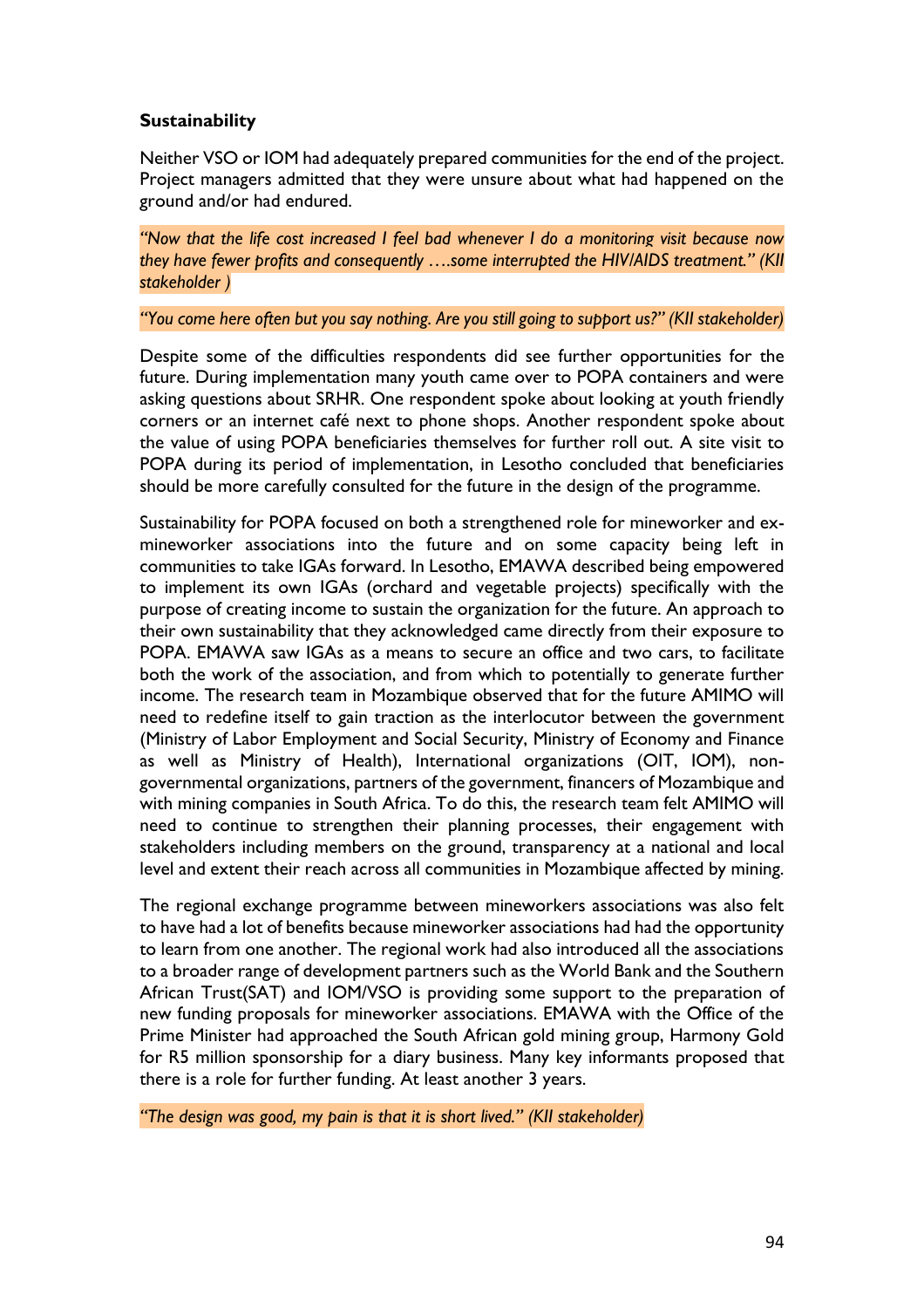**Sustainability**

Neither VSO or IOM had adequately prepared communities for the end of the project. Project managers admitted that they were unsure about what had happened on the ground and/or had endured.

*"Now that the life cost increased I feel bad whenever I do a monitoring visit because now they have fewer profits and consequently ….some interrupted the HIV/AIDS treatment." (KII stakeholder )*

*"You come here often but you say nothing. Are you still going to support us?" (KII stakeholder)*

Despite some of the difficulties respondents did see further opportunities for the future. During implementation many youth came over to POPA containers and were asking questions about SRHR. One respondent spoke about looking at youth friendly corners or an internet café next to phone shops. Another respondent spoke about the value of using POPA beneficiaries themselves for further roll out. A site visit to POPA during its period of implementation, in Lesotho concluded that beneficiaries should be more carefully consulted for the future in the design of the programme.

Sustainability for POPA focused on both a strengthened role for mineworker and ex-mineworker associations into the future and on some capacity being left in communities to take IGAs forward. In Lesotho, EMAWA described being empowered to implement its own IGAs (orchard and vegetable projects) specifically with the purpose of creating income to sustain the organization for the future. An approach to their own sustainability that they acknowledged came directly from their exposure to POPA. EMAWA saw IGAs as a means to secure an office and two cars, to facilitate both the work of the association, and from which to potentially to generate further income. The research team in Mozambique observed that for the future AMIMO will need to redefine itself to gain traction as the interlocutor between the government (Ministry of Labor Employment and Social Security, Ministry of Economy and Finance as well as Ministry of Health), International organizations (OIT, IOM), non-governmental organizations, partners of the government, financers of Mozambique and with mining companies in South Africa. To do this, the research team felt AMIMO will need to continue to strengthen their planning processes, their engagement with stakeholders including members on the ground, transparency at a national and local level and extent their reach across all communities in Mozambique affected by mining.

The regional exchange programme between mineworkers associations was also felt to have had a lot of benefits because mineworker associations had had the opportunity to learn from one another. The regional work had also introduced all the associations to a broader range of development partners such as the World Bank and the Southern African Trust(SAT) and IOM/VSO is providing some support to the preparation of new funding proposals for mineworker associations. EMAWA with the Office of the Prime Minister had approached the South African gold mining group, Harmony Gold for R5 million sponsorship for a diary business. Many key informants proposed that there is a role for further funding. At least another 3 years.

*"The design was good, my pain is that it is short lived." (KII stakeholder)*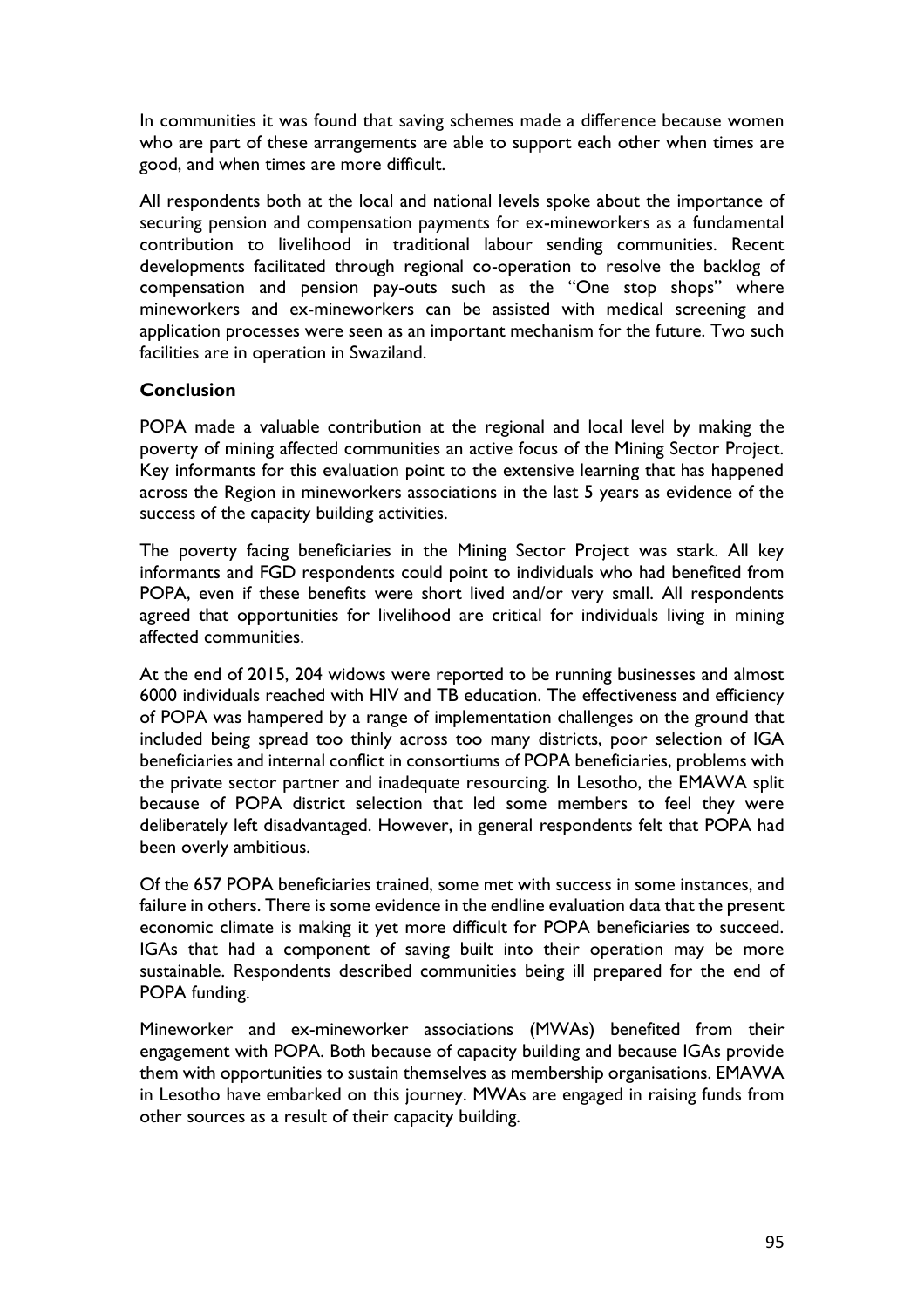In communities it was found that saving schemes made a difference because women who are part of these arrangements are able to support each other when times are good, and when times are more difficult.

All respondents both at the local and national levels spoke about the importance of securing pension and compensation payments for ex-mineworkers as a fundamental contribution to livelihood in traditional labour sending communities. Recent developments facilitated through regional co-operation to resolve the backlog of compensation and pension pay-outs such as the "One stop shops" where mineworkers and ex-mineworkers can be assisted with medical screening and application processes were seen as an important mechanism for the future. Two such facilities are in operation in Swaziland.

**Conclusion**

POPA made a valuable contribution at the regional and local level by making the poverty of mining affected communities an active focus of the Mining Sector Project. Key informants for this evaluation point to the extensive learning that has happened across the Region in mineworkers associations in the last 5 years as evidence of the success of the capacity building activities.

The poverty facing beneficiaries in the Mining Sector Project was stark. All key informants and FGD respondents could point to individuals who had benefited from POPA, even if these benefits were short lived and/or very small. All respondents agreed that opportunities for livelihood are critical for individuals living in mining affected communities.

At the end of 2015, 204 widows were reported to be running businesses and almost 6000 individuals reached with HIV and TB education. The effectiveness and efficiency of POPA was hampered by a range of implementation challenges on the ground that included being spread too thinly across too many districts, poor selection of IGA beneficiaries and internal conflict in consortiums of POPA beneficiaries, problems with the private sector partner and inadequate resourcing. In Lesotho, the EMAWA split because of POPA district selection that led some members to feel they were deliberately left disadvantaged. However, in general respondents felt that POPA had been overly ambitious.

Of the 657 POPA beneficiaries trained, some met with success in some instances, and failure in others. There is some evidence in the endline evaluation data that the present economic climate is making it yet more difficult for POPA beneficiaries to succeed. IGAs that had a component of saving built into their operation may be more sustainable. Respondents described communities being ill prepared for the end of POPA funding.

Mineworker and ex-mineworker associations (MWAs) benefited from their engagement with POPA. Both because of capacity building and because IGAs provide them with opportunities to sustain themselves as membership organisations. EMAWA in Lesotho have embarked on this journey. MWAs are engaged in raising funds from other sources as a result of their capacity building.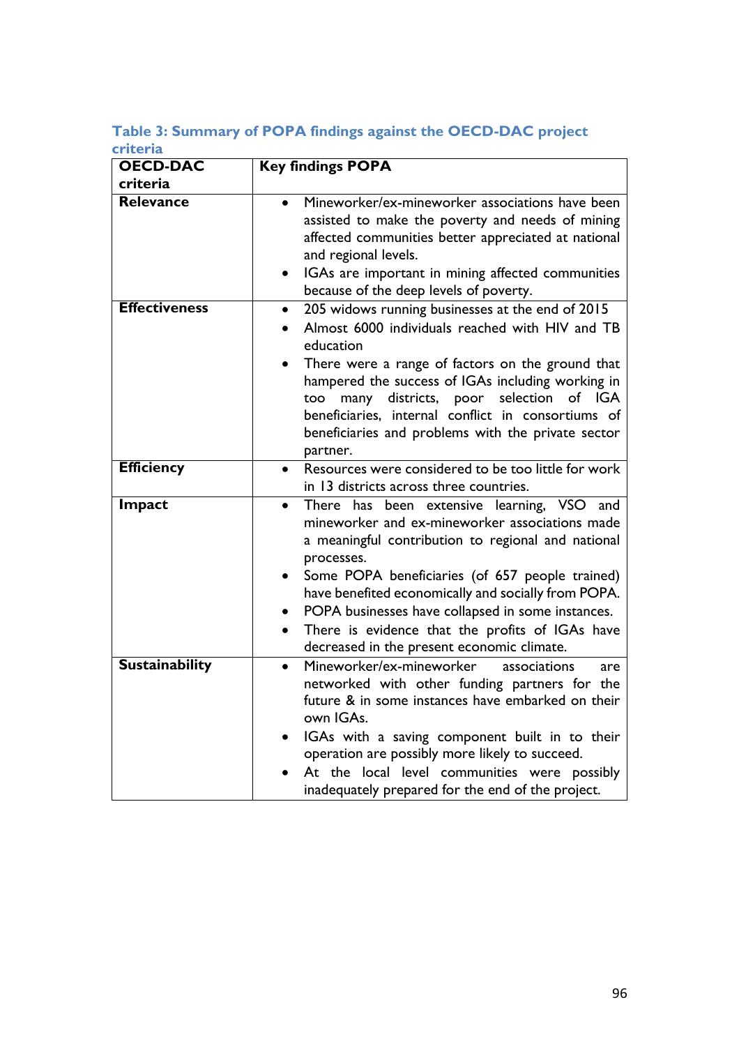**Table 3: Summary of POPA findings against the OECD-DAC project criteria**

| OECD-DAC criteria | Key findings POPA |
|---|---|
| **Relevance** | • Mineworker/ex-mineworker associations have been assisted to make the poverty and needs of mining affected communities better appreciated at national and regional levels.<br>• IGAs are important in mining affected communities because of the deep levels of poverty. |
| **Effectiveness** | • 205 widows running businesses at the end of 2015<br>• Almost 6000 individuals reached with HIV and TB education<br>• There were a range of factors on the ground that hampered the success of IGAs including working in too many districts, poor selection of IGA beneficiaries, internal conflict in consortiums of beneficiaries and problems with the private sector partner. |
| **Efficiency** | • Resources were considered to be too little for work in 13 districts across three countries. |
| **Impact** | • There has been extensive learning, VSO and mineworker and ex-mineworker associations made a meaningful contribution to regional and national processes.<br>• Some POPA beneficiaries (of 657 people trained) have benefited economically and socially from POPA.<br>• POPA businesses have collapsed in some instances.<br>• There is evidence that the profits of IGAs have decreased in the present economic climate. |
| **Sustainability** | • Mineworker/ex-mineworker associations are networked with other funding partners for the future & in some instances have embarked on their own IGAs.<br>• IGAs with a saving component built in to their operation are possibly more likely to succeed.<br>• At the local level communities were possibly inadequately prepared for the end of the project. |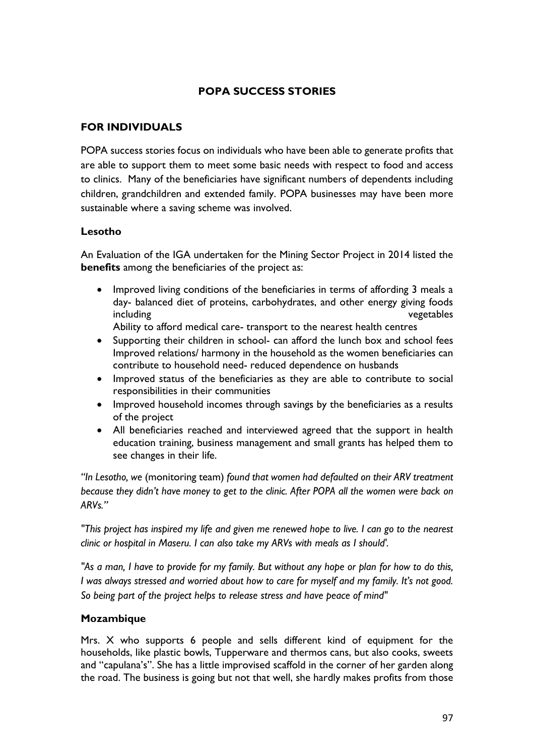## POPA SUCCESS STORIES

### FOR INDIVIDUALS

POPA success stories focus on individuals who have been able to generate profits that are able to support them to meet some basic needs with respect to food and access to clinics. Many of the beneficiaries have significant numbers of dependents including children, grandchildren and extended family. POPA businesses may have been more sustainable where a saving scheme was involved.

#### Lesotho

An Evaluation of the IGA undertaken for the Mining Sector Project in 2014 listed the **benefits** among the beneficiaries of the project as:

- Improved living conditions of the beneficiaries in terms of affording 3 meals a day- balanced diet of proteins, carbohydrates, and other energy giving foods including vegetables
  Ability to afford medical care- transport to the nearest health centres
- Supporting their children in school- can afford the lunch box and school fees
  Improved relations/ harmony in the household as the women beneficiaries can contribute to household need- reduced dependence on husbands
- Improved status of the beneficiaries as they are able to contribute to social responsibilities in their communities
- Improved household incomes through savings by the beneficiaries as a results of the project
- All beneficiaries reached and interviewed agreed that the support in health education training, business management and small grants has helped them to see changes in their life.

*"In Lesotho, we* (monitoring team) *found that women had defaulted on their ARV treatment because they didn't have money to get to the clinic. After POPA all the women were back on ARVs."*

*"This project has inspired my life and given me renewed hope to live. I can go to the nearest clinic or hospital in Maseru. I can also take my ARVs with meals as I should'.*

*"As a man, I have to provide for my family. But without any hope or plan for how to do this, I was always stressed and worried about how to care for myself and my family. It's not good. So being part of the project helps to release stress and have peace of mind"*

#### Mozambique

Mrs. X who supports 6 people and sells different kind of equipment for the households, like plastic bowls, Tupperware and thermos cans, but also cooks, sweets and "capulana's". She has a little improvised scaffold in the corner of her garden along the road. The business is going but not that well, she hardly makes profits from those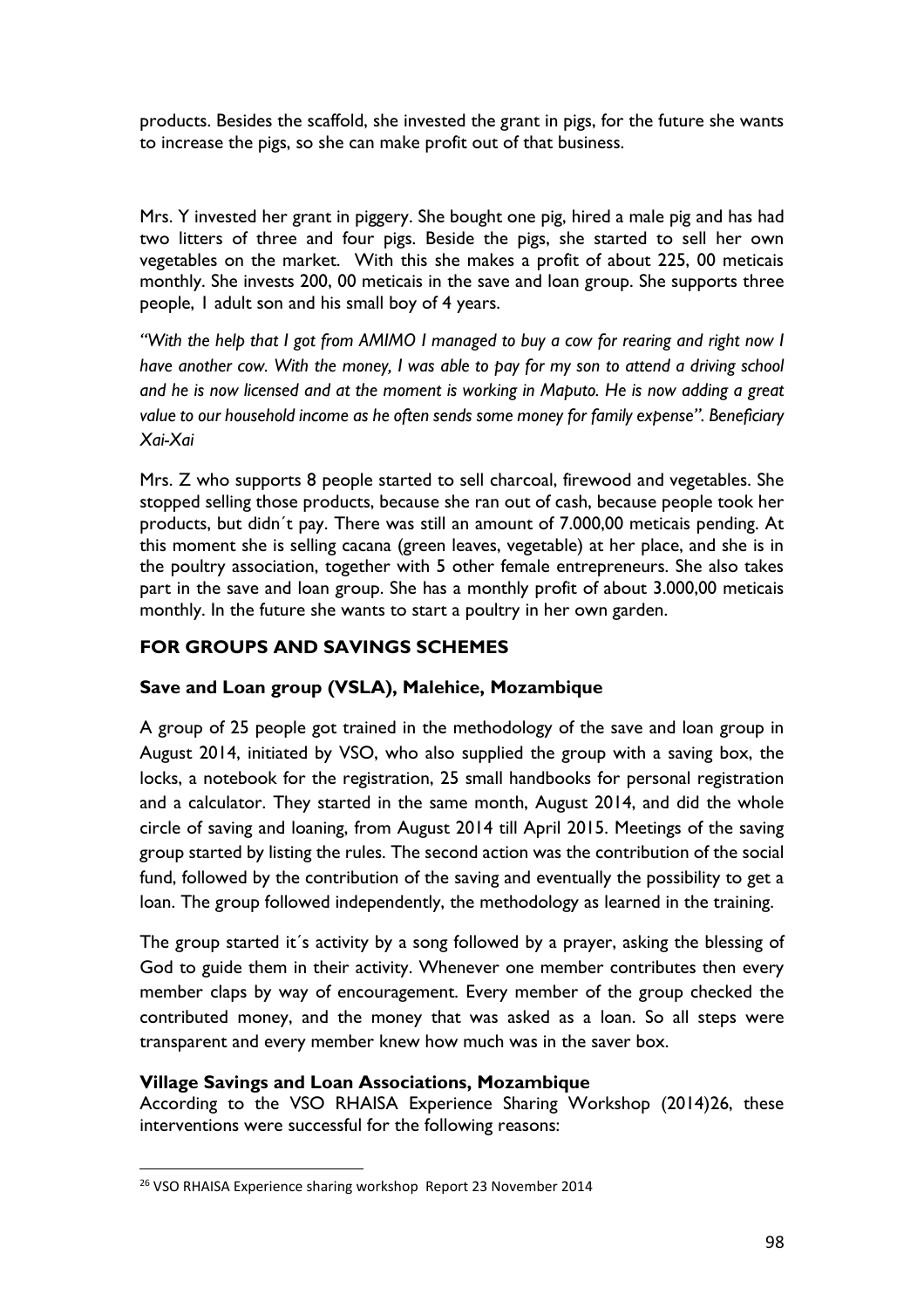products. Besides the scaffold, she invested the grant in pigs, for the future she wants to increase the pigs, so she can make profit out of that business.

Mrs. Y invested her grant in piggery. She bought one pig, hired a male pig and has had two litters of three and four pigs. Beside the pigs, she started to sell her own vegetables on the market. With this she makes a profit of about 225, 00 meticais monthly. She invests 200, 00 meticais in the save and loan group. She supports three people, 1 adult son and his small boy of 4 years.

*"With the help that I got from AMIMO I managed to buy a cow for rearing and right now I have another cow. With the money, I was able to pay for my son to attend a driving school and he is now licensed and at the moment is working in Maputo. He is now adding a great value to our household income as he often sends some money for family expense". Beneficiary Xai-Xai*

Mrs. Z who supports 8 people started to sell charcoal, firewood and vegetables. She stopped selling those products, because she ran out of cash, because people took her products, but didn´t pay. There was still an amount of 7.000,00 meticais pending. At this moment she is selling cacana (green leaves, vegetable) at her place, and she is in the poultry association, together with 5 other female entrepreneurs. She also takes part in the save and loan group. She has a monthly profit of about 3.000,00 meticais monthly. In the future she wants to start a poultry in her own garden.

## FOR GROUPS AND SAVINGS SCHEMES

### Save and Loan group (VSLA), Malehice, Mozambique

A group of 25 people got trained in the methodology of the save and loan group in August 2014, initiated by VSO, who also supplied the group with a saving box, the locks, a notebook for the registration, 25 small handbooks for personal registration and a calculator. They started in the same month, August 2014, and did the whole circle of saving and loaning, from August 2014 till April 2015. Meetings of the saving group started by listing the rules. The second action was the contribution of the social fund, followed by the contribution of the saving and eventually the possibility to get a loan. The group followed independently, the methodology as learned in the training.

The group started it´s activity by a song followed by a prayer, asking the blessing of God to guide them in their activity. Whenever one member contributes then every member claps by way of encouragement. Every member of the group checked the contributed money, and the money that was asked as a loan. So all steps were transparent and every member knew how much was in the saver box.

### Village Savings and Loan Associations, Mozambique

According to the VSO RHAISA Experience Sharing Workshop (2014)[26], these interventions were successful for the following reasons:

[26] VSO RHAISA Experience sharing workshop Report 23 November 2014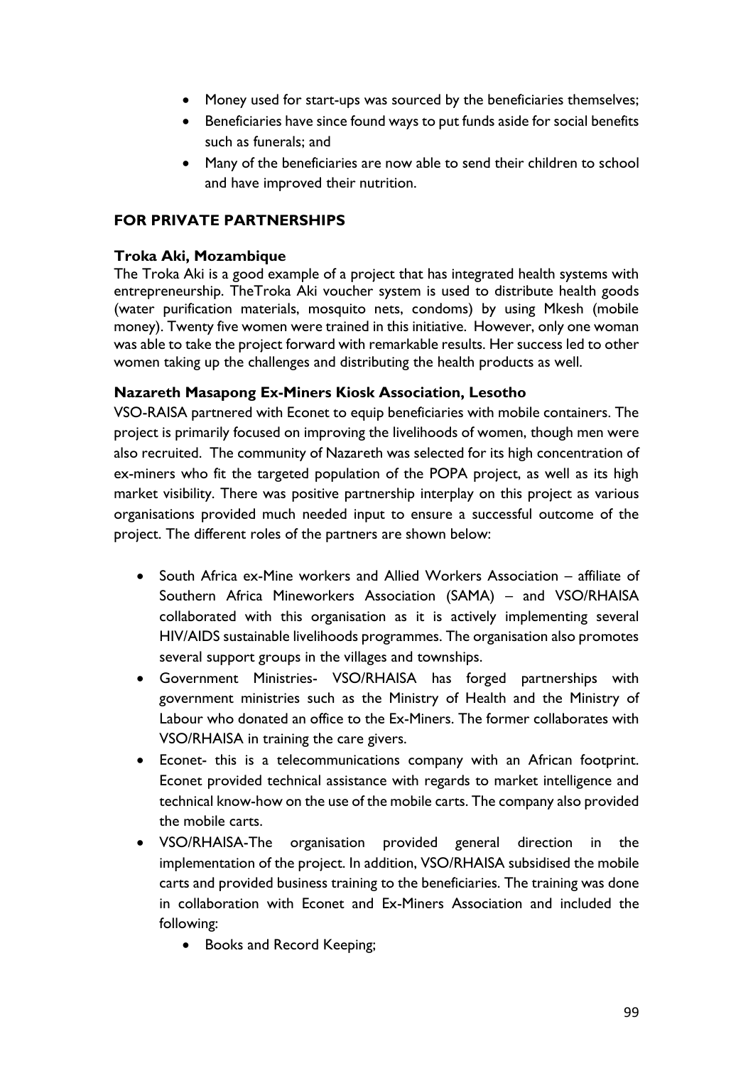- Money used for start-ups was sourced by the beneficiaries themselves;
- Beneficiaries have since found ways to put funds aside for social benefits such as funerals; and
- Many of the beneficiaries are now able to send their children to school and have improved their nutrition.

## FOR PRIVATE PARTNERSHIPS

### Troka Aki, Mozambique

The Troka Aki is a good example of a project that has integrated health systems with entrepreneurship. TheTroka Aki voucher system is used to distribute health goods (water purification materials, mosquito nets, condoms) by using Mkesh (mobile money). Twenty five women were trained in this initiative. However, only one woman was able to take the project forward with remarkable results. Her success led to other women taking up the challenges and distributing the health products as well.

### Nazareth Masapong Ex-Miners Kiosk Association, Lesotho

VSO-RAISA partnered with Econet to equip beneficiaries with mobile containers. The project is primarily focused on improving the livelihoods of women, though men were also recruited. The community of Nazareth was selected for its high concentration of ex-miners who fit the targeted population of the POPA project, as well as its high market visibility. There was positive partnership interplay on this project as various organisations provided much needed input to ensure a successful outcome of the project. The different roles of the partners are shown below:

- South Africa ex-Mine workers and Allied Workers Association – affiliate of Southern Africa Mineworkers Association (SAMA) – and VSO/RHAISA collaborated with this organisation as it is actively implementing several HIV/AIDS sustainable livelihoods programmes. The organisation also promotes several support groups in the villages and townships.
- Government Ministries- VSO/RHAISA has forged partnerships with government ministries such as the Ministry of Health and the Ministry of Labour who donated an office to the Ex-Miners. The former collaborates with VSO/RHAISA in training the care givers.
- Econet- this is a telecommunications company with an African footprint. Econet provided technical assistance with regards to market intelligence and technical know-how on the use of the mobile carts. The company also provided the mobile carts.
- VSO/RHAISA-The organisation provided general direction in the implementation of the project. In addition, VSO/RHAISA subsidised the mobile carts and provided business training to the beneficiaries. The training was done in collaboration with Econet and Ex-Miners Association and included the following:
  - Books and Record Keeping;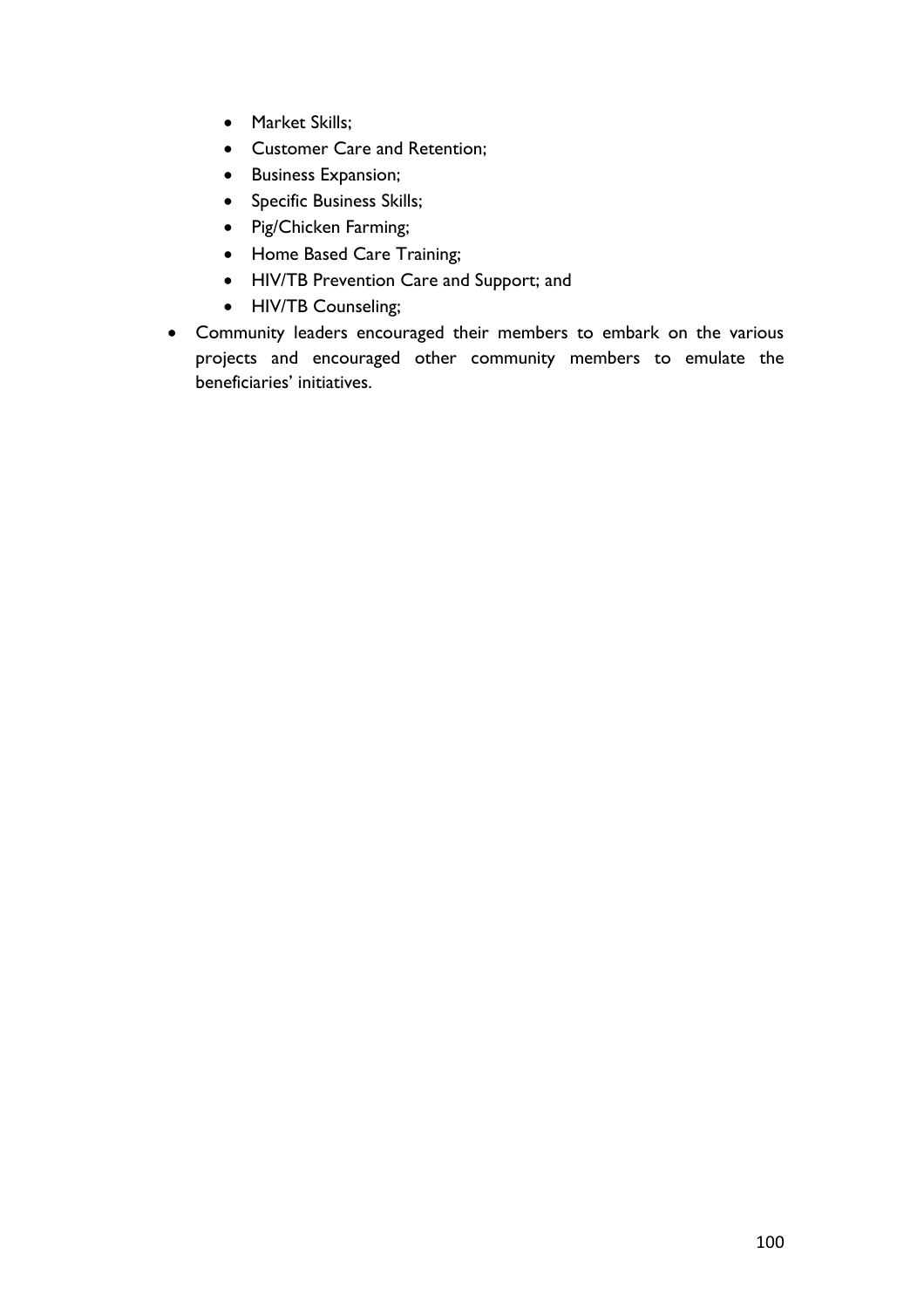- Market Skills;
    - Customer Care and Retention;
    - Business Expansion;
    - Specific Business Skills;
    - Pig/Chicken Farming;
    - Home Based Care Training;
    - HIV/TB Prevention Care and Support; and
    - HIV/TB Counseling;
- Community leaders encouraged their members to embark on the various projects and encouraged other community members to emulate the beneficiaries' initiatives.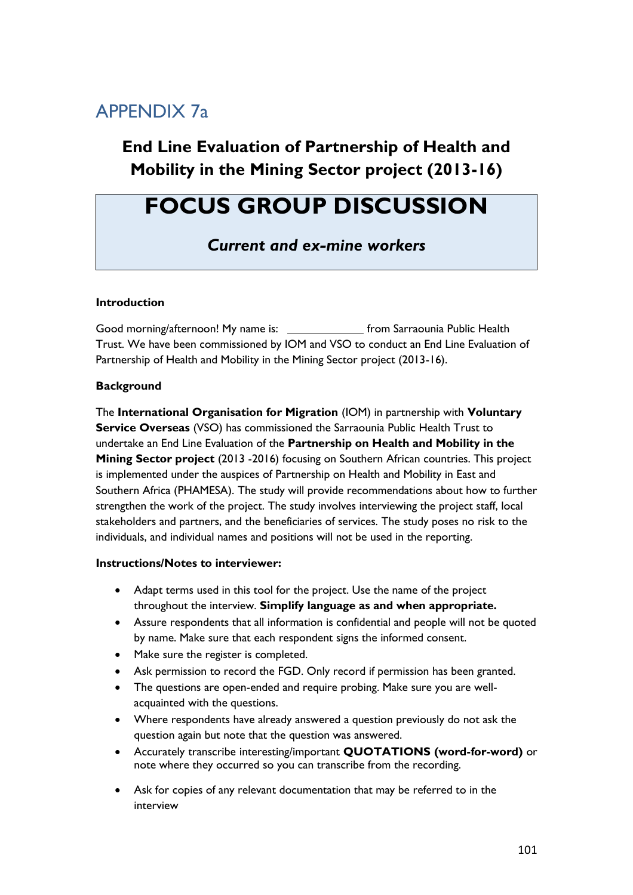# APPENDIX 7a

## End Line Evaluation of Partnership of Health and Mobility in the Mining Sector project (2013-16)

# FOCUS GROUP DISCUSSION

### *Current and ex-mine workers*

**Introduction**

Good morning/afternoon! My name is: ____________ from Sarraounia Public Health Trust. We have been commissioned by IOM and VSO to conduct an End Line Evaluation of Partnership of Health and Mobility in the Mining Sector project (2013-16).

**Background**

The **International Organisation for Migration** (IOM) in partnership with **Voluntary Service Overseas** (VSO) has commissioned the Sarraounia Public Health Trust to undertake an End Line Evaluation of the **Partnership on Health and Mobility in the Mining Sector project** (2013 -2016) focusing on Southern African countries. This project is implemented under the auspices of Partnership on Health and Mobility in East and Southern Africa (PHAMESA). The study will provide recommendations about how to further strengthen the work of the project. The study involves interviewing the project staff, local stakeholders and partners, and the beneficiaries of services. The study poses no risk to the individuals, and individual names and positions will not be used in the reporting.

**Instructions/Notes to interviewer:**

- Adapt terms used in this tool for the project. Use the name of the project throughout the interview. **Simplify language as and when appropriate.**
- Assure respondents that all information is confidential and people will not be quoted by name. Make sure that each respondent signs the informed consent.
- Make sure the register is completed.
- Ask permission to record the FGD. Only record if permission has been granted.
- The questions are open-ended and require probing. Make sure you are well-acquainted with the questions.
- Where respondents have already answered a question previously do not ask the question again but note that the question was answered.
- Accurately transcribe interesting/important **QUOTATIONS (word-for-word)** or note where they occurred so you can transcribe from the recording.
- Ask for copies of any relevant documentation that may be referred to in the interview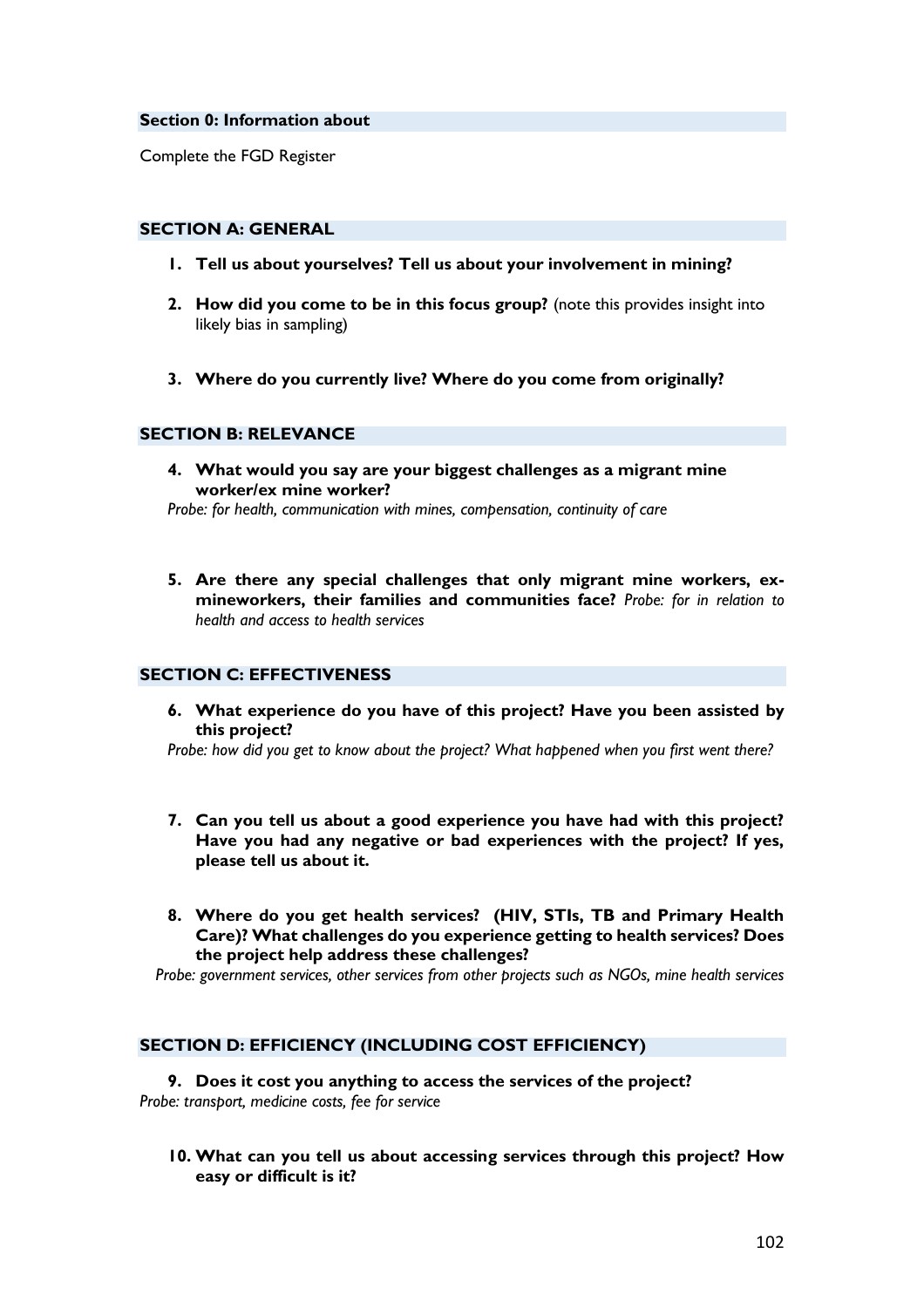**Section 0: Information about**

Complete the FGD Register

**SECTION A: GENERAL**

1. **Tell us about yourselves? Tell us about your involvement in mining?**

2. **How did you come to be in this focus group?** (note this provides insight into likely bias in sampling)

3. **Where do you currently live? Where do you come from originally?**

**SECTION B: RELEVANCE**

4. **What would you say are your biggest challenges as a migrant mine worker/ex mine worker?**
*Probe: for health, communication with mines, compensation, continuity of care*

5. **Are there any special challenges that only migrant mine workers, ex-mineworkers, their families and communities face?** *Probe: for in relation to health and access to health services*

**SECTION C: EFFECTIVENESS**

6. **What experience do you have of this project? Have you been assisted by this project?**
*Probe: how did you get to know about the project? What happened when you first went there?*

7. **Can you tell us about a good experience you have had with this project? Have you had any negative or bad experiences with the project? If yes, please tell us about it.**

8. **Where do you get health services? (HIV, STIs, TB and Primary Health Care)? What challenges do you experience getting to health services? Does the project help address these challenges?**
*Probe: government services, other services from other projects such as NGOs, mine health services*

**SECTION D: EFFICIENCY (INCLUDING COST EFFICIENCY)**

9. **Does it cost you anything to access the services of the project?**
*Probe: transport, medicine costs, fee for service*

10. **What can you tell us about accessing services through this project? How easy or difficult is it?**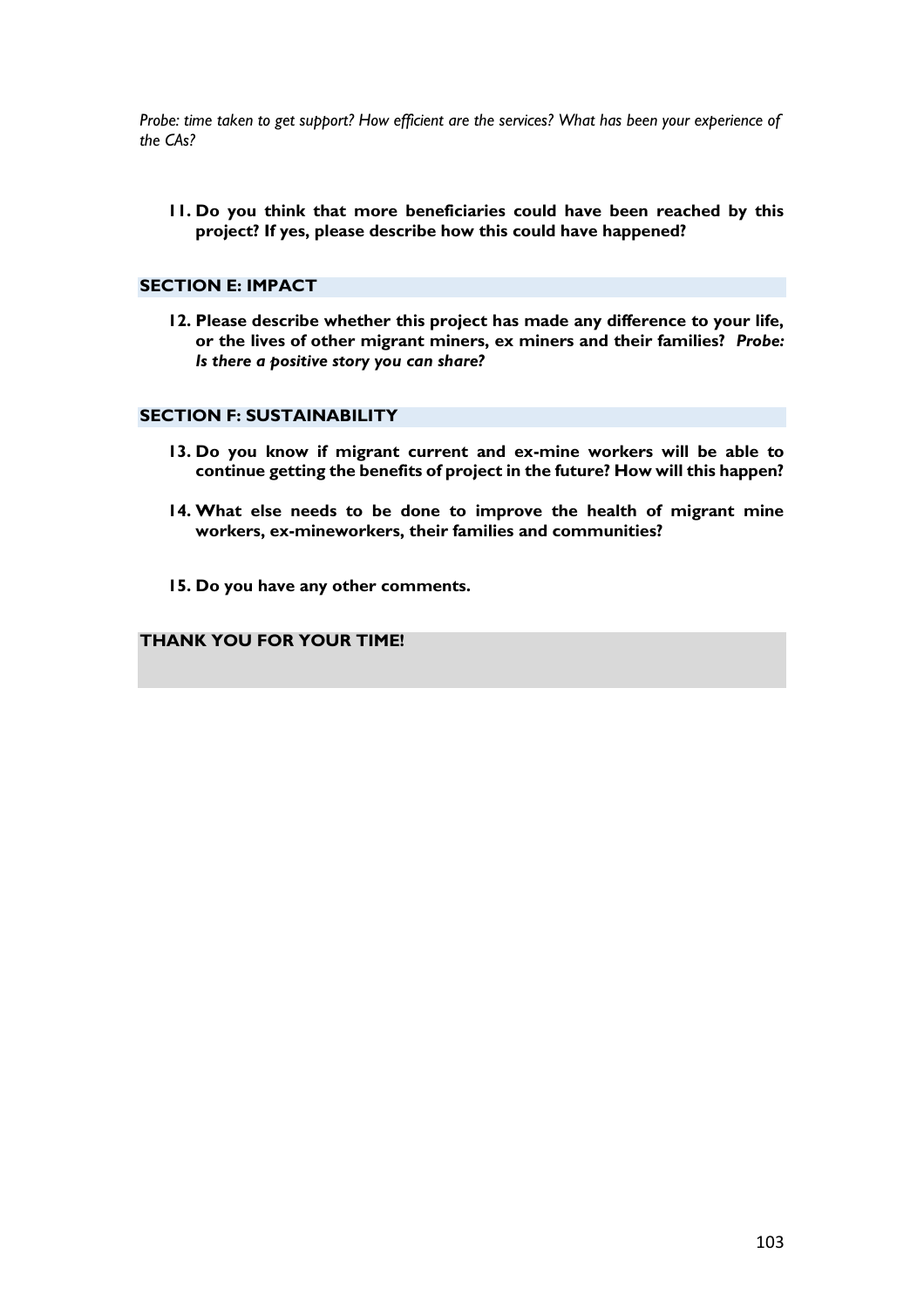*Probe: time taken to get support? How efficient are the services? What has been your experience of the CAs?*

11. **Do you think that more beneficiaries could have been reached by this project? If yes, please describe how this could have happened?**

## SECTION E: IMPACT

12. **Please describe whether this project has made any difference to your life, or the lives of other migrant miners, ex miners and their families? *Probe: Is there a positive story you can share?***

## SECTION F: SUSTAINABILITY

13. **Do you know if migrant current and ex-mine workers will be able to continue getting the benefits of project in the future? How will this happen?**

14. **What else needs to be done to improve the health of migrant mine workers, ex-mineworkers, their families and communities?**

15. **Do you have any other comments.**

**THANK YOU FOR YOUR TIME!**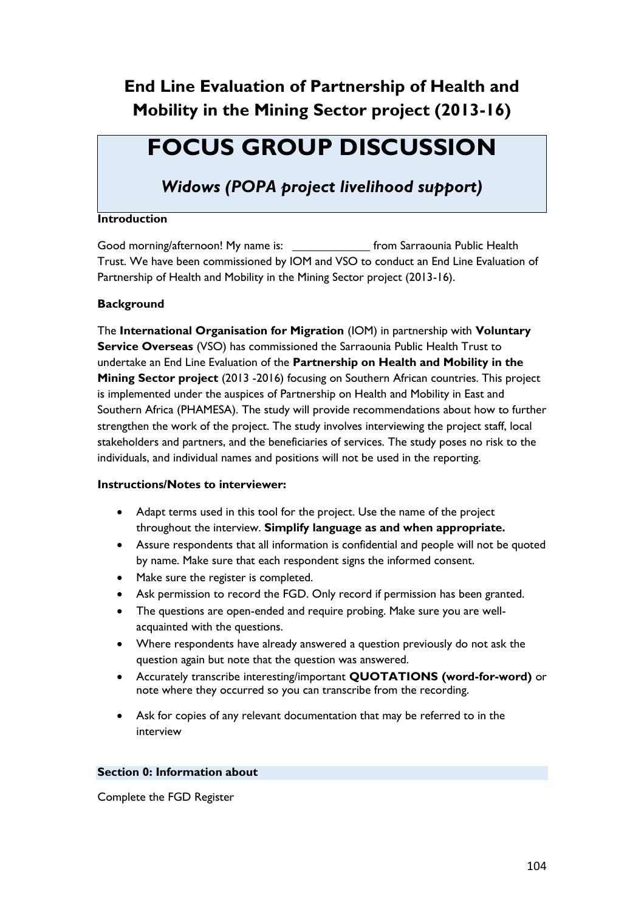## End Line Evaluation of Partnership of Health and Mobility in the Mining Sector project (2013-16)

# FOCUS GROUP DISCUSSION

### *Widows (POPA project livelihood support)*

**Introduction**

Good morning/afternoon! My name is: \_\_\_\_\_\_\_\_\_\_\_\_ from Sarraounia Public Health Trust. We have been commissioned by IOM and VSO to conduct an End Line Evaluation of Partnership of Health and Mobility in the Mining Sector project (2013-16).

**Background**

The **International Organisation for Migration** (IOM) in partnership with **Voluntary Service Overseas** (VSO) has commissioned the Sarraounia Public Health Trust to undertake an End Line Evaluation of the **Partnership on Health and Mobility in the Mining Sector project** (2013 -2016) focusing on Southern African countries. This project is implemented under the auspices of Partnership on Health and Mobility in East and Southern Africa (PHAMESA). The study will provide recommendations about how to further strengthen the work of the project. The study involves interviewing the project staff, local stakeholders and partners, and the beneficiaries of services. The study poses no risk to the individuals, and individual names and positions will not be used in the reporting.

**Instructions/Notes to interviewer:**

- Adapt terms used in this tool for the project. Use the name of the project throughout the interview. **Simplify language as and when appropriate.**
- Assure respondents that all information is confidential and people will not be quoted by name. Make sure that each respondent signs the informed consent.
- Make sure the register is completed.
- Ask permission to record the FGD. Only record if permission has been granted.
- The questions are open-ended and require probing. Make sure you are well-acquainted with the questions.
- Where respondents have already answered a question previously do not ask the question again but note that the question was answered.
- Accurately transcribe interesting/important **QUOTATIONS (word-for-word)** or note where they occurred so you can transcribe from the recording.
- Ask for copies of any relevant documentation that may be referred to in the interview

**Section 0: Information about**

Complete the FGD Register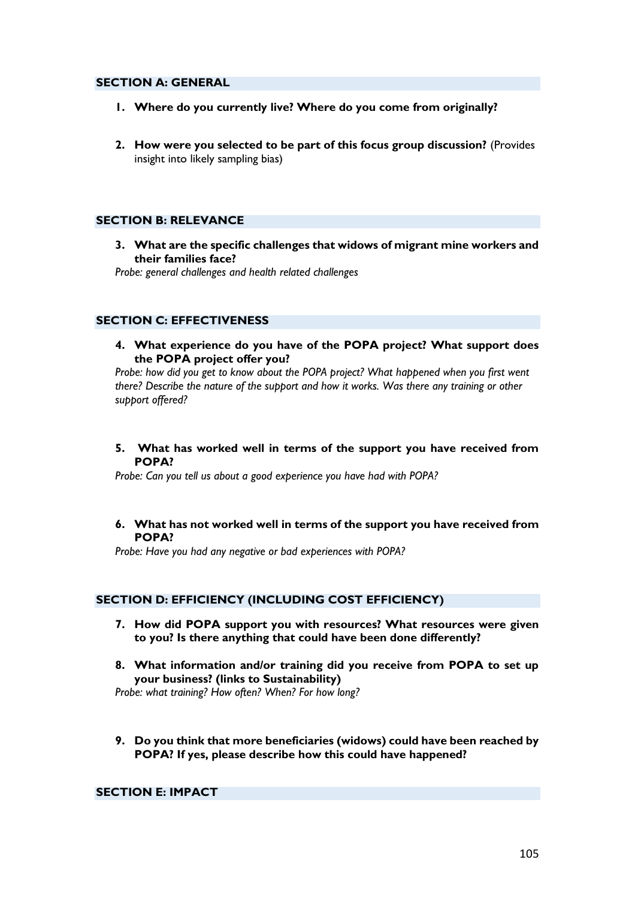## SECTION A: GENERAL

1. **Where do you currently live? Where do you come from originally?**

2. **How were you selected to be part of this focus group discussion?** (Provides insight into likely sampling bias)

## SECTION B: RELEVANCE

3. **What are the specific challenges that widows of migrant mine workers and their families face?**

*Probe: general challenges and health related challenges*

## SECTION C: EFFECTIVENESS

4. **What experience do you have of the POPA project? What support does the POPA project offer you?**

*Probe: how did you get to know about the POPA project? What happened when you first went there? Describe the nature of the support and how it works. Was there any training or other support offered?*

5. **What has worked well in terms of the support you have received from POPA?**

*Probe: Can you tell us about a good experience you have had with POPA?*

6. **What has not worked well in terms of the support you have received from POPA?**

*Probe: Have you had any negative or bad experiences with POPA?*

## SECTION D: EFFICIENCY (INCLUDING COST EFFICIENCY)

7. **How did POPA support you with resources? What resources were given to you? Is there anything that could have been done differently?**

8. **What information and/or training did you receive from POPA to set up your business? (links to Sustainability)**

*Probe: what training? How often? When? For how long?*

9. **Do you think that more beneficiaries (widows) could have been reached by POPA? If yes, please describe how this could have happened?**

## SECTION E: IMPACT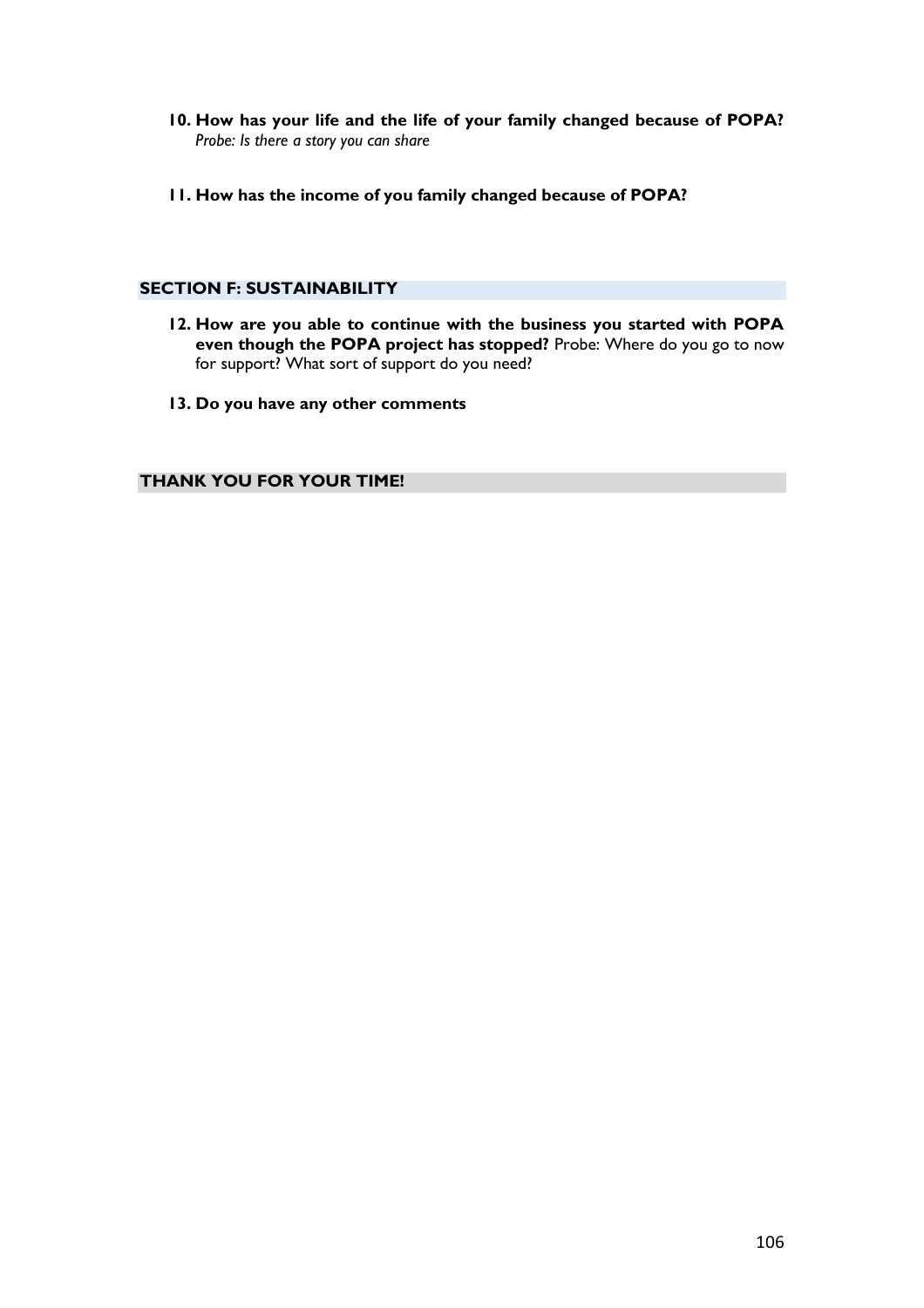**10. How has your life and the life of your family changed because of POPA?**
*Probe: Is there a story you can share*

**11. How has the income of you family changed because of POPA?**

## SECTION F: SUSTAINABILITY

**12. How are you able to continue with the business you started with POPA even though the POPA project has stopped?** Probe: Where do you go to now for support? What sort of support do you need?

**13. Do you have any other comments**

**THANK YOU FOR YOUR TIME!**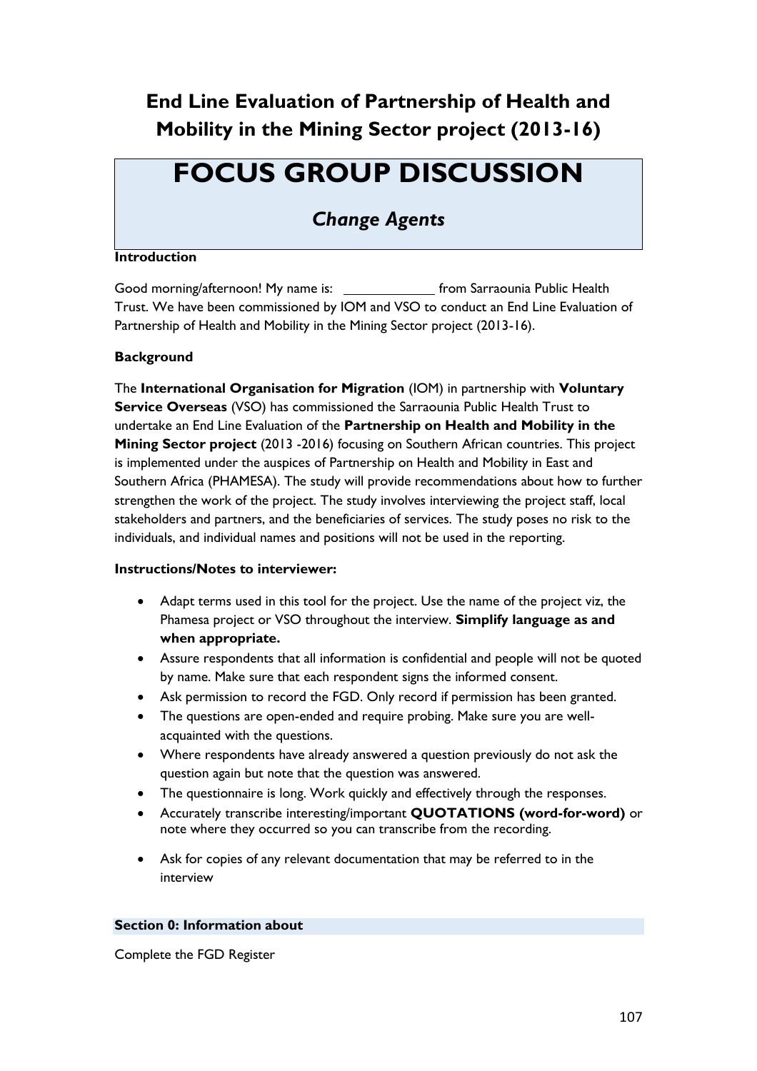## End Line Evaluation of Partnership of Health and Mobility in the Mining Sector project (2013-16)

# FOCUS GROUP DISCUSSION

## *Change Agents*

**Introduction**

Good morning/afternoon! My name is: ____________ from Sarraounia Public Health Trust. We have been commissioned by IOM and VSO to conduct an End Line Evaluation of Partnership of Health and Mobility in the Mining Sector project (2013-16).

**Background**

The **International Organisation for Migration** (IOM) in partnership with **Voluntary Service Overseas** (VSO) has commissioned the Sarraounia Public Health Trust to undertake an End Line Evaluation of the **Partnership on Health and Mobility in the Mining Sector project** (2013 -2016) focusing on Southern African countries. This project is implemented under the auspices of Partnership on Health and Mobility in East and Southern Africa (PHAMESA). The study will provide recommendations about how to further strengthen the work of the project. The study involves interviewing the project staff, local stakeholders and partners, and the beneficiaries of services. The study poses no risk to the individuals, and individual names and positions will not be used in the reporting.

**Instructions/Notes to interviewer:**

- Adapt terms used in this tool for the project. Use the name of the project viz, the Phamesa project or VSO throughout the interview. **Simplify language as and when appropriate.**
- Assure respondents that all information is confidential and people will not be quoted by name. Make sure that each respondent signs the informed consent.
- Ask permission to record the FGD. Only record if permission has been granted.
- The questions are open-ended and require probing. Make sure you are well-acquainted with the questions.
- Where respondents have already answered a question previously do not ask the question again but note that the question was answered.
- The questionnaire is long. Work quickly and effectively through the responses.
- Accurately transcribe interesting/important **QUOTATIONS (word-for-word)** or note where they occurred so you can transcribe from the recording.
- Ask for copies of any relevant documentation that may be referred to in the interview

**Section 0: Information about**

Complete the FGD Register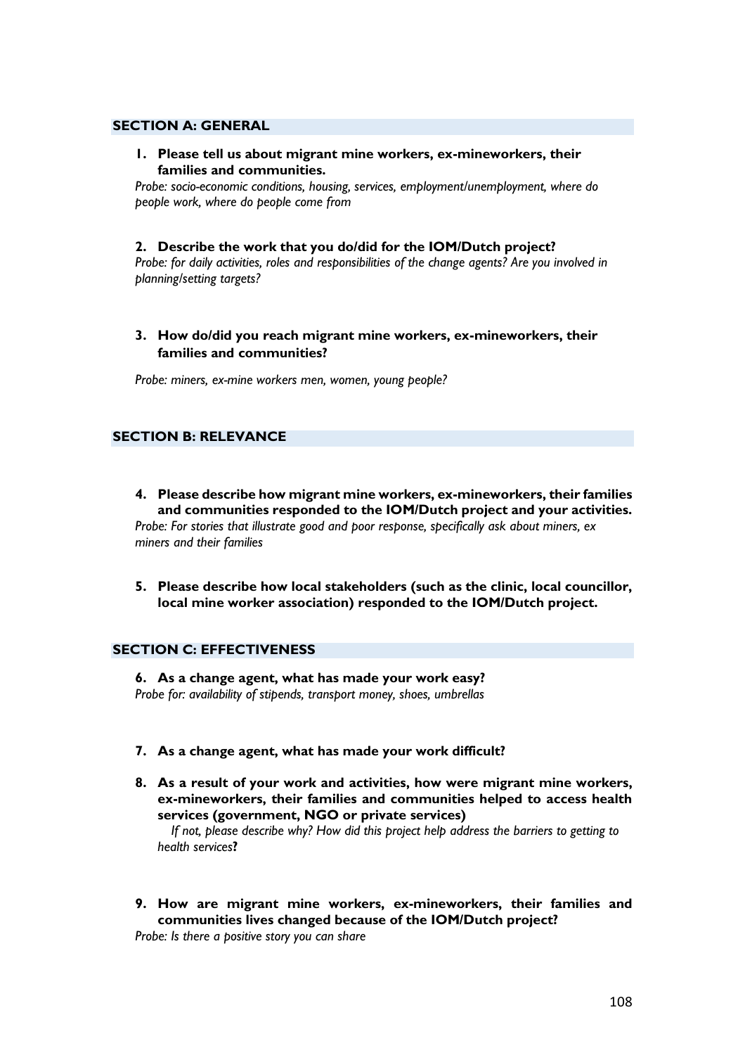## SECTION A: GENERAL

1. **Please tell us about migrant mine workers, ex-mineworkers, their families and communities.**

*Probe: socio-economic conditions, housing, services, employment/unemployment, where do people work, where do people come from*

2. **Describe the work that you do/did for the IOM/Dutch project?**

*Probe: for daily activities, roles and responsibilities of the change agents? Are you involved in planning/setting targets?*

3. **How do/did you reach migrant mine workers, ex-mineworkers, their families and communities?**

*Probe: miners, ex-mine workers men, women, young people?*

## SECTION B: RELEVANCE

4. **Please describe how migrant mine workers, ex-mineworkers, their families and communities responded to the IOM/Dutch project and your activities.**

*Probe: For stories that illustrate good and poor response, specifically ask about miners, ex miners and their families*

5. **Please describe how local stakeholders (such as the clinic, local councillor, local mine worker association) responded to the IOM/Dutch project.**

## SECTION C: EFFECTIVENESS

6. **As a change agent, what has made your work easy?**

*Probe for: availability of stipends, transport money, shoes, umbrellas*

7. **As a change agent, what has made your work difficult?**

8. **As a result of your work and activities, how were migrant mine workers, ex-mineworkers, their families and communities helped to access health services (government, NGO or private services)**

   *If not, please describe why? How did this project help address the barriers to getting to health services***?**

9. **How are migrant mine workers, ex-mineworkers, their families and communities lives changed because of the IOM/Dutch project?**

*Probe: Is there a positive story you can share*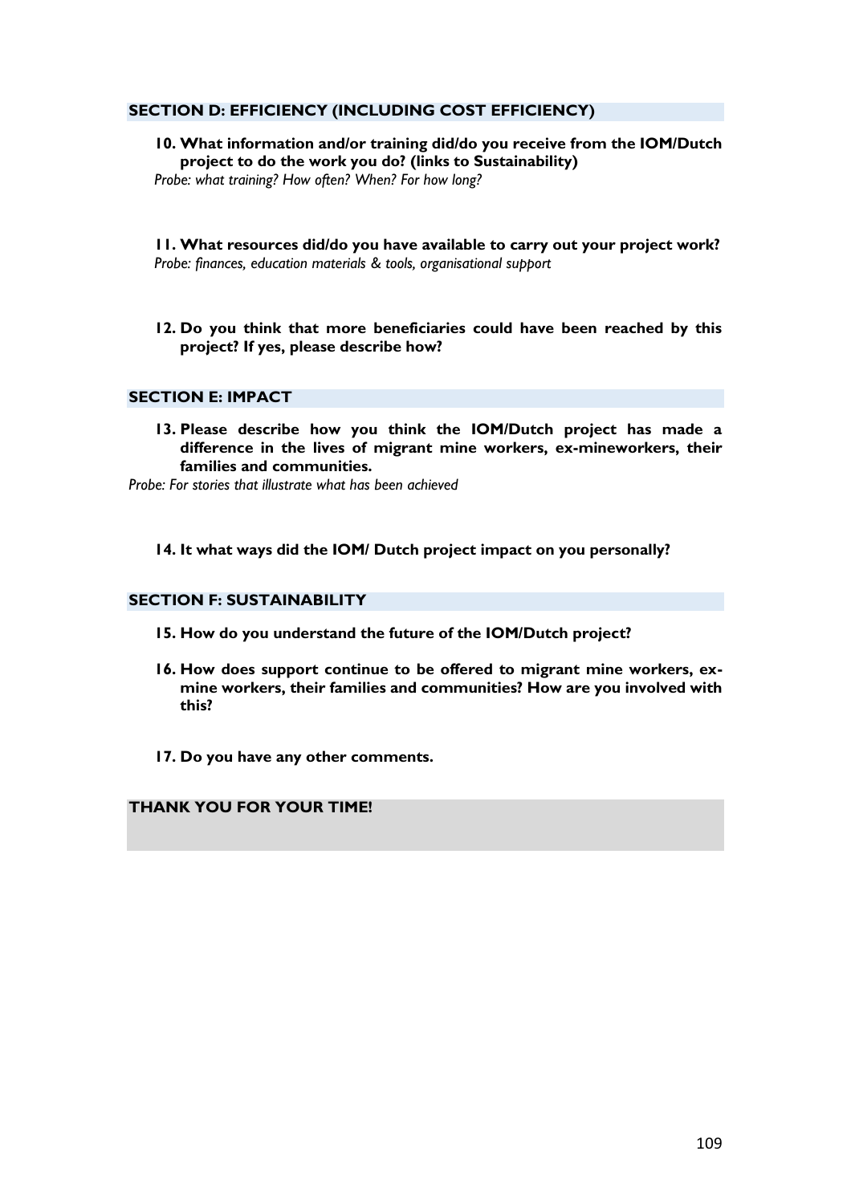## SECTION D: EFFICIENCY (INCLUDING COST EFFICIENCY)

**10. What information and/or training did/do you receive from the IOM/Dutch project to do the work you do? (links to Sustainability)**

*Probe: what training? How often? When? For how long?*

**11. What resources did/do you have available to carry out your project work?**

*Probe: finances, education materials & tools, organisational support*

**12. Do you think that more beneficiaries could have been reached by this project? If yes, please describe how?**

## SECTION E: IMPACT

**13. Please describe how you think the IOM/Dutch project has made a difference in the lives of migrant mine workers, ex-mineworkers, their families and communities.**

*Probe: For stories that illustrate what has been achieved*

**14. It what ways did the IOM/ Dutch project impact on you personally?**

## SECTION F: SUSTAINABILITY

**15. How do you understand the future of the IOM/Dutch project?**

**16. How does support continue to be offered to migrant mine workers, ex-mine workers, their families and communities? How are you involved with this?**

**17. Do you have any other comments.**

**THANK YOU FOR YOUR TIME!**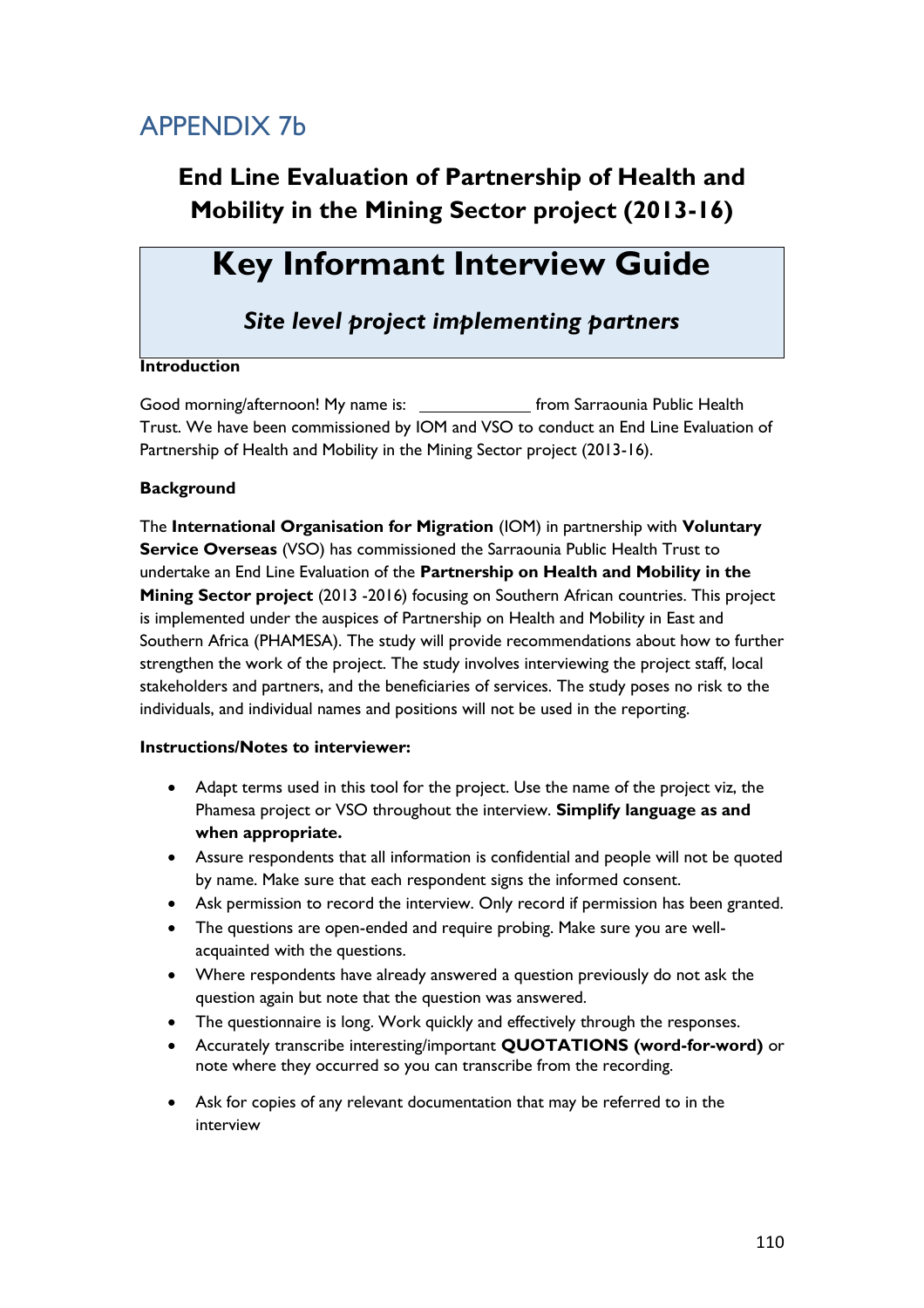# APPENDIX 7b

## End Line Evaluation of Partnership of Health and Mobility in the Mining Sector project (2013-16)

# Key Informant Interview Guide

### *Site level project implementing partners*

**Introduction**

Good morning/afternoon! My name is: ____________ from Sarraounia Public Health Trust. We have been commissioned by IOM and VSO to conduct an End Line Evaluation of Partnership of Health and Mobility in the Mining Sector project (2013-16).

**Background**

The **International Organisation for Migration** (IOM) in partnership with **Voluntary Service Overseas** (VSO) has commissioned the Sarraounia Public Health Trust to undertake an End Line Evaluation of the **Partnership on Health and Mobility in the Mining Sector project** (2013 -2016) focusing on Southern African countries. This project is implemented under the auspices of Partnership on Health and Mobility in East and Southern Africa (PHAMESA). The study will provide recommendations about how to further strengthen the work of the project. The study involves interviewing the project staff, local stakeholders and partners, and the beneficiaries of services. The study poses no risk to the individuals, and individual names and positions will not be used in the reporting.

**Instructions/Notes to interviewer:**

- Adapt terms used in this tool for the project. Use the name of the project viz, the Phamesa project or VSO throughout the interview. **Simplify language as and when appropriate.**
- Assure respondents that all information is confidential and people will not be quoted by name. Make sure that each respondent signs the informed consent.
- Ask permission to record the interview. Only record if permission has been granted.
- The questions are open-ended and require probing. Make sure you are well-acquainted with the questions.
- Where respondents have already answered a question previously do not ask the question again but note that the question was answered.
- The questionnaire is long. Work quickly and effectively through the responses.
- Accurately transcribe interesting/important **QUOTATIONS (word-for-word)** or note where they occurred so you can transcribe from the recording.
- Ask for copies of any relevant documentation that may be referred to in the interview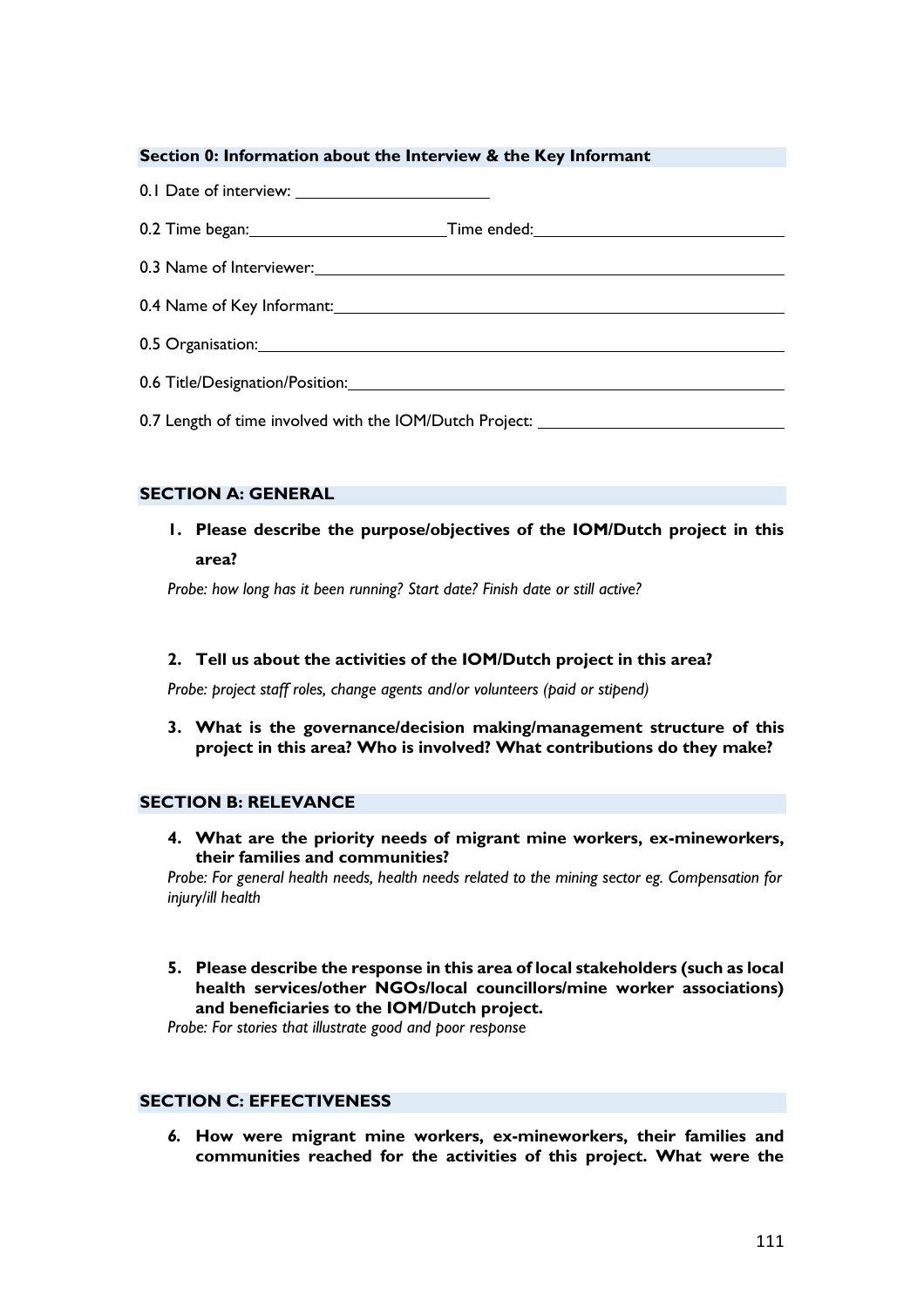## Section 0: Information about the Interview & the Key Informant

0.1 Date of interview: ____________________

0.2 Time began: ____________________ Time ended: ____________________

0.3 Name of Interviewer: ____________________

0.4 Name of Key Informant: ____________________

0.5 Organisation: ____________________

0.6 Title/Designation/Position: ____________________

0.7 Length of time involved with the IOM/Dutch Project: ____________________

## SECTION A: GENERAL

1. **Please describe the purpose/objectives of the IOM/Dutch project in this area?**

*Probe: how long has it been running? Start date? Finish date or still active?*

2. **Tell us about the activities of the IOM/Dutch project in this area?**

*Probe: project staff roles, change agents and/or volunteers (paid or stipend)*

3. **What is the governance/decision making/management structure of this project in this area? Who is involved? What contributions do they make?**

## SECTION B: RELEVANCE

4. **What are the priority needs of migrant mine workers, ex-mineworkers, their families and communities?**
*Probe: For general health needs, health needs related to the mining sector eg. Compensation for injury/ill health*

5. **Please describe the response in this area of local stakeholders (such as local health services/other NGOs/local councillors/mine worker associations) and beneficiaries to the IOM/Dutch project.**
*Probe: For stories that illustrate good and poor response*

## SECTION C: EFFECTIVENESS

6. **How were migrant mine workers, ex-mineworkers, their families and communities reached for the activities of this project. What were the**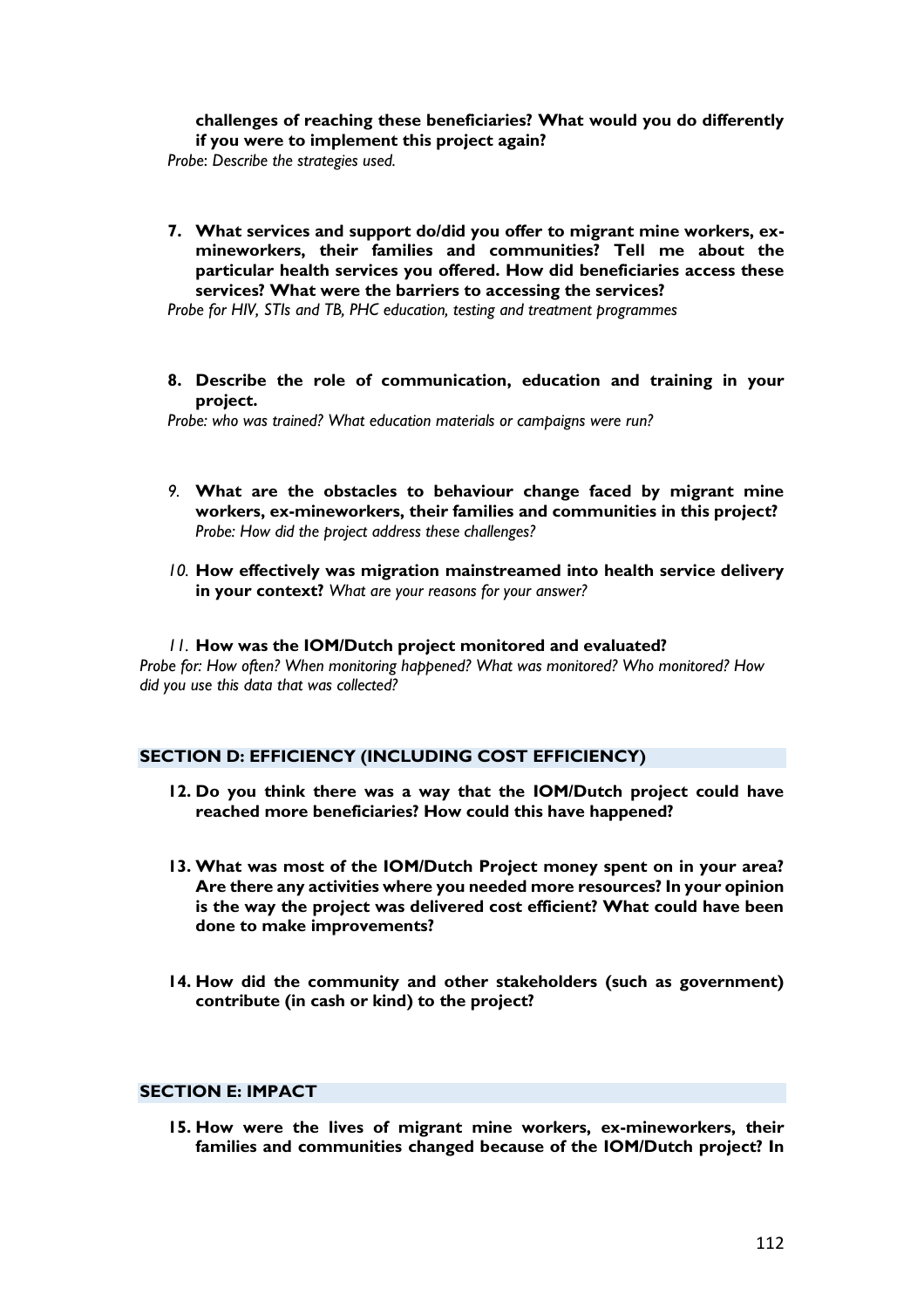**challenges of reaching these beneficiaries? What would you do differently if you were to implement this project again?**

*Probe: Describe the strategies used.*

7. **What services and support do/did you offer to migrant mine workers, ex-mineworkers, their families and communities? Tell me about the particular health services you offered. How did beneficiaries access these services? What were the barriers to accessing the services?**

*Probe for HIV, STIs and TB, PHC education, testing and treatment programmes*

8. **Describe the role of communication, education and training in your project.**

*Probe: who was trained? What education materials or campaigns were run?*

9. **What are the obstacles to behaviour change faced by migrant mine workers, ex-mineworkers, their families and communities in this project?** *Probe: How did the project address these challenges?*

10. **How effectively was migration mainstreamed into health service delivery in your context?** *What are your reasons for your answer?*

11. **How was the IOM/Dutch project monitored and evaluated?**

*Probe for: How often? When monitoring happened? What was monitored? Who monitored? How did you use this data that was collected?*

## SECTION D: EFFICIENCY (INCLUDING COST EFFICIENCY)

12. **Do you think there was a way that the IOM/Dutch project could have reached more beneficiaries? How could this have happened?**

13. **What was most of the IOM/Dutch Project money spent on in your area? Are there any activities where you needed more resources? In your opinion is the way the project was delivered cost efficient? What could have been done to make improvements?**

14. **How did the community and other stakeholders (such as government) contribute (in cash or kind) to the project?**

## SECTION E: IMPACT

15. **How were the lives of migrant mine workers, ex-mineworkers, their families and communities changed because of the IOM/Dutch project? In**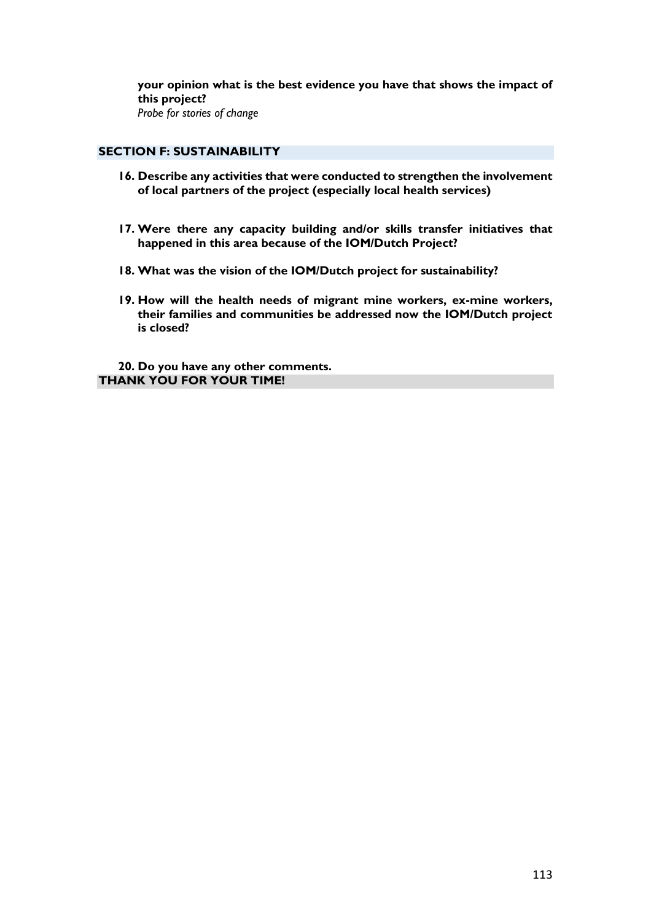**your opinion what is the best evidence you have that shows the impact of this project?**
*Probe for stories of change*

## SECTION F: SUSTAINABILITY

16. **Describe any activities that were conducted to strengthen the involvement of local partners of the project (especially local health services)**

17. **Were there any capacity building and/or skills transfer initiatives that happened in this area because of the IOM/Dutch Project?**

18. **What was the vision of the IOM/Dutch project for sustainability?**

19. **How will the health needs of migrant mine workers, ex-mine workers, their families and communities be addressed now the IOM/Dutch project is closed?**

20. **Do you have any other comments.**

**THANK YOU FOR YOUR TIME!**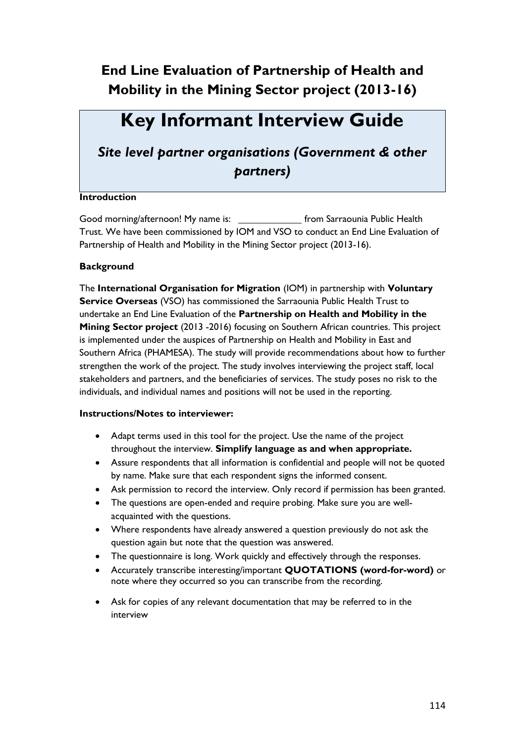## End Line Evaluation of Partnership of Health and Mobility in the Mining Sector project (2013-16)

# Key Informant Interview Guide

### *Site level partner organisations (Government & other partners)*

**Introduction**

Good morning/afternoon! My name is: ____________ from Sarraounia Public Health Trust. We have been commissioned by IOM and VSO to conduct an End Line Evaluation of Partnership of Health and Mobility in the Mining Sector project (2013-16).

**Background**

The **International Organisation for Migration** (IOM) in partnership with **Voluntary Service Overseas** (VSO) has commissioned the Sarraounia Public Health Trust to undertake an End Line Evaluation of the **Partnership on Health and Mobility in the Mining Sector project** (2013 -2016) focusing on Southern African countries. This project is implemented under the auspices of Partnership on Health and Mobility in East and Southern Africa (PHAMESA). The study will provide recommendations about how to further strengthen the work of the project. The study involves interviewing the project staff, local stakeholders and partners, and the beneficiaries of services. The study poses no risk to the individuals, and individual names and positions will not be used in the reporting.

**Instructions/Notes to interviewer:**

- Adapt terms used in this tool for the project. Use the name of the project throughout the interview. **Simplify language as and when appropriate.**
- Assure respondents that all information is confidential and people will not be quoted by name. Make sure that each respondent signs the informed consent.
- Ask permission to record the interview. Only record if permission has been granted.
- The questions are open-ended and require probing. Make sure you are well-acquainted with the questions.
- Where respondents have already answered a question previously do not ask the question again but note that the question was answered.
- The questionnaire is long. Work quickly and effectively through the responses.
- Accurately transcribe interesting/important **QUOTATIONS (word-for-word)** or note where they occurred so you can transcribe from the recording.
- Ask for copies of any relevant documentation that may be referred to in the interview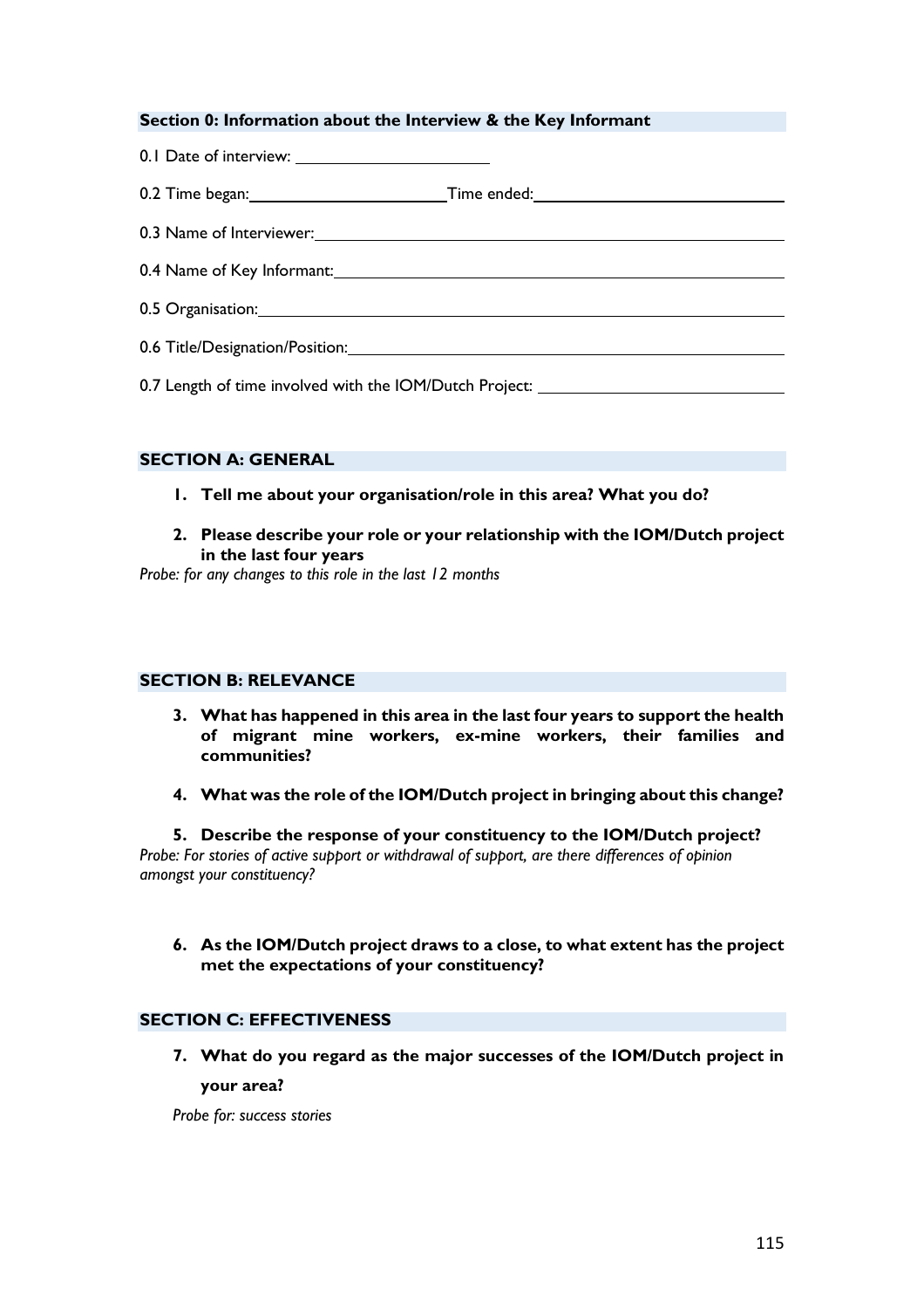## Section 0: Information about the Interview & the Key Informant

0.1 Date of interview: \_\_\_\_\_\_\_\_\_\_\_\_\_\_\_\_\_\_\_\_

0.2 Time began: \_\_\_\_\_\_\_\_\_\_\_\_\_\_\_\_\_\_\_\_ Time ended: \_\_\_\_\_\_\_\_\_\_\_\_\_\_\_\_\_\_\_\_

0.3 Name of Interviewer: \_\_\_\_\_\_\_\_\_\_\_\_\_\_\_\_\_\_\_\_

0.4 Name of Key Informant: \_\_\_\_\_\_\_\_\_\_\_\_\_\_\_\_\_\_\_\_

0.5 Organisation: \_\_\_\_\_\_\_\_\_\_\_\_\_\_\_\_\_\_\_\_

0.6 Title/Designation/Position: \_\_\_\_\_\_\_\_\_\_\_\_\_\_\_\_\_\_\_\_

0.7 Length of time involved with the IOM/Dutch Project: \_\_\_\_\_\_\_\_\_\_\_\_\_\_\_\_\_\_\_\_

## SECTION A: GENERAL

1. **Tell me about your organisation/role in this area? What you do?**
2. **Please describe your role or your relationship with the IOM/Dutch project in the last four years**

*Probe: for any changes to this role in the last 12 months*

## SECTION B: RELEVANCE

3. **What has happened in this area in the last four years to support the health of migrant mine workers, ex-mine workers, their families and communities?**
4. **What was the role of the IOM/Dutch project in bringing about this change?**
5. **Describe the response of your constituency to the IOM/Dutch project?**

*Probe: For stories of active support or withdrawal of support, are there differences of opinion amongst your constituency?*

6. **As the IOM/Dutch project draws to a close, to what extent has the project met the expectations of your constituency?**

## SECTION C: EFFECTIVENESS

7. **What do you regard as the major successes of the IOM/Dutch project in your area?**

*Probe for: success stories*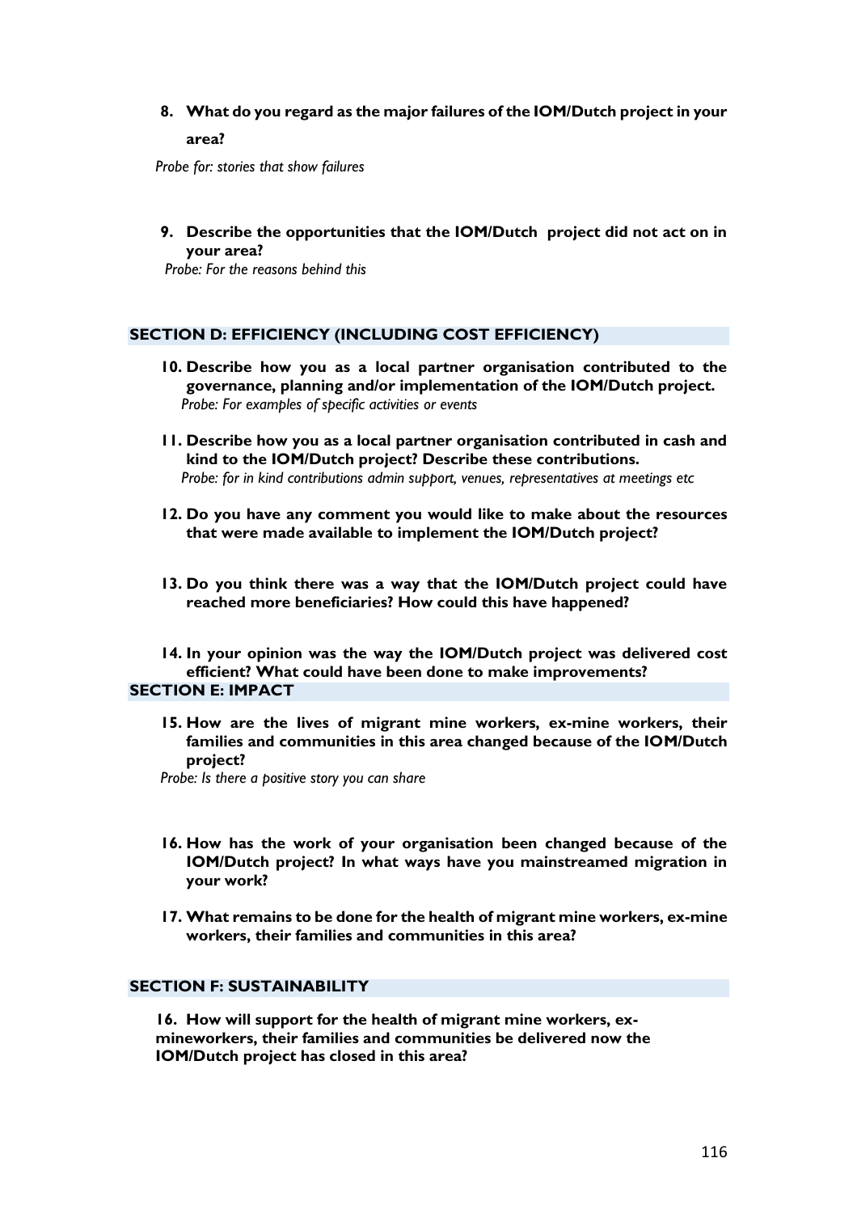8. **What do you regard as the major failures of the IOM/Dutch project in your area?**

*Probe for: stories that show failures*

9. **Describe the opportunities that the IOM/Dutch project did not act on in your area?**

*Probe: For the reasons behind this*

## SECTION D: EFFICIENCY (INCLUDING COST EFFICIENCY)

10. **Describe how you as a local partner organisation contributed to the governance, planning and/or implementation of the IOM/Dutch project.**
    *Probe: For examples of specific activities or events*

11. **Describe how you as a local partner organisation contributed in cash and kind to the IOM/Dutch project? Describe these contributions.**
    *Probe: for in kind contributions admin support, venues, representatives at meetings etc*

12. **Do you have any comment you would like to make about the resources that were made available to implement the IOM/Dutch project?**

13. **Do you think there was a way that the IOM/Dutch project could have reached more beneficiaries? How could this have happened?**

14. **In your opinion was the way the IOM/Dutch project was delivered cost efficient? What could have been done to make improvements?**

## SECTION E: IMPACT

15. **How are the lives of migrant mine workers, ex-mine workers, their families and communities in this area changed because of the IOM/Dutch project?**

*Probe: Is there a positive story you can share*

16. **How has the work of your organisation been changed because of the IOM/Dutch project? In what ways have you mainstreamed migration in your work?**

17. **What remains to be done for the health of migrant mine workers, ex-mine workers, their families and communities in this area?**

## SECTION F: SUSTAINABILITY

**16. How will support for the health of migrant mine workers, ex-mineworkers, their families and communities be delivered now the IOM/Dutch project has closed in this area?**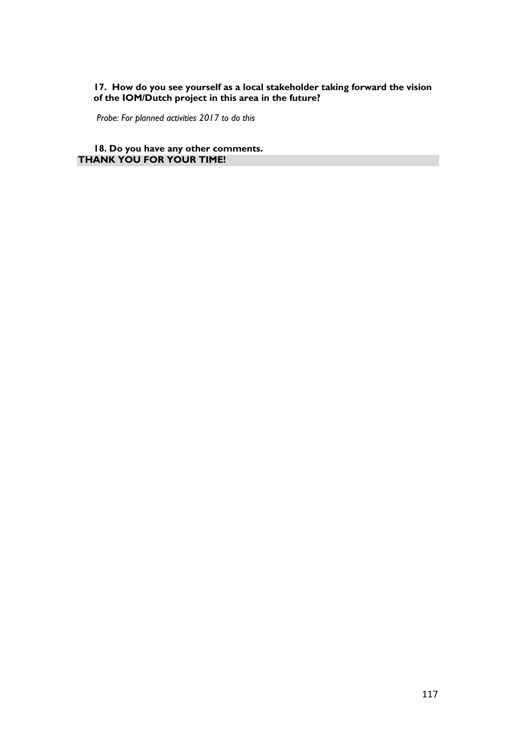**17. How do you see yourself as a local stakeholder taking forward the vision of the IOM/Dutch project in this area in the future?**

*Probe: For planned activities 2017 to do this*

**18. Do you have any other comments.**

**THANK YOU FOR YOUR TIME!**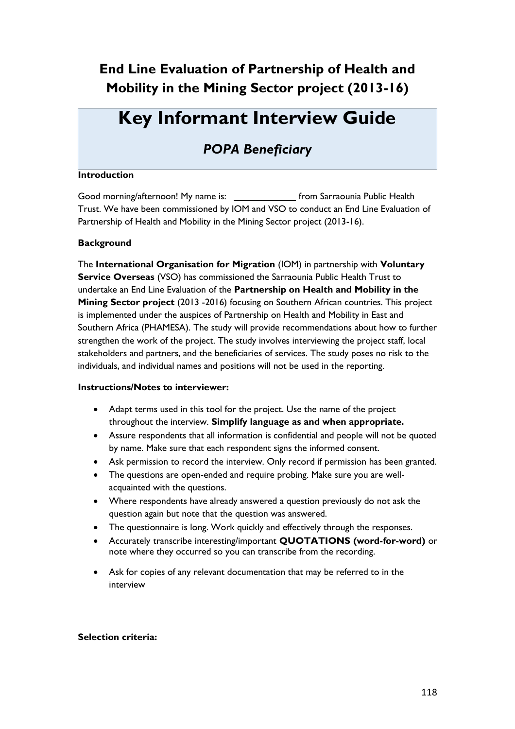## End Line Evaluation of Partnership of Health and Mobility in the Mining Sector project (2013-16)

# Key Informant Interview Guide

## *POPA Beneficiary*

**Introduction**

Good morning/afternoon! My name is: ____________ from Sarraounia Public Health Trust. We have been commissioned by IOM and VSO to conduct an End Line Evaluation of Partnership of Health and Mobility in the Mining Sector project (2013-16).

**Background**

The **International Organisation for Migration** (IOM) in partnership with **Voluntary Service Overseas** (VSO) has commissioned the Sarraounia Public Health Trust to undertake an End Line Evaluation of the **Partnership on Health and Mobility in the Mining Sector project** (2013 -2016) focusing on Southern African countries. This project is implemented under the auspices of Partnership on Health and Mobility in East and Southern Africa (PHAMESA). The study will provide recommendations about how to further strengthen the work of the project. The study involves interviewing the project staff, local stakeholders and partners, and the beneficiaries of services. The study poses no risk to the individuals, and individual names and positions will not be used in the reporting.

**Instructions/Notes to interviewer:**

- Adapt terms used in this tool for the project. Use the name of the project throughout the interview. **Simplify language as and when appropriate.**
- Assure respondents that all information is confidential and people will not be quoted by name. Make sure that each respondent signs the informed consent.
- Ask permission to record the interview. Only record if permission has been granted.
- The questions are open-ended and require probing. Make sure you are well-acquainted with the questions.
- Where respondents have already answered a question previously do not ask the question again but note that the question was answered.
- The questionnaire is long. Work quickly and effectively through the responses.
- Accurately transcribe interesting/important **QUOTATIONS (word-for-word)** or note where they occurred so you can transcribe from the recording.
- Ask for copies of any relevant documentation that may be referred to in the interview

**Selection criteria:**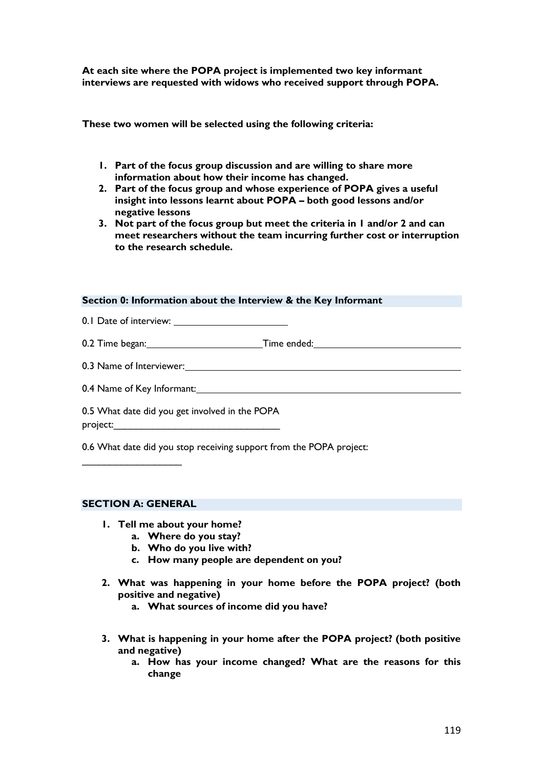**At each site where the POPA project is implemented two key informant interviews are requested with widows who received support through POPA.**

**These two women will be selected using the following criteria:**

1. **Part of the focus group discussion and are willing to share more information about how their income has changed.**
2. **Part of the focus group and whose experience of POPA gives a useful insight into lessons learnt about POPA – both good lessons and/or negative lessons**
3. **Not part of the focus group but meet the criteria in 1 and/or 2 and can meet researchers without the team incurring further cost or interruption to the research schedule.**

## Section 0: Information about the Interview & the Key Informant

0.1 Date of interview: ____________________

0.2 Time began: ____________________ Time ended: ____________________

0.3 Name of Interviewer: ____________________

0.4 Name of Key Informant: ____________________

0.5 What date did you get involved in the POPA project: ____________________

0.6 What date did you stop receiving support from the POPA project: ____________________

## SECTION A: GENERAL

1. **Tell me about your home?**
   a. **Where do you stay?**
   b. **Who do you live with?**
   c. **How many people are dependent on you?**

2. **What was happening in your home before the POPA project? (both positive and negative)**
   a. **What sources of income did you have?**

3. **What is happening in your home after the POPA project? (both positive and negative)**
   a. **How has your income changed? What are the reasons for this change**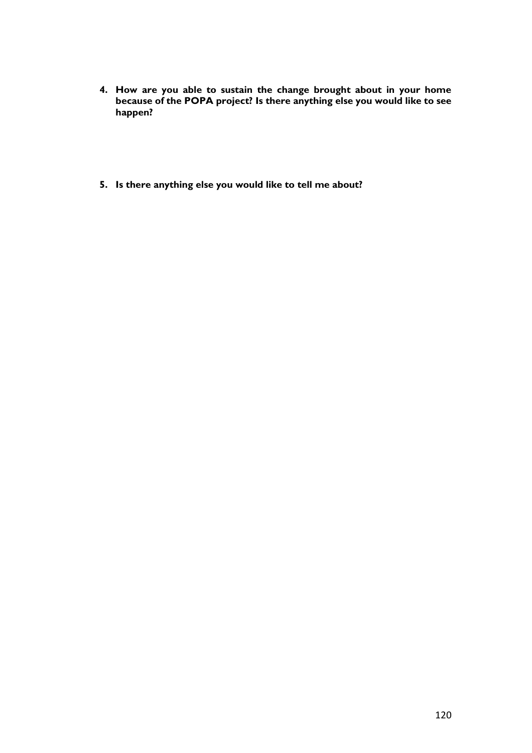4. **How are you able to sustain the change brought about in your home because of the POPA project? Is there anything else you would like to see happen?**

5. **Is there anything else you would like to tell me about?**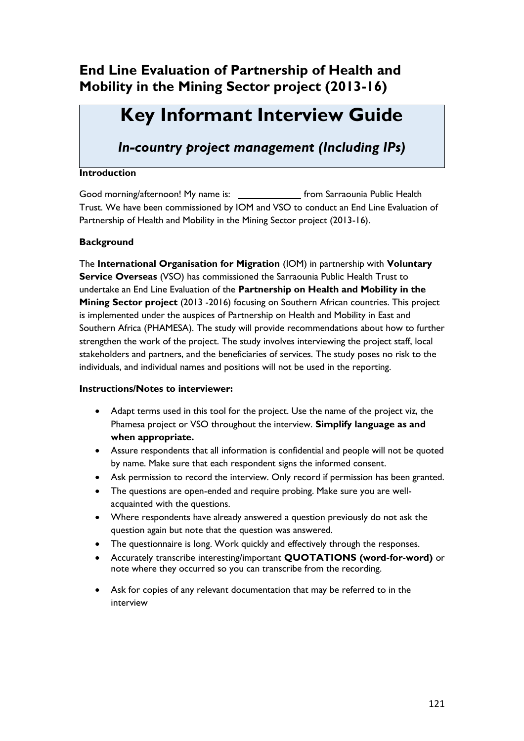## End Line Evaluation of Partnership of Health and Mobility in the Mining Sector project (2013-16)

# Key Informant Interview Guide

### *In-country project management (Including IPs)*

**Introduction**

Good morning/afternoon! My name is: ____________ from Sarraounia Public Health Trust. We have been commissioned by IOM and VSO to conduct an End Line Evaluation of Partnership of Health and Mobility in the Mining Sector project (2013-16).

**Background**

The **International Organisation for Migration** (IOM) in partnership with **Voluntary Service Overseas** (VSO) has commissioned the Sarraounia Public Health Trust to undertake an End Line Evaluation of the **Partnership on Health and Mobility in the Mining Sector project** (2013 -2016) focusing on Southern African countries. This project is implemented under the auspices of Partnership on Health and Mobility in East and Southern Africa (PHAMESA). The study will provide recommendations about how to further strengthen the work of the project. The study involves interviewing the project staff, local stakeholders and partners, and the beneficiaries of services. The study poses no risk to the individuals, and individual names and positions will not be used in the reporting.

**Instructions/Notes to interviewer:**

- Adapt terms used in this tool for the project. Use the name of the project viz, the Phamesa project or VSO throughout the interview. **Simplify language as and when appropriate.**
- Assure respondents that all information is confidential and people will not be quoted by name. Make sure that each respondent signs the informed consent.
- Ask permission to record the interview. Only record if permission has been granted.
- The questions are open-ended and require probing. Make sure you are well-acquainted with the questions.
- Where respondents have already answered a question previously do not ask the question again but note that the question was answered.
- The questionnaire is long. Work quickly and effectively through the responses.
- Accurately transcribe interesting/important **QUOTATIONS (word-for-word)** or note where they occurred so you can transcribe from the recording.
- Ask for copies of any relevant documentation that may be referred to in the interview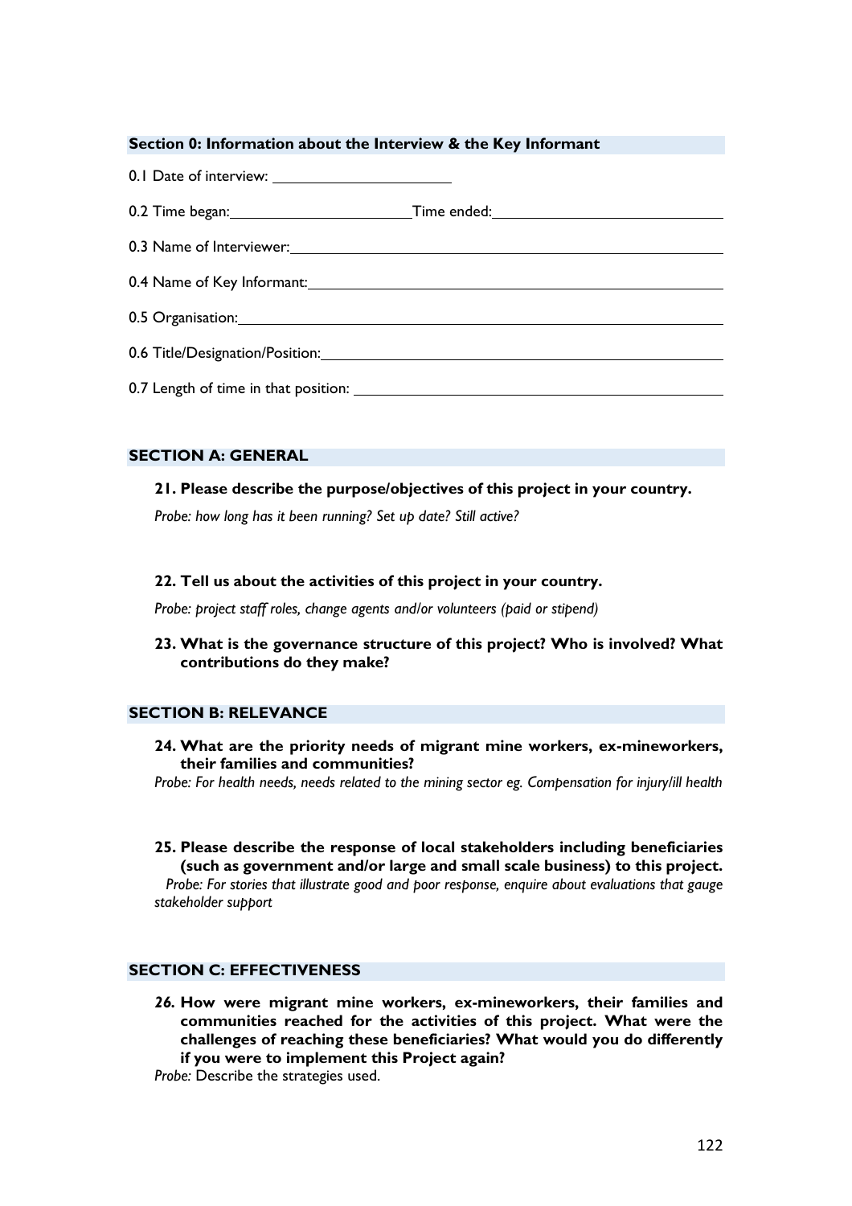## Section 0: Information about the Interview & the Key Informant

0.1 Date of interview: ____________________

0.2 Time began: ____________________ Time ended: ____________________

0.3 Name of Interviewer: ____________________

0.4 Name of Key Informant: ____________________

0.5 Organisation: ____________________

0.6 Title/Designation/Position: ____________________

0.7 Length of time in that position: ____________________

## SECTION A: GENERAL

**21. Please describe the purpose/objectives of this project in your country.**

*Probe: how long has it been running? Set up date? Still active?*

**22. Tell us about the activities of this project in your country.**

*Probe: project staff roles, change agents and/or volunteers (paid or stipend)*

**23. What is the governance structure of this project? Who is involved? What contributions do they make?**

## SECTION B: RELEVANCE

**24. What are the priority needs of migrant mine workers, ex-mineworkers, their families and communities?**

*Probe: For health needs, needs related to the mining sector eg. Compensation for injury/ill health*

**25. Please describe the response of local stakeholders including beneficiaries (such as government and/or large and small scale business) to this project.**

*Probe: For stories that illustrate good and poor response, enquire about evaluations that gauge stakeholder support*

## SECTION C: EFFECTIVENESS

***26. How were migrant mine workers, ex-mineworkers, their families and communities reached for the activities of this project. What were the challenges of reaching these beneficiaries? What would you do differently if you were to implement this Project again?***

*Probe:* Describe the strategies used.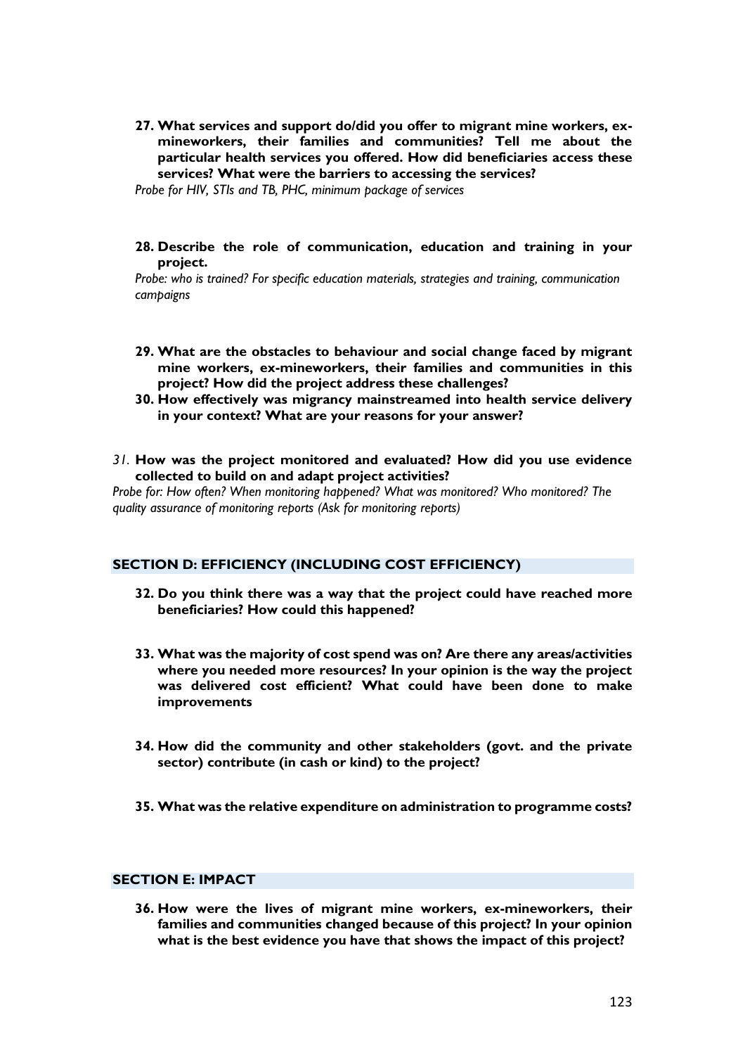27. **What services and support do/did you offer to migrant mine workers, ex-mineworkers, their families and communities? Tell me about the particular health services you offered. How did beneficiaries access these services? What were the barriers to accessing the services?**

*Probe for HIV, STIs and TB, PHC, minimum package of services*

28. **Describe the role of communication, education and training in your project.**

*Probe: who is trained? For specific education materials, strategies and training, communication campaigns*

29. **What are the obstacles to behaviour and social change faced by migrant mine workers, ex-mineworkers, their families and communities in this project? How did the project address these challenges?**
30. **How effectively was migrancy mainstreamed into health service delivery in your context? What are your reasons for your answer?**

*31.* **How was the project monitored and evaluated? How did you use evidence collected to build on and adapt project activities?**

*Probe for: How often? When monitoring happened? What was monitored? Who monitored? The quality assurance of monitoring reports (Ask for monitoring reports)*

## SECTION D: EFFICIENCY (INCLUDING COST EFFICIENCY)

32. **Do you think there was a way that the project could have reached more beneficiaries? How could this happened?**

33. **What was the majority of cost spend was on? Are there any areas/activities where you needed more resources? In your opinion is the way the project was delivered cost efficient? What could have been done to make improvements**

34. **How did the community and other stakeholders (govt. and the private sector) contribute (in cash or kind) to the project?**

35. **What was the relative expenditure on administration to programme costs?**

## SECTION E: IMPACT

36. **How were the lives of migrant mine workers, ex-mineworkers, their families and communities changed because of this project? In your opinion what is the best evidence you have that shows the impact of this project?**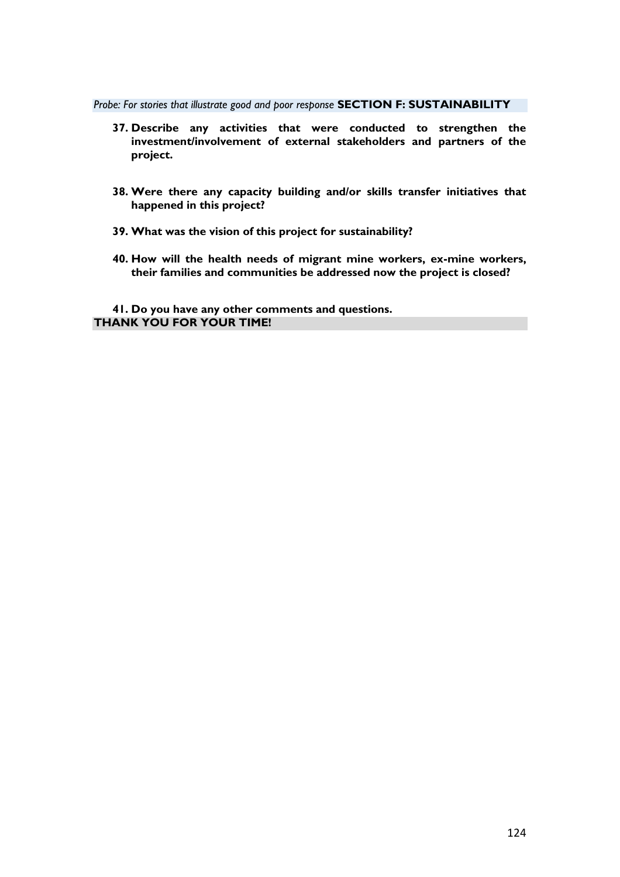*Probe: For stories that illustrate good and poor response*

## SECTION F: SUSTAINABILITY

37. **Describe any activities that were conducted to strengthen the investment/involvement of external stakeholders and partners of the project.**

38. **Were there any capacity building and/or skills transfer initiatives that happened in this project?**

39. **What was the vision of this project for sustainability?**

40. **How will the health needs of migrant mine workers, ex-mine workers, their families and communities be addressed now the project is closed?**

41. **Do you have any other comments and questions.**

**THANK YOU FOR YOUR TIME!**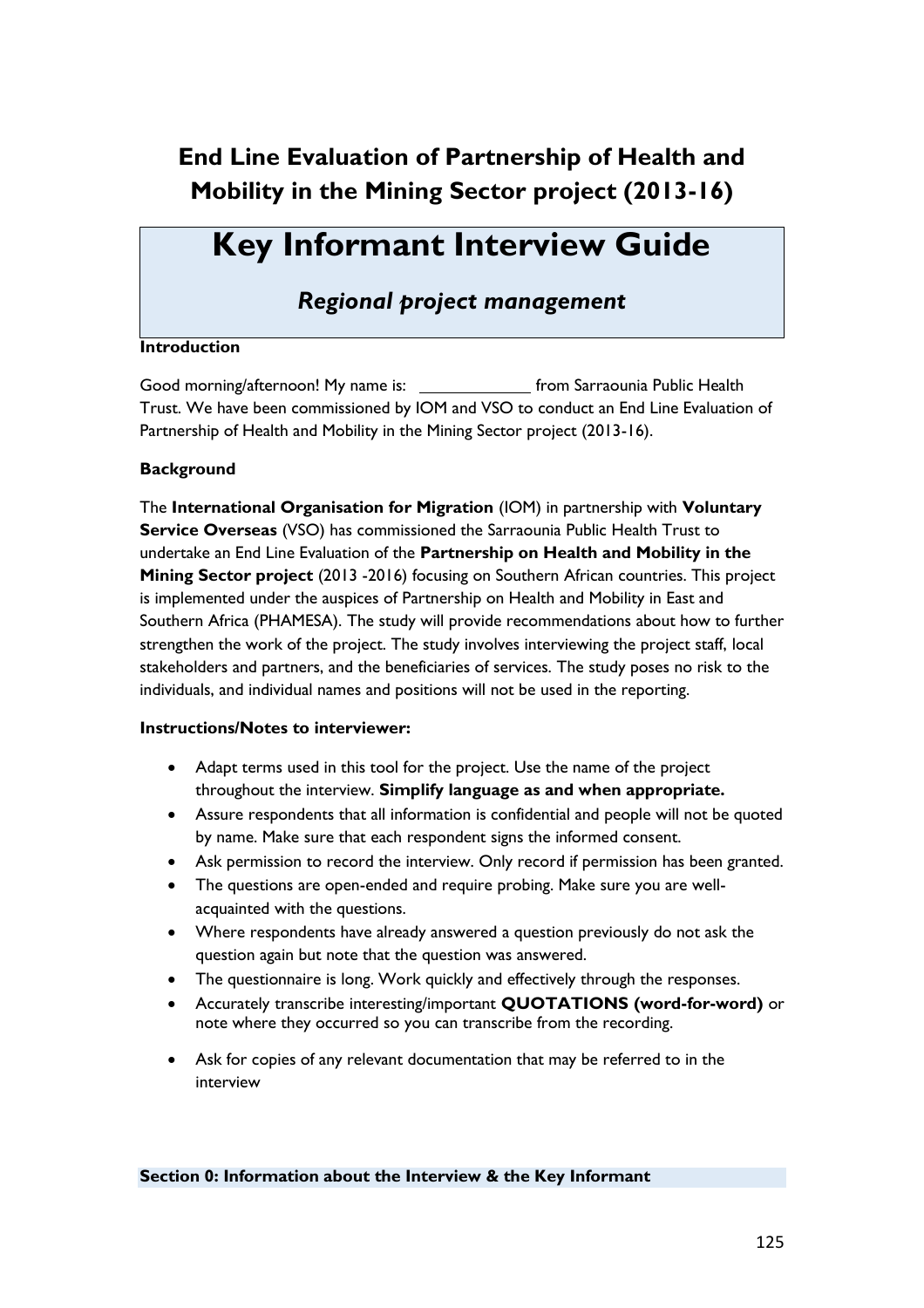## End Line Evaluation of Partnership of Health and Mobility in the Mining Sector project (2013-16)

# Key Informant Interview Guide

### *Regional project management*

**Introduction**

Good morning/afternoon! My name is: ____________ from Sarraounia Public Health Trust. We have been commissioned by IOM and VSO to conduct an End Line Evaluation of Partnership of Health and Mobility in the Mining Sector project (2013-16).

**Background**

The **International Organisation for Migration** (IOM) in partnership with **Voluntary Service Overseas** (VSO) has commissioned the Sarraounia Public Health Trust to undertake an End Line Evaluation of the **Partnership on Health and Mobility in the Mining Sector project** (2013 -2016) focusing on Southern African countries. This project is implemented under the auspices of Partnership on Health and Mobility in East and Southern Africa (PHAMESA). The study will provide recommendations about how to further strengthen the work of the project. The study involves interviewing the project staff, local stakeholders and partners, and the beneficiaries of services. The study poses no risk to the individuals, and individual names and positions will not be used in the reporting.

**Instructions/Notes to interviewer:**

- Adapt terms used in this tool for the project. Use the name of the project throughout the interview. **Simplify language as and when appropriate.**
- Assure respondents that all information is confidential and people will not be quoted by name. Make sure that each respondent signs the informed consent.
- Ask permission to record the interview. Only record if permission has been granted.
- The questions are open-ended and require probing. Make sure you are well-acquainted with the questions.
- Where respondents have already answered a question previously do not ask the question again but note that the question was answered.
- The questionnaire is long. Work quickly and effectively through the responses.
- Accurately transcribe interesting/important **QUOTATIONS (word-for-word)** or note where they occurred so you can transcribe from the recording.
- Ask for copies of any relevant documentation that may be referred to in the interview

**Section 0: Information about the Interview & the Key Informant**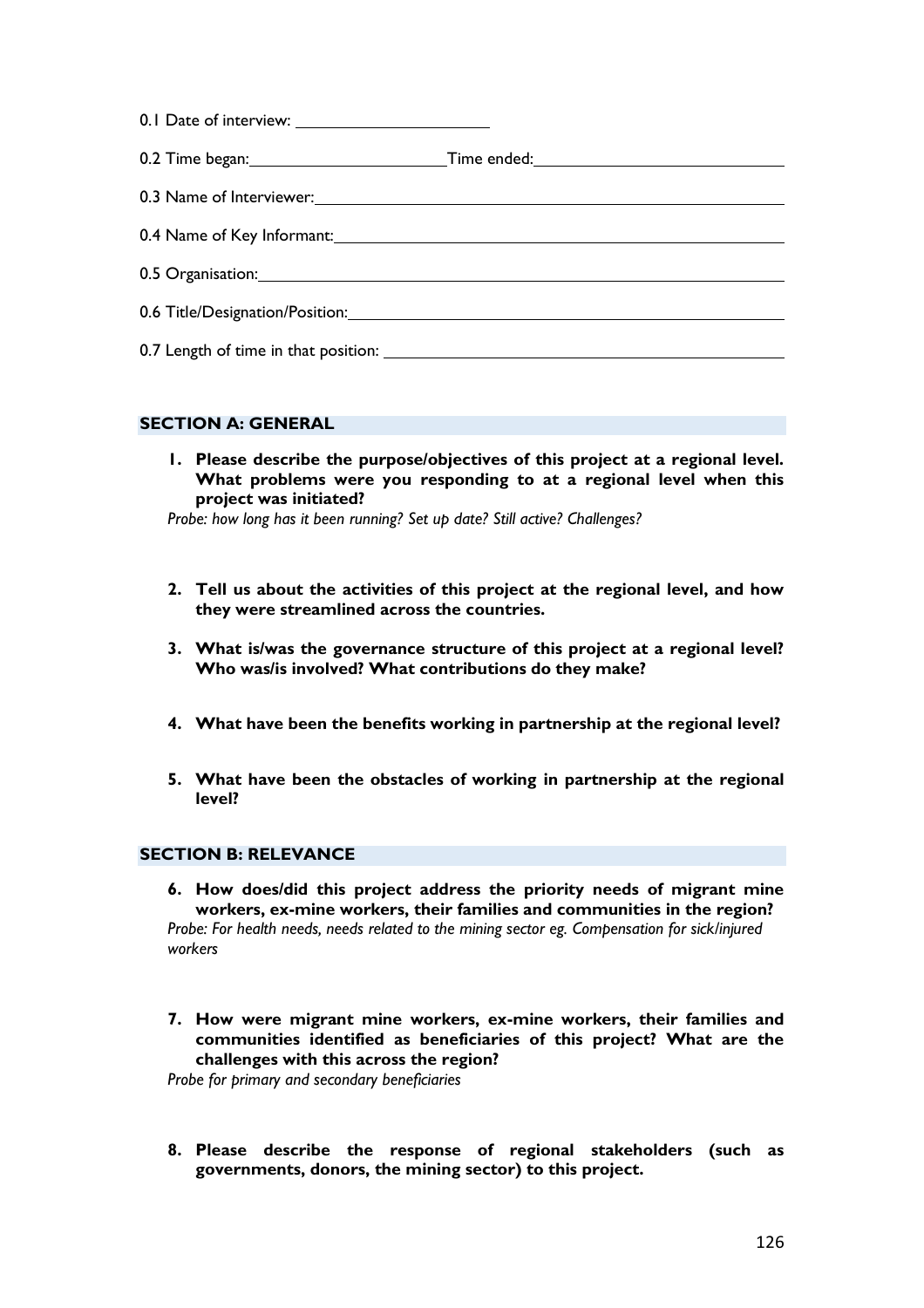0.1 Date of interview: ______________________

0.2 Time began: ______________________ Time ended: ______________________

0.3 Name of Interviewer: ______________________

0.4 Name of Key Informant: ______________________

0.5 Organisation: ______________________

0.6 Title/Designation/Position: ______________________

0.7 Length of time in that position: ______________________

## SECTION A: GENERAL

1. **Please describe the purpose/objectives of this project at a regional level. What problems were you responding to at a regional level when this project was initiated?**
   *Probe: how long has it been running? Set up date? Still active? Challenges?*

2. **Tell us about the activities of this project at the regional level, and how they were streamlined across the countries.**

3. **What is/was the governance structure of this project at a regional level? Who was/is involved? What contributions do they make?**

4. **What have been the benefits working in partnership at the regional level?**

5. **What have been the obstacles of working in partnership at the regional level?**

## SECTION B: RELEVANCE

6. **How does/did this project address the priority needs of migrant mine workers, ex-mine workers, their families and communities in the region?**
   *Probe: For health needs, needs related to the mining sector eg. Compensation for sick/injured workers*

7. **How were migrant mine workers, ex-mine workers, their families and communities identified as beneficiaries of this project? What are the challenges with this across the region?**
   *Probe for primary and secondary beneficiaries*

8. **Please describe the response of regional stakeholders (such as governments, donors, the mining sector) to this project.**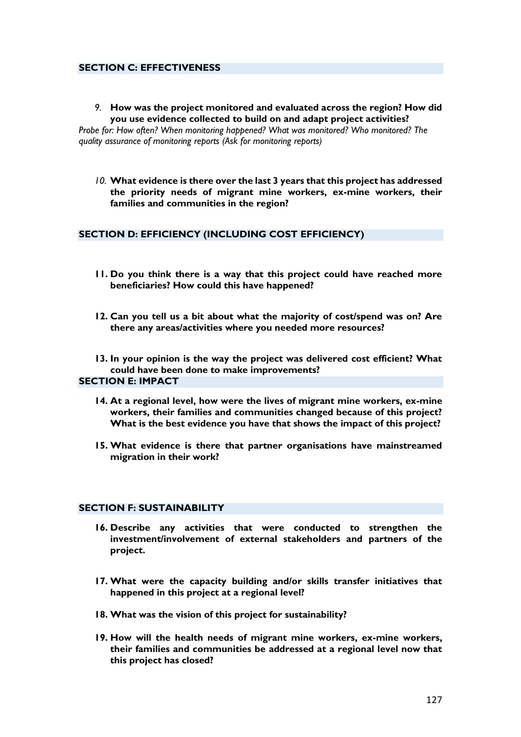## SECTION C: EFFECTIVENESS

*9.* **How was the project monitored and evaluated across the region? How did you use evidence collected to build on and adapt project activities?**

*Probe for: How often? When monitoring happened? What was monitored? Who monitored? The quality assurance of monitoring reports (Ask for monitoring reports)*

*10.* **What evidence is there over the last 3 years that this project has addressed the priority needs of migrant mine workers, ex-mine workers, their families and communities in the region?**

## SECTION D: EFFICIENCY (INCLUDING COST EFFICIENCY)

11. **Do you think there is a way that this project could have reached more beneficiaries? How could this have happened?**

12. **Can you tell us a bit about what the majority of cost/spend was on? Are there any areas/activities where you needed more resources?**

13. **In your opinion is the way the project was delivered cost efficient? What could have been done to make improvements?**

## SECTION E: IMPACT

14. **At a regional level, how were the lives of migrant mine workers, ex-mine workers, their families and communities changed because of this project? What is the best evidence you have that shows the impact of this project?**

15. **What evidence is there that partner organisations have mainstreamed migration in their work?**

## SECTION F: SUSTAINABILITY

16. **Describe any activities that were conducted to strengthen the investment/involvement of external stakeholders and partners of the project.**

17. **What were the capacity building and/or skills transfer initiatives that happened in this project at a regional level?**

18. **What was the vision of this project for sustainability?**

19. **How will the health needs of migrant mine workers, ex-mine workers, their families and communities be addressed at a regional level now that this project has closed?**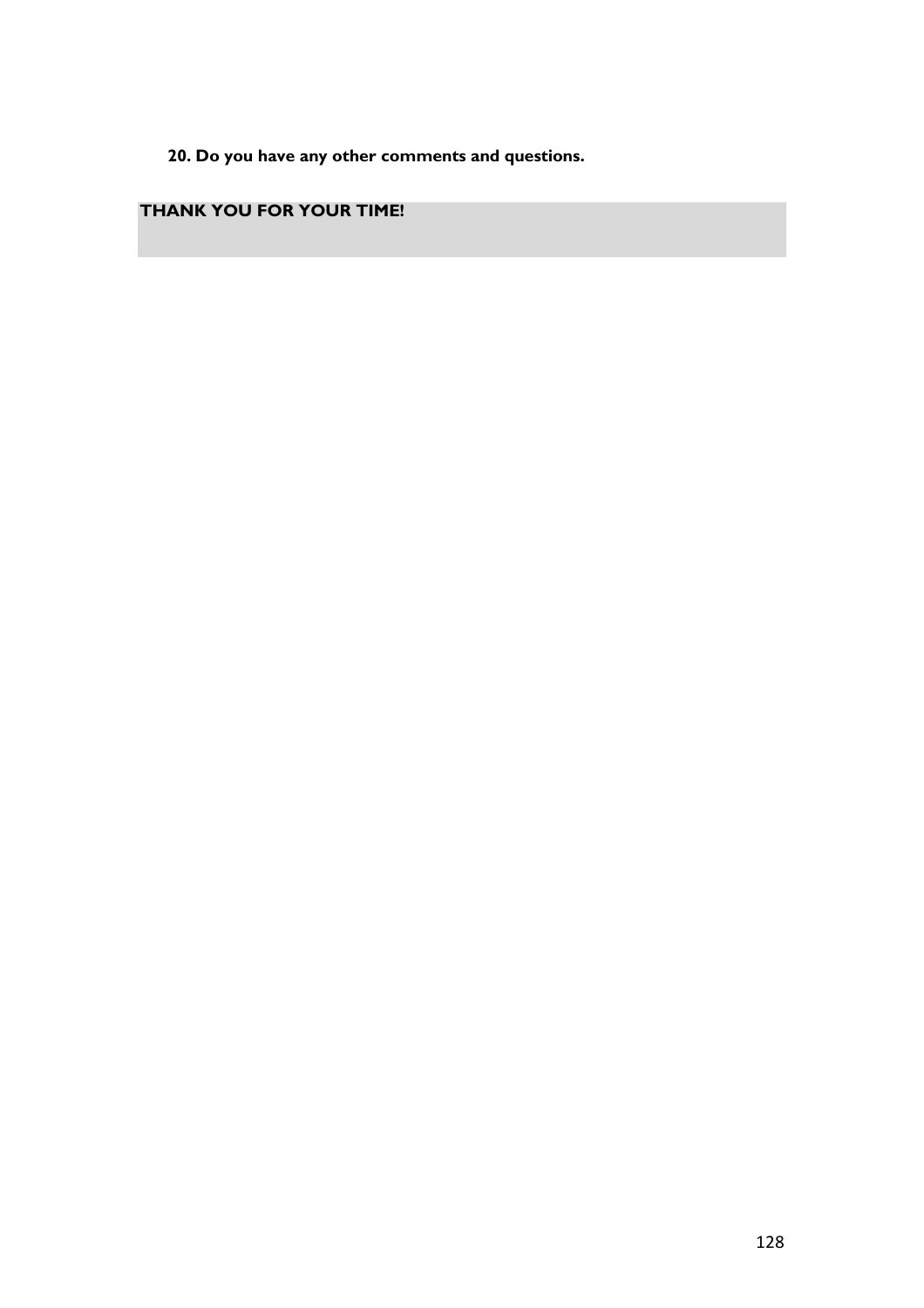**20. Do you have any other comments and questions.**

**THANK YOU FOR YOUR TIME!**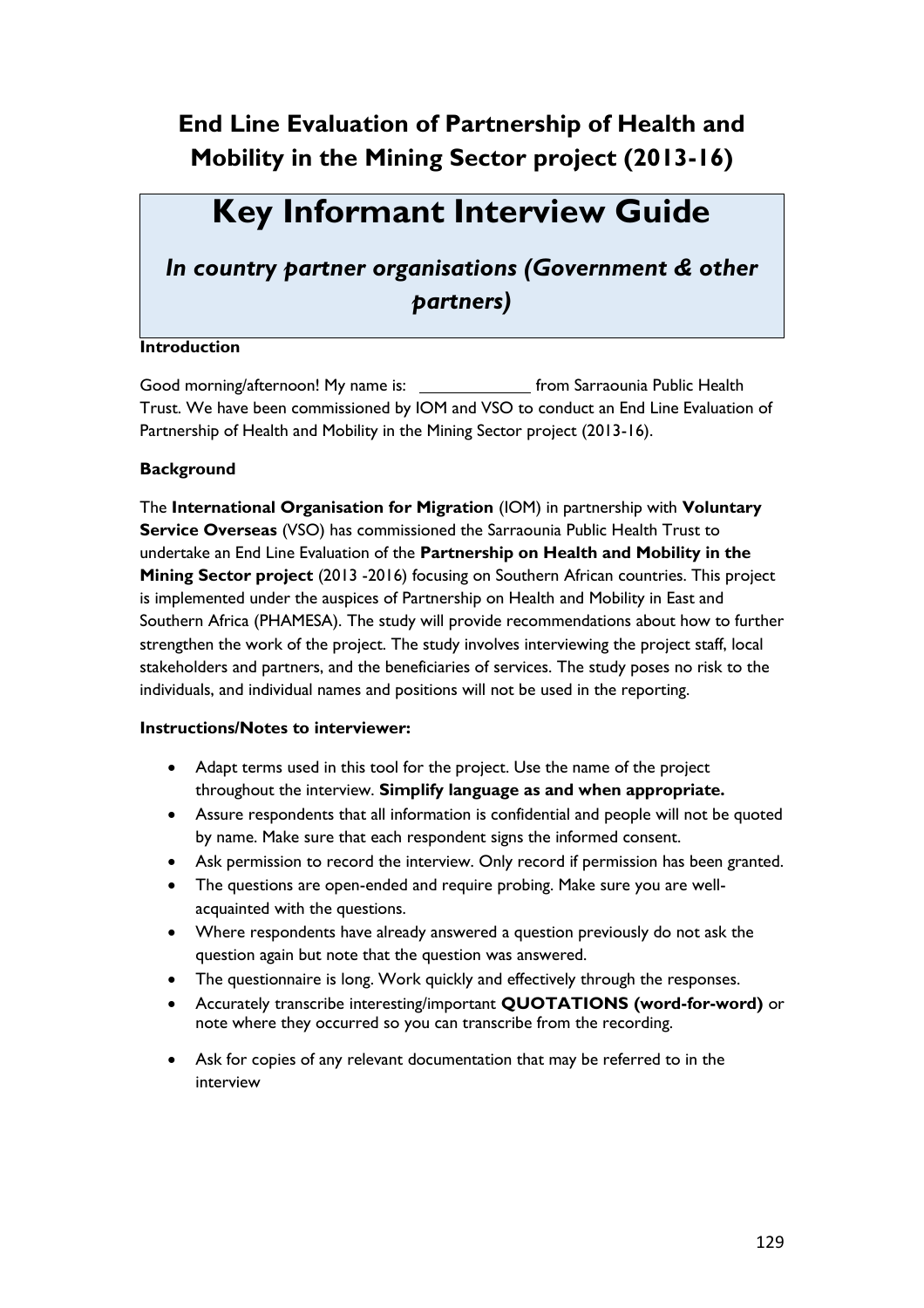## End Line Evaluation of Partnership of Health and Mobility in the Mining Sector project (2013-16)

# Key Informant Interview Guide

### *In country partner organisations (Government & other partners)*

**Introduction**

Good morning/afternoon! My name is: ____________ from Sarraounia Public Health Trust. We have been commissioned by IOM and VSO to conduct an End Line Evaluation of Partnership of Health and Mobility in the Mining Sector project (2013-16).

**Background**

The **International Organisation for Migration** (IOM) in partnership with **Voluntary Service Overseas** (VSO) has commissioned the Sarraounia Public Health Trust to undertake an End Line Evaluation of the **Partnership on Health and Mobility in the Mining Sector project** (2013 -2016) focusing on Southern African countries. This project is implemented under the auspices of Partnership on Health and Mobility in East and Southern Africa (PHAMESA). The study will provide recommendations about how to further strengthen the work of the project. The study involves interviewing the project staff, local stakeholders and partners, and the beneficiaries of services. The study poses no risk to the individuals, and individual names and positions will not be used in the reporting.

**Instructions/Notes to interviewer:**

- Adapt terms used in this tool for the project. Use the name of the project throughout the interview. **Simplify language as and when appropriate.**
- Assure respondents that all information is confidential and people will not be quoted by name. Make sure that each respondent signs the informed consent.
- Ask permission to record the interview. Only record if permission has been granted.
- The questions are open-ended and require probing. Make sure you are well-acquainted with the questions.
- Where respondents have already answered a question previously do not ask the question again but note that the question was answered.
- The questionnaire is long. Work quickly and effectively through the responses.
- Accurately transcribe interesting/important **QUOTATIONS (word-for-word)** or note where they occurred so you can transcribe from the recording.
- Ask for copies of any relevant documentation that may be referred to in the interview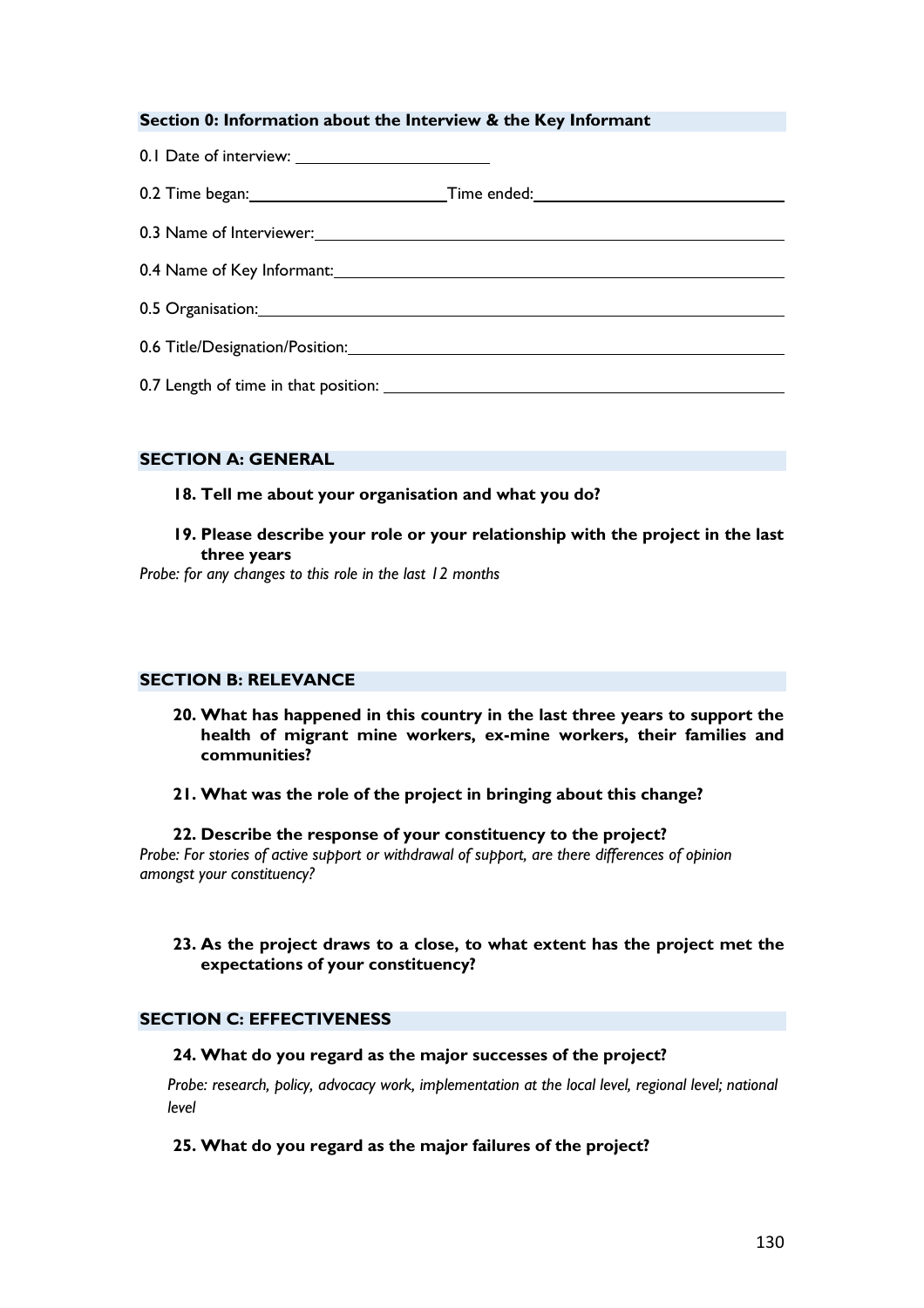## Section 0: Information about the Interview & the Key Informant

0.1 Date of interview: ____________________

0.2 Time began: ____________________ Time ended: ____________________

0.3 Name of Interviewer: ____________________

0.4 Name of Key Informant: ____________________

0.5 Organisation: ____________________

0.6 Title/Designation/Position: ____________________

0.7 Length of time in that position: ____________________

## SECTION A: GENERAL

**18. Tell me about your organisation and what you do?**

**19. Please describe your role or your relationship with the project in the last three years**

*Probe: for any changes to this role in the last 12 months*

## SECTION B: RELEVANCE

**20. What has happened in this country in the last three years to support the health of migrant mine workers, ex-mine workers, their families and communities?**

**21. What was the role of the project in bringing about this change?**

**22. Describe the response of your constituency to the project?**

*Probe: For stories of active support or withdrawal of support, are there differences of opinion amongst your constituency?*

**23. As the project draws to a close, to what extent has the project met the expectations of your constituency?**

## SECTION C: EFFECTIVENESS

**24. What do you regard as the major successes of the project?**

*Probe: research, policy, advocacy work, implementation at the local level, regional level; national level*

**25. What do you regard as the major failures of the project?**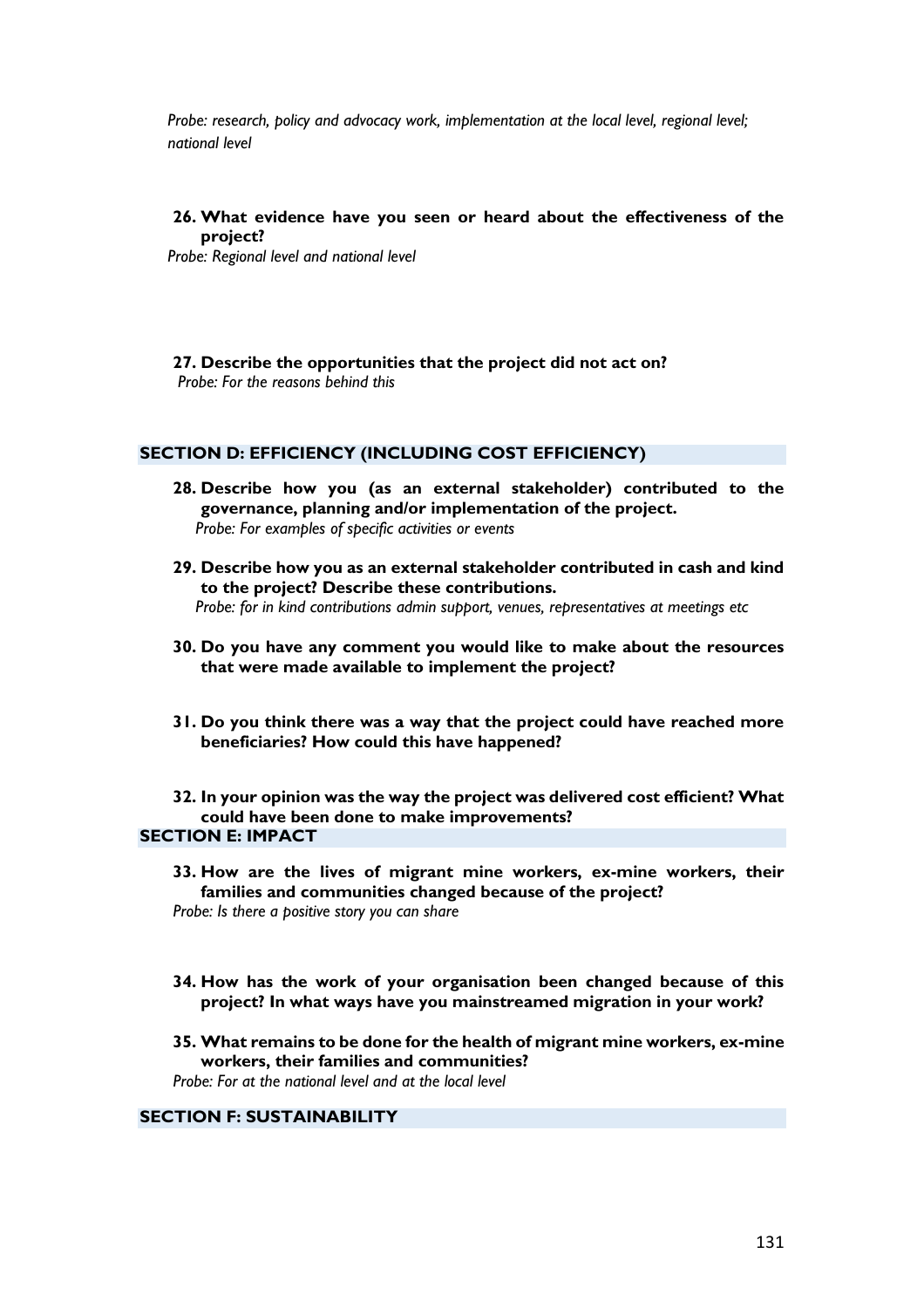*Probe: research, policy and advocacy work, implementation at the local level, regional level; national level*

**26. What evidence have you seen or heard about the effectiveness of the project?**

*Probe: Regional level and national level*

**27. Describe the opportunities that the project did not act on?**

*Probe: For the reasons behind this*

## SECTION D: EFFICIENCY (INCLUDING COST EFFICIENCY)

**28. Describe how you (as an external stakeholder) contributed to the governance, planning and/or implementation of the project.**

*Probe: For examples of specific activities or events*

**29. Describe how you as an external stakeholder contributed in cash and kind to the project? Describe these contributions.**

*Probe: for in kind contributions admin support, venues, representatives at meetings etc*

**30. Do you have any comment you would like to make about the resources that were made available to implement the project?**

**31. Do you think there was a way that the project could have reached more beneficiaries? How could this have happened?**

**32. In your opinion was the way the project was delivered cost efficient? What could have been done to make improvements?**

## SECTION E: IMPACT

**33. How are the lives of migrant mine workers, ex-mine workers, their families and communities changed because of the project?**

*Probe: Is there a positive story you can share*

**34. How has the work of your organisation been changed because of this project? In what ways have you mainstreamed migration in your work?**

**35. What remains to be done for the health of migrant mine workers, ex-mine workers, their families and communities?**

*Probe: For at the national level and at the local level*

## SECTION F: SUSTAINABILITY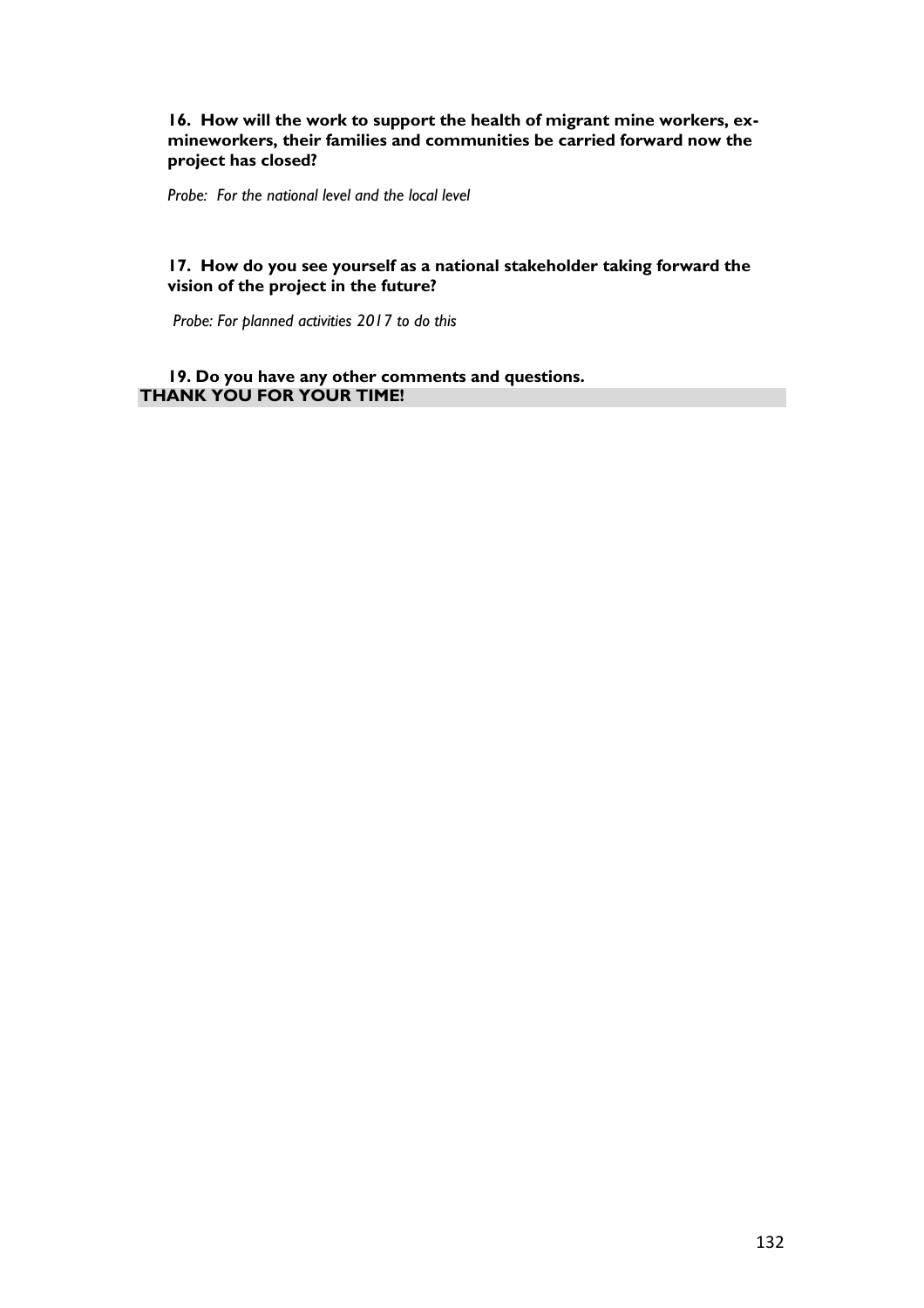**16. How will the work to support the health of migrant mine workers, ex-mineworkers, their families and communities be carried forward now the project has closed?**

*Probe: For the national level and the local level*

**17. How do you see yourself as a national stakeholder taking forward the vision of the project in the future?**

*Probe: For planned activities 2017 to do this*

**19. Do you have any other comments and questions.**

**THANK YOU FOR YOUR TIME!**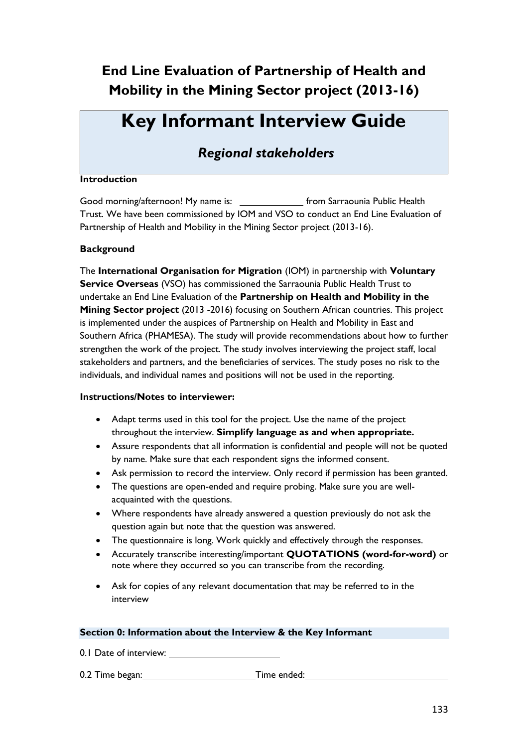## End Line Evaluation of Partnership of Health and Mobility in the Mining Sector project (2013-16)

# Key Informant Interview Guide

### *Regional stakeholders*

**Introduction**

Good morning/afternoon! My name is: \_\_\_\_\_\_\_\_\_\_\_\_ from Sarraounia Public Health Trust. We have been commissioned by IOM and VSO to conduct an End Line Evaluation of Partnership of Health and Mobility in the Mining Sector project (2013-16).

**Background**

The **International Organisation for Migration** (IOM) in partnership with **Voluntary Service Overseas** (VSO) has commissioned the Sarraounia Public Health Trust to undertake an End Line Evaluation of the **Partnership on Health and Mobility in the Mining Sector project** (2013 -2016) focusing on Southern African countries. This project is implemented under the auspices of Partnership on Health and Mobility in East and Southern Africa (PHAMESA). The study will provide recommendations about how to further strengthen the work of the project. The study involves interviewing the project staff, local stakeholders and partners, and the beneficiaries of services. The study poses no risk to the individuals, and individual names and positions will not be used in the reporting.

**Instructions/Notes to interviewer:**

- Adapt terms used in this tool for the project. Use the name of the project throughout the interview. **Simplify language as and when appropriate.**
- Assure respondents that all information is confidential and people will not be quoted by name. Make sure that each respondent signs the informed consent.
- Ask permission to record the interview. Only record if permission has been granted.
- The questions are open-ended and require probing. Make sure you are well-acquainted with the questions.
- Where respondents have already answered a question previously do not ask the question again but note that the question was answered.
- The questionnaire is long. Work quickly and effectively through the responses.
- Accurately transcribe interesting/important **QUOTATIONS (word-for-word)** or note where they occurred so you can transcribe from the recording.
- Ask for copies of any relevant documentation that may be referred to in the interview

**Section 0: Information about the Interview & the Key Informant**

0.1 Date of interview: \_\_\_\_\_\_\_\_\_\_\_\_\_\_\_\_\_\_\_\_

0.2 Time began: \_\_\_\_\_\_\_\_\_\_\_\_\_\_\_\_\_\_\_\_ Time ended: \_\_\_\_\_\_\_\_\_\_\_\_\_\_\_\_\_\_\_\_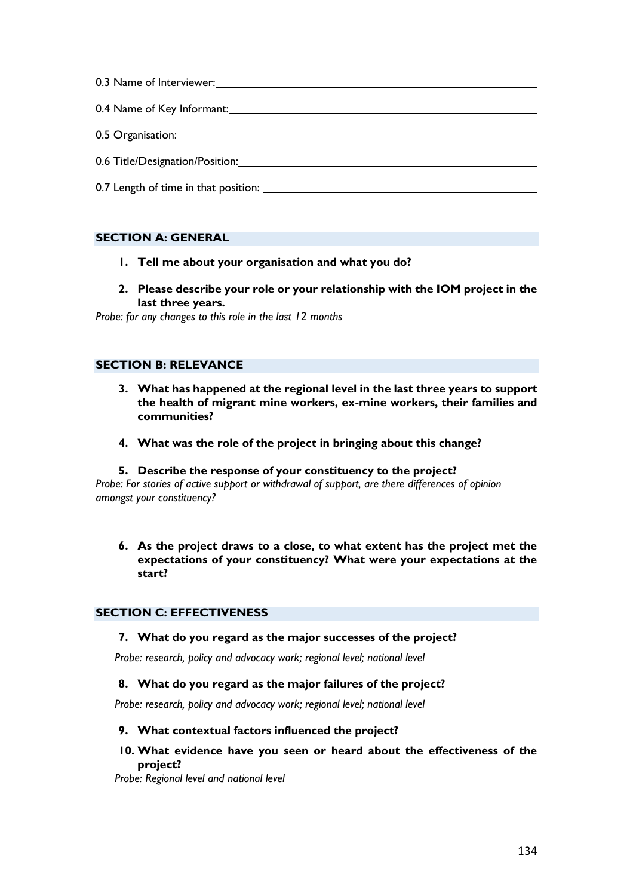0.3 Name of Interviewer: ___________________________________________

0.4 Name of Key Informant: ___________________________________________

0.5 Organisation: ___________________________________________

0.6 Title/Designation/Position: ___________________________________________

0.7 Length of time in that position: ___________________________________________

## SECTION A: GENERAL

1. **Tell me about your organisation and what you do?**
2. **Please describe your role or your relationship with the IOM project in the last three years.**

*Probe: for any changes to this role in the last 12 months*

## SECTION B: RELEVANCE

3. **What has happened at the regional level in the last three years to support the health of migrant mine workers, ex-mine workers, their families and communities?**
4. **What was the role of the project in bringing about this change?**
5. **Describe the response of your constituency to the project?**

*Probe: For stories of active support or withdrawal of support, are there differences of opinion amongst your constituency?*

6. **As the project draws to a close, to what extent has the project met the expectations of your constituency? What were your expectations at the start?**

## SECTION C: EFFECTIVENESS

7. **What do you regard as the major successes of the project?**

*Probe: research, policy and advocacy work; regional level; national level*

8. **What do you regard as the major failures of the project?**

*Probe: research, policy and advocacy work; regional level; national level*

9. **What contextual factors influenced the project?**
10. **What evidence have you seen or heard about the effectiveness of the project?**

*Probe: Regional level and national level*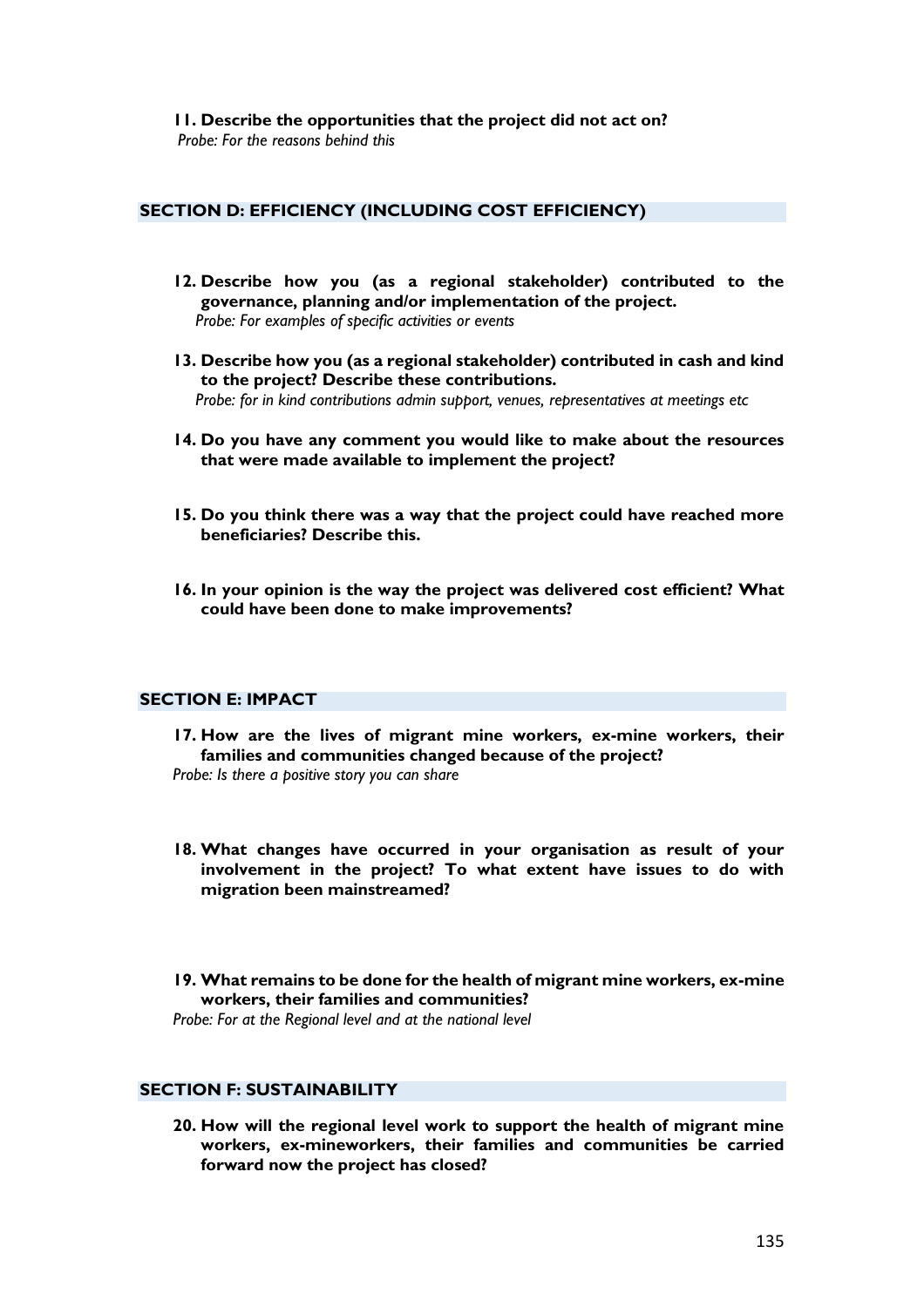**11. Describe the opportunities that the project did not act on?**
*Probe: For the reasons behind this*

## SECTION D: EFFICIENCY (INCLUDING COST EFFICIENCY)

**12. Describe how you (as a regional stakeholder) contributed to the governance, planning and/or implementation of the project.**
*Probe: For examples of specific activities or events*

**13. Describe how you (as a regional stakeholder) contributed in cash and kind to the project? Describe these contributions.**
*Probe: for in kind contributions admin support, venues, representatives at meetings etc*

**14. Do you have any comment you would like to make about the resources that were made available to implement the project?**

**15. Do you think there was a way that the project could have reached more beneficiaries? Describe this.**

**16. In your opinion is the way the project was delivered cost efficient? What could have been done to make improvements?**

## SECTION E: IMPACT

**17. How are the lives of migrant mine workers, ex-mine workers, their families and communities changed because of the project?**
*Probe: Is there a positive story you can share*

**18. What changes have occurred in your organisation as result of your involvement in the project? To what extent have issues to do with migration been mainstreamed?**

**19. What remains to be done for the health of migrant mine workers, ex-mine workers, their families and communities?**
*Probe: For at the Regional level and at the national level*

## SECTION F: SUSTAINABILITY

**20. How will the regional level work to support the health of migrant mine workers, ex-mineworkers, their families and communities be carried forward now the project has closed?**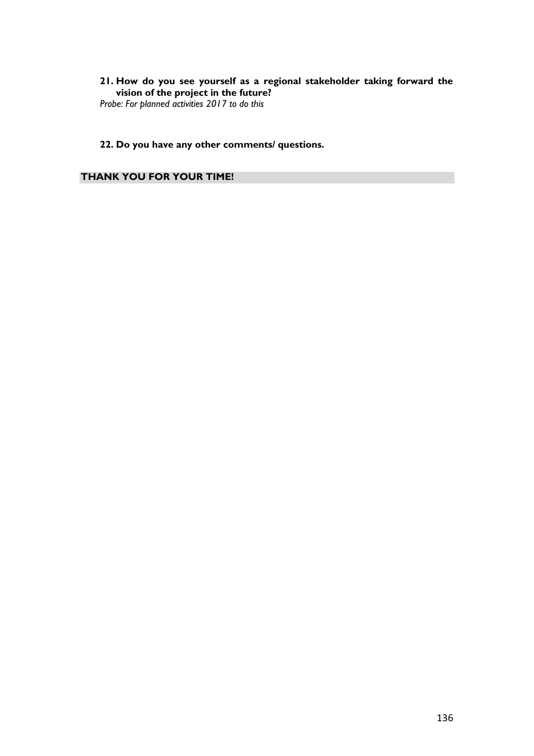**21. How do you see yourself as a regional stakeholder taking forward the vision of the project in the future?**

*Probe: For planned activities 2017 to do this*

**22. Do you have any other comments/ questions.**

**THANK YOU FOR YOUR TIME!**